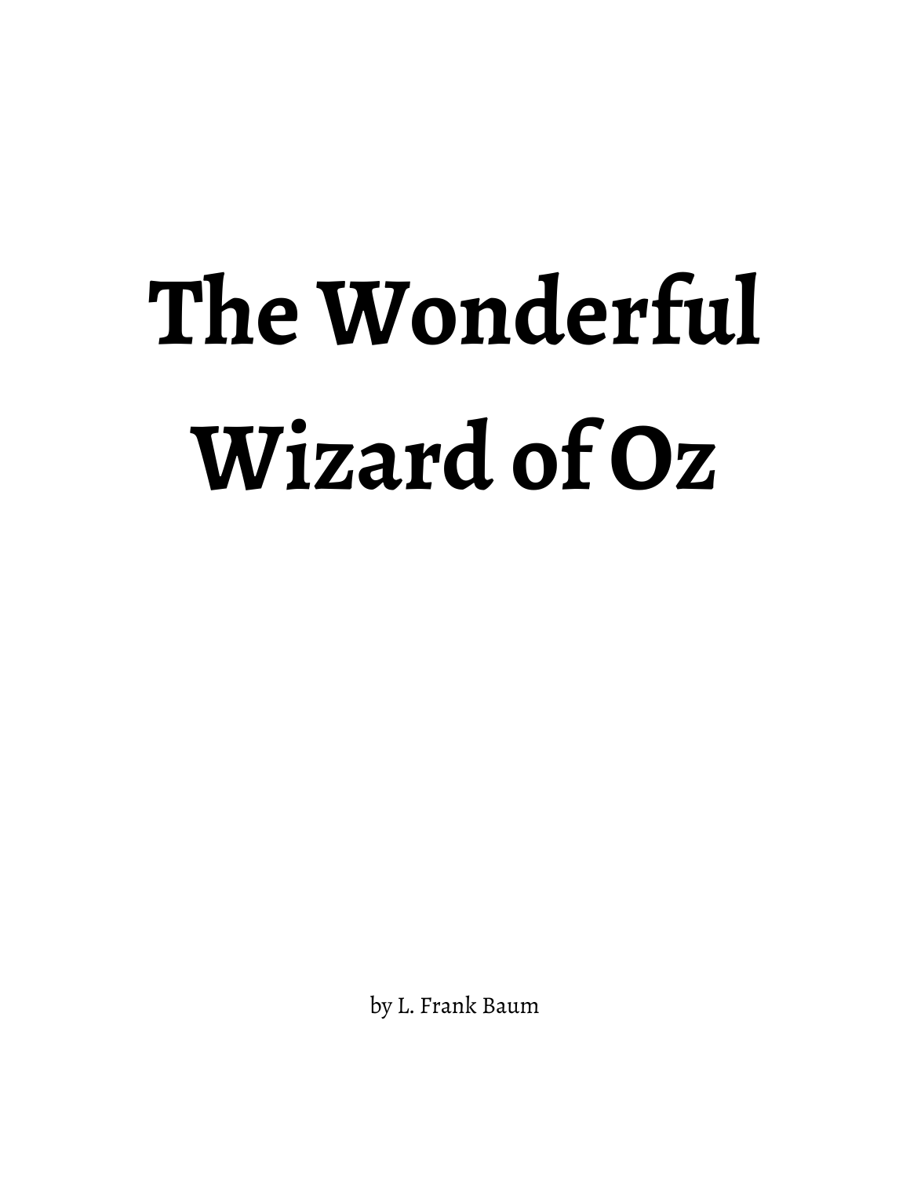# The Wonderful Wizard of Oz

by L. Frank Baum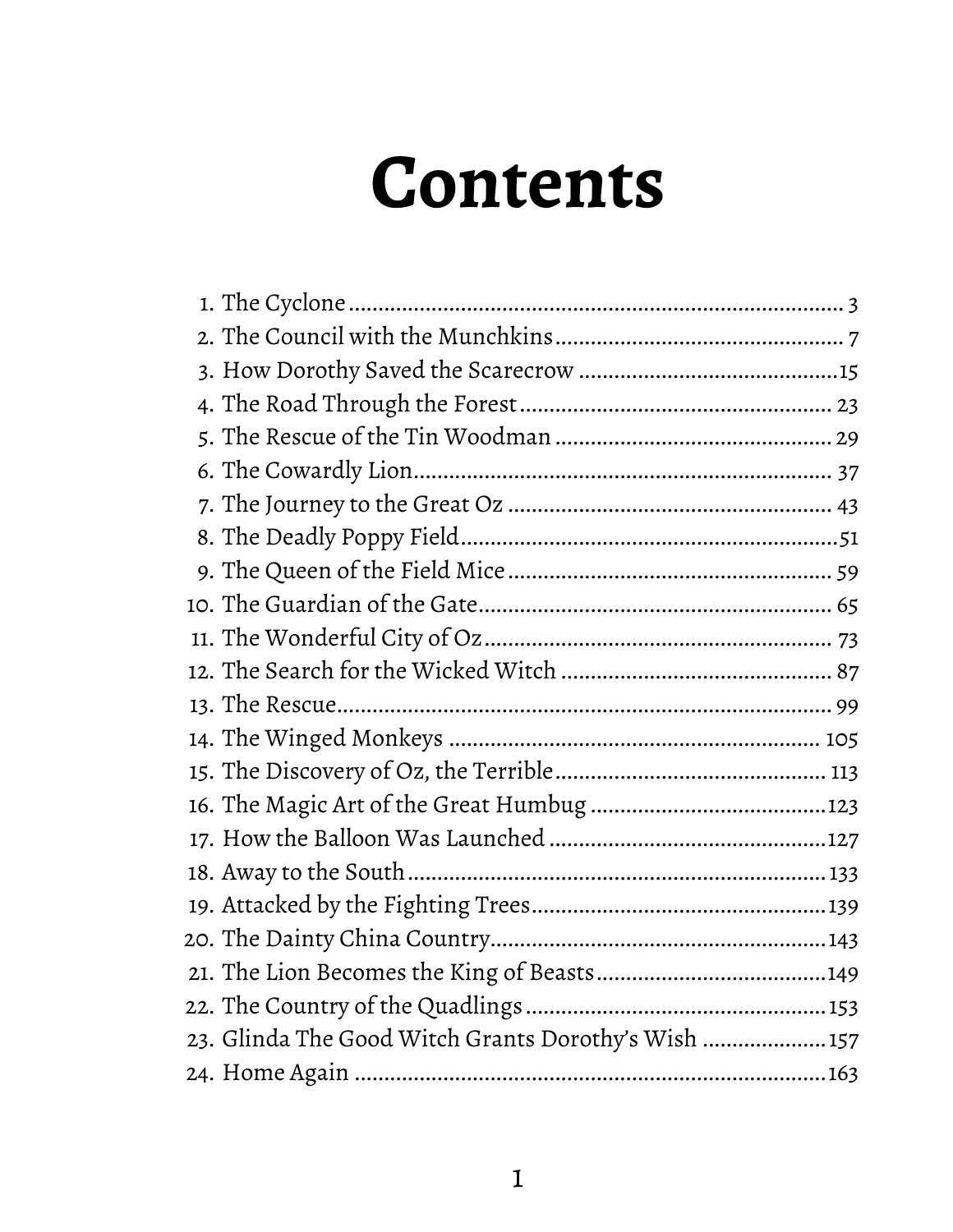# Contents

1. The Cyclone ........ 3
2. The Council with the Munchkins ........ 7
3. How Dorothy Saved the Scarecrow ........ 15
4. The Road Through the Forest ........ 23
5. The Rescue of the Tin Woodman ........ 29
6. The Cowardly Lion ........ 37
7. The Journey to the Great Oz ........ 43
8. The Deadly Poppy Field ........ 51
9. The Queen of the Field Mice ........ 59
10. The Guardian of the Gate ........ 65
11. The Wonderful City of Oz ........ 73
12. The Search for the Wicked Witch ........ 87
13. The Rescue ........ 99
14. The Winged Monkeys ........ 105
15. The Discovery of Oz, the Terrible ........ 113
16. The Magic Art of the Great Humbug ........ 123
17. How the Balloon Was Launched ........ 127
18. Away to the South ........ 133
19. Attacked by the Fighting Trees ........ 139
20. The Dainty China Country ........ 143
21. The Lion Becomes the King of Beasts ........ 149
22. The Country of the Quadlings ........ 153
23. Glinda The Good Witch Grants Dorothy's Wish ........ 157
24. Home Again ........ 163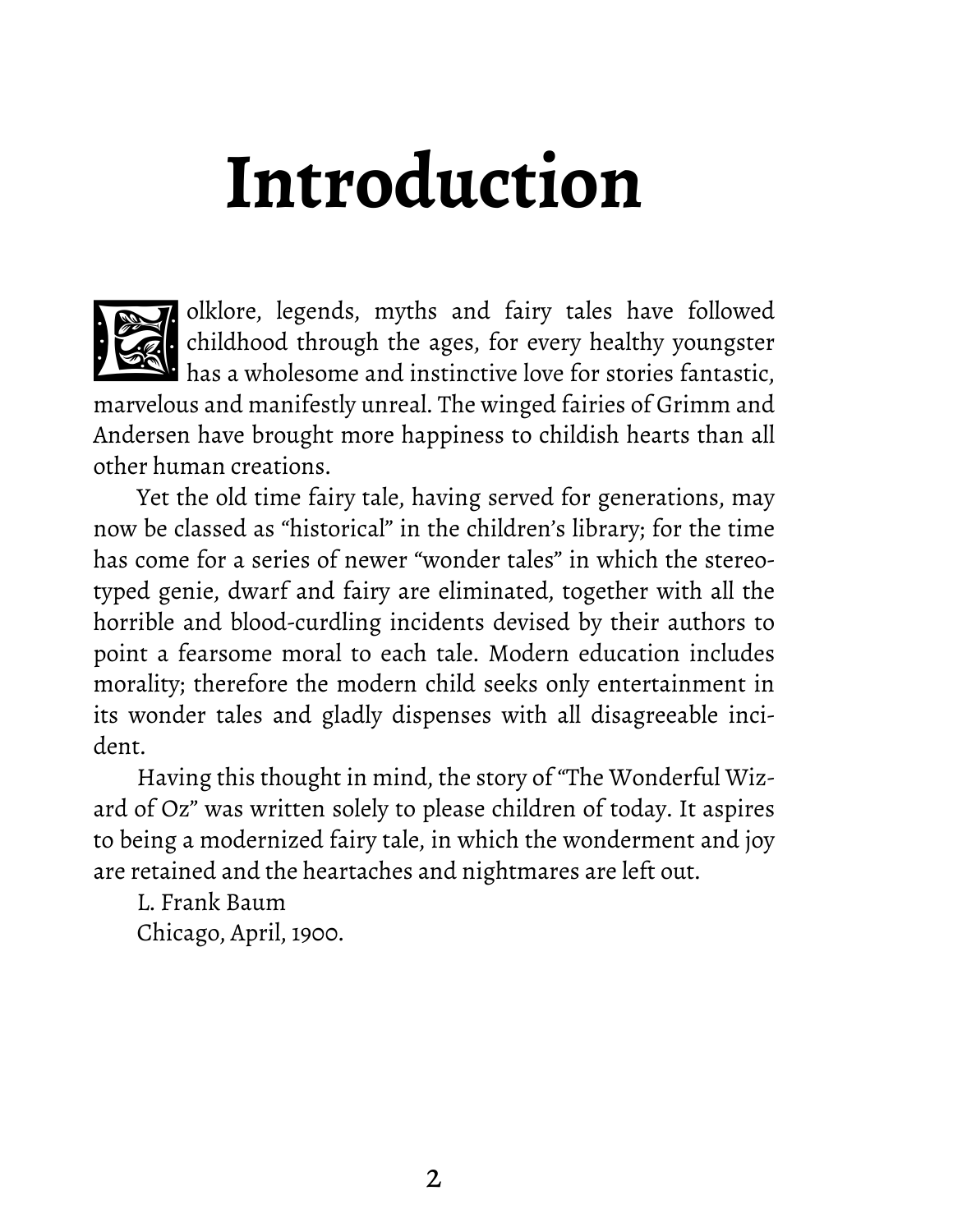# Introduction

Folklore, legends, myths and fairy tales have followed childhood through the ages, for every healthy youngster has a wholesome and instinctive love for stories fantastic, marvelous and manifestly unreal. The winged fairies of Grimm and Andersen have brought more happiness to childish hearts than all other human creations.

Yet the old time fairy tale, having served for generations, may now be classed as "historical" in the children's library; for the time has come for a series of newer "wonder tales" in which the stereotyped genie, dwarf and fairy are eliminated, together with all the horrible and blood-curdling incidents devised by their authors to point a fearsome moral to each tale. Modern education includes morality; therefore the modern child seeks only entertainment in its wonder tales and gladly dispenses with all disagreeable incident.

Having this thought in mind, the story of "The Wonderful Wizard of Oz" was written solely to please children of today. It aspires to being a modernized fairy tale, in which the wonderment and joy are retained and the heartaches and nightmares are left out.

L. Frank Baum
Chicago, April, 1900.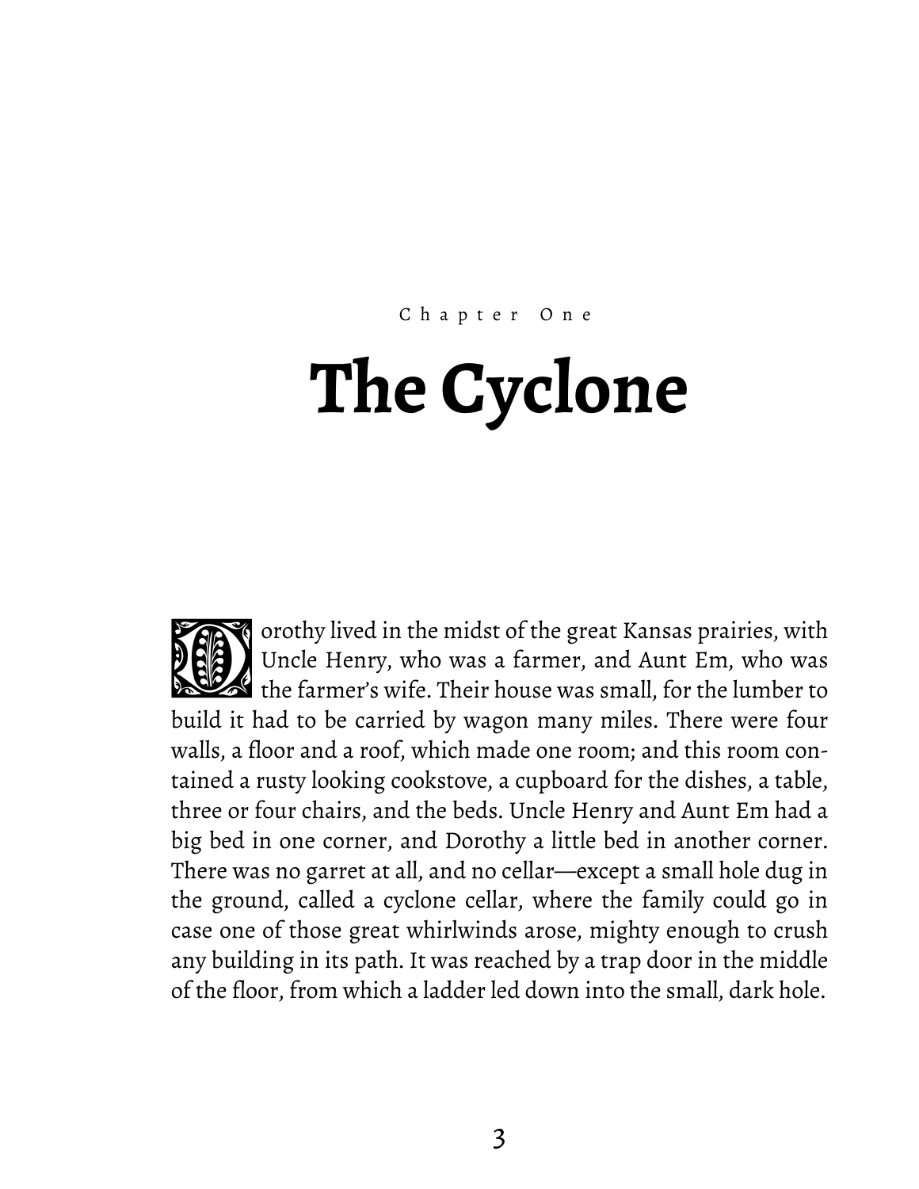Chapter One

# The Cyclone

Dorothy lived in the midst of the great Kansas prairies, with Uncle Henry, who was a farmer, and Aunt Em, who was the farmer's wife. Their house was small, for the lumber to build it had to be carried by wagon many miles. There were four walls, a floor and a roof, which made one room; and this room contained a rusty looking cookstove, a cupboard for the dishes, a table, three or four chairs, and the beds. Uncle Henry and Aunt Em had a big bed in one corner, and Dorothy a little bed in another corner. There was no garret at all, and no cellar—except a small hole dug in the ground, called a cyclone cellar, where the family could go in case one of those great whirlwinds arose, mighty enough to crush any building in its path. It was reached by a trap door in the middle of the floor, from which a ladder led down into the small, dark hole.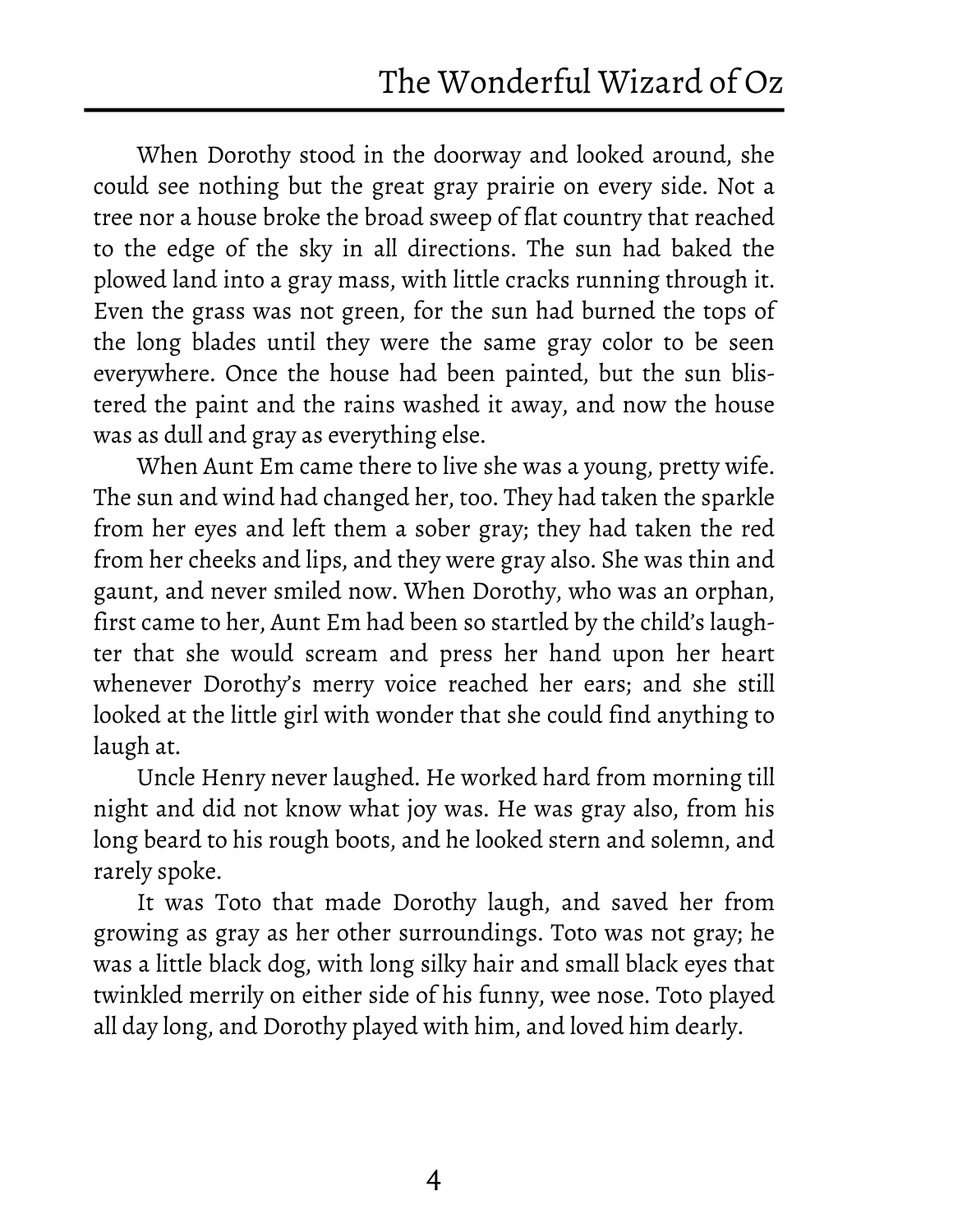When Dorothy stood in the doorway and looked around, she could see nothing but the great gray prairie on every side. Not a tree nor a house broke the broad sweep of flat country that reached to the edge of the sky in all directions. The sun had baked the plowed land into a gray mass, with little cracks running through it. Even the grass was not green, for the sun had burned the tops of the long blades until they were the same gray color to be seen everywhere. Once the house had been painted, but the sun blistered the paint and the rains washed it away, and now the house was as dull and gray as everything else.

When Aunt Em came there to live she was a young, pretty wife. The sun and wind had changed her, too. They had taken the sparkle from her eyes and left them a sober gray; they had taken the red from her cheeks and lips, and they were gray also. She was thin and gaunt, and never smiled now. When Dorothy, who was an orphan, first came to her, Aunt Em had been so startled by the child's laughter that she would scream and press her hand upon her heart whenever Dorothy's merry voice reached her ears; and she still looked at the little girl with wonder that she could find anything to laugh at.

Uncle Henry never laughed. He worked hard from morning till night and did not know what joy was. He was gray also, from his long beard to his rough boots, and he looked stern and solemn, and rarely spoke.

It was Toto that made Dorothy laugh, and saved her from growing as gray as her other surroundings. Toto was not gray; he was a little black dog, with long silky hair and small black eyes that twinkled merrily on either side of his funny, wee nose. Toto played all day long, and Dorothy played with him, and loved him dearly.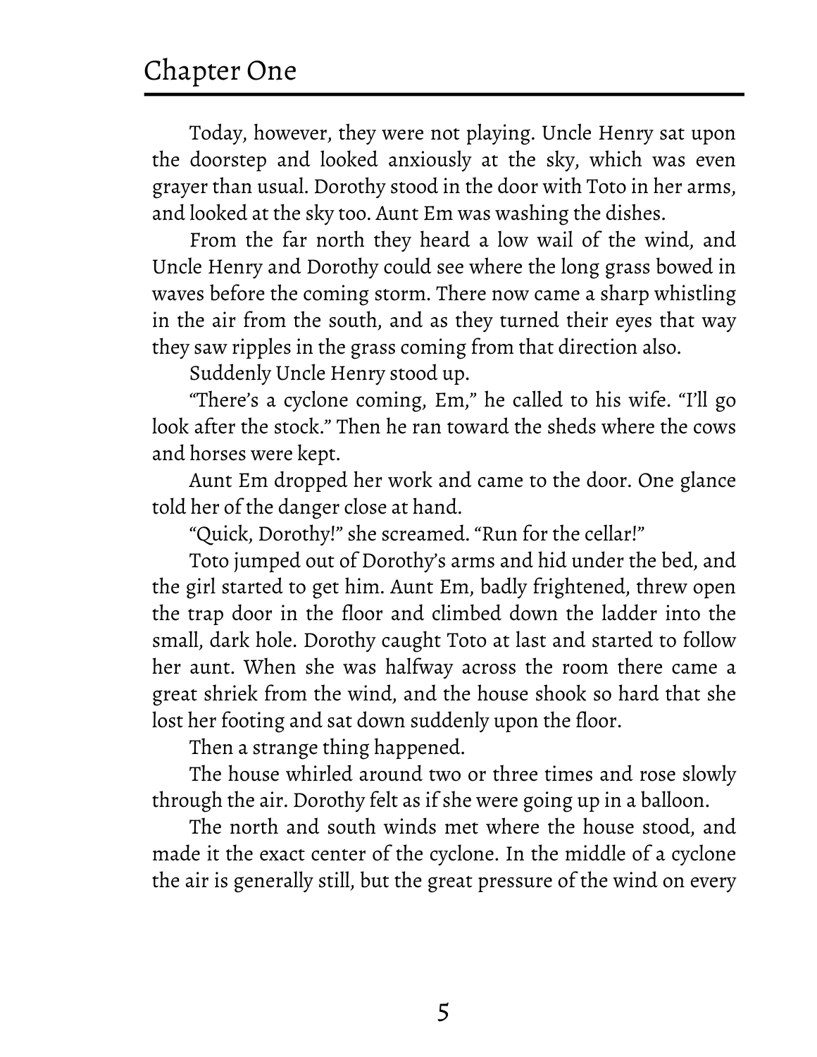Today, however, they were not playing. Uncle Henry sat upon the doorstep and looked anxiously at the sky, which was even grayer than usual. Dorothy stood in the door with Toto in her arms, and looked at the sky too. Aunt Em was washing the dishes.

From the far north they heard a low wail of the wind, and Uncle Henry and Dorothy could see where the long grass bowed in waves before the coming storm. There now came a sharp whistling in the air from the south, and as they turned their eyes that way they saw ripples in the grass coming from that direction also.

Suddenly Uncle Henry stood up.

"There's a cyclone coming, Em," he called to his wife. "I'll go look after the stock." Then he ran toward the sheds where the cows and horses were kept.

Aunt Em dropped her work and came to the door. One glance told her of the danger close at hand.

"Quick, Dorothy!" she screamed. "Run for the cellar!"

Toto jumped out of Dorothy's arms and hid under the bed, and the girl started to get him. Aunt Em, badly frightened, threw open the trap door in the floor and climbed down the ladder into the small, dark hole. Dorothy caught Toto at last and started to follow her aunt. When she was halfway across the room there came a great shriek from the wind, and the house shook so hard that she lost her footing and sat down suddenly upon the floor.

Then a strange thing happened.

The house whirled around two or three times and rose slowly through the air. Dorothy felt as if she were going up in a balloon.

The north and south winds met where the house stood, and made it the exact center of the cyclone. In the middle of a cyclone the air is generally still, but the great pressure of the wind on every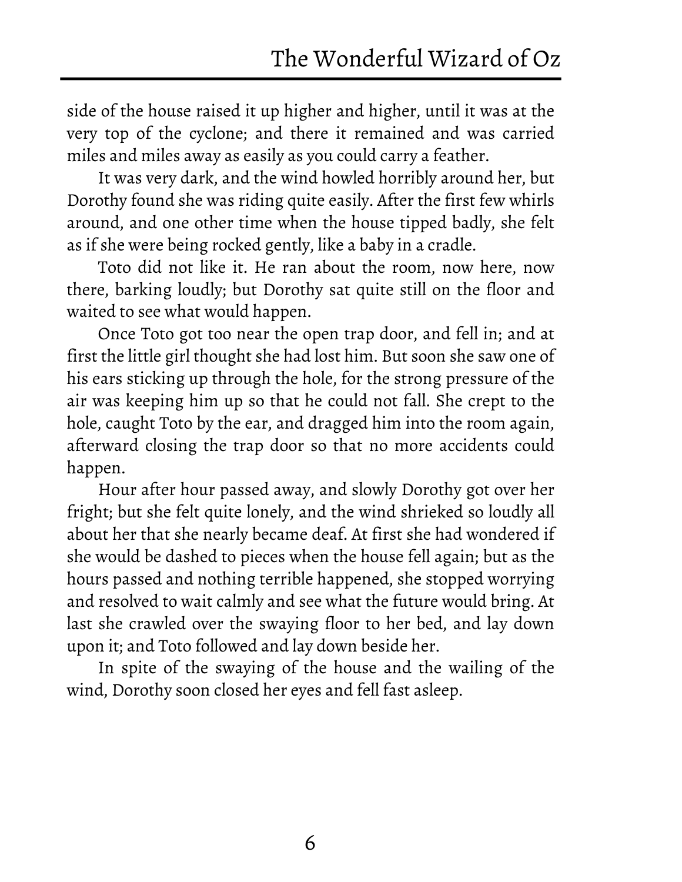side of the house raised it up higher and higher, until it was at the very top of the cyclone; and there it remained and was carried miles and miles away as easily as you could carry a feather.

It was very dark, and the wind howled horribly around her, but Dorothy found she was riding quite easily. After the first few whirls around, and one other time when the house tipped badly, she felt as if she were being rocked gently, like a baby in a cradle.

Toto did not like it. He ran about the room, now here, now there, barking loudly; but Dorothy sat quite still on the floor and waited to see what would happen.

Once Toto got too near the open trap door, and fell in; and at first the little girl thought she had lost him. But soon she saw one of his ears sticking up through the hole, for the strong pressure of the air was keeping him up so that he could not fall. She crept to the hole, caught Toto by the ear, and dragged him into the room again, afterward closing the trap door so that no more accidents could happen.

Hour after hour passed away, and slowly Dorothy got over her fright; but she felt quite lonely, and the wind shrieked so loudly all about her that she nearly became deaf. At first she had wondered if she would be dashed to pieces when the house fell again; but as the hours passed and nothing terrible happened, she stopped worrying and resolved to wait calmly and see what the future would bring. At last she crawled over the swaying floor to her bed, and lay down upon it; and Toto followed and lay down beside her.

In spite of the swaying of the house and the wailing of the wind, Dorothy soon closed her eyes and fell fast asleep.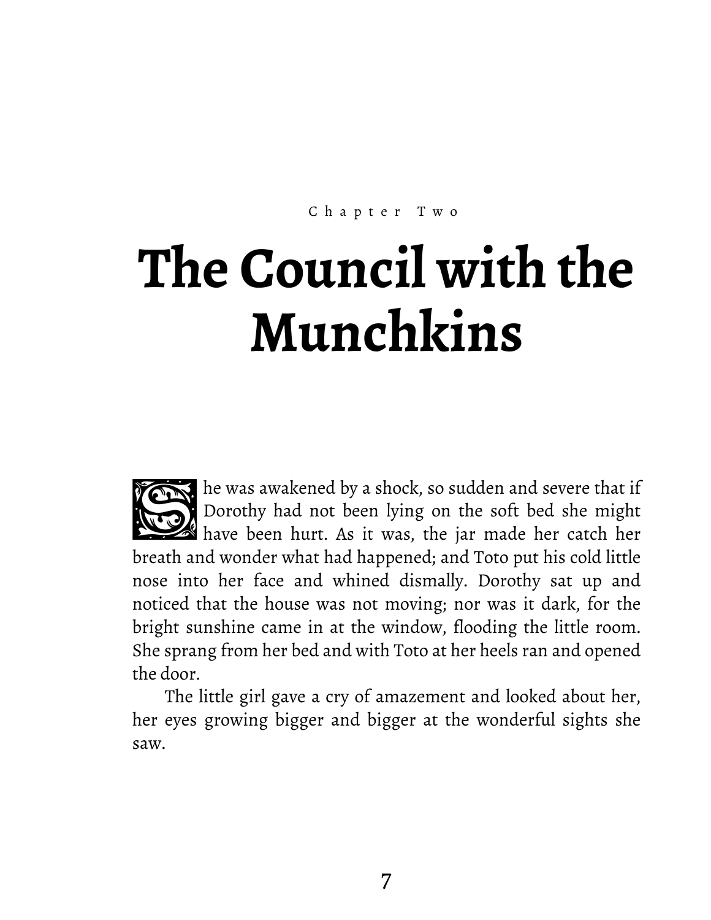Chapter Two

# The Council with the Munchkins

She was awakened by a shock, so sudden and severe that if Dorothy had not been lying on the soft bed she might have been hurt. As it was, the jar made her catch her breath and wonder what had happened; and Toto put his cold little nose into her face and whined dismally. Dorothy sat up and noticed that the house was not moving; nor was it dark, for the bright sunshine came in at the window, flooding the little room. She sprang from her bed and with Toto at her heels ran and opened the door.

The little girl gave a cry of amazement and looked about her, her eyes growing bigger and bigger at the wonderful sights she saw.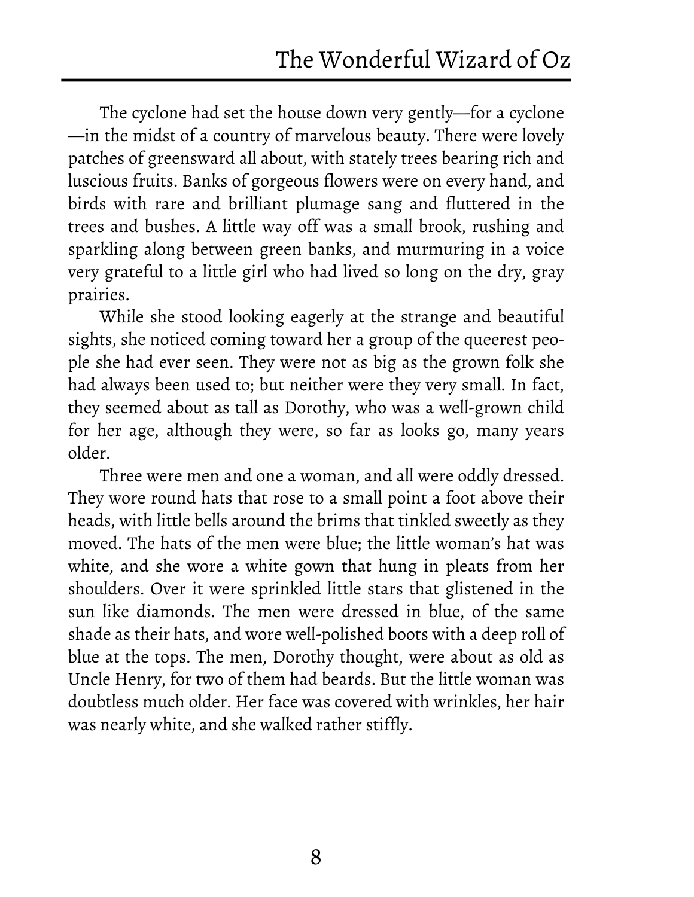The cyclone had set the house down very gently—for a cyclone—in the midst of a country of marvelous beauty. There were lovely patches of greensward all about, with stately trees bearing rich and luscious fruits. Banks of gorgeous flowers were on every hand, and birds with rare and brilliant plumage sang and fluttered in the trees and bushes. A little way off was a small brook, rushing and sparkling along between green banks, and murmuring in a voice very grateful to a little girl who had lived so long on the dry, gray prairies.

While she stood looking eagerly at the strange and beautiful sights, she noticed coming toward her a group of the queerest people she had ever seen. They were not as big as the grown folk she had always been used to; but neither were they very small. In fact, they seemed about as tall as Dorothy, who was a well-grown child for her age, although they were, so far as looks go, many years older.

Three were men and one a woman, and all were oddly dressed. They wore round hats that rose to a small point a foot above their heads, with little bells around the brims that tinkled sweetly as they moved. The hats of the men were blue; the little woman's hat was white, and she wore a white gown that hung in pleats from her shoulders. Over it were sprinkled little stars that glistened in the sun like diamonds. The men were dressed in blue, of the same shade as their hats, and wore well-polished boots with a deep roll of blue at the tops. The men, Dorothy thought, were about as old as Uncle Henry, for two of them had beards. But the little woman was doubtless much older. Her face was covered with wrinkles, her hair was nearly white, and she walked rather stiffly.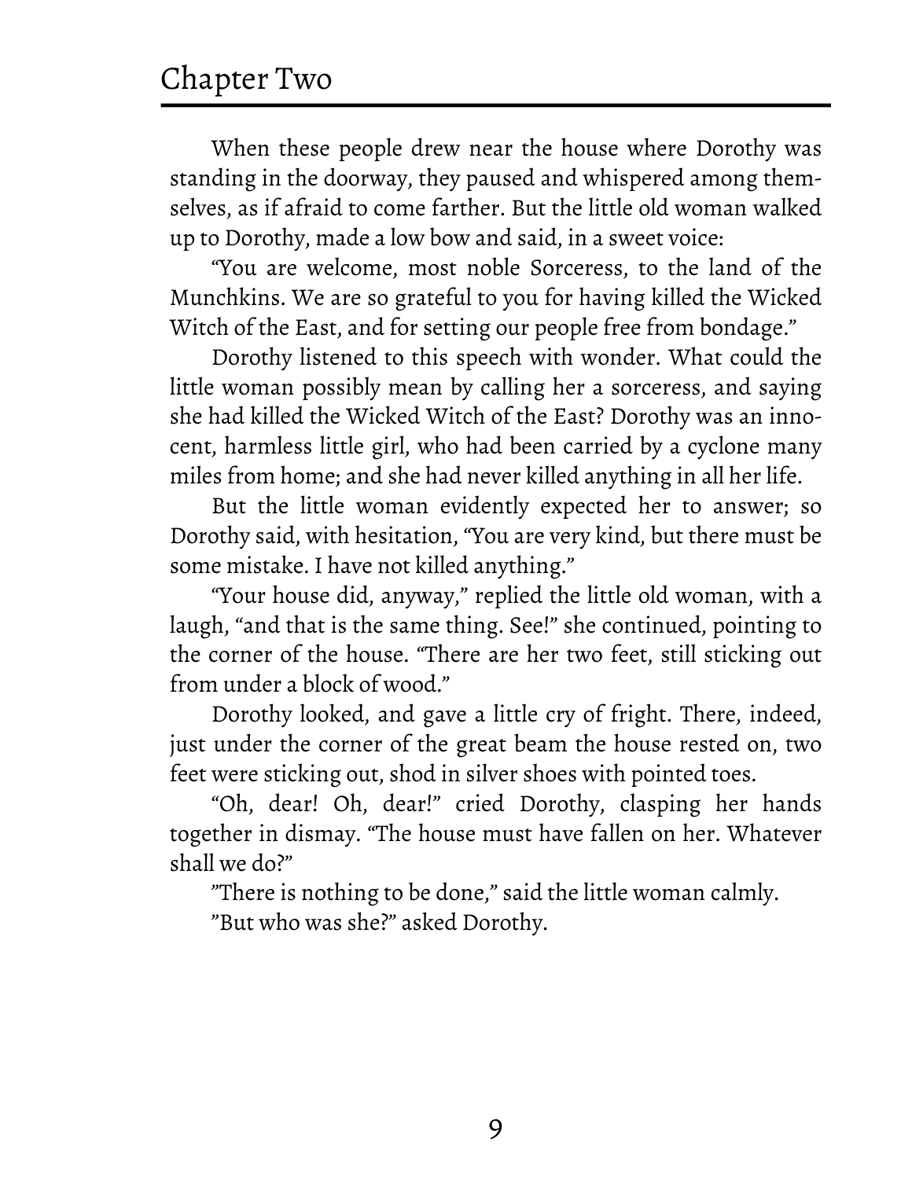## Chapter Two

When these people drew near the house where Dorothy was standing in the doorway, they paused and whispered among themselves, as if afraid to come farther. But the little old woman walked up to Dorothy, made a low bow and said, in a sweet voice:

"You are welcome, most noble Sorceress, to the land of the Munchkins. We are so grateful to you for having killed the Wicked Witch of the East, and for setting our people free from bondage."

Dorothy listened to this speech with wonder. What could the little woman possibly mean by calling her a sorceress, and saying she had killed the Wicked Witch of the East? Dorothy was an innocent, harmless little girl, who had been carried by a cyclone many miles from home; and she had never killed anything in all her life.

But the little woman evidently expected her to answer; so Dorothy said, with hesitation, "You are very kind, but there must be some mistake. I have not killed anything."

"Your house did, anyway," replied the little old woman, with a laugh, "and that is the same thing. See!" she continued, pointing to the corner of the house. "There are her two feet, still sticking out from under a block of wood."

Dorothy looked, and gave a little cry of fright. There, indeed, just under the corner of the great beam the house rested on, two feet were sticking out, shod in silver shoes with pointed toes.

"Oh, dear! Oh, dear!" cried Dorothy, clasping her hands together in dismay. "The house must have fallen on her. Whatever shall we do?"

"There is nothing to be done," said the little woman calmly.

"But who was she?" asked Dorothy.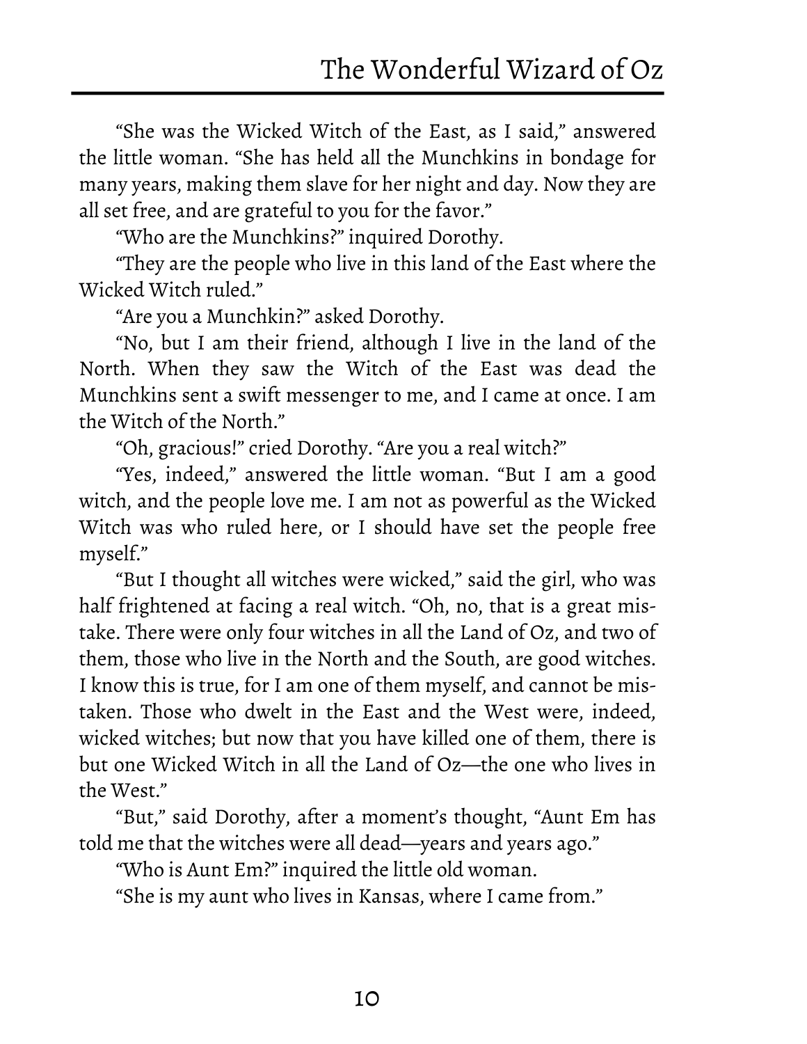"She was the Wicked Witch of the East, as I said," answered the little woman. "She has held all the Munchkins in bondage for many years, making them slave for her night and day. Now they are all set free, and are grateful to you for the favor."

"Who are the Munchkins?" inquired Dorothy.

"They are the people who live in this land of the East where the Wicked Witch ruled."

"Are you a Munchkin?" asked Dorothy.

"No, but I am their friend, although I live in the land of the North. When they saw the Witch of the East was dead the Munchkins sent a swift messenger to me, and I came at once. I am the Witch of the North."

"Oh, gracious!" cried Dorothy. "Are you a real witch?"

"Yes, indeed," answered the little woman. "But I am a good witch, and the people love me. I am not as powerful as the Wicked Witch was who ruled here, or I should have set the people free myself."

"But I thought all witches were wicked," said the girl, who was half frightened at facing a real witch. "Oh, no, that is a great mistake. There were only four witches in all the Land of Oz, and two of them, those who live in the North and the South, are good witches. I know this is true, for I am one of them myself, and cannot be mistaken. Those who dwelt in the East and the West were, indeed, wicked witches; but now that you have killed one of them, there is but one Wicked Witch in all the Land of Oz—the one who lives in the West."

"But," said Dorothy, after a moment's thought, "Aunt Em has told me that the witches were all dead—years and years ago."

"Who is Aunt Em?" inquired the little old woman.

"She is my aunt who lives in Kansas, where I came from."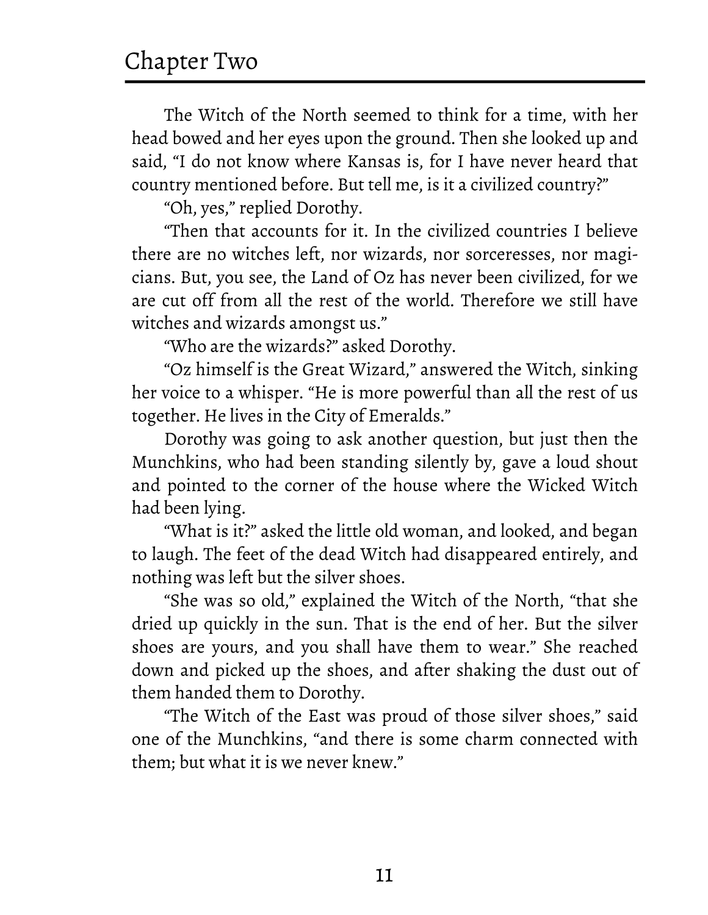The Witch of the North seemed to think for a time, with her head bowed and her eyes upon the ground. Then she looked up and said, "I do not know where Kansas is, for I have never heard that country mentioned before. But tell me, is it a civilized country?"

"Oh, yes," replied Dorothy.

"Then that accounts for it. In the civilized countries I believe there are no witches left, nor wizards, nor sorceresses, nor magicians. But, you see, the Land of Oz has never been civilized, for we are cut off from all the rest of the world. Therefore we still have witches and wizards amongst us."

"Who are the wizards?" asked Dorothy.

"Oz himself is the Great Wizard," answered the Witch, sinking her voice to a whisper. "He is more powerful than all the rest of us together. He lives in the City of Emeralds."

Dorothy was going to ask another question, but just then the Munchkins, who had been standing silently by, gave a loud shout and pointed to the corner of the house where the Wicked Witch had been lying.

"What is it?" asked the little old woman, and looked, and began to laugh. The feet of the dead Witch had disappeared entirely, and nothing was left but the silver shoes.

"She was so old," explained the Witch of the North, "that she dried up quickly in the sun. That is the end of her. But the silver shoes are yours, and you shall have them to wear." She reached down and picked up the shoes, and after shaking the dust out of them handed them to Dorothy.

"The Witch of the East was proud of those silver shoes," said one of the Munchkins, "and there is some charm connected with them; but what it is we never knew."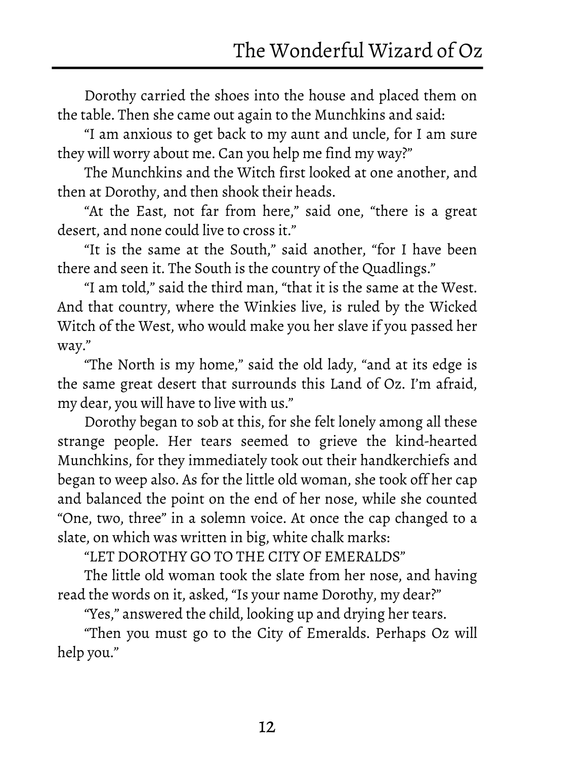Dorothy carried the shoes into the house and placed them on the table. Then she came out again to the Munchkins and said:

"I am anxious to get back to my aunt and uncle, for I am sure they will worry about me. Can you help me find my way?"

The Munchkins and the Witch first looked at one another, and then at Dorothy, and then shook their heads.

"At the East, not far from here," said one, "there is a great desert, and none could live to cross it."

"It is the same at the South," said another, "for I have been there and seen it. The South is the country of the Quadlings."

"I am told," said the third man, "that it is the same at the West. And that country, where the Winkies live, is ruled by the Wicked Witch of the West, who would make you her slave if you passed her way."

"The North is my home," said the old lady, "and at its edge is the same great desert that surrounds this Land of Oz. I'm afraid, my dear, you will have to live with us."

Dorothy began to sob at this, for she felt lonely among all these strange people. Her tears seemed to grieve the kind-hearted Munchkins, for they immediately took out their handkerchiefs and began to weep also. As for the little old woman, she took off her cap and balanced the point on the end of her nose, while she counted "One, two, three" in a solemn voice. At once the cap changed to a slate, on which was written in big, white chalk marks:

"LET DOROTHY GO TO THE CITY OF EMERALDS"

The little old woman took the slate from her nose, and having read the words on it, asked, "Is your name Dorothy, my dear?"

"Yes," answered the child, looking up and drying her tears.

"Then you must go to the City of Emeralds. Perhaps Oz will help you."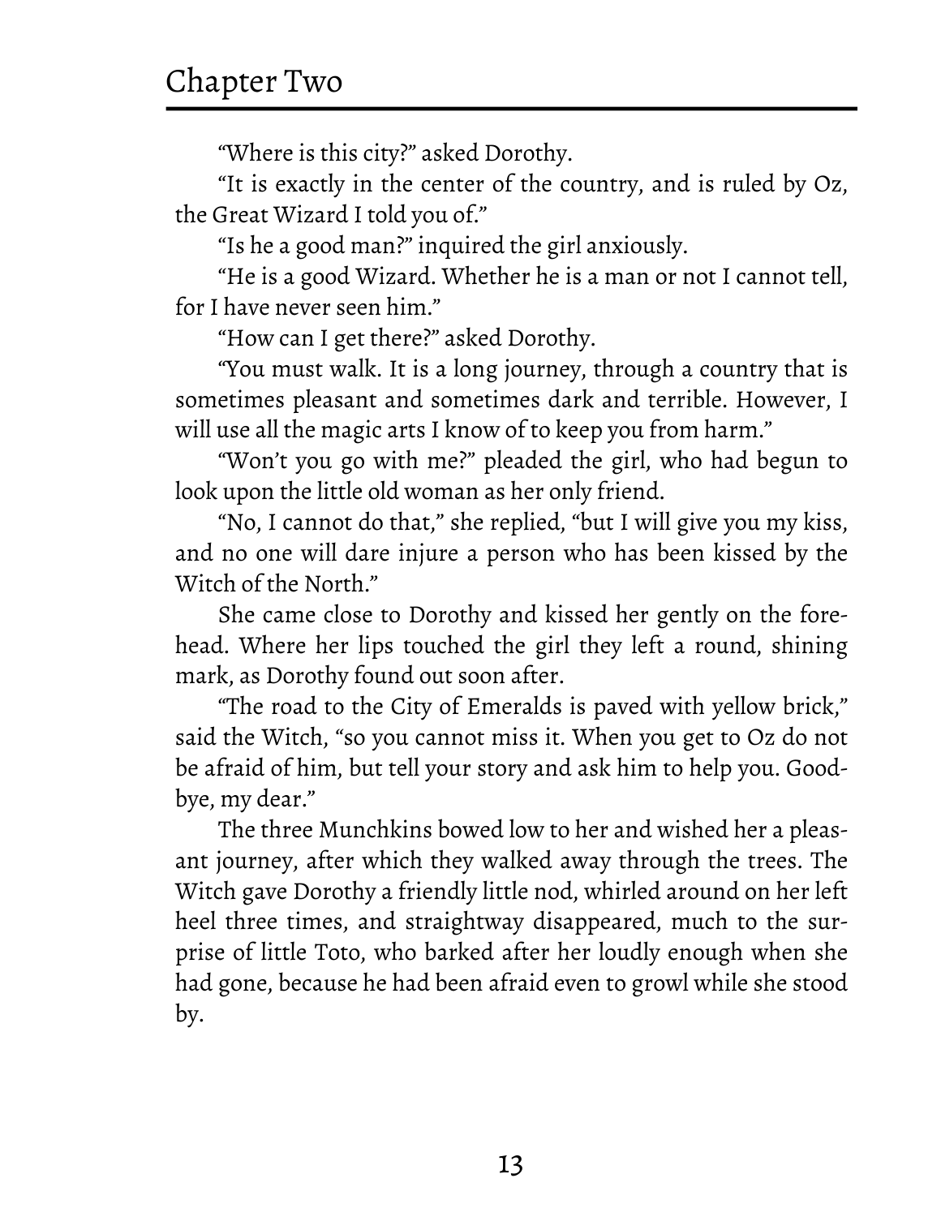"Where is this city?" asked Dorothy.

"It is exactly in the center of the country, and is ruled by Oz, the Great Wizard I told you of."

"Is he a good man?" inquired the girl anxiously.

"He is a good Wizard. Whether he is a man or not I cannot tell, for I have never seen him."

"How can I get there?" asked Dorothy.

"You must walk. It is a long journey, through a country that is sometimes pleasant and sometimes dark and terrible. However, I will use all the magic arts I know of to keep you from harm."

"Won't you go with me?" pleaded the girl, who had begun to look upon the little old woman as her only friend.

"No, I cannot do that," she replied, "but I will give you my kiss, and no one will dare injure a person who has been kissed by the Witch of the North."

She came close to Dorothy and kissed her gently on the forehead. Where her lips touched the girl they left a round, shining mark, as Dorothy found out soon after.

"The road to the City of Emeralds is paved with yellow brick," said the Witch, "so you cannot miss it. When you get to Oz do not be afraid of him, but tell your story and ask him to help you. Good-bye, my dear."

The three Munchkins bowed low to her and wished her a pleasant journey, after which they walked away through the trees. The Witch gave Dorothy a friendly little nod, whirled around on her left heel three times, and straightway disappeared, much to the surprise of little Toto, who barked after her loudly enough when she had gone, because he had been afraid even to growl while she stood by.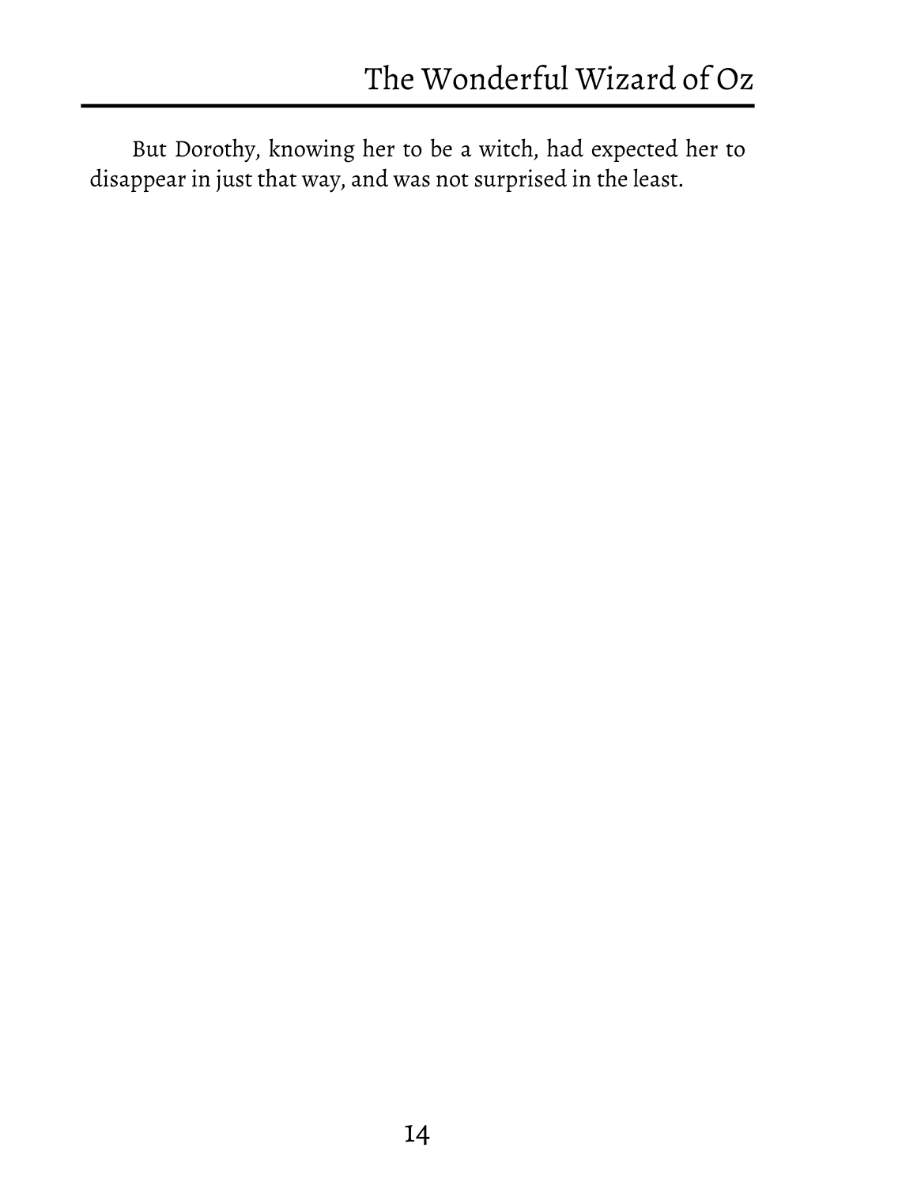But Dorothy, knowing her to be a witch, had expected her to disappear in just that way, and was not surprised in the least.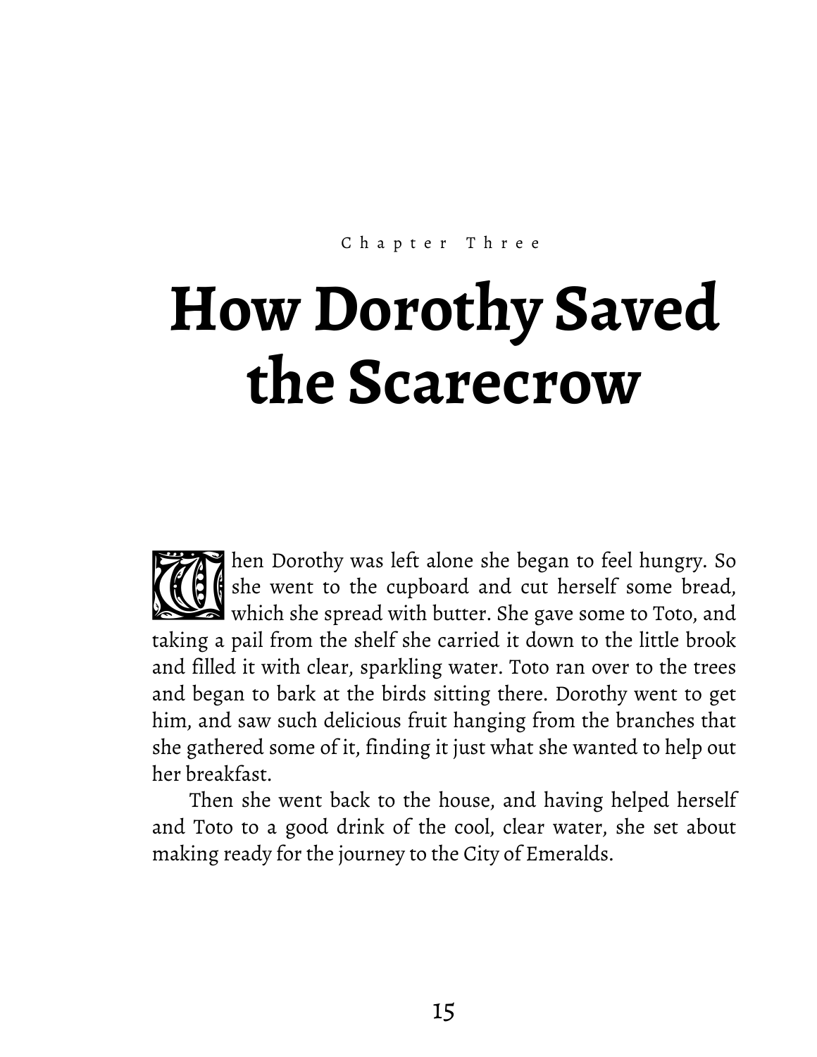Chapter Three

# How Dorothy Saved the Scarecrow

When Dorothy was left alone she began to feel hungry. So she went to the cupboard and cut herself some bread, which she spread with butter. She gave some to Toto, and taking a pail from the shelf she carried it down to the little brook and filled it with clear, sparkling water. Toto ran over to the trees and began to bark at the birds sitting there. Dorothy went to get him, and saw such delicious fruit hanging from the branches that she gathered some of it, finding it just what she wanted to help out her breakfast.

Then she went back to the house, and having helped herself and Toto to a good drink of the cool, clear water, she set about making ready for the journey to the City of Emeralds.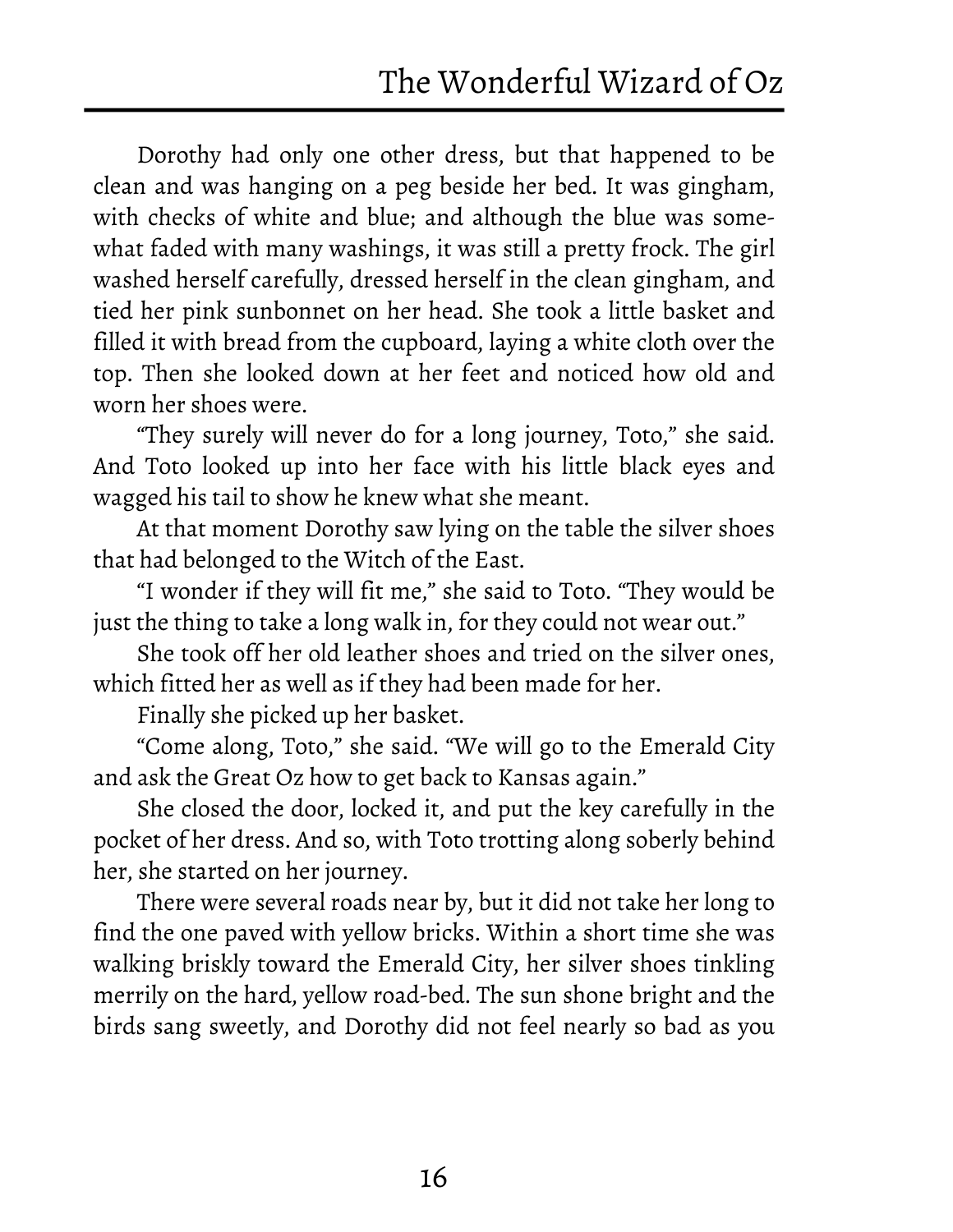Dorothy had only one other dress, but that happened to be clean and was hanging on a peg beside her bed. It was gingham, with checks of white and blue; and although the blue was somewhat faded with many washings, it was still a pretty frock. The girl washed herself carefully, dressed herself in the clean gingham, and tied her pink sunbonnet on her head. She took a little basket and filled it with bread from the cupboard, laying a white cloth over the top. Then she looked down at her feet and noticed how old and worn her shoes were.

"They surely will never do for a long journey, Toto," she said. And Toto looked up into her face with his little black eyes and wagged his tail to show he knew what she meant.

At that moment Dorothy saw lying on the table the silver shoes that had belonged to the Witch of the East.

"I wonder if they will fit me," she said to Toto. "They would be just the thing to take a long walk in, for they could not wear out."

She took off her old leather shoes and tried on the silver ones, which fitted her as well as if they had been made for her.

Finally she picked up her basket.

"Come along, Toto," she said. "We will go to the Emerald City and ask the Great Oz how to get back to Kansas again."

She closed the door, locked it, and put the key carefully in the pocket of her dress. And so, with Toto trotting along soberly behind her, she started on her journey.

There were several roads near by, but it did not take her long to find the one paved with yellow bricks. Within a short time she was walking briskly toward the Emerald City, her silver shoes tinkling merrily on the hard, yellow road-bed. The sun shone bright and the birds sang sweetly, and Dorothy did not feel nearly so bad as you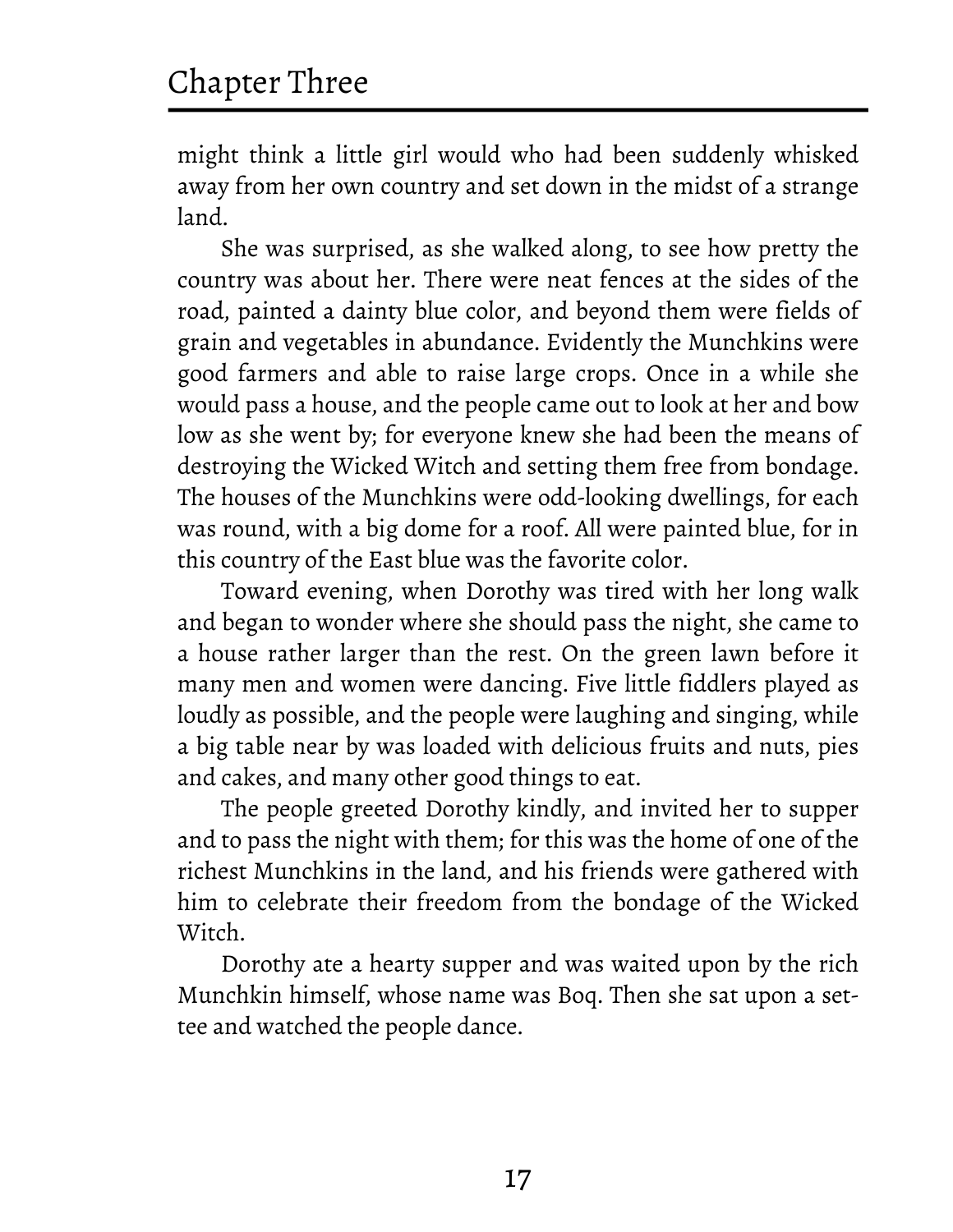might think a little girl would who had been suddenly whisked away from her own country and set down in the midst of a strange land.

She was surprised, as she walked along, to see how pretty the country was about her. There were neat fences at the sides of the road, painted a dainty blue color, and beyond them were fields of grain and vegetables in abundance. Evidently the Munchkins were good farmers and able to raise large crops. Once in a while she would pass a house, and the people came out to look at her and bow low as she went by; for everyone knew she had been the means of destroying the Wicked Witch and setting them free from bondage. The houses of the Munchkins were odd-looking dwellings, for each was round, with a big dome for a roof. All were painted blue, for in this country of the East blue was the favorite color.

Toward evening, when Dorothy was tired with her long walk and began to wonder where she should pass the night, she came to a house rather larger than the rest. On the green lawn before it many men and women were dancing. Five little fiddlers played as loudly as possible, and the people were laughing and singing, while a big table near by was loaded with delicious fruits and nuts, pies and cakes, and many other good things to eat.

The people greeted Dorothy kindly, and invited her to supper and to pass the night with them; for this was the home of one of the richest Munchkins in the land, and his friends were gathered with him to celebrate their freedom from the bondage of the Wicked Witch.

Dorothy ate a hearty supper and was waited upon by the rich Munchkin himself, whose name was Boq. Then she sat upon a settee and watched the people dance.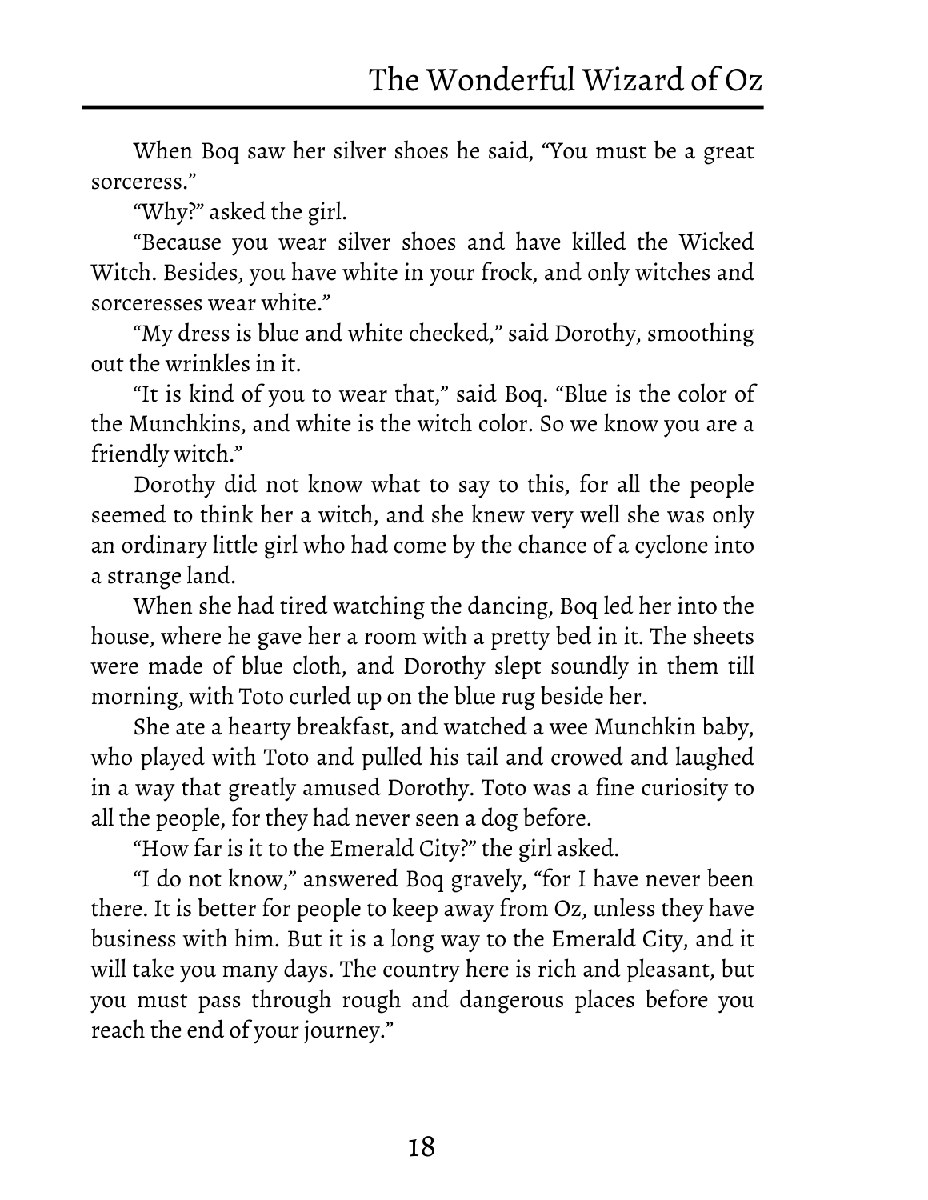When Boq saw her silver shoes he said, “You must be a great sorceress.”

“Why?” asked the girl.

“Because you wear silver shoes and have killed the Wicked Witch. Besides, you have white in your frock, and only witches and sorceresses wear white.”

“My dress is blue and white checked,” said Dorothy, smoothing out the wrinkles in it.

“It is kind of you to wear that,” said Boq. “Blue is the color of the Munchkins, and white is the witch color. So we know you are a friendly witch.”

Dorothy did not know what to say to this, for all the people seemed to think her a witch, and she knew very well she was only an ordinary little girl who had come by the chance of a cyclone into a strange land.

When she had tired watching the dancing, Boq led her into the house, where he gave her a room with a pretty bed in it. The sheets were made of blue cloth, and Dorothy slept soundly in them till morning, with Toto curled up on the blue rug beside her.

She ate a hearty breakfast, and watched a wee Munchkin baby, who played with Toto and pulled his tail and crowed and laughed in a way that greatly amused Dorothy. Toto was a fine curiosity to all the people, for they had never seen a dog before.

“How far is it to the Emerald City?” the girl asked.

“I do not know,” answered Boq gravely, “for I have never been there. It is better for people to keep away from Oz, unless they have business with him. But it is a long way to the Emerald City, and it will take you many days. The country here is rich and pleasant, but you must pass through rough and dangerous places before you reach the end of your journey.”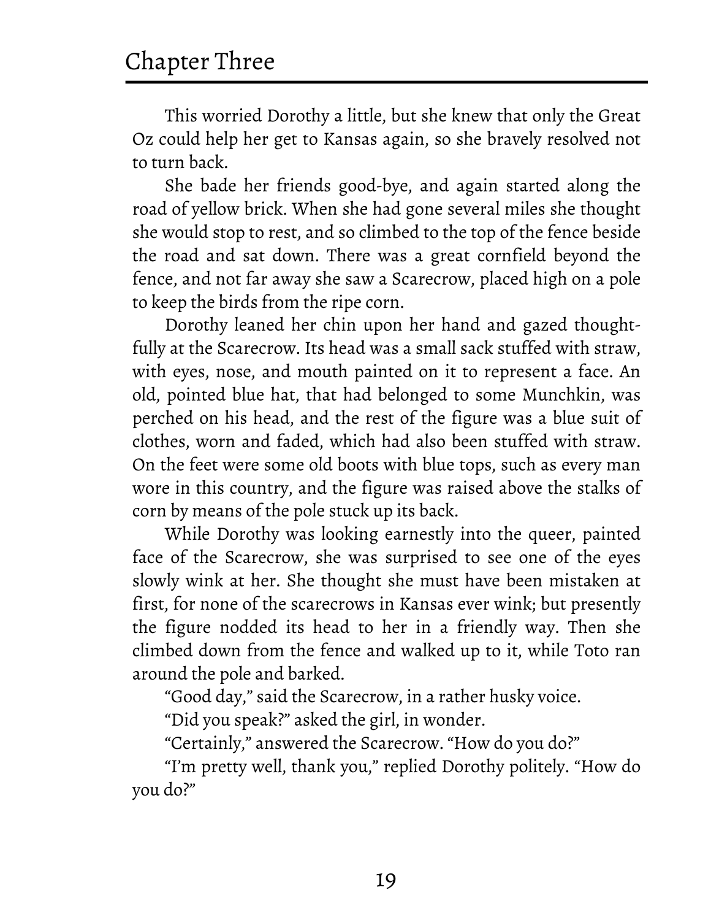## Chapter Three

This worried Dorothy a little, but she knew that only the Great Oz could help her get to Kansas again, so she bravely resolved not to turn back.

She bade her friends good-bye, and again started along the road of yellow brick. When she had gone several miles she thought she would stop to rest, and so climbed to the top of the fence beside the road and sat down. There was a great cornfield beyond the fence, and not far away she saw a Scarecrow, placed high on a pole to keep the birds from the ripe corn.

Dorothy leaned her chin upon her hand and gazed thoughtfully at the Scarecrow. Its head was a small sack stuffed with straw, with eyes, nose, and mouth painted on it to represent a face. An old, pointed blue hat, that had belonged to some Munchkin, was perched on his head, and the rest of the figure was a blue suit of clothes, worn and faded, which had also been stuffed with straw. On the feet were some old boots with blue tops, such as every man wore in this country, and the figure was raised above the stalks of corn by means of the pole stuck up its back.

While Dorothy was looking earnestly into the queer, painted face of the Scarecrow, she was surprised to see one of the eyes slowly wink at her. She thought she must have been mistaken at first, for none of the scarecrows in Kansas ever wink; but presently the figure nodded its head to her in a friendly way. Then she climbed down from the fence and walked up to it, while Toto ran around the pole and barked.

"Good day," said the Scarecrow, in a rather husky voice.

"Did you speak?" asked the girl, in wonder.

"Certainly," answered the Scarecrow. "How do you do?"

"I'm pretty well, thank you," replied Dorothy politely. "How do you do?"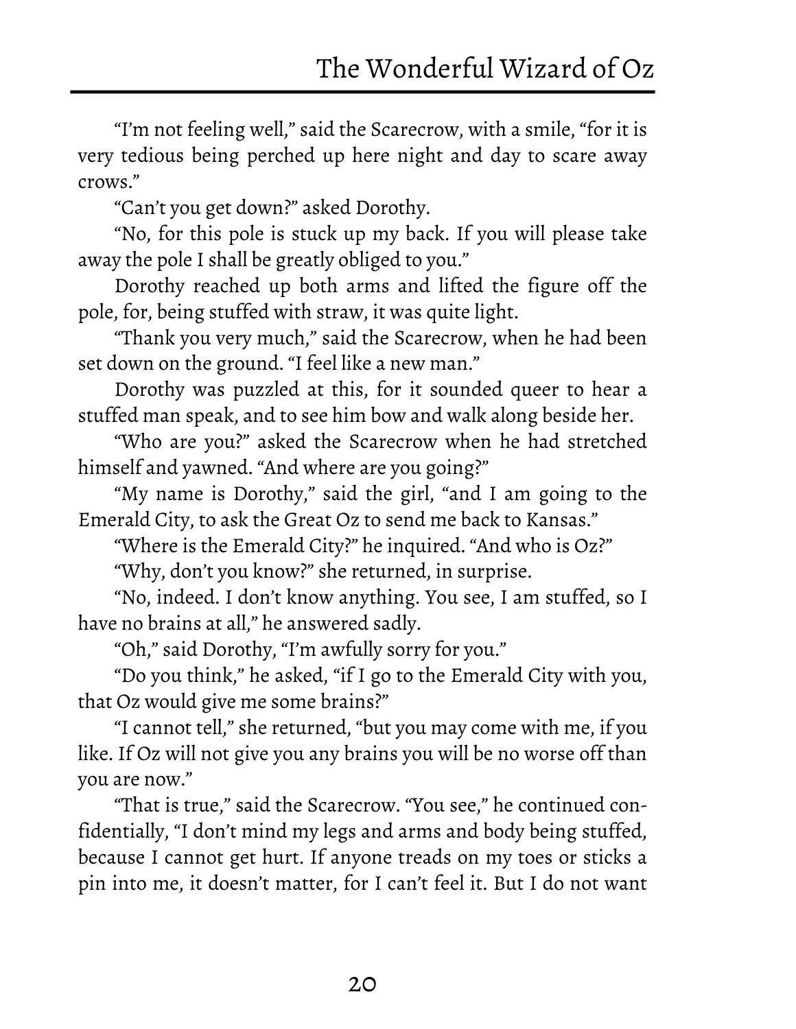"I'm not feeling well," said the Scarecrow, with a smile, "for it is very tedious being perched up here night and day to scare away crows."

"Can't you get down?" asked Dorothy.

"No, for this pole is stuck up my back. If you will please take away the pole I shall be greatly obliged to you."

Dorothy reached up both arms and lifted the figure off the pole, for, being stuffed with straw, it was quite light.

"Thank you very much," said the Scarecrow, when he had been set down on the ground. "I feel like a new man."

Dorothy was puzzled at this, for it sounded queer to hear a stuffed man speak, and to see him bow and walk along beside her.

"Who are you?" asked the Scarecrow when he had stretched himself and yawned. "And where are you going?"

"My name is Dorothy," said the girl, "and I am going to the Emerald City, to ask the Great Oz to send me back to Kansas."

"Where is the Emerald City?" he inquired. "And who is Oz?"

"Why, don't you know?" she returned, in surprise.

"No, indeed. I don't know anything. You see, I am stuffed, so I have no brains at all," he answered sadly.

"Oh," said Dorothy, "I'm awfully sorry for you."

"Do you think," he asked, "if I go to the Emerald City with you, that Oz would give me some brains?"

"I cannot tell," she returned, "but you may come with me, if you like. If Oz will not give you any brains you will be no worse off than you are now."

"That is true," said the Scarecrow. "You see," he continued confidentially, "I don't mind my legs and arms and body being stuffed, because I cannot get hurt. If anyone treads on my toes or sticks a pin into me, it doesn't matter, for I can't feel it. But I do not want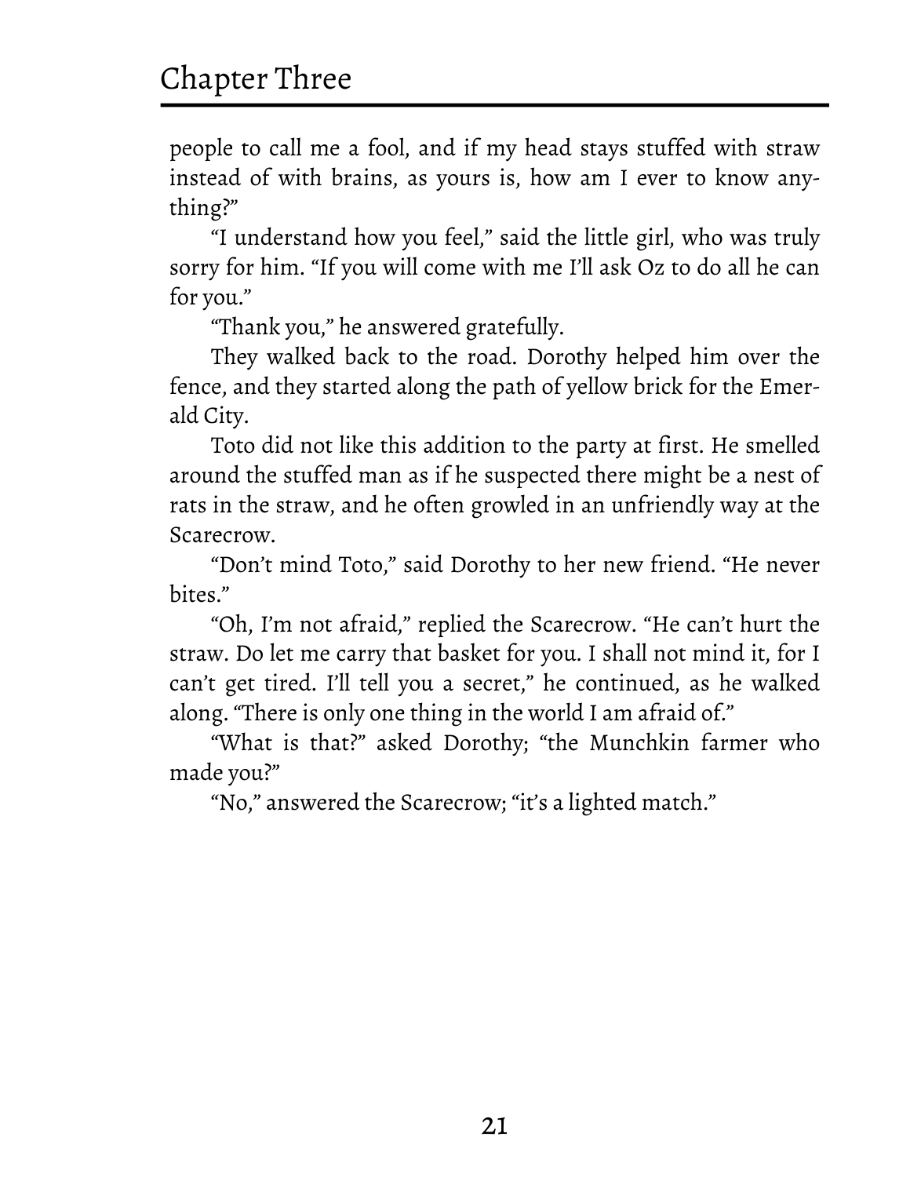people to call me a fool, and if my head stays stuffed with straw instead of with brains, as yours is, how am I ever to know anything?"

"I understand how you feel," said the little girl, who was truly sorry for him. "If you will come with me I'll ask Oz to do all he can for you."

"Thank you," he answered gratefully.

They walked back to the road. Dorothy helped him over the fence, and they started along the path of yellow brick for the Emerald City.

Toto did not like this addition to the party at first. He smelled around the stuffed man as if he suspected there might be a nest of rats in the straw, and he often growled in an unfriendly way at the Scarecrow.

"Don't mind Toto," said Dorothy to her new friend. "He never bites."

"Oh, I'm not afraid," replied the Scarecrow. "He can't hurt the straw. Do let me carry that basket for you. I shall not mind it, for I can't get tired. I'll tell you a secret," he continued, as he walked along. "There is only one thing in the world I am afraid of."

"What is that?" asked Dorothy; "the Munchkin farmer who made you?"

"No," answered the Scarecrow; "it's a lighted match."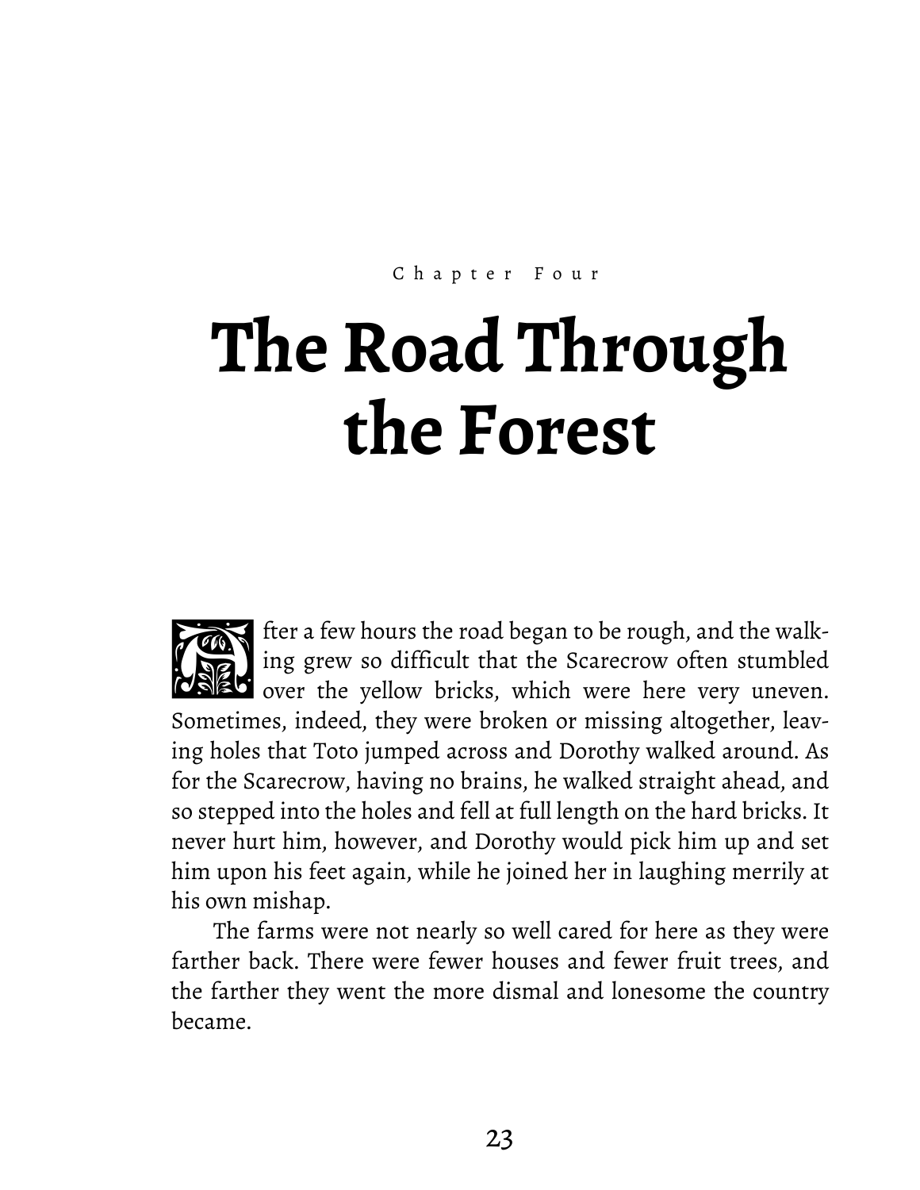Chapter Four

# The Road Through the Forest

After a few hours the road began to be rough, and the walking grew so difficult that the Scarecrow often stumbled over the yellow bricks, which were here very uneven. Sometimes, indeed, they were broken or missing altogether, leaving holes that Toto jumped across and Dorothy walked around. As for the Scarecrow, having no brains, he walked straight ahead, and so stepped into the holes and fell at full length on the hard bricks. It never hurt him, however, and Dorothy would pick him up and set him upon his feet again, while he joined her in laughing merrily at his own mishap.

The farms were not nearly so well cared for here as they were farther back. There were fewer houses and fewer fruit trees, and the farther they went the more dismal and lonesome the country became.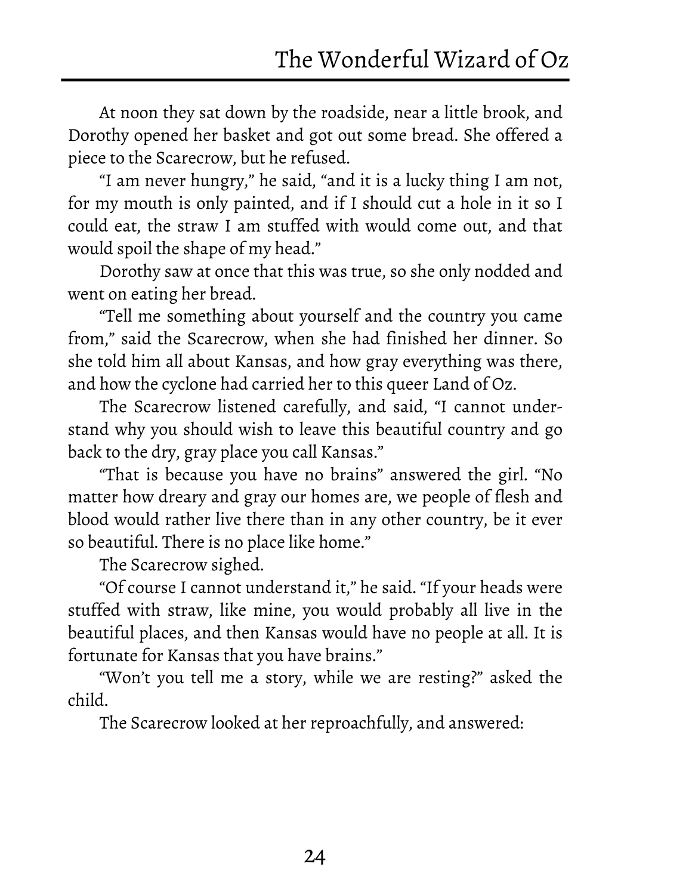At noon they sat down by the roadside, near a little brook, and Dorothy opened her basket and got out some bread. She offered a piece to the Scarecrow, but he refused.

"I am never hungry," he said, "and it is a lucky thing I am not, for my mouth is only painted, and if I should cut a hole in it so I could eat, the straw I am stuffed with would come out, and that would spoil the shape of my head."

Dorothy saw at once that this was true, so she only nodded and went on eating her bread.

"Tell me something about yourself and the country you came from," said the Scarecrow, when she had finished her dinner. So she told him all about Kansas, and how gray everything was there, and how the cyclone had carried her to this queer Land of Oz.

The Scarecrow listened carefully, and said, "I cannot understand why you should wish to leave this beautiful country and go back to the dry, gray place you call Kansas."

"That is because you have no brains" answered the girl. "No matter how dreary and gray our homes are, we people of flesh and blood would rather live there than in any other country, be it ever so beautiful. There is no place like home."

The Scarecrow sighed.

"Of course I cannot understand it," he said. "If your heads were stuffed with straw, like mine, you would probably all live in the beautiful places, and then Kansas would have no people at all. It is fortunate for Kansas that you have brains."

"Won't you tell me a story, while we are resting?" asked the child.

The Scarecrow looked at her reproachfully, and answered: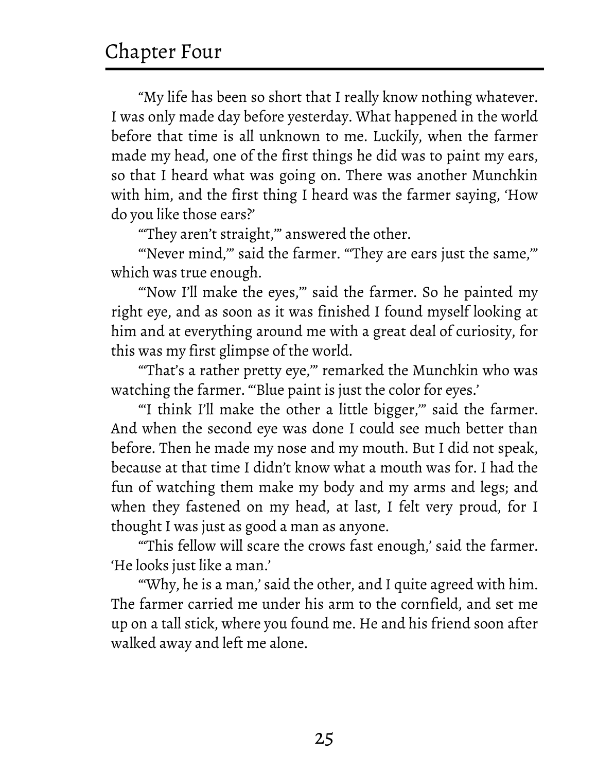"My life has been so short that I really know nothing whatever. I was only made day before yesterday. What happened in the world before that time is all unknown to me. Luckily, when the farmer made my head, one of the first things he did was to paint my ears, so that I heard what was going on. There was another Munchkin with him, and the first thing I heard was the farmer saying, 'How do you like those ears?'

"'They aren't straight,'" answered the other.

"'Never mind,'" said the farmer. "'They are ears just the same,'" which was true enough.

"'Now I'll make the eyes,'" said the farmer. So he painted my right eye, and as soon as it was finished I found myself looking at him and at everything around me with a great deal of curiosity, for this was my first glimpse of the world.

"'That's a rather pretty eye,'" remarked the Munchkin who was watching the farmer. "'Blue paint is just the color for eyes.'

"'I think I'll make the other a little bigger,'" said the farmer. And when the second eye was done I could see much better than before. Then he made my nose and my mouth. But I did not speak, because at that time I didn't know what a mouth was for. I had the fun of watching them make my body and my arms and legs; and when they fastened on my head, at last, I felt very proud, for I thought I was just as good a man as anyone.

"'This fellow will scare the crows fast enough,' said the farmer. 'He looks just like a man.'

"'Why, he is a man,' said the other, and I quite agreed with him. The farmer carried me under his arm to the cornfield, and set me up on a tall stick, where you found me. He and his friend soon after walked away and left me alone.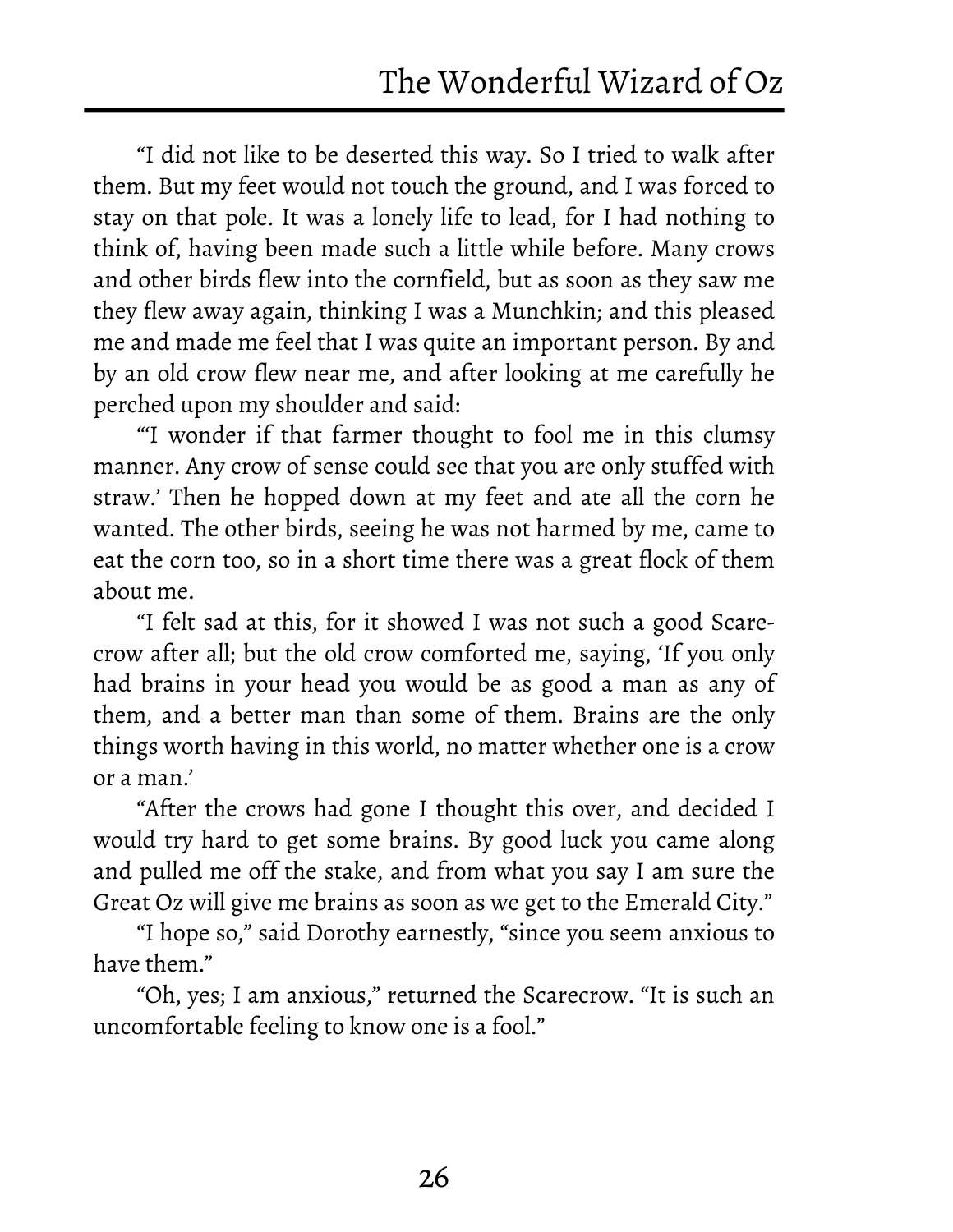"I did not like to be deserted this way. So I tried to walk after them. But my feet would not touch the ground, and I was forced to stay on that pole. It was a lonely life to lead, for I had nothing to think of, having been made such a little while before. Many crows and other birds flew into the cornfield, but as soon as they saw me they flew away again, thinking I was a Munchkin; and this pleased me and made me feel that I was quite an important person. By and by an old crow flew near me, and after looking at me carefully he perched upon my shoulder and said:

"'I wonder if that farmer thought to fool me in this clumsy manner. Any crow of sense could see that you are only stuffed with straw.' Then he hopped down at my feet and ate all the corn he wanted. The other birds, seeing he was not harmed by me, came to eat the corn too, so in a short time there was a great flock of them about me.

"I felt sad at this, for it showed I was not such a good Scarecrow after all; but the old crow comforted me, saying, 'If you only had brains in your head you would be as good a man as any of them, and a better man than some of them. Brains are the only things worth having in this world, no matter whether one is a crow or a man.'

"After the crows had gone I thought this over, and decided I would try hard to get some brains. By good luck you came along and pulled me off the stake, and from what you say I am sure the Great Oz will give me brains as soon as we get to the Emerald City."

"I hope so," said Dorothy earnestly, "since you seem anxious to have them."

"Oh, yes; I am anxious," returned the Scarecrow. "It is such an uncomfortable feeling to know one is a fool."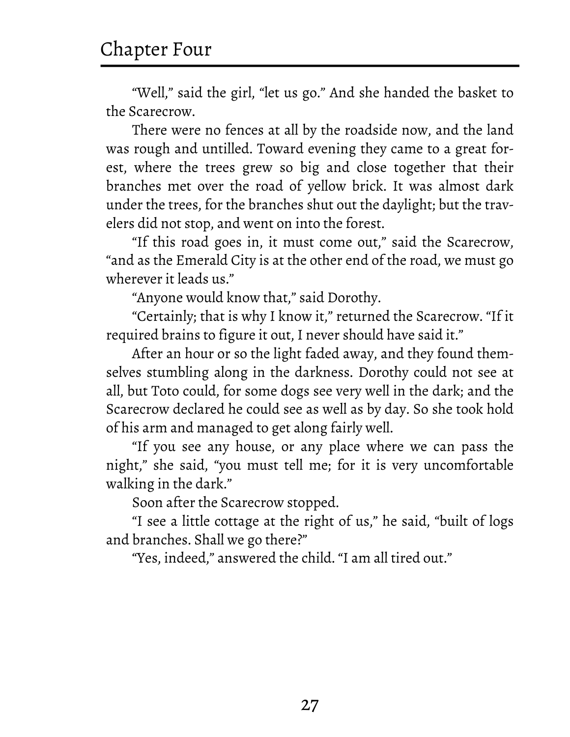"Well," said the girl, "let us go." And she handed the basket to the Scarecrow.

There were no fences at all by the roadside now, and the land was rough and untilled. Toward evening they came to a great forest, where the trees grew so big and close together that their branches met over the road of yellow brick. It was almost dark under the trees, for the branches shut out the daylight; but the travelers did not stop, and went on into the forest.

"If this road goes in, it must come out," said the Scarecrow, "and as the Emerald City is at the other end of the road, we must go wherever it leads us."

"Anyone would know that," said Dorothy.

"Certainly; that is why I know it," returned the Scarecrow. "If it required brains to figure it out, I never should have said it."

After an hour or so the light faded away, and they found themselves stumbling along in the darkness. Dorothy could not see at all, but Toto could, for some dogs see very well in the dark; and the Scarecrow declared he could see as well as by day. So she took hold of his arm and managed to get along fairly well.

"If you see any house, or any place where we can pass the night," she said, "you must tell me; for it is very uncomfortable walking in the dark."

Soon after the Scarecrow stopped.

"I see a little cottage at the right of us," he said, "built of logs and branches. Shall we go there?"

"Yes, indeed," answered the child. "I am all tired out."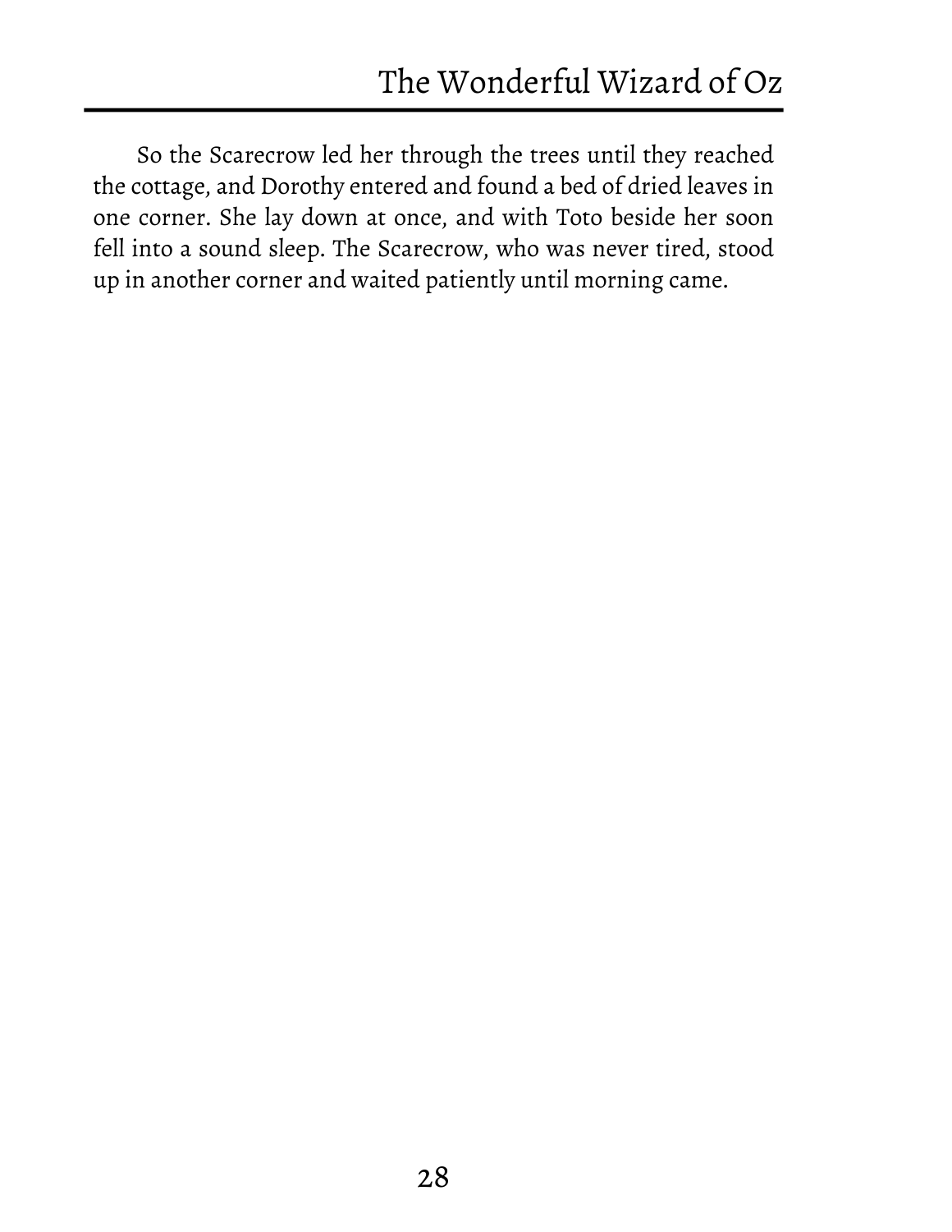So the Scarecrow led her through the trees until they reached the cottage, and Dorothy entered and found a bed of dried leaves in one corner. She lay down at once, and with Toto beside her soon fell into a sound sleep. The Scarecrow, who was never tired, stood up in another corner and waited patiently until morning came.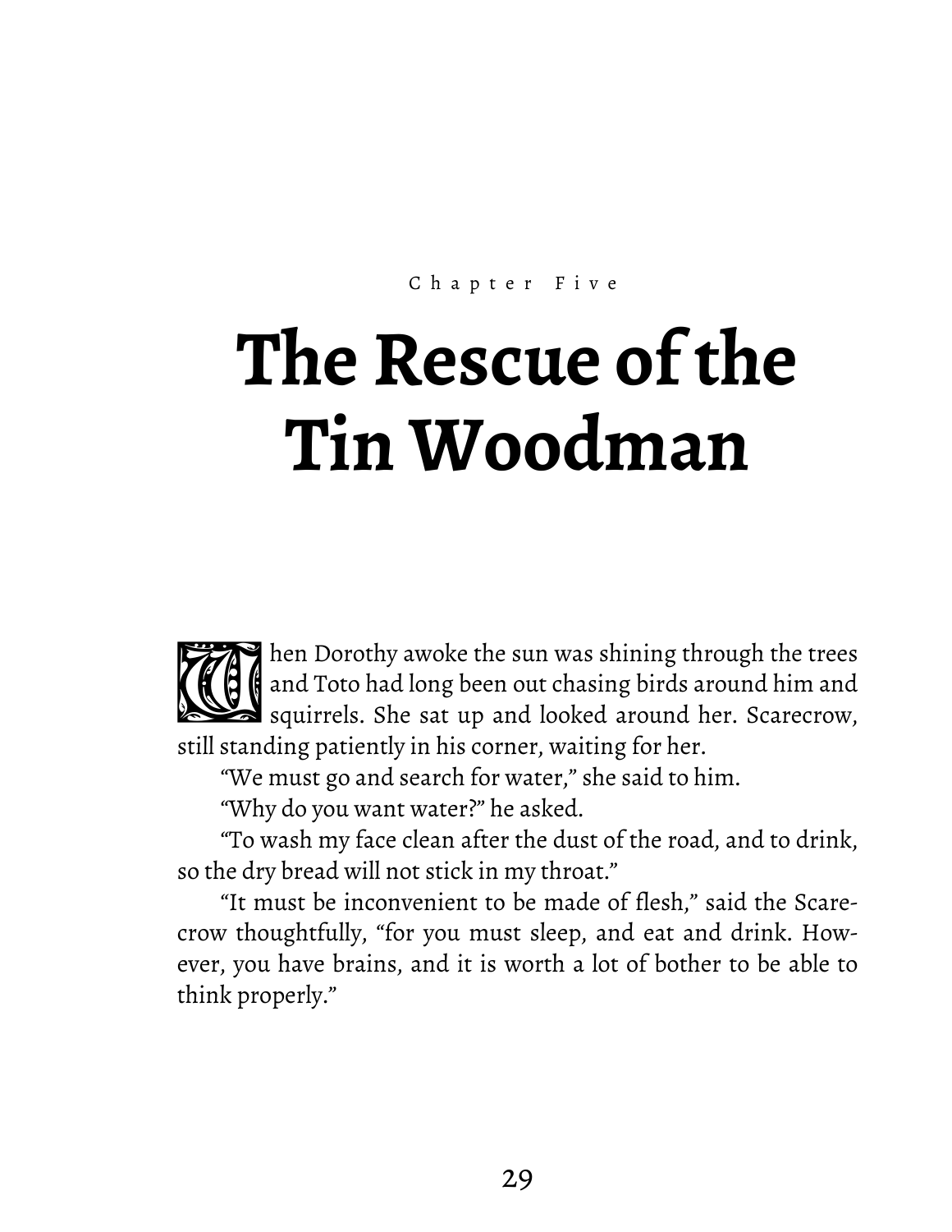Chapter Five

# The Rescue of the Tin Woodman

When Dorothy awoke the sun was shining through the trees and Toto had long been out chasing birds around him and squirrels. She sat up and looked around her. Scarecrow, still standing patiently in his corner, waiting for her.

"We must go and search for water," she said to him.

"Why do you want water?" he asked.

"To wash my face clean after the dust of the road, and to drink, so the dry bread will not stick in my throat."

"It must be inconvenient to be made of flesh," said the Scarecrow thoughtfully, "for you must sleep, and eat and drink. However, you have brains, and it is worth a lot of bother to be able to think properly."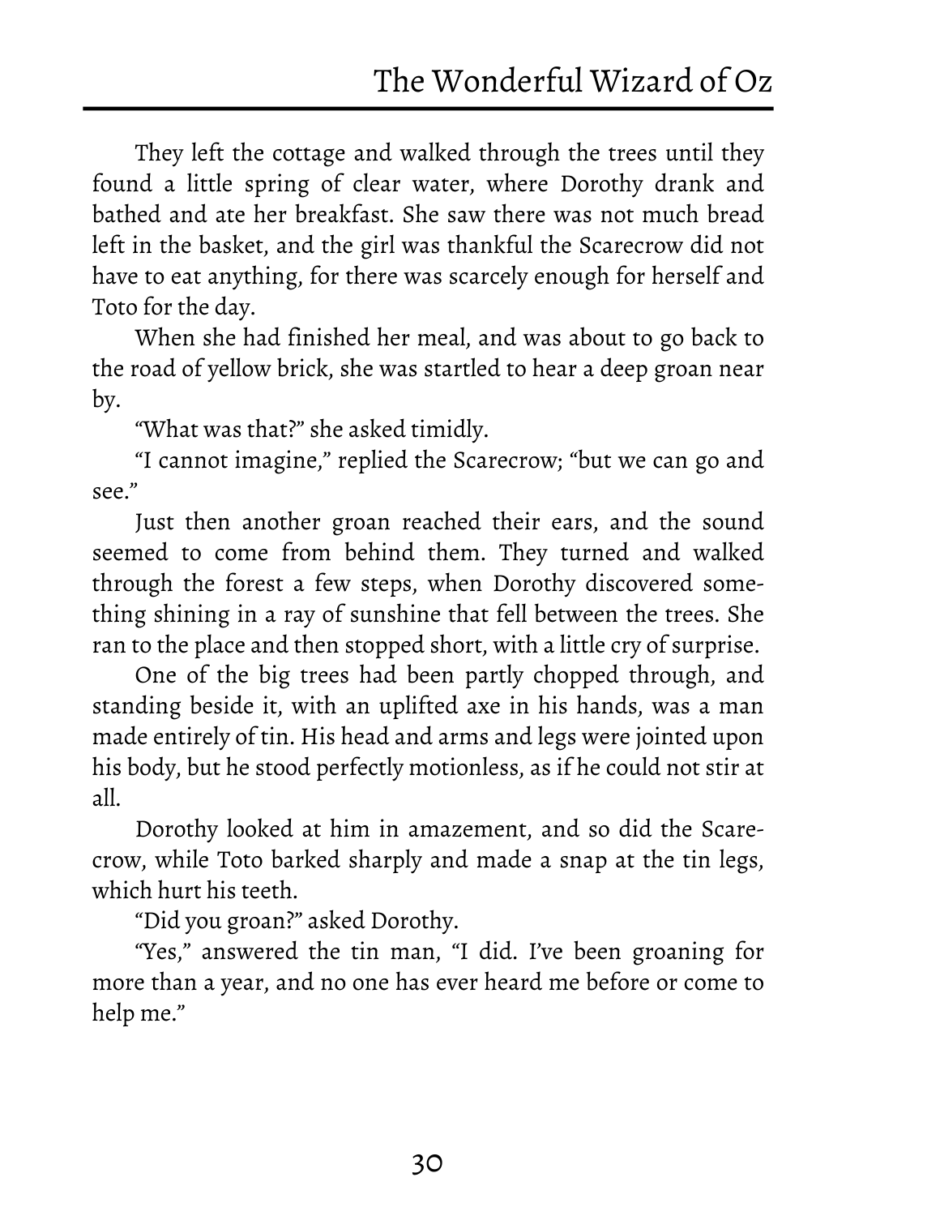They left the cottage and walked through the trees until they found a little spring of clear water, where Dorothy drank and bathed and ate her breakfast. She saw there was not much bread left in the basket, and the girl was thankful the Scarecrow did not have to eat anything, for there was scarcely enough for herself and Toto for the day.

When she had finished her meal, and was about to go back to the road of yellow brick, she was startled to hear a deep groan near by.

"What was that?" she asked timidly.

"I cannot imagine," replied the Scarecrow; "but we can go and see."

Just then another groan reached their ears, and the sound seemed to come from behind them. They turned and walked through the forest a few steps, when Dorothy discovered something shining in a ray of sunshine that fell between the trees. She ran to the place and then stopped short, with a little cry of surprise.

One of the big trees had been partly chopped through, and standing beside it, with an uplifted axe in his hands, was a man made entirely of tin. His head and arms and legs were jointed upon his body, but he stood perfectly motionless, as if he could not stir at all.

Dorothy looked at him in amazement, and so did the Scarecrow, while Toto barked sharply and made a snap at the tin legs, which hurt his teeth.

"Did you groan?" asked Dorothy.

"Yes," answered the tin man, "I did. I've been groaning for more than a year, and no one has ever heard me before or come to help me."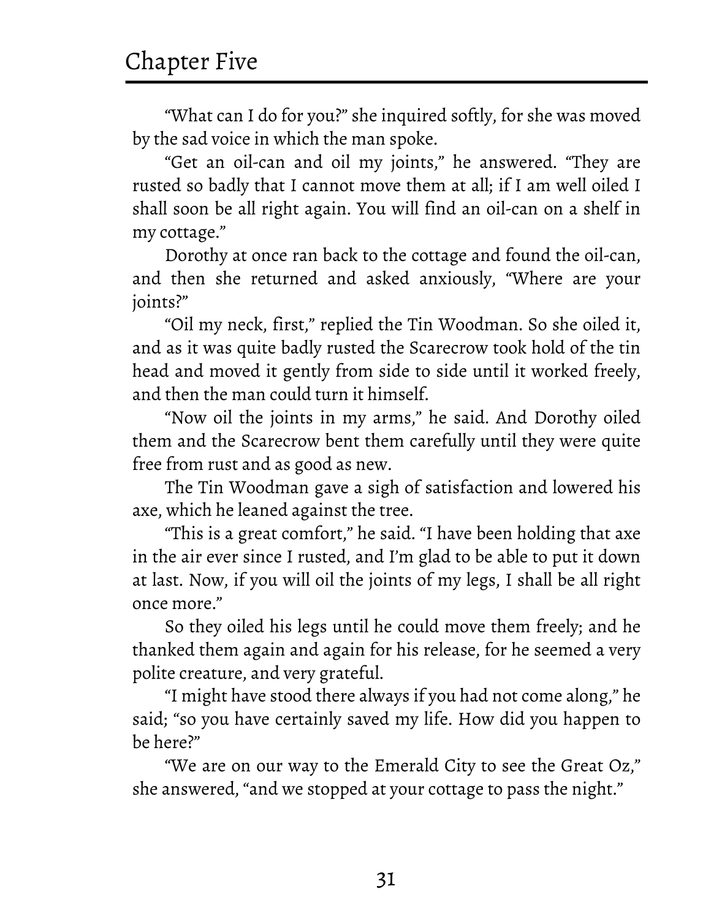"What can I do for you?" she inquired softly, for she was moved by the sad voice in which the man spoke.

"Get an oil-can and oil my joints," he answered. "They are rusted so badly that I cannot move them at all; if I am well oiled I shall soon be all right again. You will find an oil-can on a shelf in my cottage."

Dorothy at once ran back to the cottage and found the oil-can, and then she returned and asked anxiously, "Where are your joints?"

"Oil my neck, first," replied the Tin Woodman. So she oiled it, and as it was quite badly rusted the Scarecrow took hold of the tin head and moved it gently from side to side until it worked freely, and then the man could turn it himself.

"Now oil the joints in my arms," he said. And Dorothy oiled them and the Scarecrow bent them carefully until they were quite free from rust and as good as new.

The Tin Woodman gave a sigh of satisfaction and lowered his axe, which he leaned against the tree.

"This is a great comfort," he said. "I have been holding that axe in the air ever since I rusted, and I'm glad to be able to put it down at last. Now, if you will oil the joints of my legs, I shall be all right once more."

So they oiled his legs until he could move them freely; and he thanked them again and again for his release, for he seemed a very polite creature, and very grateful.

"I might have stood there always if you had not come along," he said; "so you have certainly saved my life. How did you happen to be here?"

"We are on our way to the Emerald City to see the Great Oz," she answered, "and we stopped at your cottage to pass the night."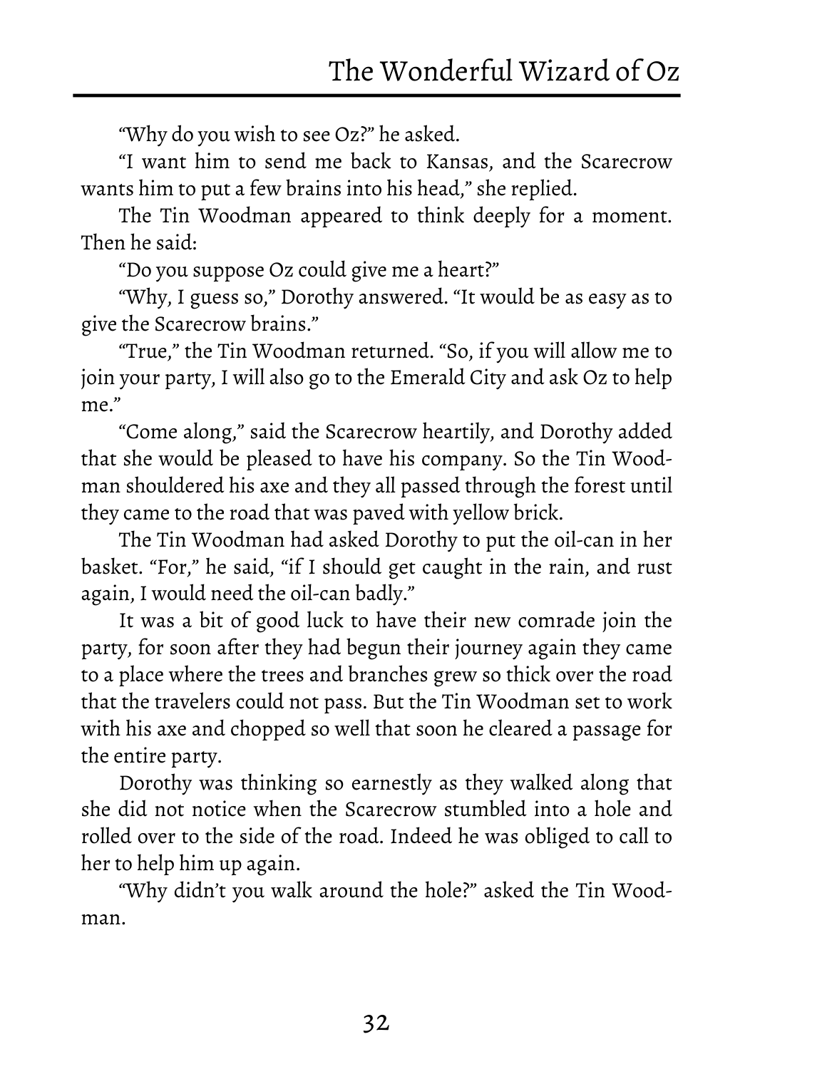"Why do you wish to see Oz?" he asked.

"I want him to send me back to Kansas, and the Scarecrow wants him to put a few brains into his head," she replied.

The Tin Woodman appeared to think deeply for a moment. Then he said:

"Do you suppose Oz could give me a heart?"

"Why, I guess so," Dorothy answered. "It would be as easy as to give the Scarecrow brains."

"True," the Tin Woodman returned. "So, if you will allow me to join your party, I will also go to the Emerald City and ask Oz to help me."

"Come along," said the Scarecrow heartily, and Dorothy added that she would be pleased to have his company. So the Tin Woodman shouldered his axe and they all passed through the forest until they came to the road that was paved with yellow brick.

The Tin Woodman had asked Dorothy to put the oil-can in her basket. "For," he said, "if I should get caught in the rain, and rust again, I would need the oil-can badly."

It was a bit of good luck to have their new comrade join the party, for soon after they had begun their journey again they came to a place where the trees and branches grew so thick over the road that the travelers could not pass. But the Tin Woodman set to work with his axe and chopped so well that soon he cleared a passage for the entire party.

Dorothy was thinking so earnestly as they walked along that she did not notice when the Scarecrow stumbled into a hole and rolled over to the side of the road. Indeed he was obliged to call to her to help him up again.

"Why didn't you walk around the hole?" asked the Tin Woodman.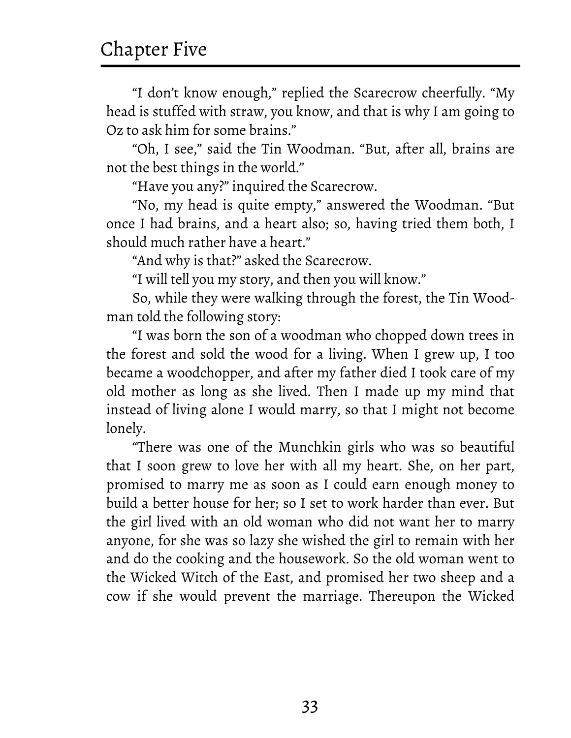"I don't know enough," replied the Scarecrow cheerfully. "My head is stuffed with straw, you know, and that is why I am going to Oz to ask him for some brains."

"Oh, I see," said the Tin Woodman. "But, after all, brains are not the best things in the world."

"Have you any?" inquired the Scarecrow.

"No, my head is quite empty," answered the Woodman. "But once I had brains, and a heart also; so, having tried them both, I should much rather have a heart."

"And why is that?" asked the Scarecrow.

"I will tell you my story, and then you will know."

So, while they were walking through the forest, the Tin Woodman told the following story:

"I was born the son of a woodman who chopped down trees in the forest and sold the wood for a living. When I grew up, I too became a woodchopper, and after my father died I took care of my old mother as long as she lived. Then I made up my mind that instead of living alone I would marry, so that I might not become lonely.

"There was one of the Munchkin girls who was so beautiful that I soon grew to love her with all my heart. She, on her part, promised to marry me as soon as I could earn enough money to build a better house for her; so I set to work harder than ever. But the girl lived with an old woman who did not want her to marry anyone, for she was so lazy she wished the girl to remain with her and do the cooking and the housework. So the old woman went to the Wicked Witch of the East, and promised her two sheep and a cow if she would prevent the marriage. Thereupon the Wicked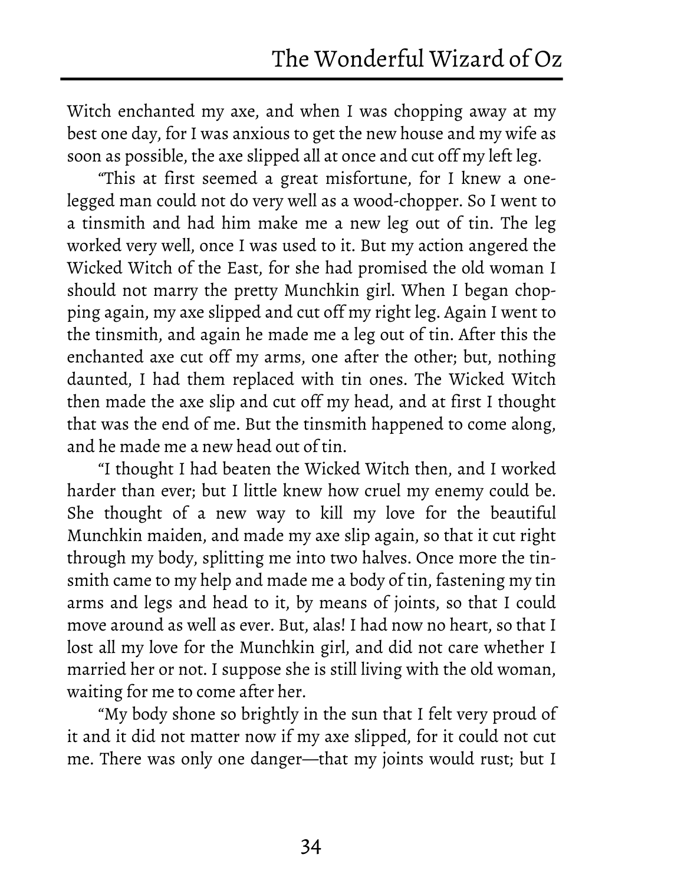Witch enchanted my axe, and when I was chopping away at my best one day, for I was anxious to get the new house and my wife as soon as possible, the axe slipped all at once and cut off my left leg.

"This at first seemed a great misfortune, for I knew a one-legged man could not do very well as a wood-chopper. So I went to a tinsmith and had him make me a new leg out of tin. The leg worked very well, once I was used to it. But my action angered the Wicked Witch of the East, for she had promised the old woman I should not marry the pretty Munchkin girl. When I began chopping again, my axe slipped and cut off my right leg. Again I went to the tinsmith, and again he made me a leg out of tin. After this the enchanted axe cut off my arms, one after the other; but, nothing daunted, I had them replaced with tin ones. The Wicked Witch then made the axe slip and cut off my head, and at first I thought that was the end of me. But the tinsmith happened to come along, and he made me a new head out of tin.

"I thought I had beaten the Wicked Witch then, and I worked harder than ever; but I little knew how cruel my enemy could be. She thought of a new way to kill my love for the beautiful Munchkin maiden, and made my axe slip again, so that it cut right through my body, splitting me into two halves. Once more the tinsmith came to my help and made me a body of tin, fastening my tin arms and legs and head to it, by means of joints, so that I could move around as well as ever. But, alas! I had now no heart, so that I lost all my love for the Munchkin girl, and did not care whether I married her or not. I suppose she is still living with the old woman, waiting for me to come after her.

"My body shone so brightly in the sun that I felt very proud of it and it did not matter now if my axe slipped, for it could not cut me. There was only one danger—that my joints would rust; but I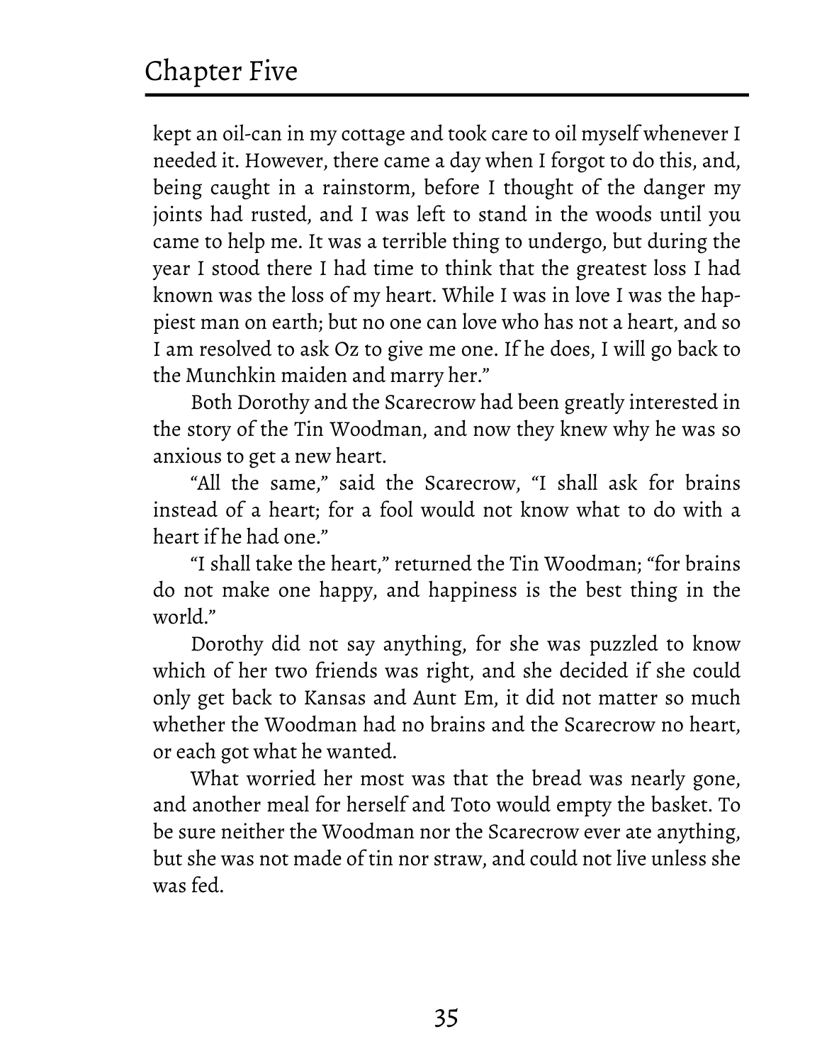kept an oil-can in my cottage and took care to oil myself whenever I needed it. However, there came a day when I forgot to do this, and, being caught in a rainstorm, before I thought of the danger my joints had rusted, and I was left to stand in the woods until you came to help me. It was a terrible thing to undergo, but during the year I stood there I had time to think that the greatest loss I had known was the loss of my heart. While I was in love I was the happiest man on earth; but no one can love who has not a heart, and so I am resolved to ask Oz to give me one. If he does, I will go back to the Munchkin maiden and marry her."

Both Dorothy and the Scarecrow had been greatly interested in the story of the Tin Woodman, and now they knew why he was so anxious to get a new heart.

"All the same," said the Scarecrow, "I shall ask for brains instead of a heart; for a fool would not know what to do with a heart if he had one."

"I shall take the heart," returned the Tin Woodman; "for brains do not make one happy, and happiness is the best thing in the world."

Dorothy did not say anything, for she was puzzled to know which of her two friends was right, and she decided if she could only get back to Kansas and Aunt Em, it did not matter so much whether the Woodman had no brains and the Scarecrow no heart, or each got what he wanted.

What worried her most was that the bread was nearly gone, and another meal for herself and Toto would empty the basket. To be sure neither the Woodman nor the Scarecrow ever ate anything, but she was not made of tin nor straw, and could not live unless she was fed.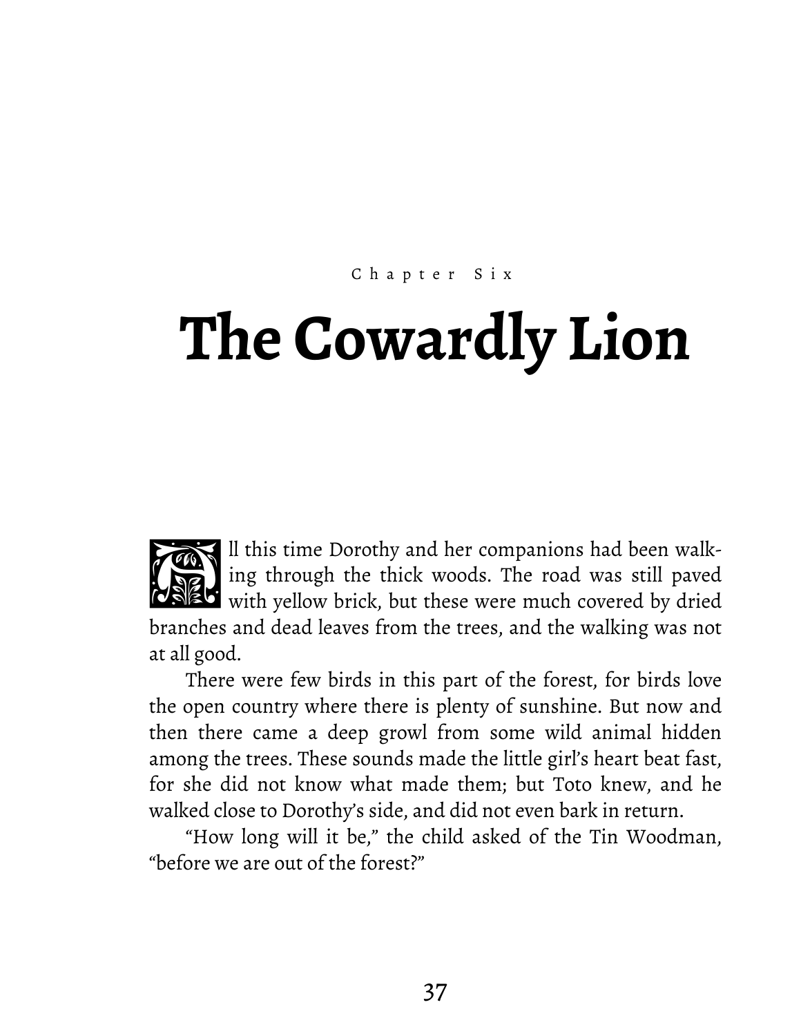Chapter Six

# The Cowardly Lion

All this time Dorothy and her companions had been walking through the thick woods. The road was still paved with yellow brick, but these were much covered by dried branches and dead leaves from the trees, and the walking was not at all good.

There were few birds in this part of the forest, for birds love the open country where there is plenty of sunshine. But now and then there came a deep growl from some wild animal hidden among the trees. These sounds made the little girl's heart beat fast, for she did not know what made them; but Toto knew, and he walked close to Dorothy's side, and did not even bark in return.

"How long will it be," the child asked of the Tin Woodman, "before we are out of the forest?"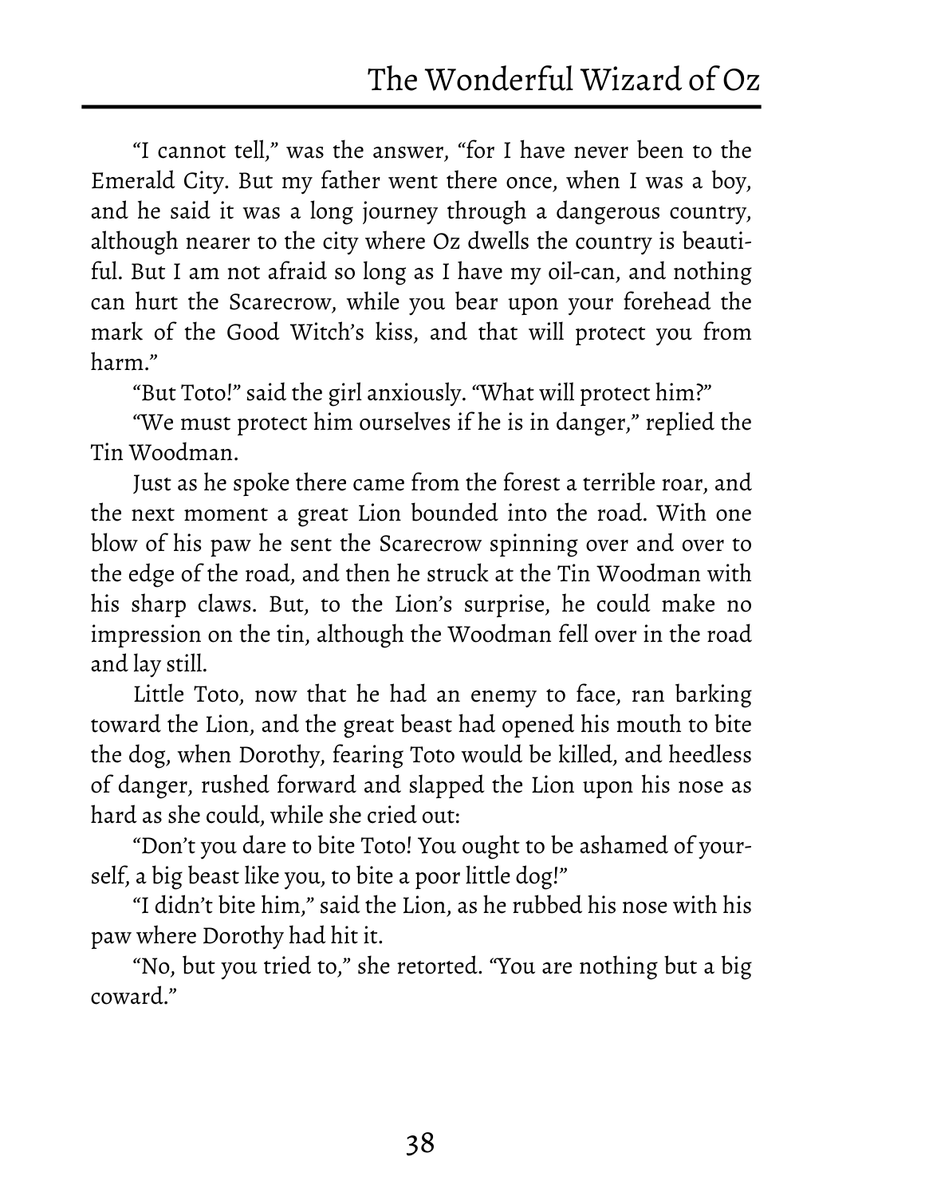"I cannot tell," was the answer, "for I have never been to the Emerald City. But my father went there once, when I was a boy, and he said it was a long journey through a dangerous country, although nearer to the city where Oz dwells the country is beautiful. But I am not afraid so long as I have my oil-can, and nothing can hurt the Scarecrow, while you bear upon your forehead the mark of the Good Witch's kiss, and that will protect you from harm."

"But Toto!" said the girl anxiously. "What will protect him?"

"We must protect him ourselves if he is in danger," replied the Tin Woodman.

Just as he spoke there came from the forest a terrible roar, and the next moment a great Lion bounded into the road. With one blow of his paw he sent the Scarecrow spinning over and over to the edge of the road, and then he struck at the Tin Woodman with his sharp claws. But, to the Lion's surprise, he could make no impression on the tin, although the Woodman fell over in the road and lay still.

Little Toto, now that he had an enemy to face, ran barking toward the Lion, and the great beast had opened his mouth to bite the dog, when Dorothy, fearing Toto would be killed, and heedless of danger, rushed forward and slapped the Lion upon his nose as hard as she could, while she cried out:

"Don't you dare to bite Toto! You ought to be ashamed of yourself, a big beast like you, to bite a poor little dog!"

"I didn't bite him," said the Lion, as he rubbed his nose with his paw where Dorothy had hit it.

"No, but you tried to," she retorted. "You are nothing but a big coward."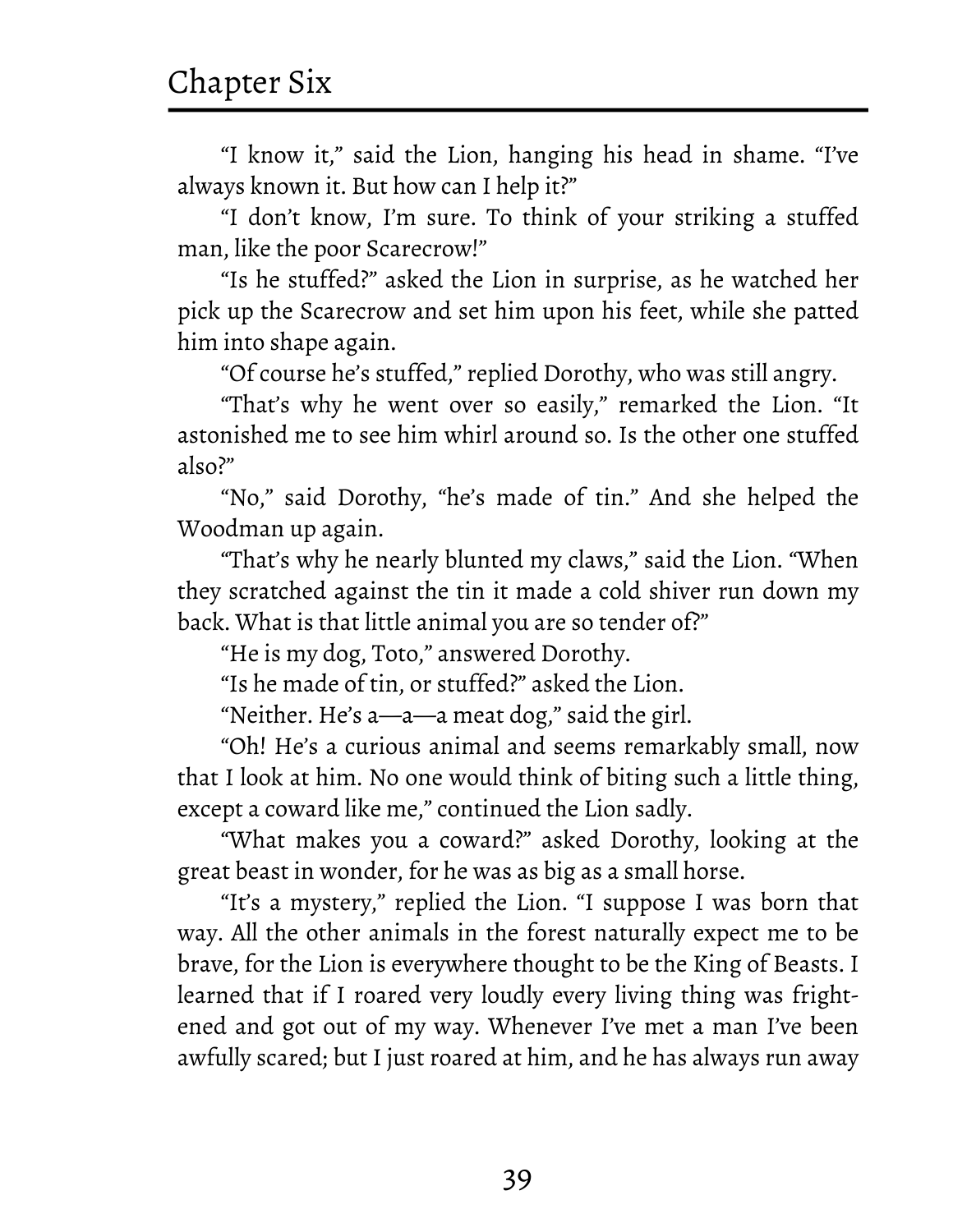"I know it," said the Lion, hanging his head in shame. "I've always known it. But how can I help it?"

"I don't know, I'm sure. To think of your striking a stuffed man, like the poor Scarecrow!"

"Is he stuffed?" asked the Lion in surprise, as he watched her pick up the Scarecrow and set him upon his feet, while she patted him into shape again.

"Of course he's stuffed," replied Dorothy, who was still angry.

"That's why he went over so easily," remarked the Lion. "It astonished me to see him whirl around so. Is the other one stuffed also?"

"No," said Dorothy, "he's made of tin." And she helped the Woodman up again.

"That's why he nearly blunted my claws," said the Lion. "When they scratched against the tin it made a cold shiver run down my back. What is that little animal you are so tender of?"

"He is my dog, Toto," answered Dorothy.

"Is he made of tin, or stuffed?" asked the Lion.

"Neither. He's a—a—a meat dog," said the girl.

"Oh! He's a curious animal and seems remarkably small, now that I look at him. No one would think of biting such a little thing, except a coward like me," continued the Lion sadly.

"What makes you a coward?" asked Dorothy, looking at the great beast in wonder, for he was as big as a small horse.

"It's a mystery," replied the Lion. "I suppose I was born that way. All the other animals in the forest naturally expect me to be brave, for the Lion is everywhere thought to be the King of Beasts. I learned that if I roared very loudly every living thing was frightened and got out of my way. Whenever I've met a man I've been awfully scared; but I just roared at him, and he has always run away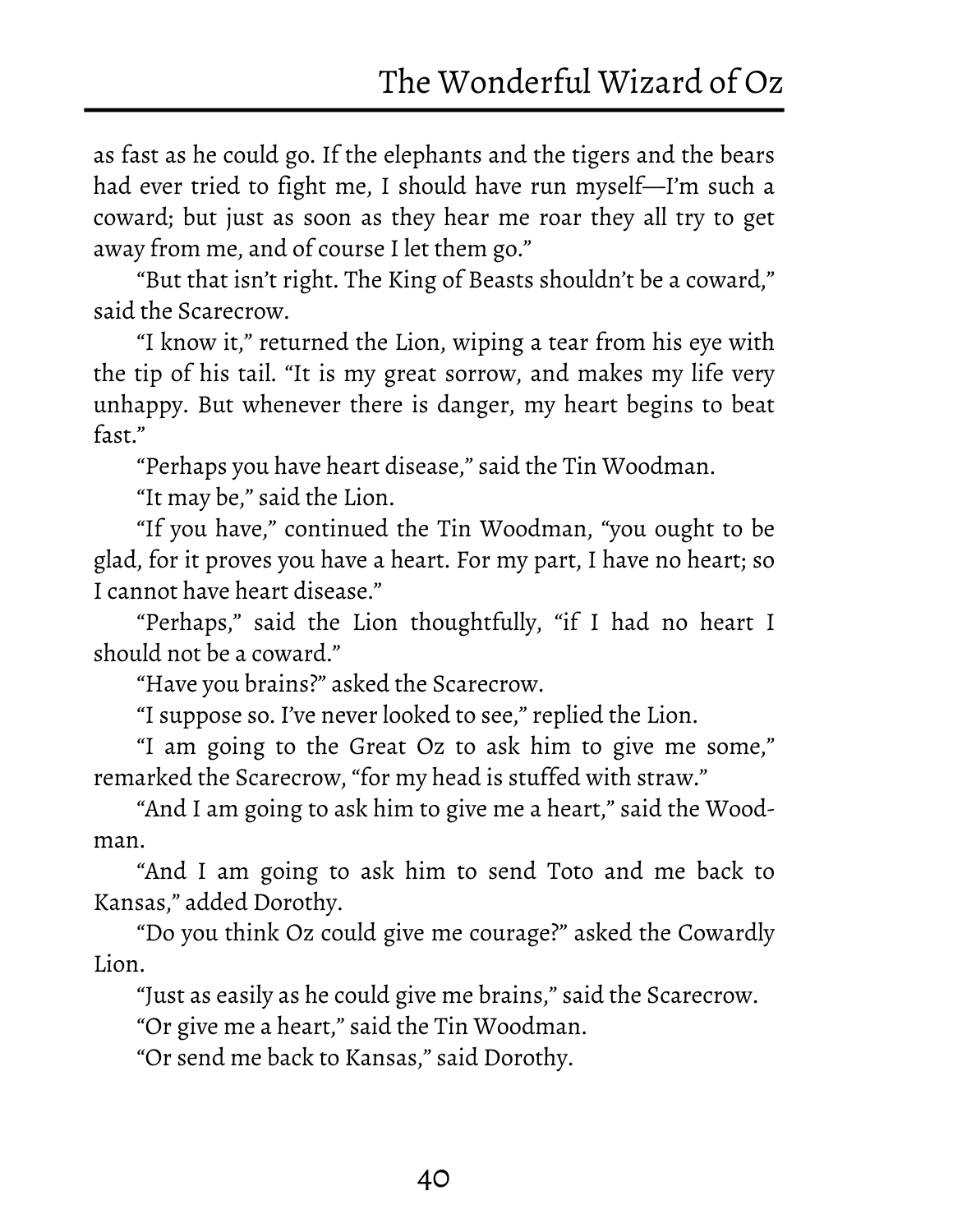as fast as he could go. If the elephants and the tigers and the bears had ever tried to fight me, I should have run myself—I'm such a coward; but just as soon as they hear me roar they all try to get away from me, and of course I let them go."

"But that isn't right. The King of Beasts shouldn't be a coward," said the Scarecrow.

"I know it," returned the Lion, wiping a tear from his eye with the tip of his tail. "It is my great sorrow, and makes my life very unhappy. But whenever there is danger, my heart begins to beat fast."

"Perhaps you have heart disease," said the Tin Woodman.

"It may be," said the Lion.

"If you have," continued the Tin Woodman, "you ought to be glad, for it proves you have a heart. For my part, I have no heart; so I cannot have heart disease."

"Perhaps," said the Lion thoughtfully, "if I had no heart I should not be a coward."

"Have you brains?" asked the Scarecrow.

"I suppose so. I've never looked to see," replied the Lion.

"I am going to the Great Oz to ask him to give me some," remarked the Scarecrow, "for my head is stuffed with straw."

"And I am going to ask him to give me a heart," said the Woodman.

"And I am going to ask him to send Toto and me back to Kansas," added Dorothy.

"Do you think Oz could give me courage?" asked the Cowardly Lion.

"Just as easily as he could give me brains," said the Scarecrow.

"Or give me a heart," said the Tin Woodman.

"Or send me back to Kansas," said Dorothy.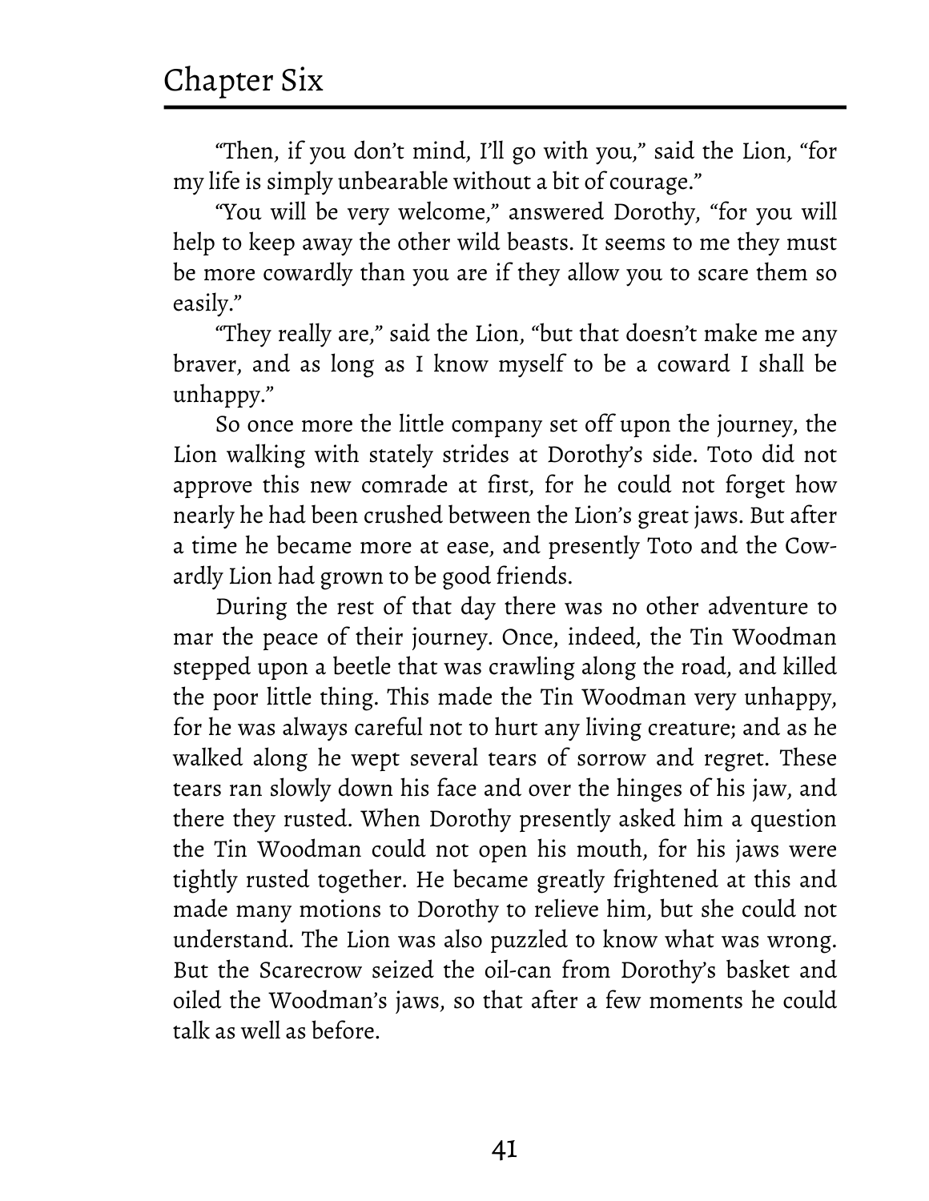"Then, if you don't mind, I'll go with you," said the Lion, "for my life is simply unbearable without a bit of courage."

"You will be very welcome," answered Dorothy, "for you will help to keep away the other wild beasts. It seems to me they must be more cowardly than you are if they allow you to scare them so easily."

"They really are," said the Lion, "but that doesn't make me any braver, and as long as I know myself to be a coward I shall be unhappy."

So once more the little company set off upon the journey, the Lion walking with stately strides at Dorothy's side. Toto did not approve this new comrade at first, for he could not forget how nearly he had been crushed between the Lion's great jaws. But after a time he became more at ease, and presently Toto and the Cowardly Lion had grown to be good friends.

During the rest of that day there was no other adventure to mar the peace of their journey. Once, indeed, the Tin Woodman stepped upon a beetle that was crawling along the road, and killed the poor little thing. This made the Tin Woodman very unhappy, for he was always careful not to hurt any living creature; and as he walked along he wept several tears of sorrow and regret. These tears ran slowly down his face and over the hinges of his jaw, and there they rusted. When Dorothy presently asked him a question the Tin Woodman could not open his mouth, for his jaws were tightly rusted together. He became greatly frightened at this and made many motions to Dorothy to relieve him, but she could not understand. The Lion was also puzzled to know what was wrong. But the Scarecrow seized the oil-can from Dorothy's basket and oiled the Woodman's jaws, so that after a few moments he could talk as well as before.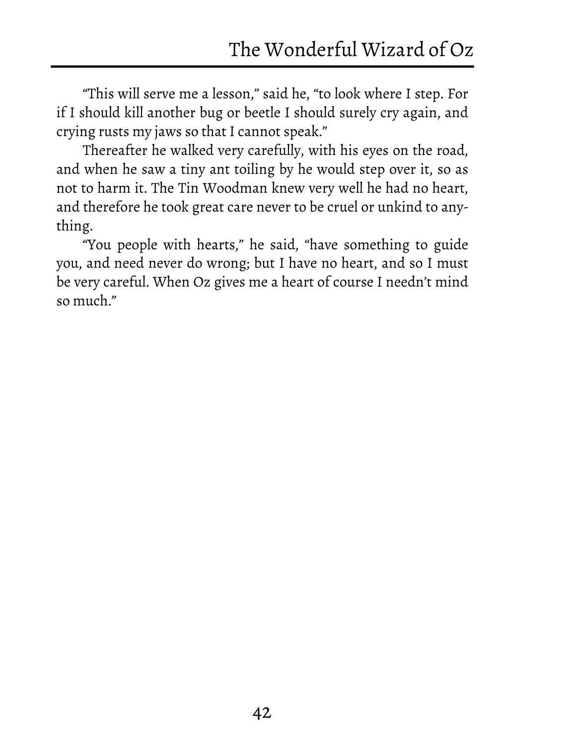"This will serve me a lesson," said he, "to look where I step. For if I should kill another bug or beetle I should surely cry again, and crying rusts my jaws so that I cannot speak."

Thereafter he walked very carefully, with his eyes on the road, and when he saw a tiny ant toiling by he would step over it, so as not to harm it. The Tin Woodman knew very well he had no heart, and therefore he took great care never to be cruel or unkind to anything.

"You people with hearts," he said, "have something to guide you, and need never do wrong; but I have no heart, and so I must be very careful. When Oz gives me a heart of course I needn't mind so much."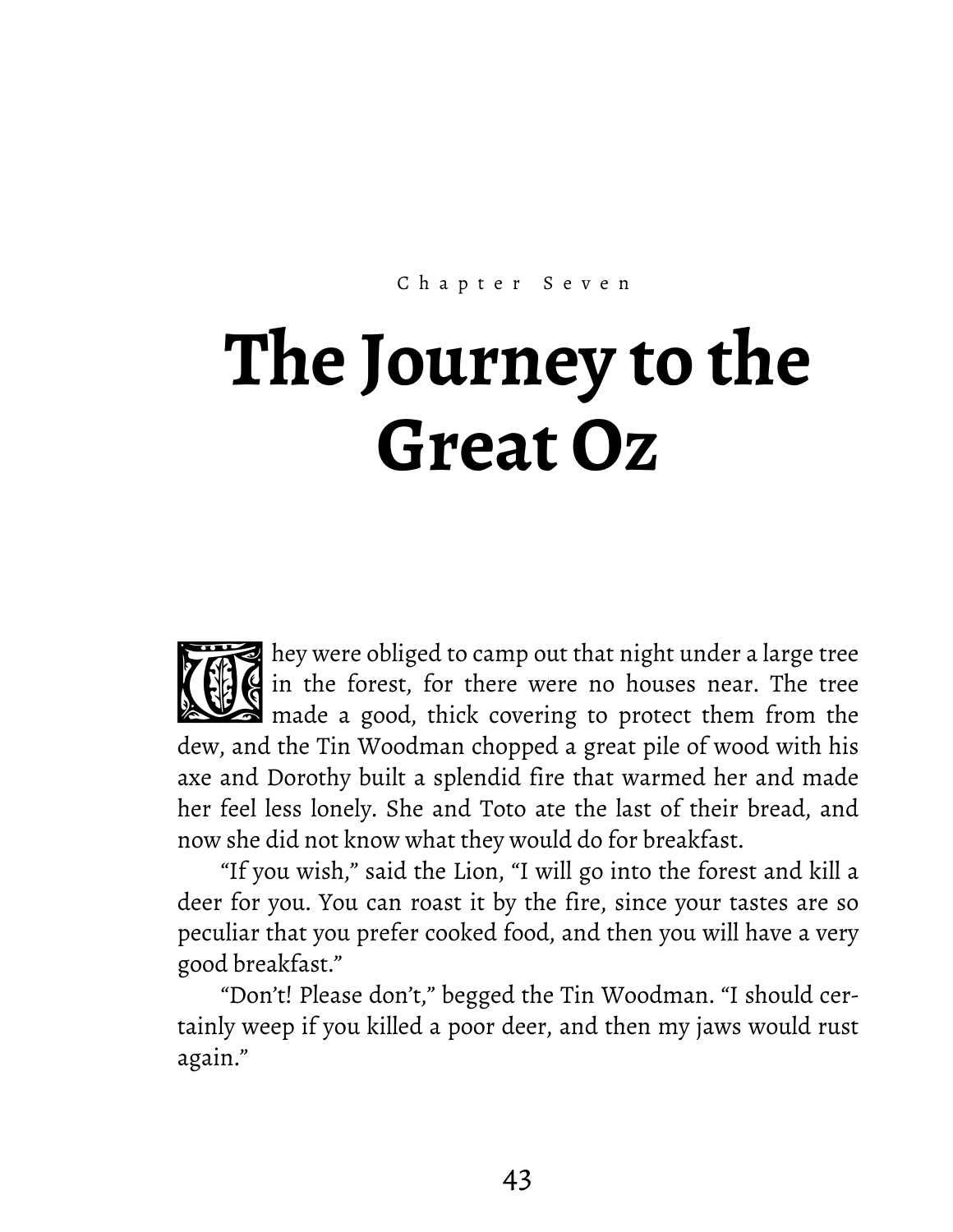Chapter Seven

# The Journey to the Great Oz

They were obliged to camp out that night under a large tree in the forest, for there were no houses near. The tree made a good, thick covering to protect them from the dew, and the Tin Woodman chopped a great pile of wood with his axe and Dorothy built a splendid fire that warmed her and made her feel less lonely. She and Toto ate the last of their bread, and now she did not know what they would do for breakfast.

"If you wish," said the Lion, "I will go into the forest and kill a deer for you. You can roast it by the fire, since your tastes are so peculiar that you prefer cooked food, and then you will have a very good breakfast."

"Don't! Please don't," begged the Tin Woodman. "I should certainly weep if you killed a poor deer, and then my jaws would rust again."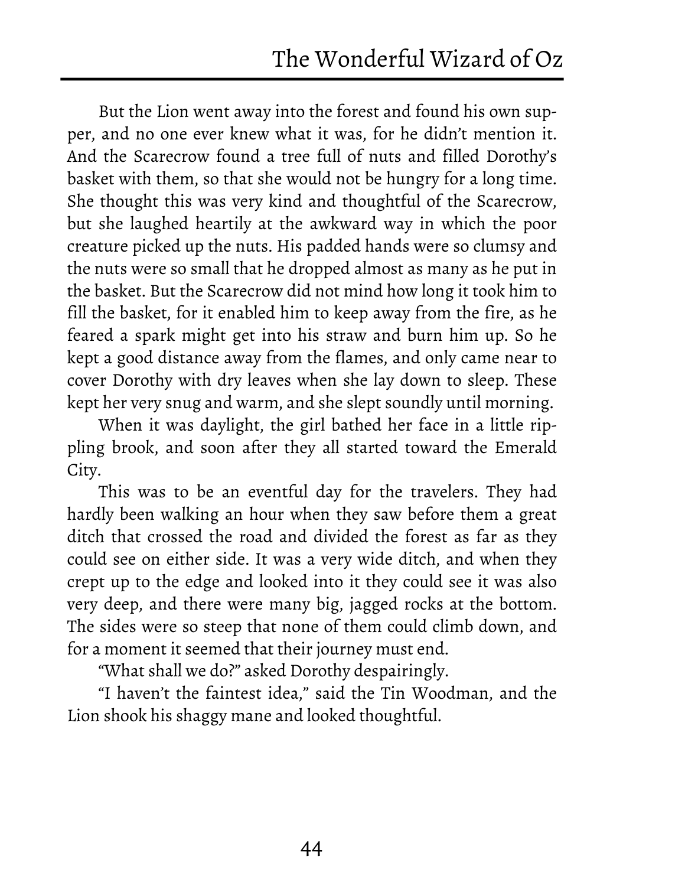But the Lion went away into the forest and found his own supper, and no one ever knew what it was, for he didn't mention it. And the Scarecrow found a tree full of nuts and filled Dorothy's basket with them, so that she would not be hungry for a long time. She thought this was very kind and thoughtful of the Scarecrow, but she laughed heartily at the awkward way in which the poor creature picked up the nuts. His padded hands were so clumsy and the nuts were so small that he dropped almost as many as he put in the basket. But the Scarecrow did not mind how long it took him to fill the basket, for it enabled him to keep away from the fire, as he feared a spark might get into his straw and burn him up. So he kept a good distance away from the flames, and only came near to cover Dorothy with dry leaves when she lay down to sleep. These kept her very snug and warm, and she slept soundly until morning.

When it was daylight, the girl bathed her face in a little rippling brook, and soon after they all started toward the Emerald City.

This was to be an eventful day for the travelers. They had hardly been walking an hour when they saw before them a great ditch that crossed the road and divided the forest as far as they could see on either side. It was a very wide ditch, and when they crept up to the edge and looked into it they could see it was also very deep, and there were many big, jagged rocks at the bottom. The sides were so steep that none of them could climb down, and for a moment it seemed that their journey must end.

"What shall we do?" asked Dorothy despairingly.

"I haven't the faintest idea," said the Tin Woodman, and the Lion shook his shaggy mane and looked thoughtful.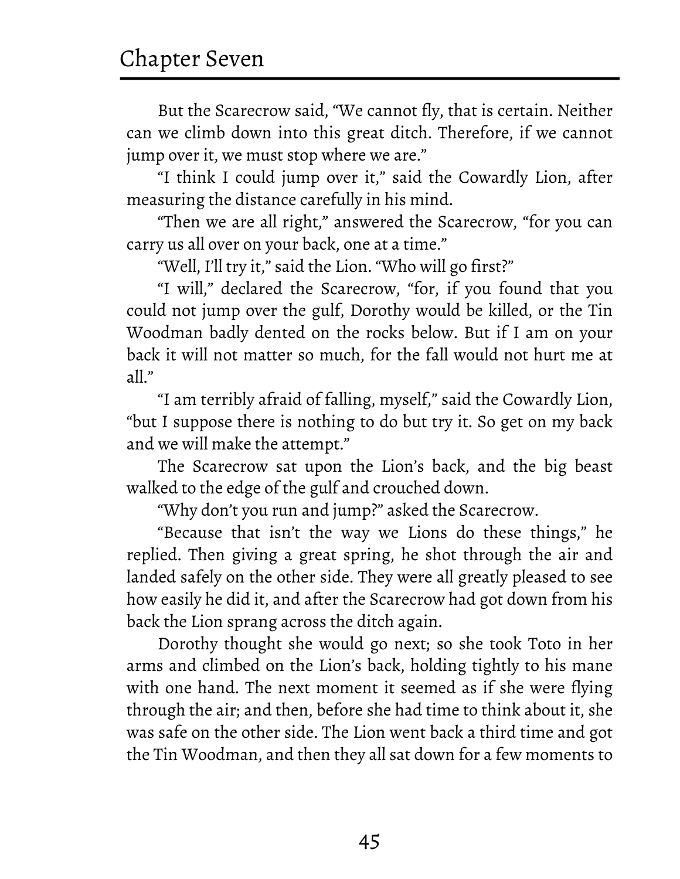But the Scarecrow said, "We cannot fly, that is certain. Neither can we climb down into this great ditch. Therefore, if we cannot jump over it, we must stop where we are."

"I think I could jump over it," said the Cowardly Lion, after measuring the distance carefully in his mind.

"Then we are all right," answered the Scarecrow, "for you can carry us all over on your back, one at a time."

"Well, I'll try it," said the Lion. "Who will go first?"

"I will," declared the Scarecrow, "for, if you found that you could not jump over the gulf, Dorothy would be killed, or the Tin Woodman badly dented on the rocks below. But if I am on your back it will not matter so much, for the fall would not hurt me at all."

"I am terribly afraid of falling, myself," said the Cowardly Lion, "but I suppose there is nothing to do but try it. So get on my back and we will make the attempt."

The Scarecrow sat upon the Lion's back, and the big beast walked to the edge of the gulf and crouched down.

"Why don't you run and jump?" asked the Scarecrow.

"Because that isn't the way we Lions do these things," he replied. Then giving a great spring, he shot through the air and landed safely on the other side. They were all greatly pleased to see how easily he did it, and after the Scarecrow had got down from his back the Lion sprang across the ditch again.

Dorothy thought she would go next; so she took Toto in her arms and climbed on the Lion's back, holding tightly to his mane with one hand. The next moment it seemed as if she were flying through the air; and then, before she had time to think about it, she was safe on the other side. The Lion went back a third time and got the Tin Woodman, and then they all sat down for a few moments to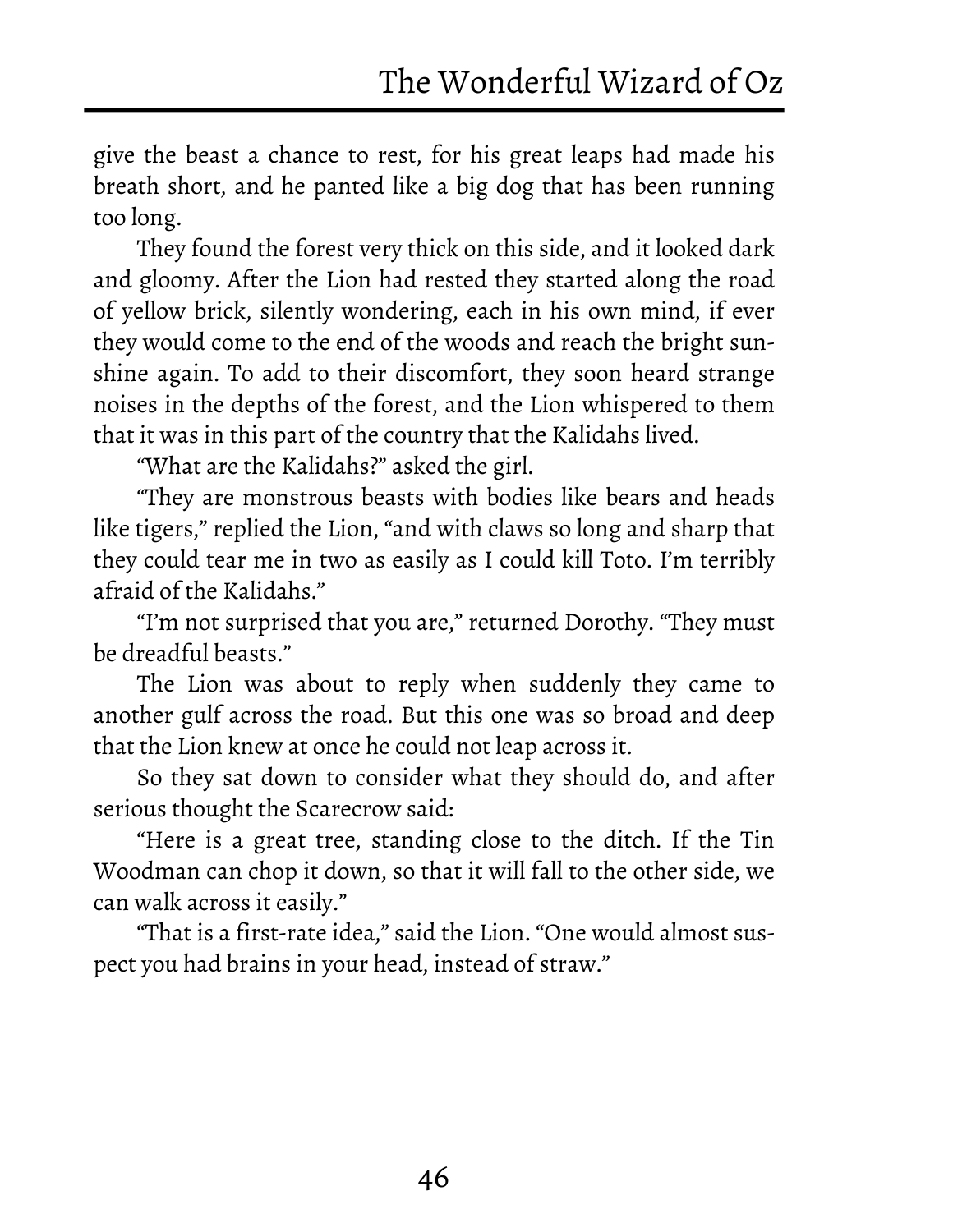give the beast a chance to rest, for his great leaps had made his breath short, and he panted like a big dog that has been running too long.

They found the forest very thick on this side, and it looked dark and gloomy. After the Lion had rested they started along the road of yellow brick, silently wondering, each in his own mind, if ever they would come to the end of the woods and reach the bright sunshine again. To add to their discomfort, they soon heard strange noises in the depths of the forest, and the Lion whispered to them that it was in this part of the country that the Kalidahs lived.

"What are the Kalidahs?" asked the girl.

"They are monstrous beasts with bodies like bears and heads like tigers," replied the Lion, "and with claws so long and sharp that they could tear me in two as easily as I could kill Toto. I'm terribly afraid of the Kalidahs."

"I'm not surprised that you are," returned Dorothy. "They must be dreadful beasts."

The Lion was about to reply when suddenly they came to another gulf across the road. But this one was so broad and deep that the Lion knew at once he could not leap across it.

So they sat down to consider what they should do, and after serious thought the Scarecrow said:

"Here is a great tree, standing close to the ditch. If the Tin Woodman can chop it down, so that it will fall to the other side, we can walk across it easily."

"That is a first-rate idea," said the Lion. "One would almost suspect you had brains in your head, instead of straw."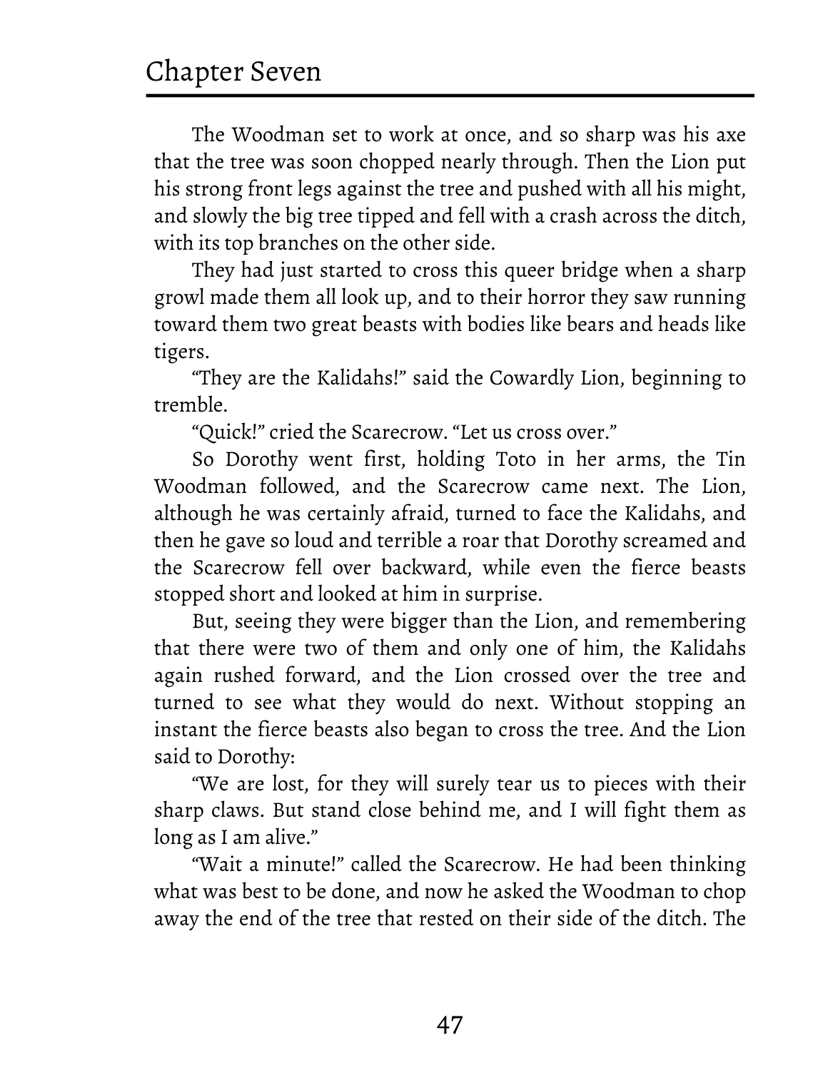The Woodman set to work at once, and so sharp was his axe that the tree was soon chopped nearly through. Then the Lion put his strong front legs against the tree and pushed with all his might, and slowly the big tree tipped and fell with a crash across the ditch, with its top branches on the other side.

They had just started to cross this queer bridge when a sharp growl made them all look up, and to their horror they saw running toward them two great beasts with bodies like bears and heads like tigers.

"They are the Kalidahs!" said the Cowardly Lion, beginning to tremble.

"Quick!" cried the Scarecrow. "Let us cross over."

So Dorothy went first, holding Toto in her arms, the Tin Woodman followed, and the Scarecrow came next. The Lion, although he was certainly afraid, turned to face the Kalidahs, and then he gave so loud and terrible a roar that Dorothy screamed and the Scarecrow fell over backward, while even the fierce beasts stopped short and looked at him in surprise.

But, seeing they were bigger than the Lion, and remembering that there were two of them and only one of him, the Kalidahs again rushed forward, and the Lion crossed over the tree and turned to see what they would do next. Without stopping an instant the fierce beasts also began to cross the tree. And the Lion said to Dorothy:

"We are lost, for they will surely tear us to pieces with their sharp claws. But stand close behind me, and I will fight them as long as I am alive."

"Wait a minute!" called the Scarecrow. He had been thinking what was best to be done, and now he asked the Woodman to chop away the end of the tree that rested on their side of the ditch. The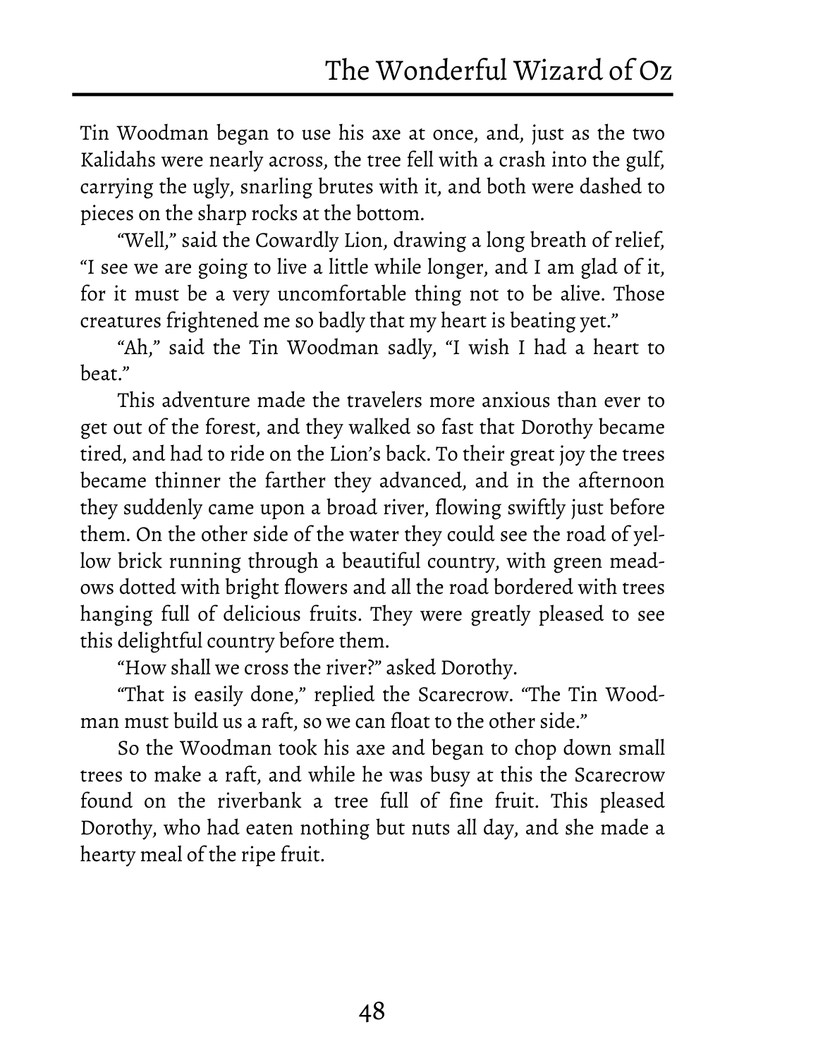Tin Woodman began to use his axe at once, and, just as the two Kalidahs were nearly across, the tree fell with a crash into the gulf, carrying the ugly, snarling brutes with it, and both were dashed to pieces on the sharp rocks at the bottom.

"Well," said the Cowardly Lion, drawing a long breath of relief, "I see we are going to live a little while longer, and I am glad of it, for it must be a very uncomfortable thing not to be alive. Those creatures frightened me so badly that my heart is beating yet."

"Ah," said the Tin Woodman sadly, "I wish I had a heart to beat."

This adventure made the travelers more anxious than ever to get out of the forest, and they walked so fast that Dorothy became tired, and had to ride on the Lion's back. To their great joy the trees became thinner the farther they advanced, and in the afternoon they suddenly came upon a broad river, flowing swiftly just before them. On the other side of the water they could see the road of yellow brick running through a beautiful country, with green meadows dotted with bright flowers and all the road bordered with trees hanging full of delicious fruits. They were greatly pleased to see this delightful country before them.

"How shall we cross the river?" asked Dorothy.

"That is easily done," replied the Scarecrow. "The Tin Woodman must build us a raft, so we can float to the other side."

So the Woodman took his axe and began to chop down small trees to make a raft, and while he was busy at this the Scarecrow found on the riverbank a tree full of fine fruit. This pleased Dorothy, who had eaten nothing but nuts all day, and she made a hearty meal of the ripe fruit.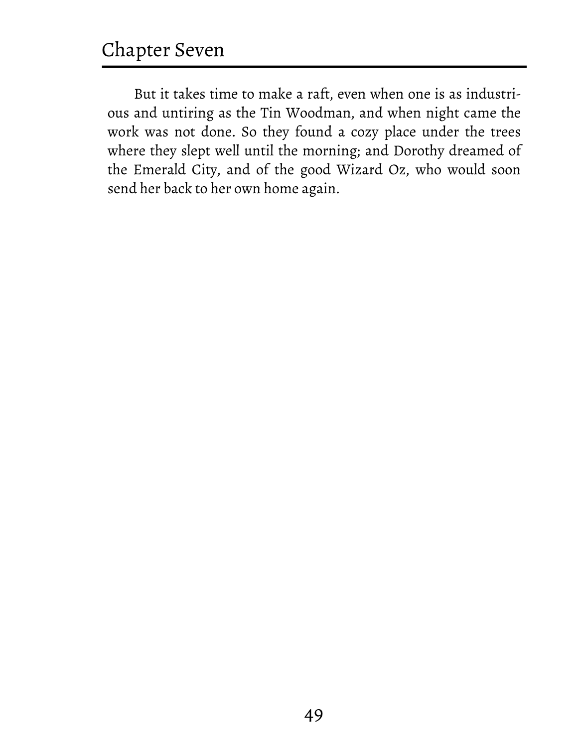But it takes time to make a raft, even when one is as industrious and untiring as the Tin Woodman, and when night came the work was not done. So they found a cozy place under the trees where they slept well until the morning; and Dorothy dreamed of the Emerald City, and of the good Wizard Oz, who would soon send her back to her own home again.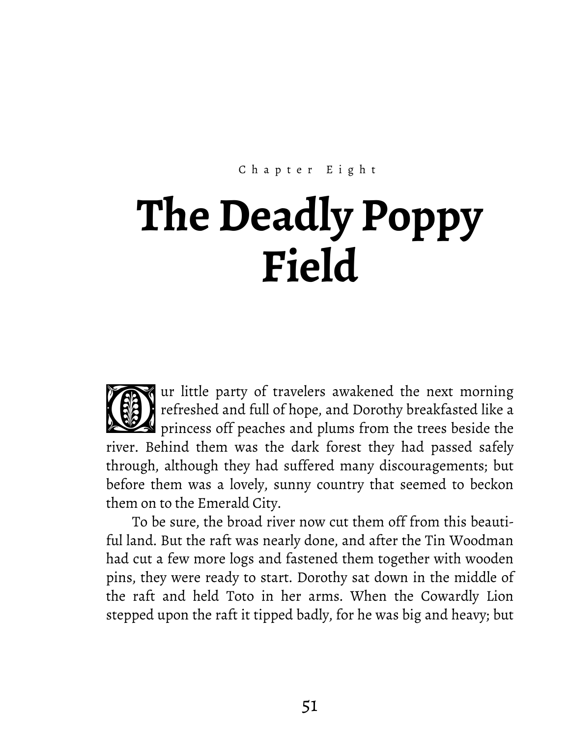Chapter Eight

# The Deadly Poppy Field

Our little party of travelers awakened the next morning refreshed and full of hope, and Dorothy breakfasted like a princess off peaches and plums from the trees beside the river. Behind them was the dark forest they had passed safely through, although they had suffered many discouragements; but before them was a lovely, sunny country that seemed to beckon them on to the Emerald City.

To be sure, the broad river now cut them off from this beautiful land. But the raft was nearly done, and after the Tin Woodman had cut a few more logs and fastened them together with wooden pins, they were ready to start. Dorothy sat down in the middle of the raft and held Toto in her arms. When the Cowardly Lion stepped upon the raft it tipped badly, for he was big and heavy; but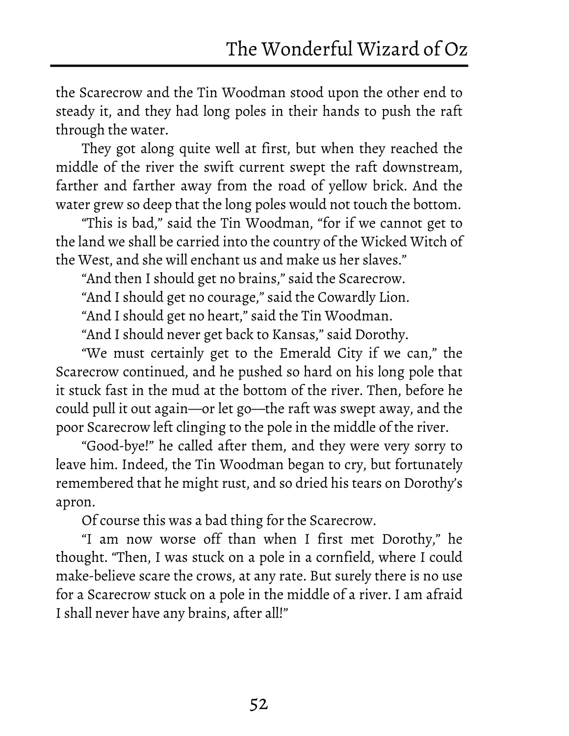the Scarecrow and the Tin Woodman stood upon the other end to steady it, and they had long poles in their hands to push the raft through the water.

They got along quite well at first, but when they reached the middle of the river the swift current swept the raft downstream, farther and farther away from the road of yellow brick. And the water grew so deep that the long poles would not touch the bottom.

"This is bad," said the Tin Woodman, "for if we cannot get to the land we shall be carried into the country of the Wicked Witch of the West, and she will enchant us and make us her slaves."

"And then I should get no brains," said the Scarecrow.

"And I should get no courage," said the Cowardly Lion.

"And I should get no heart," said the Tin Woodman.

"And I should never get back to Kansas," said Dorothy.

"We must certainly get to the Emerald City if we can," the Scarecrow continued, and he pushed so hard on his long pole that it stuck fast in the mud at the bottom of the river. Then, before he could pull it out again—or let go—the raft was swept away, and the poor Scarecrow left clinging to the pole in the middle of the river.

"Good-bye!" he called after them, and they were very sorry to leave him. Indeed, the Tin Woodman began to cry, but fortunately remembered that he might rust, and so dried his tears on Dorothy's apron.

Of course this was a bad thing for the Scarecrow.

"I am now worse off than when I first met Dorothy," he thought. "Then, I was stuck on a pole in a cornfield, where I could make-believe scare the crows, at any rate. But surely there is no use for a Scarecrow stuck on a pole in the middle of a river. I am afraid I shall never have any brains, after all!"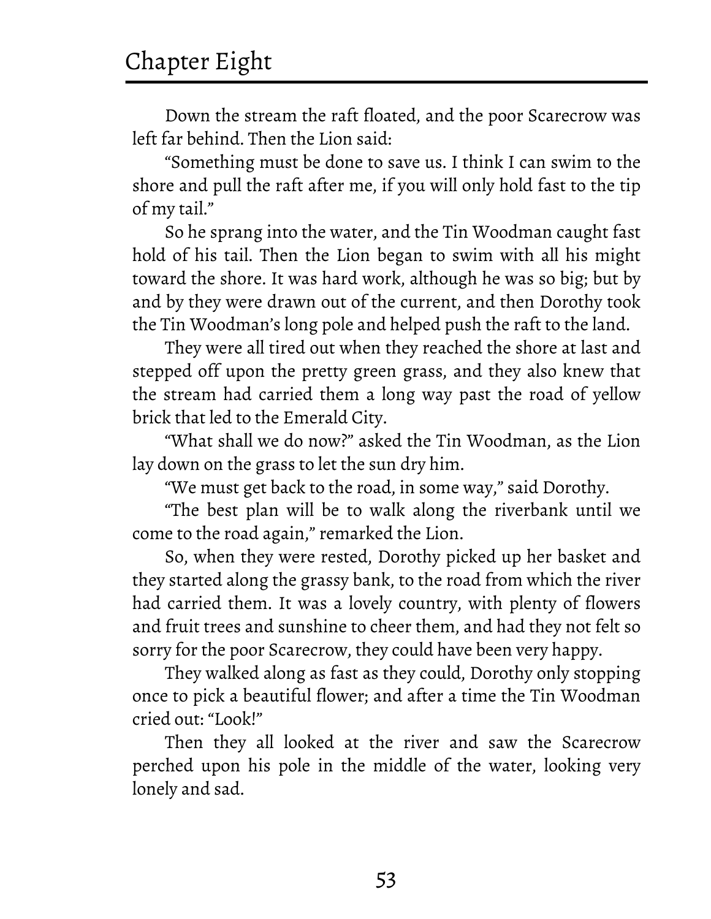# Chapter Eight

Down the stream the raft floated, and the poor Scarecrow was left far behind. Then the Lion said:

"Something must be done to save us. I think I can swim to the shore and pull the raft after me, if you will only hold fast to the tip of my tail."

So he sprang into the water, and the Tin Woodman caught fast hold of his tail. Then the Lion began to swim with all his might toward the shore. It was hard work, although he was so big; but by and by they were drawn out of the current, and then Dorothy took the Tin Woodman's long pole and helped push the raft to the land.

They were all tired out when they reached the shore at last and stepped off upon the pretty green grass, and they also knew that the stream had carried them a long way past the road of yellow brick that led to the Emerald City.

"What shall we do now?" asked the Tin Woodman, as the Lion lay down on the grass to let the sun dry him.

"We must get back to the road, in some way," said Dorothy.

"The best plan will be to walk along the riverbank until we come to the road again," remarked the Lion.

So, when they were rested, Dorothy picked up her basket and they started along the grassy bank, to the road from which the river had carried them. It was a lovely country, with plenty of flowers and fruit trees and sunshine to cheer them, and had they not felt so sorry for the poor Scarecrow, they could have been very happy.

They walked along as fast as they could, Dorothy only stopping once to pick a beautiful flower; and after a time the Tin Woodman cried out: "Look!"

Then they all looked at the river and saw the Scarecrow perched upon his pole in the middle of the water, looking very lonely and sad.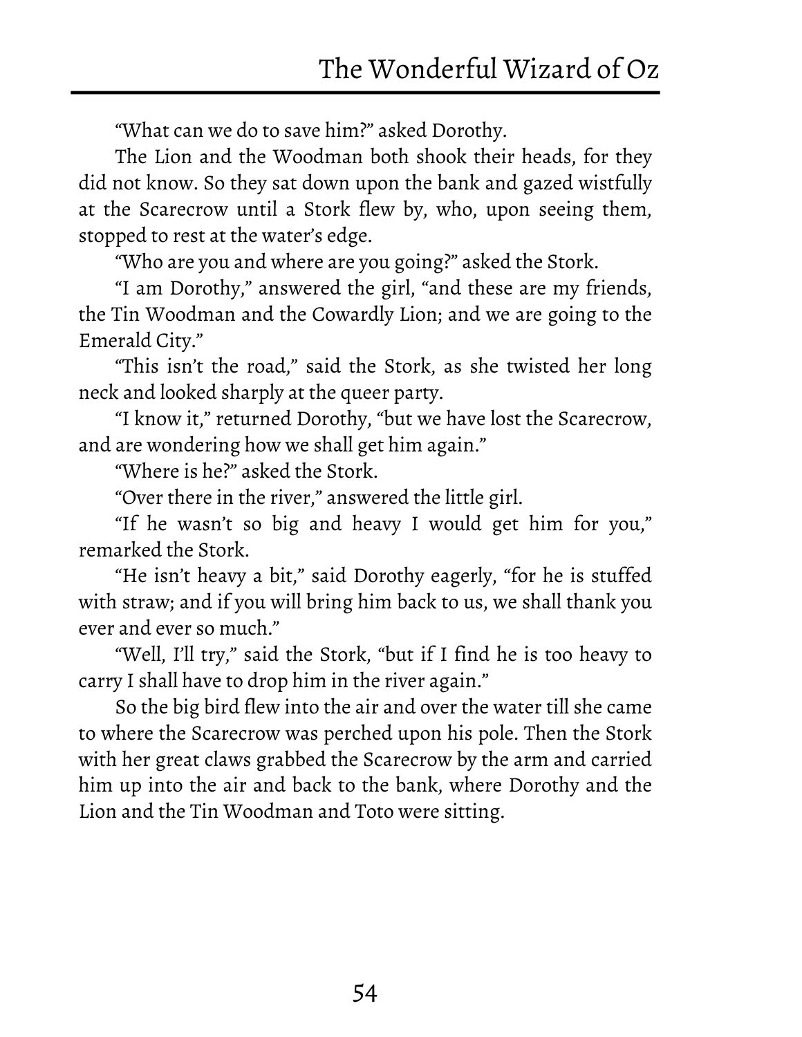"What can we do to save him?" asked Dorothy.

The Lion and the Woodman both shook their heads, for they did not know. So they sat down upon the bank and gazed wistfully at the Scarecrow until a Stork flew by, who, upon seeing them, stopped to rest at the water's edge.

"Who are you and where are you going?" asked the Stork.

"I am Dorothy," answered the girl, "and these are my friends, the Tin Woodman and the Cowardly Lion; and we are going to the Emerald City."

"This isn't the road," said the Stork, as she twisted her long neck and looked sharply at the queer party.

"I know it," returned Dorothy, "but we have lost the Scarecrow, and are wondering how we shall get him again."

"Where is he?" asked the Stork.

"Over there in the river," answered the little girl.

"If he wasn't so big and heavy I would get him for you," remarked the Stork.

"He isn't heavy a bit," said Dorothy eagerly, "for he is stuffed with straw; and if you will bring him back to us, we shall thank you ever and ever so much."

"Well, I'll try," said the Stork, "but if I find he is too heavy to carry I shall have to drop him in the river again."

So the big bird flew into the air and over the water till she came to where the Scarecrow was perched upon his pole. Then the Stork with her great claws grabbed the Scarecrow by the arm and carried him up into the air and back to the bank, where Dorothy and the Lion and the Tin Woodman and Toto were sitting.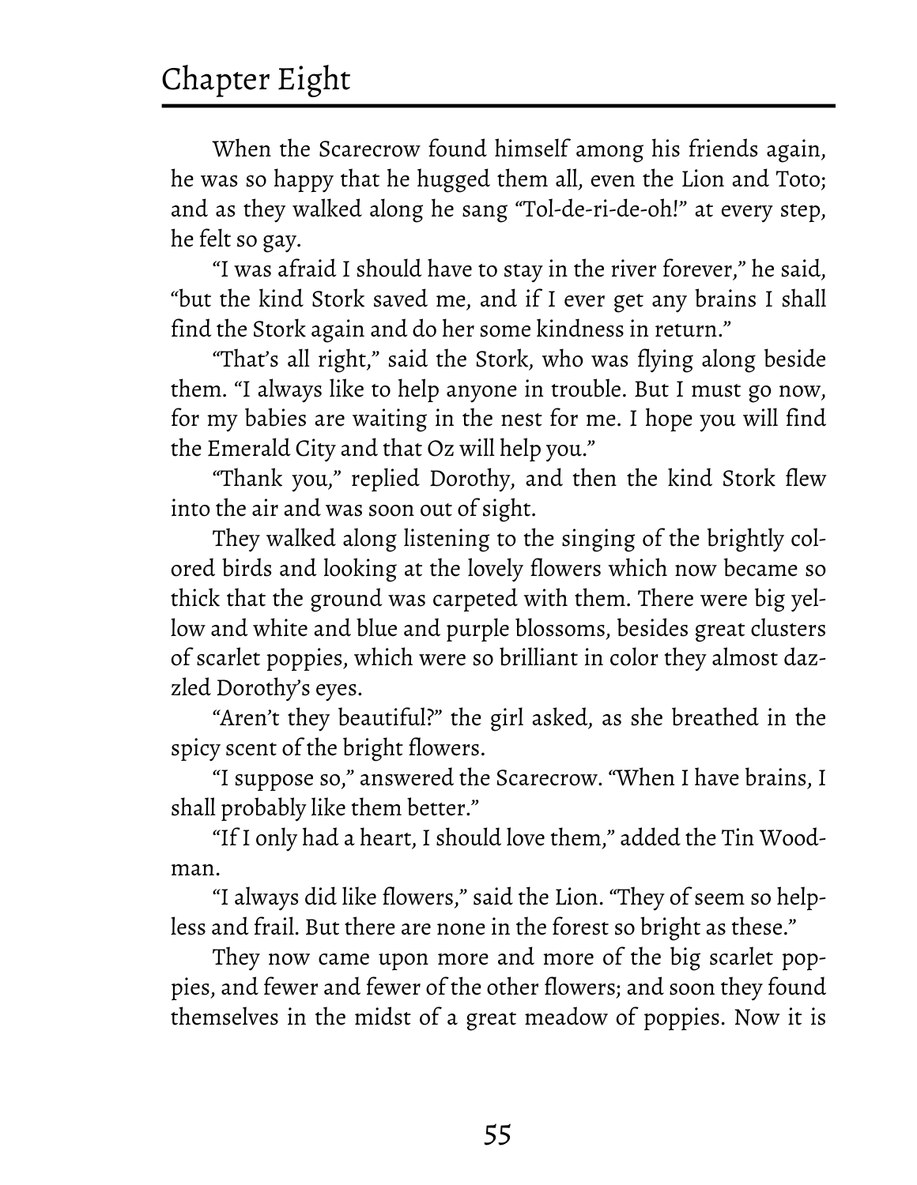# Chapter Eight

When the Scarecrow found himself among his friends again, he was so happy that he hugged them all, even the Lion and Toto; and as they walked along he sang "Tol-de-ri-de-oh!" at every step, he felt so gay.

"I was afraid I should have to stay in the river forever," he said, "but the kind Stork saved me, and if I ever get any brains I shall find the Stork again and do her some kindness in return."

"That's all right," said the Stork, who was flying along beside them. "I always like to help anyone in trouble. But I must go now, for my babies are waiting in the nest for me. I hope you will find the Emerald City and that Oz will help you."

"Thank you," replied Dorothy, and then the kind Stork flew into the air and was soon out of sight.

They walked along listening to the singing of the brightly colored birds and looking at the lovely flowers which now became so thick that the ground was carpeted with them. There were big yellow and white and blue and purple blossoms, besides great clusters of scarlet poppies, which were so brilliant in color they almost dazzled Dorothy's eyes.

"Aren't they beautiful?" the girl asked, as she breathed in the spicy scent of the bright flowers.

"I suppose so," answered the Scarecrow. "When I have brains, I shall probably like them better."

"If I only had a heart, I should love them," added the Tin Woodman.

"I always did like flowers," said the Lion. "They of seem so helpless and frail. But there are none in the forest so bright as these."

They now came upon more and more of the big scarlet poppies, and fewer and fewer of the other flowers; and soon they found themselves in the midst of a great meadow of poppies. Now it is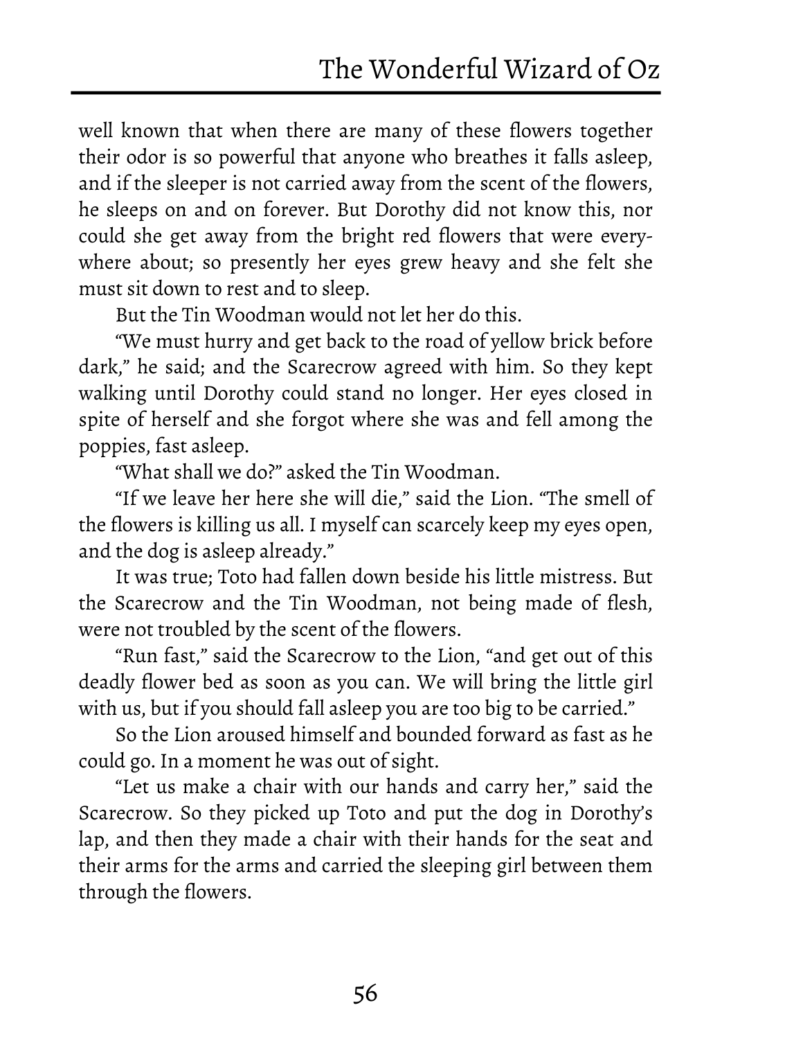well known that when there are many of these flowers together their odor is so powerful that anyone who breathes it falls asleep, and if the sleeper is not carried away from the scent of the flowers, he sleeps on and on forever. But Dorothy did not know this, nor could she get away from the bright red flowers that were everywhere about; so presently her eyes grew heavy and she felt she must sit down to rest and to sleep.

But the Tin Woodman would not let her do this.

"We must hurry and get back to the road of yellow brick before dark," he said; and the Scarecrow agreed with him. So they kept walking until Dorothy could stand no longer. Her eyes closed in spite of herself and she forgot where she was and fell among the poppies, fast asleep.

"What shall we do?" asked the Tin Woodman.

"If we leave her here she will die," said the Lion. "The smell of the flowers is killing us all. I myself can scarcely keep my eyes open, and the dog is asleep already."

It was true; Toto had fallen down beside his little mistress. But the Scarecrow and the Tin Woodman, not being made of flesh, were not troubled by the scent of the flowers.

"Run fast," said the Scarecrow to the Lion, "and get out of this deadly flower bed as soon as you can. We will bring the little girl with us, but if you should fall asleep you are too big to be carried."

So the Lion aroused himself and bounded forward as fast as he could go. In a moment he was out of sight.

"Let us make a chair with our hands and carry her," said the Scarecrow. So they picked up Toto and put the dog in Dorothy's lap, and then they made a chair with their hands for the seat and their arms for the arms and carried the sleeping girl between them through the flowers.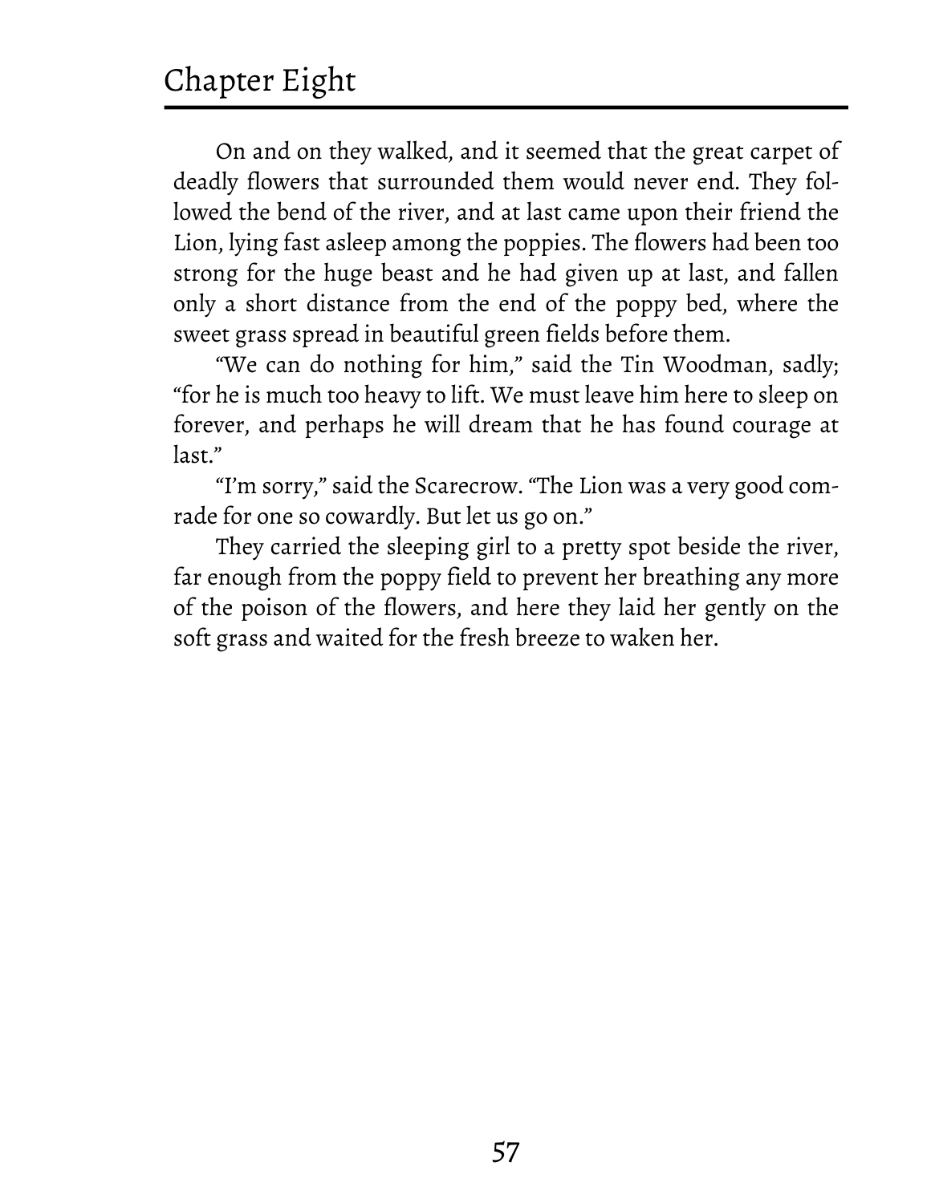On and on they walked, and it seemed that the great carpet of deadly flowers that surrounded them would never end. They followed the bend of the river, and at last came upon their friend the Lion, lying fast asleep among the poppies. The flowers had been too strong for the huge beast and he had given up at last, and fallen only a short distance from the end of the poppy bed, where the sweet grass spread in beautiful green fields before them.

"We can do nothing for him," said the Tin Woodman, sadly; "for he is much too heavy to lift. We must leave him here to sleep on forever, and perhaps he will dream that he has found courage at last."

"I'm sorry," said the Scarecrow. "The Lion was a very good comrade for one so cowardly. But let us go on."

They carried the sleeping girl to a pretty spot beside the river, far enough from the poppy field to prevent her breathing any more of the poison of the flowers, and here they laid her gently on the soft grass and waited for the fresh breeze to waken her.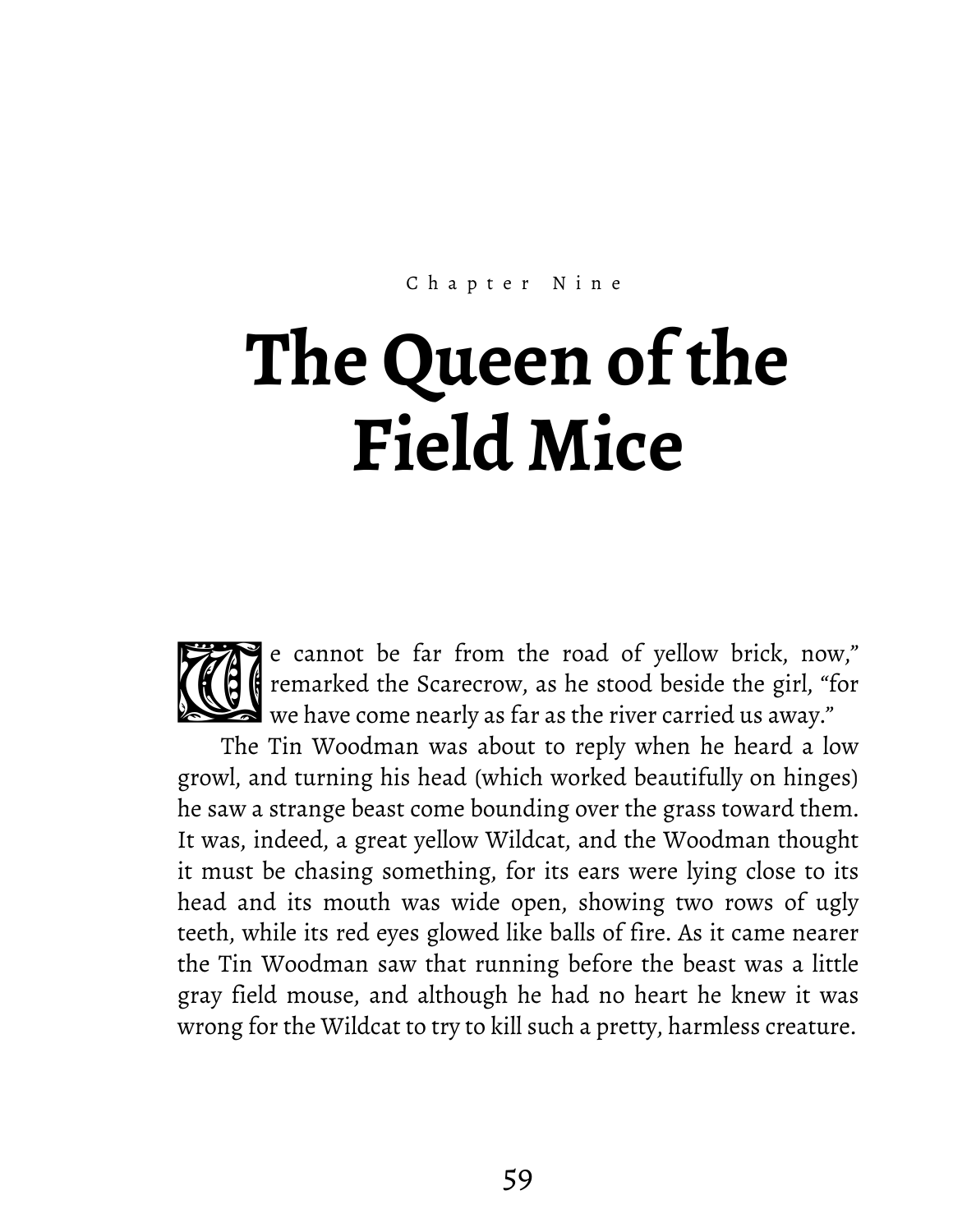Chapter Nine

# The Queen of the Field Mice

"We cannot be far from the road of yellow brick, now," remarked the Scarecrow, as he stood beside the girl, "for we have come nearly as far as the river carried us away."

The Tin Woodman was about to reply when he heard a low growl, and turning his head (which worked beautifully on hinges) he saw a strange beast come bounding over the grass toward them. It was, indeed, a great yellow Wildcat, and the Woodman thought it must be chasing something, for its ears were lying close to its head and its mouth was wide open, showing two rows of ugly teeth, while its red eyes glowed like balls of fire. As it came nearer the Tin Woodman saw that running before the beast was a little gray field mouse, and although he had no heart he knew it was wrong for the Wildcat to try to kill such a pretty, harmless creature.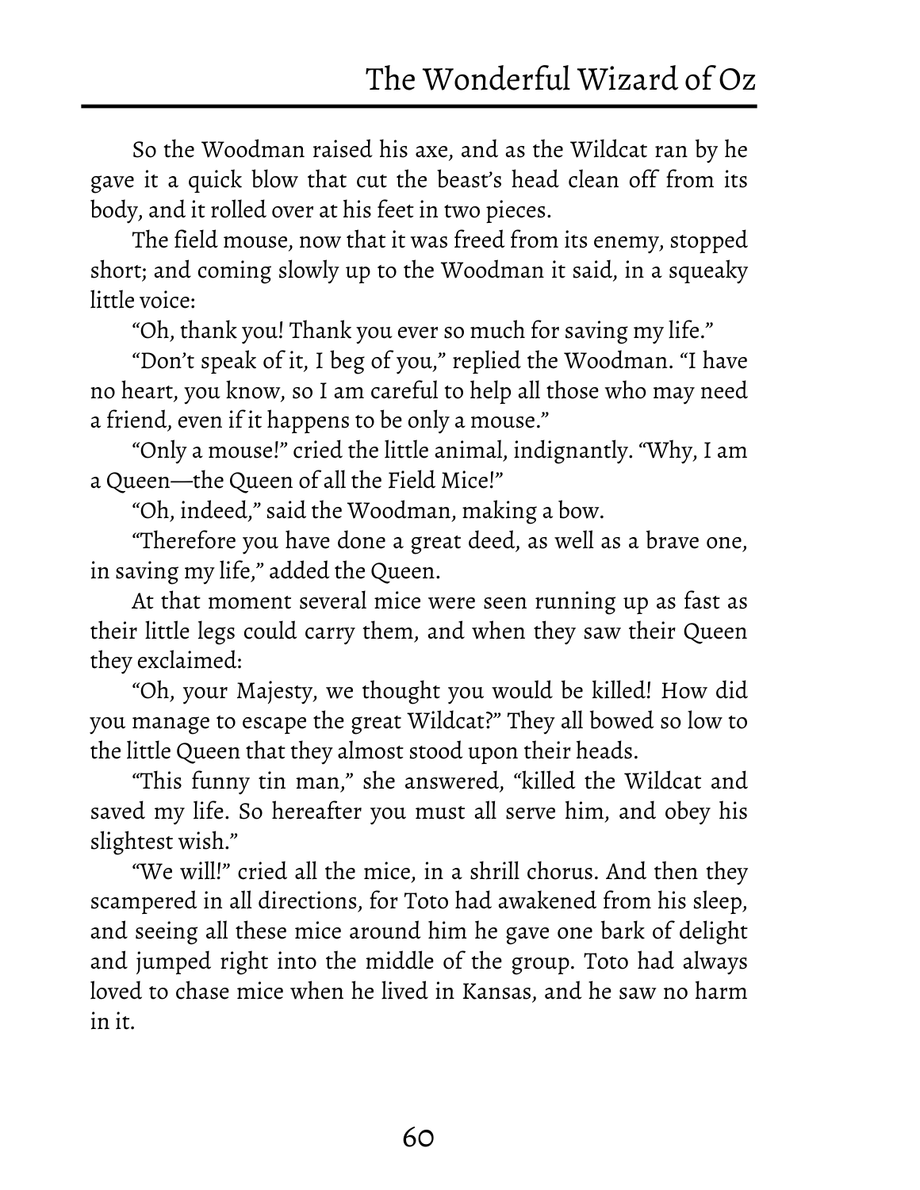So the Woodman raised his axe, and as the Wildcat ran by he gave it a quick blow that cut the beast's head clean off from its body, and it rolled over at his feet in two pieces.

The field mouse, now that it was freed from its enemy, stopped short; and coming slowly up to the Woodman it said, in a squeaky little voice:

"Oh, thank you! Thank you ever so much for saving my life."

"Don't speak of it, I beg of you," replied the Woodman. "I have no heart, you know, so I am careful to help all those who may need a friend, even if it happens to be only a mouse."

"Only a mouse!" cried the little animal, indignantly. "Why, I am a Queen—the Queen of all the Field Mice!"

"Oh, indeed," said the Woodman, making a bow.

"Therefore you have done a great deed, as well as a brave one, in saving my life," added the Queen.

At that moment several mice were seen running up as fast as their little legs could carry them, and when they saw their Queen they exclaimed:

"Oh, your Majesty, we thought you would be killed! How did you manage to escape the great Wildcat?" They all bowed so low to the little Queen that they almost stood upon their heads.

"This funny tin man," she answered, "killed the Wildcat and saved my life. So hereafter you must all serve him, and obey his slightest wish."

"We will!" cried all the mice, in a shrill chorus. And then they scampered in all directions, for Toto had awakened from his sleep, and seeing all these mice around him he gave one bark of delight and jumped right into the middle of the group. Toto had always loved to chase mice when he lived in Kansas, and he saw no harm in it.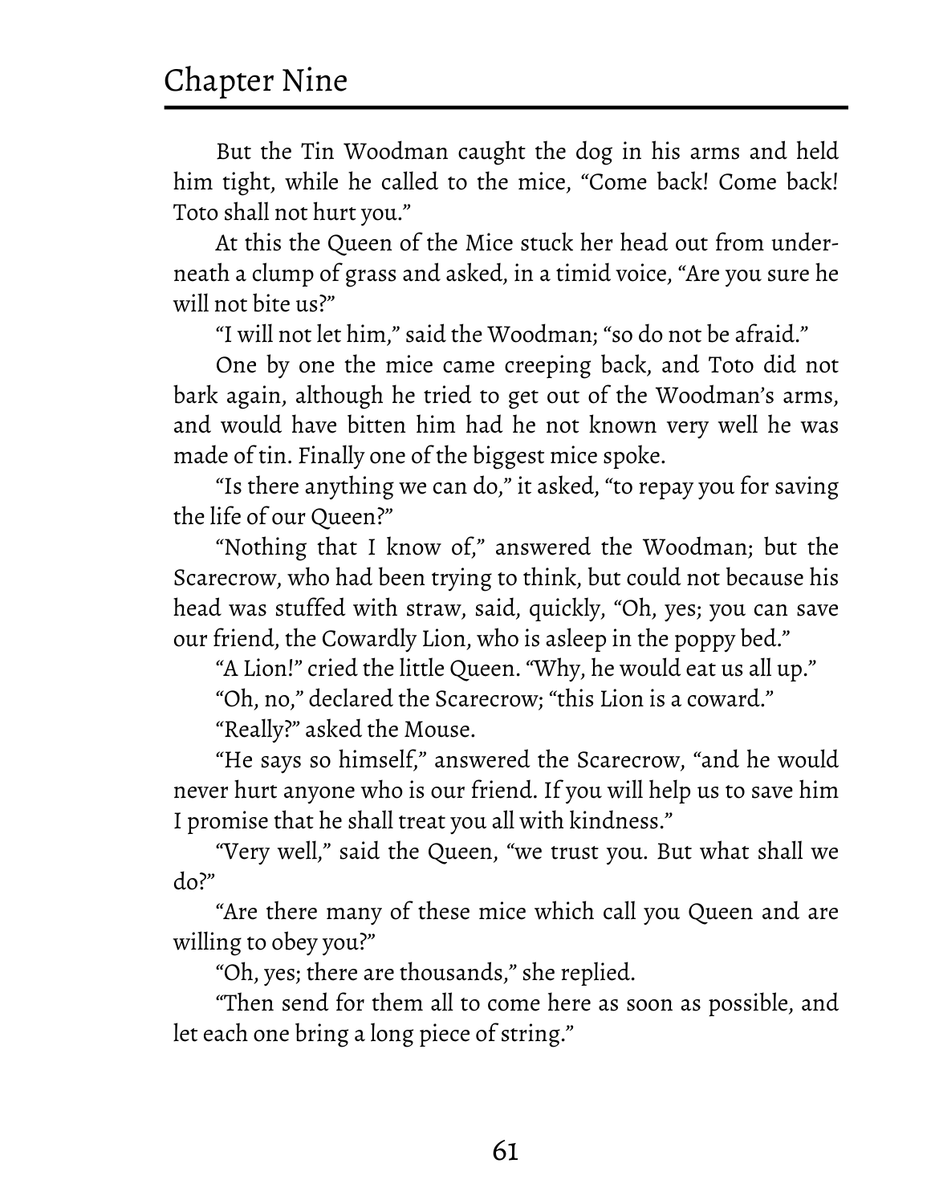But the Tin Woodman caught the dog in his arms and held him tight, while he called to the mice, "Come back! Come back! Toto shall not hurt you."

At this the Queen of the Mice stuck her head out from underneath a clump of grass and asked, in a timid voice, "Are you sure he will not bite us?"

"I will not let him," said the Woodman; "so do not be afraid."

One by one the mice came creeping back, and Toto did not bark again, although he tried to get out of the Woodman's arms, and would have bitten him had he not known very well he was made of tin. Finally one of the biggest mice spoke.

"Is there anything we can do," it asked, "to repay you for saving the life of our Queen?"

"Nothing that I know of," answered the Woodman; but the Scarecrow, who had been trying to think, but could not because his head was stuffed with straw, said, quickly, "Oh, yes; you can save our friend, the Cowardly Lion, who is asleep in the poppy bed."

"A Lion!" cried the little Queen. "Why, he would eat us all up."

"Oh, no," declared the Scarecrow; "this Lion is a coward."

"Really?" asked the Mouse.

"He says so himself," answered the Scarecrow, "and he would never hurt anyone who is our friend. If you will help us to save him I promise that he shall treat you all with kindness."

"Very well," said the Queen, "we trust you. But what shall we do?"

"Are there many of these mice which call you Queen and are willing to obey you?"

"Oh, yes; there are thousands," she replied.

"Then send for them all to come here as soon as possible, and let each one bring a long piece of string."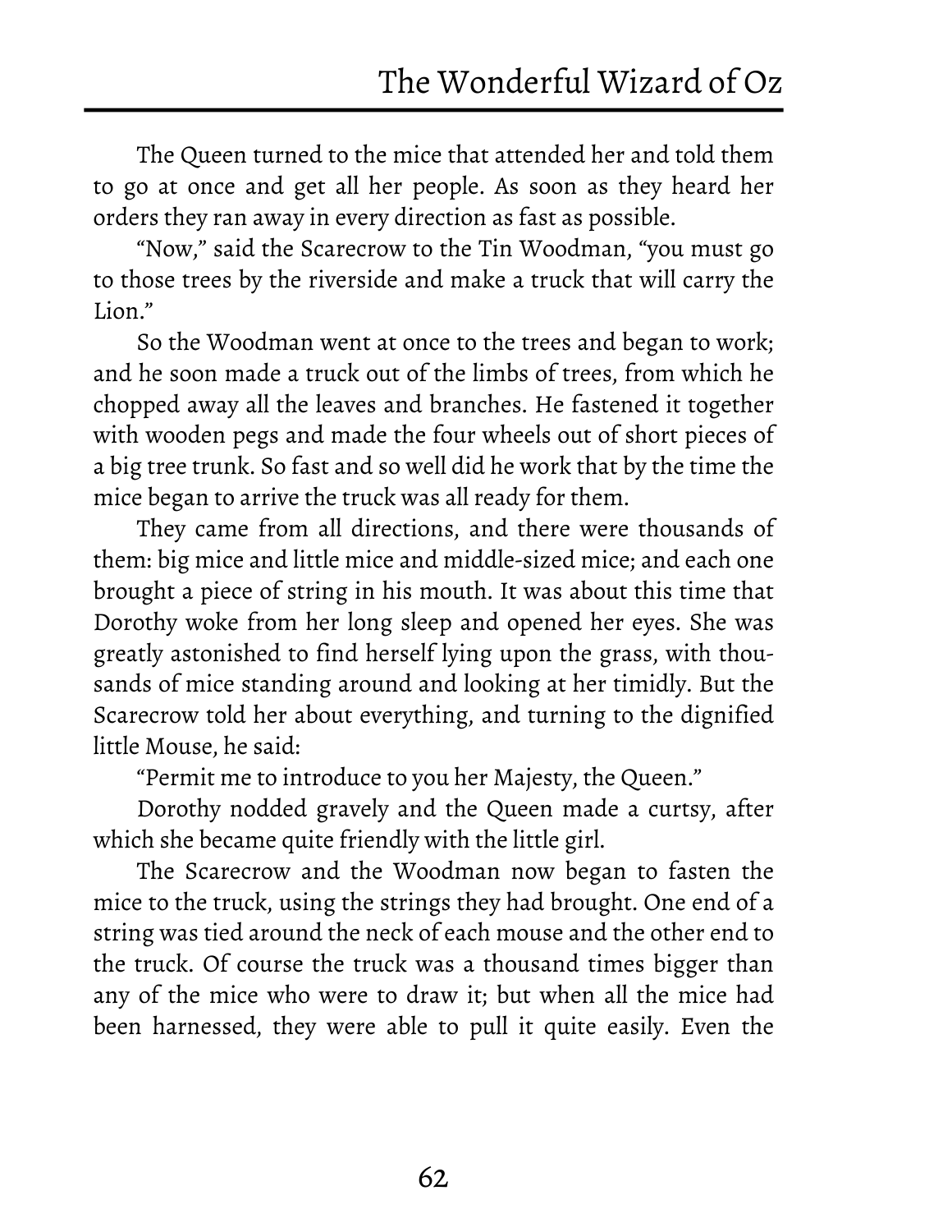The Queen turned to the mice that attended her and told them to go at once and get all her people. As soon as they heard her orders they ran away in every direction as fast as possible.

"Now," said the Scarecrow to the Tin Woodman, "you must go to those trees by the riverside and make a truck that will carry the Lion."

So the Woodman went at once to the trees and began to work; and he soon made a truck out of the limbs of trees, from which he chopped away all the leaves and branches. He fastened it together with wooden pegs and made the four wheels out of short pieces of a big tree trunk. So fast and so well did he work that by the time the mice began to arrive the truck was all ready for them.

They came from all directions, and there were thousands of them: big mice and little mice and middle-sized mice; and each one brought a piece of string in his mouth. It was about this time that Dorothy woke from her long sleep and opened her eyes. She was greatly astonished to find herself lying upon the grass, with thousands of mice standing around and looking at her timidly. But the Scarecrow told her about everything, and turning to the dignified little Mouse, he said:

"Permit me to introduce to you her Majesty, the Queen."

Dorothy nodded gravely and the Queen made a curtsy, after which she became quite friendly with the little girl.

The Scarecrow and the Woodman now began to fasten the mice to the truck, using the strings they had brought. One end of a string was tied around the neck of each mouse and the other end to the truck. Of course the truck was a thousand times bigger than any of the mice who were to draw it; but when all the mice had been harnessed, they were able to pull it quite easily. Even the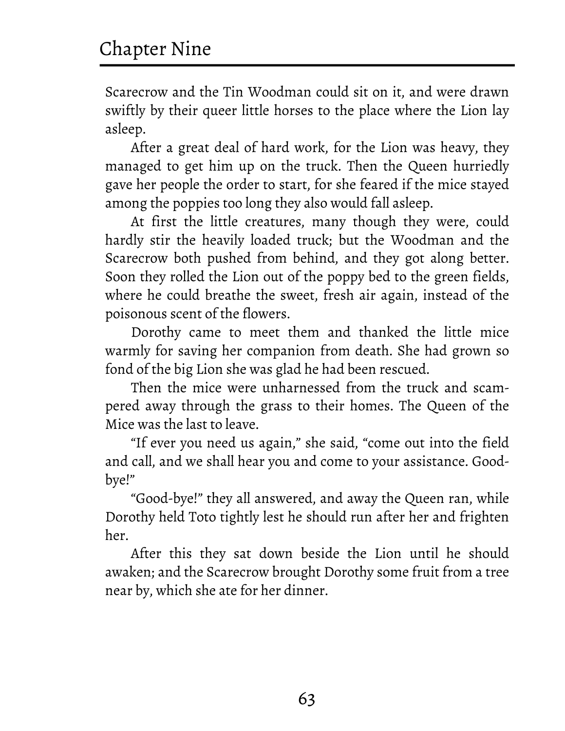Scarecrow and the Tin Woodman could sit on it, and were drawn swiftly by their queer little horses to the place where the Lion lay asleep.

After a great deal of hard work, for the Lion was heavy, they managed to get him up on the truck. Then the Queen hurriedly gave her people the order to start, for she feared if the mice stayed among the poppies too long they also would fall asleep.

At first the little creatures, many though they were, could hardly stir the heavily loaded truck; but the Woodman and the Scarecrow both pushed from behind, and they got along better. Soon they rolled the Lion out of the poppy bed to the green fields, where he could breathe the sweet, fresh air again, instead of the poisonous scent of the flowers.

Dorothy came to meet them and thanked the little mice warmly for saving her companion from death. She had grown so fond of the big Lion she was glad he had been rescued.

Then the mice were unharnessed from the truck and scampered away through the grass to their homes. The Queen of the Mice was the last to leave.

"If ever you need us again," she said, "come out into the field and call, and we shall hear you and come to your assistance. Good-bye!"

"Good-bye!" they all answered, and away the Queen ran, while Dorothy held Toto tightly lest he should run after her and frighten her.

After this they sat down beside the Lion until he should awaken; and the Scarecrow brought Dorothy some fruit from a tree near by, which she ate for her dinner.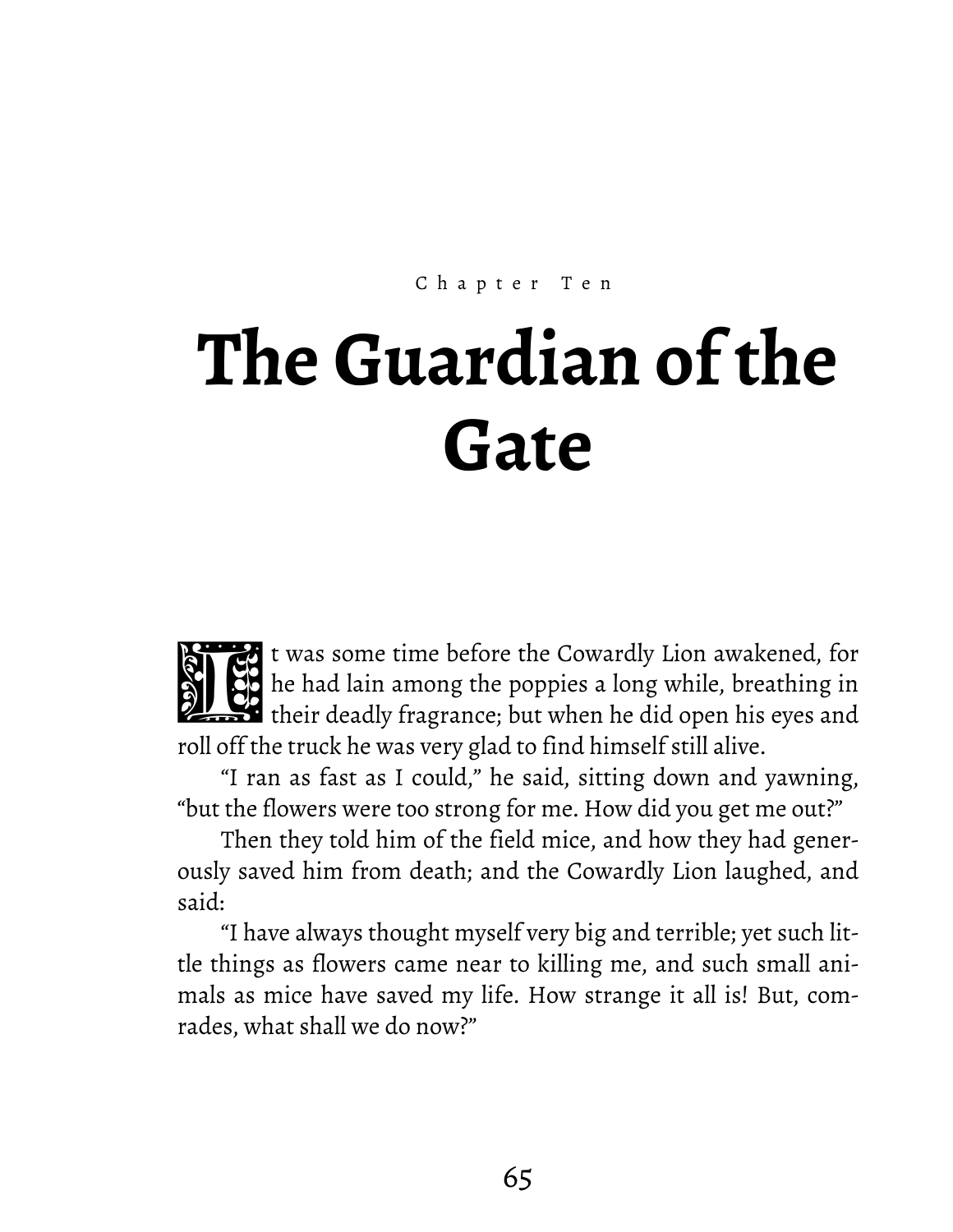Chapter Ten

# The Guardian of the Gate

It was some time before the Cowardly Lion awakened, for he had lain among the poppies a long while, breathing in their deadly fragrance; but when he did open his eyes and roll off the truck he was very glad to find himself still alive.

"I ran as fast as I could," he said, sitting down and yawning, "but the flowers were too strong for me. How did you get me out?"

Then they told him of the field mice, and how they had generously saved him from death; and the Cowardly Lion laughed, and said:

"I have always thought myself very big and terrible; yet such little things as flowers came near to killing me, and such small animals as mice have saved my life. How strange it all is! But, comrades, what shall we do now?"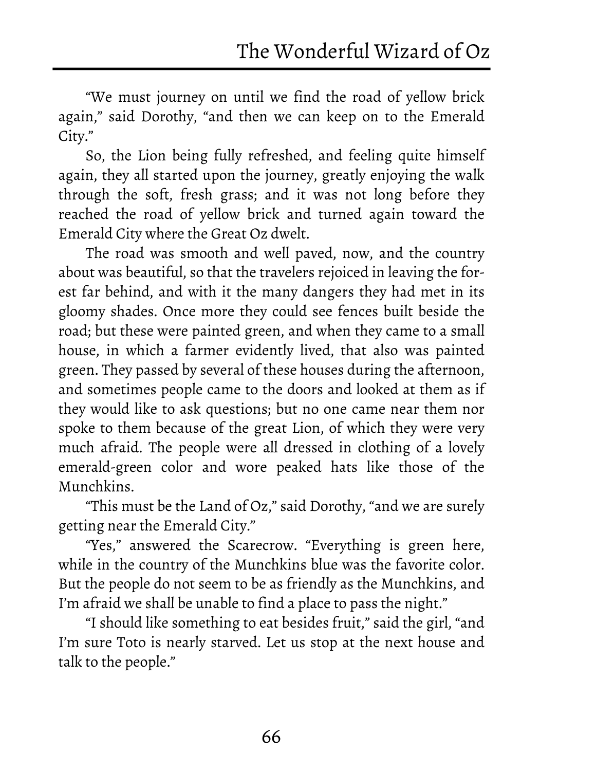"We must journey on until we find the road of yellow brick again," said Dorothy, "and then we can keep on to the Emerald City."

So, the Lion being fully refreshed, and feeling quite himself again, they all started upon the journey, greatly enjoying the walk through the soft, fresh grass; and it was not long before they reached the road of yellow brick and turned again toward the Emerald City where the Great Oz dwelt.

The road was smooth and well paved, now, and the country about was beautiful, so that the travelers rejoiced in leaving the forest far behind, and with it the many dangers they had met in its gloomy shades. Once more they could see fences built beside the road; but these were painted green, and when they came to a small house, in which a farmer evidently lived, that also was painted green. They passed by several of these houses during the afternoon, and sometimes people came to the doors and looked at them as if they would like to ask questions; but no one came near them nor spoke to them because of the great Lion, of which they were very much afraid. The people were all dressed in clothing of a lovely emerald-green color and wore peaked hats like those of the Munchkins.

"This must be the Land of Oz," said Dorothy, "and we are surely getting near the Emerald City."

"Yes," answered the Scarecrow. "Everything is green here, while in the country of the Munchkins blue was the favorite color. But the people do not seem to be as friendly as the Munchkins, and I'm afraid we shall be unable to find a place to pass the night."

"I should like something to eat besides fruit," said the girl, "and I'm sure Toto is nearly starved. Let us stop at the next house and talk to the people."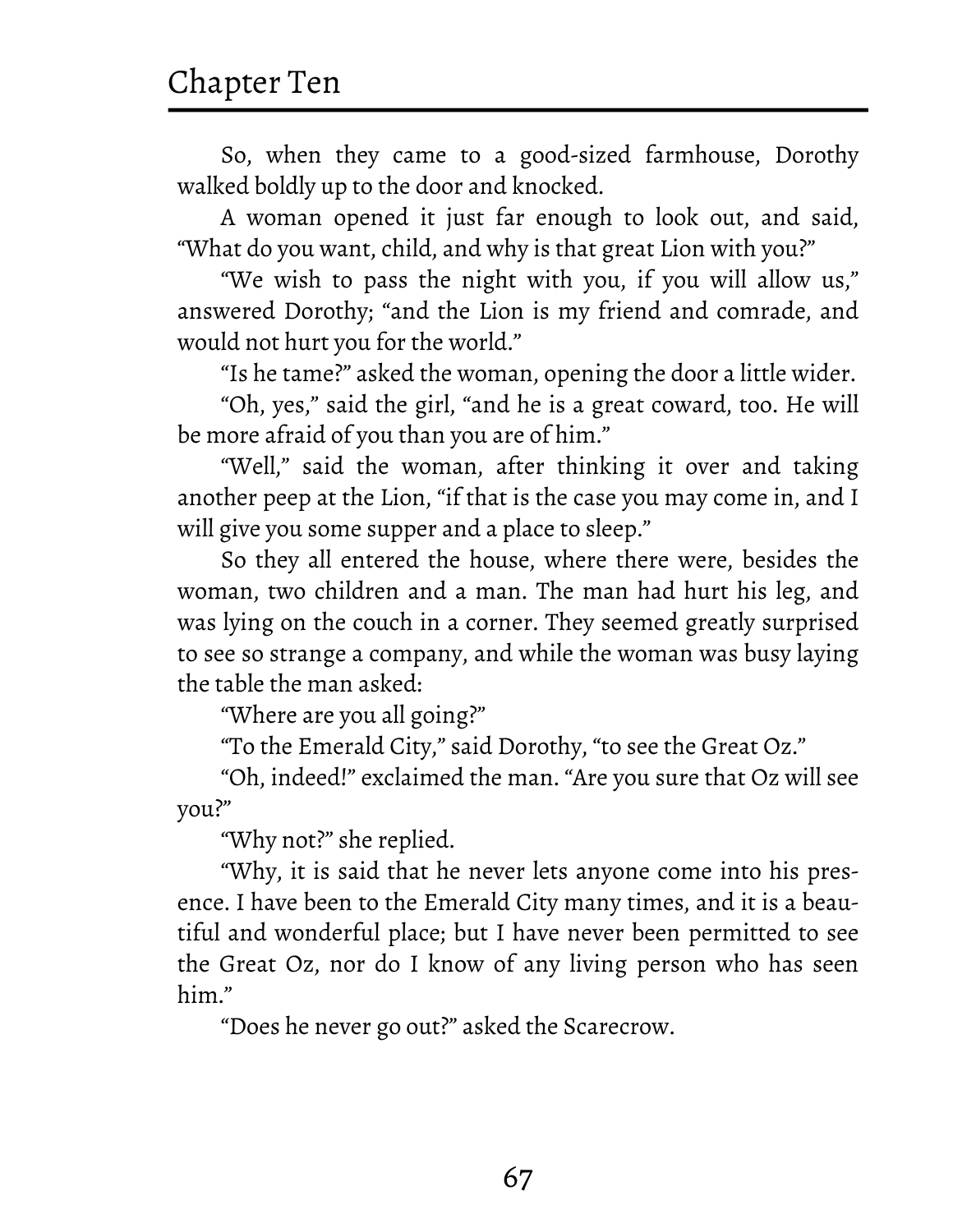So, when they came to a good-sized farmhouse, Dorothy walked boldly up to the door and knocked.

A woman opened it just far enough to look out, and said, "What do you want, child, and why is that great Lion with you?"

"We wish to pass the night with you, if you will allow us," answered Dorothy; "and the Lion is my friend and comrade, and would not hurt you for the world."

"Is he tame?" asked the woman, opening the door a little wider.

"Oh, yes," said the girl, "and he is a great coward, too. He will be more afraid of you than you are of him."

"Well," said the woman, after thinking it over and taking another peep at the Lion, "if that is the case you may come in, and I will give you some supper and a place to sleep."

So they all entered the house, where there were, besides the woman, two children and a man. The man had hurt his leg, and was lying on the couch in a corner. They seemed greatly surprised to see so strange a company, and while the woman was busy laying the table the man asked:

"Where are you all going?"

"To the Emerald City," said Dorothy, "to see the Great Oz."

"Oh, indeed!" exclaimed the man. "Are you sure that Oz will see you?"

"Why not?" she replied.

"Why, it is said that he never lets anyone come into his presence. I have been to the Emerald City many times, and it is a beautiful and wonderful place; but I have never been permitted to see the Great Oz, nor do I know of any living person who has seen him."

"Does he never go out?" asked the Scarecrow.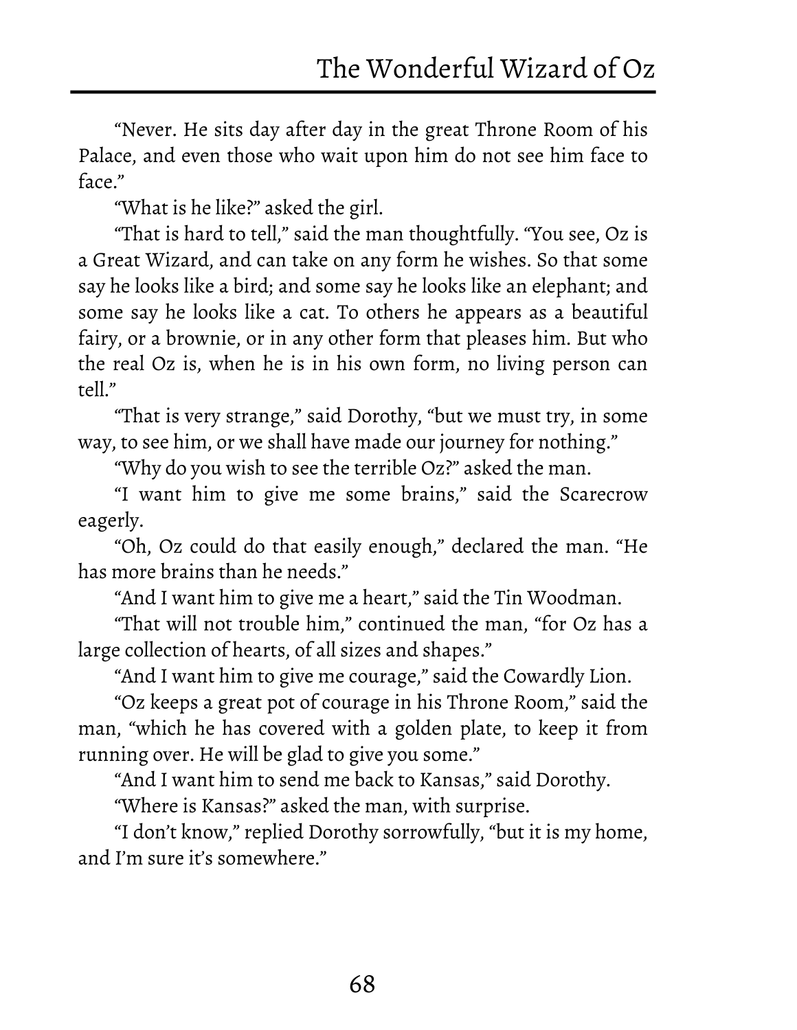"Never. He sits day after day in the great Throne Room of his Palace, and even those who wait upon him do not see him face to face."

"What is he like?" asked the girl.

"That is hard to tell," said the man thoughtfully. "You see, Oz is a Great Wizard, and can take on any form he wishes. So that some say he looks like a bird; and some say he looks like an elephant; and some say he looks like a cat. To others he appears as a beautiful fairy, or a brownie, or in any other form that pleases him. But who the real Oz is, when he is in his own form, no living person can tell."

"That is very strange," said Dorothy, "but we must try, in some way, to see him, or we shall have made our journey for nothing."

"Why do you wish to see the terrible Oz?" asked the man.

"I want him to give me some brains," said the Scarecrow eagerly.

"Oh, Oz could do that easily enough," declared the man. "He has more brains than he needs."

"And I want him to give me a heart," said the Tin Woodman.

"That will not trouble him," continued the man, "for Oz has a large collection of hearts, of all sizes and shapes."

"And I want him to give me courage," said the Cowardly Lion.

"Oz keeps a great pot of courage in his Throne Room," said the man, "which he has covered with a golden plate, to keep it from running over. He will be glad to give you some."

"And I want him to send me back to Kansas," said Dorothy.

"Where is Kansas?" asked the man, with surprise.

"I don't know," replied Dorothy sorrowfully, "but it is my home, and I'm sure it's somewhere."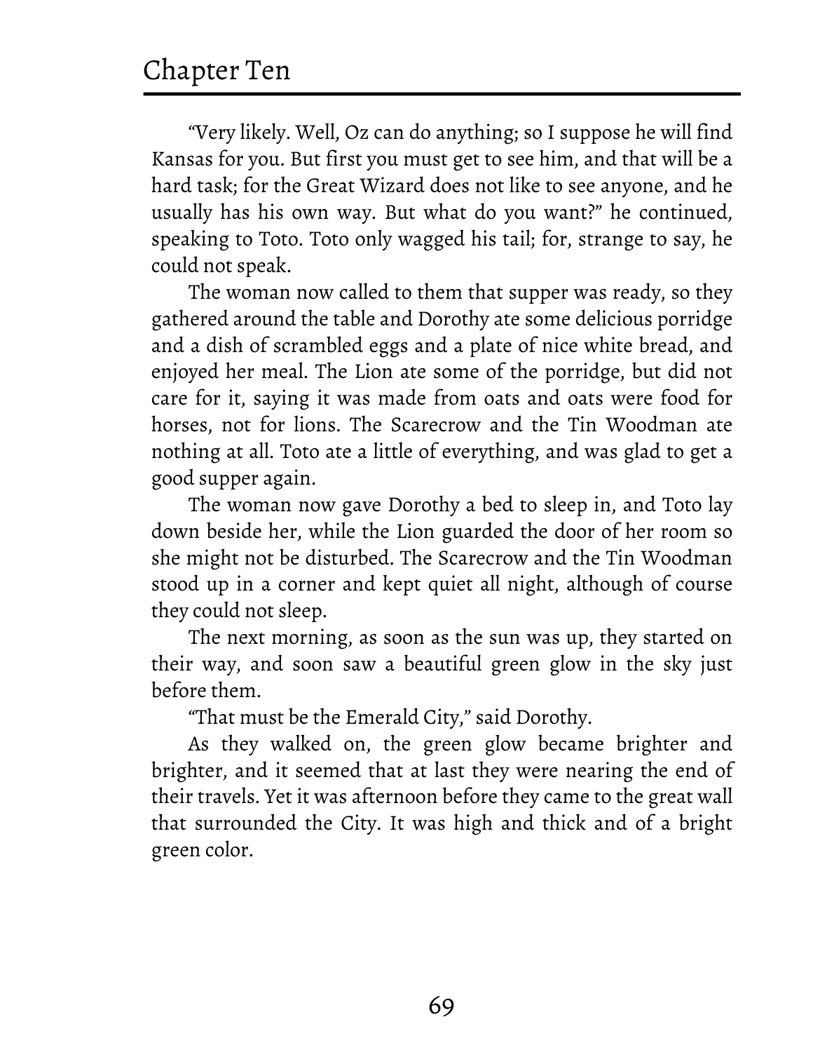"Very likely. Well, Oz can do anything; so I suppose he will find Kansas for you. But first you must get to see him, and that will be a hard task; for the Great Wizard does not like to see anyone, and he usually has his own way. But what do you want?" he continued, speaking to Toto. Toto only wagged his tail; for, strange to say, he could not speak.

The woman now called to them that supper was ready, so they gathered around the table and Dorothy ate some delicious porridge and a dish of scrambled eggs and a plate of nice white bread, and enjoyed her meal. The Lion ate some of the porridge, but did not care for it, saying it was made from oats and oats were food for horses, not for lions. The Scarecrow and the Tin Woodman ate nothing at all. Toto ate a little of everything, and was glad to get a good supper again.

The woman now gave Dorothy a bed to sleep in, and Toto lay down beside her, while the Lion guarded the door of her room so she might not be disturbed. The Scarecrow and the Tin Woodman stood up in a corner and kept quiet all night, although of course they could not sleep.

The next morning, as soon as the sun was up, they started on their way, and soon saw a beautiful green glow in the sky just before them.

"That must be the Emerald City," said Dorothy.

As they walked on, the green glow became brighter and brighter, and it seemed that at last they were nearing the end of their travels. Yet it was afternoon before they came to the great wall that surrounded the City. It was high and thick and of a bright green color.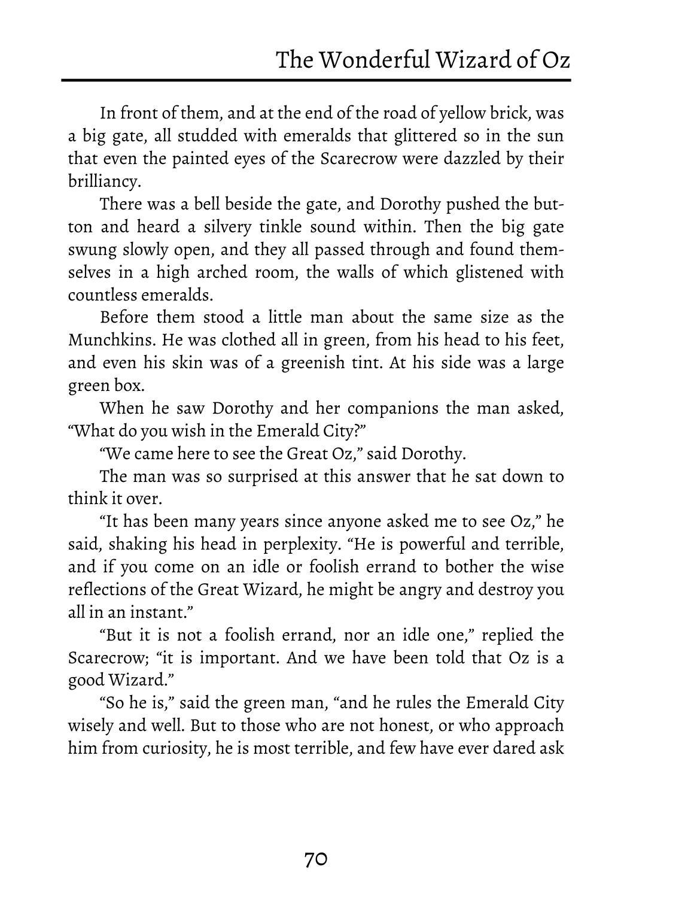In front of them, and at the end of the road of yellow brick, was a big gate, all studded with emeralds that glittered so in the sun that even the painted eyes of the Scarecrow were dazzled by their brilliancy.

There was a bell beside the gate, and Dorothy pushed the button and heard a silvery tinkle sound within. Then the big gate swung slowly open, and they all passed through and found themselves in a high arched room, the walls of which glistened with countless emeralds.

Before them stood a little man about the same size as the Munchkins. He was clothed all in green, from his head to his feet, and even his skin was of a greenish tint. At his side was a large green box.

When he saw Dorothy and her companions the man asked, "What do you wish in the Emerald City?"

"We came here to see the Great Oz," said Dorothy.

The man was so surprised at this answer that he sat down to think it over.

"It has been many years since anyone asked me to see Oz," he said, shaking his head in perplexity. "He is powerful and terrible, and if you come on an idle or foolish errand to bother the wise reflections of the Great Wizard, he might be angry and destroy you all in an instant."

"But it is not a foolish errand, nor an idle one," replied the Scarecrow; "it is important. And we have been told that Oz is a good Wizard."

"So he is," said the green man, "and he rules the Emerald City wisely and well. But to those who are not honest, or who approach him from curiosity, he is most terrible, and few have ever dared ask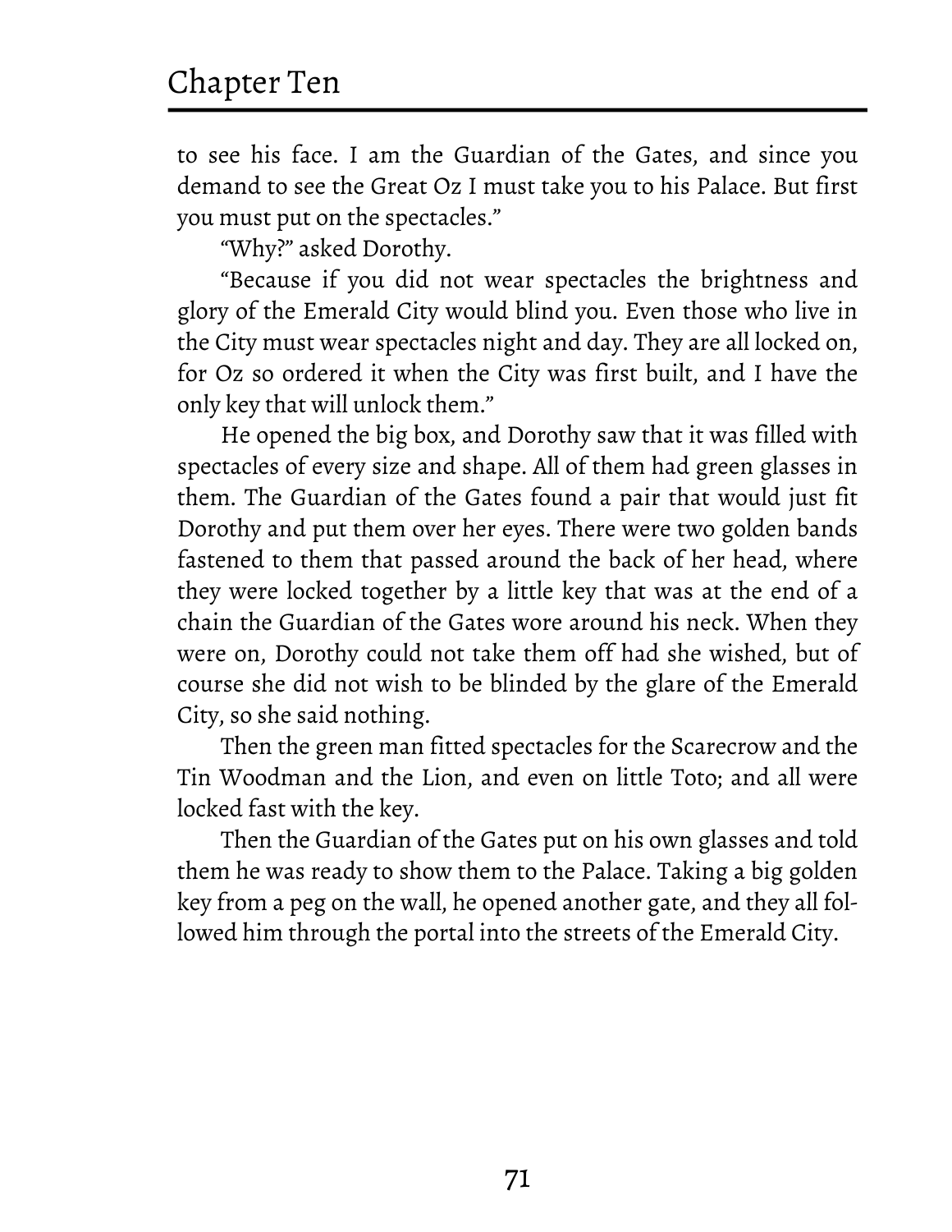to see his face. I am the Guardian of the Gates, and since you demand to see the Great Oz I must take you to his Palace. But first you must put on the spectacles."

"Why?" asked Dorothy.

"Because if you did not wear spectacles the brightness and glory of the Emerald City would blind you. Even those who live in the City must wear spectacles night and day. They are all locked on, for Oz so ordered it when the City was first built, and I have the only key that will unlock them."

He opened the big box, and Dorothy saw that it was filled with spectacles of every size and shape. All of them had green glasses in them. The Guardian of the Gates found a pair that would just fit Dorothy and put them over her eyes. There were two golden bands fastened to them that passed around the back of her head, where they were locked together by a little key that was at the end of a chain the Guardian of the Gates wore around his neck. When they were on, Dorothy could not take them off had she wished, but of course she did not wish to be blinded by the glare of the Emerald City, so she said nothing.

Then the green man fitted spectacles for the Scarecrow and the Tin Woodman and the Lion, and even on little Toto; and all were locked fast with the key.

Then the Guardian of the Gates put on his own glasses and told them he was ready to show them to the Palace. Taking a big golden key from a peg on the wall, he opened another gate, and they all followed him through the portal into the streets of the Emerald City.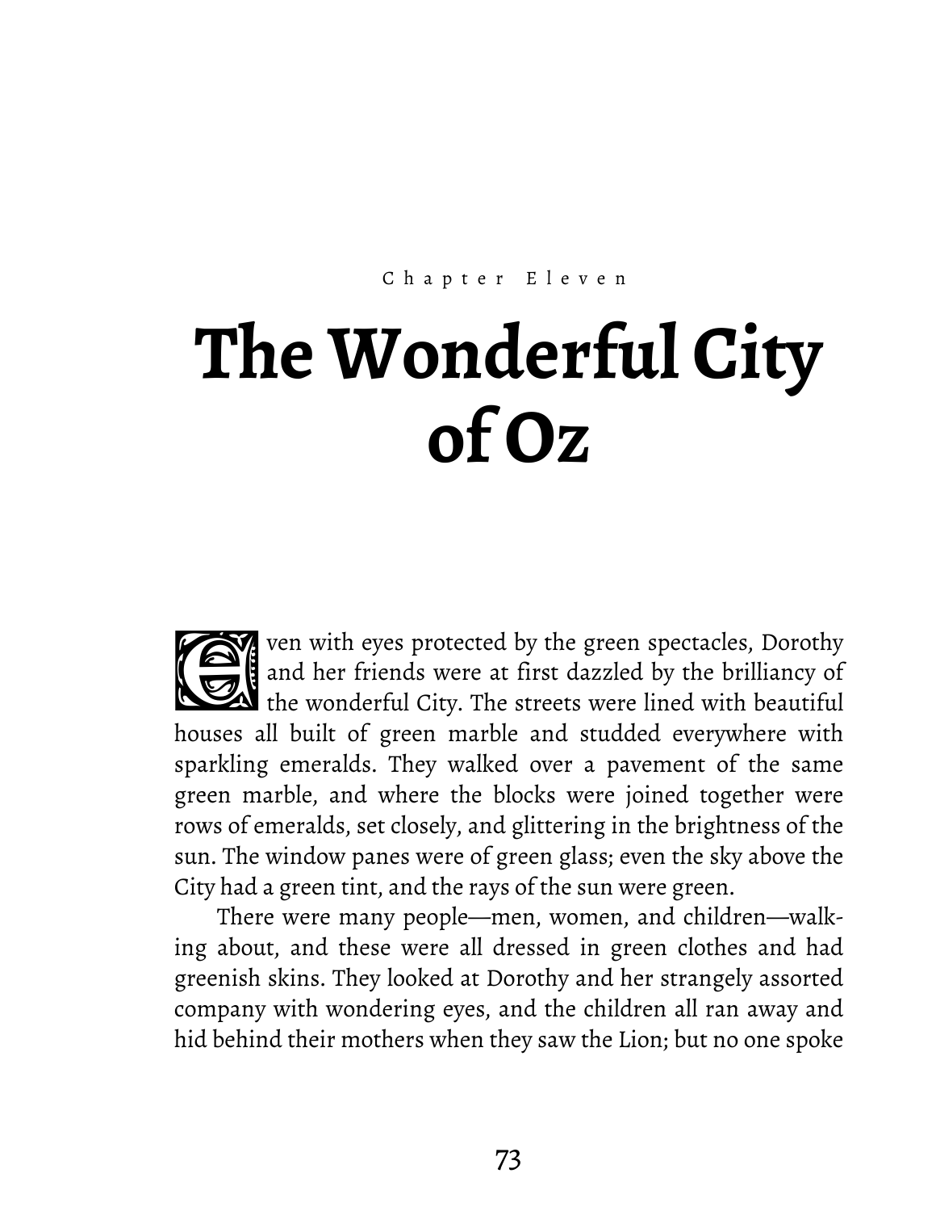Chapter Eleven

# The Wonderful City of Oz

Even with eyes protected by the green spectacles, Dorothy and her friends were at first dazzled by the brilliancy of the wonderful City. The streets were lined with beautiful houses all built of green marble and studded everywhere with sparkling emeralds. They walked over a pavement of the same green marble, and where the blocks were joined together were rows of emeralds, set closely, and glittering in the brightness of the sun. The window panes were of green glass; even the sky above the City had a green tint, and the rays of the sun were green.

There were many people—men, women, and children—walking about, and these were all dressed in green clothes and had greenish skins. They looked at Dorothy and her strangely assorted company with wondering eyes, and the children all ran away and hid behind their mothers when they saw the Lion; but no one spoke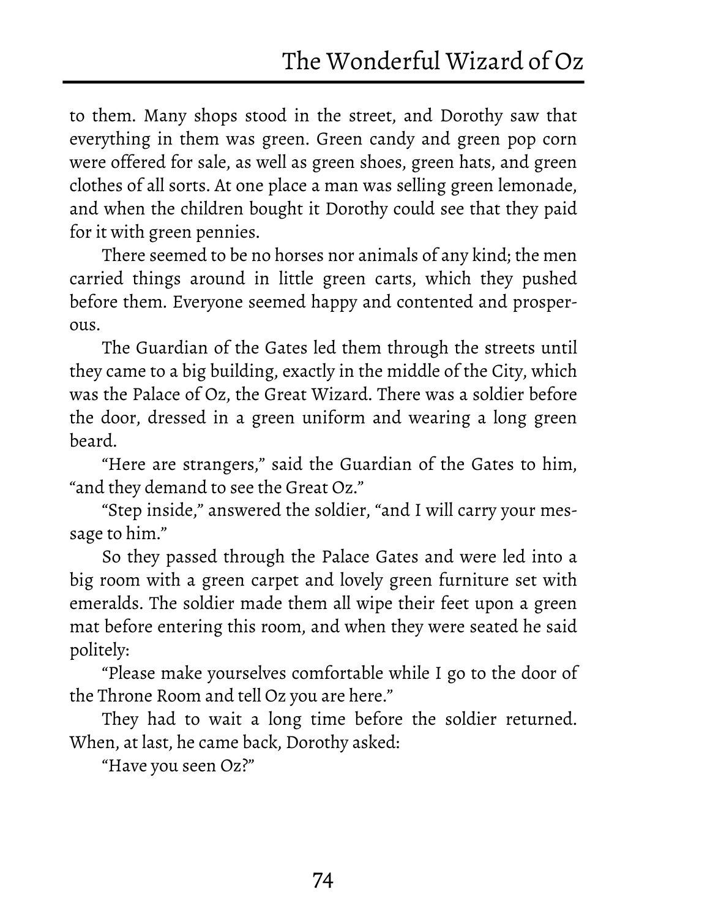to them. Many shops stood in the street, and Dorothy saw that everything in them was green. Green candy and green pop corn were offered for sale, as well as green shoes, green hats, and green clothes of all sorts. At one place a man was selling green lemonade, and when the children bought it Dorothy could see that they paid for it with green pennies.

There seemed to be no horses nor animals of any kind; the men carried things around in little green carts, which they pushed before them. Everyone seemed happy and contented and prosperous.

The Guardian of the Gates led them through the streets until they came to a big building, exactly in the middle of the City, which was the Palace of Oz, the Great Wizard. There was a soldier before the door, dressed in a green uniform and wearing a long green beard.

"Here are strangers," said the Guardian of the Gates to him, "and they demand to see the Great Oz."

"Step inside," answered the soldier, "and I will carry your message to him."

So they passed through the Palace Gates and were led into a big room with a green carpet and lovely green furniture set with emeralds. The soldier made them all wipe their feet upon a green mat before entering this room, and when they were seated he said politely:

"Please make yourselves comfortable while I go to the door of the Throne Room and tell Oz you are here."

They had to wait a long time before the soldier returned. When, at last, he came back, Dorothy asked:

"Have you seen Oz?"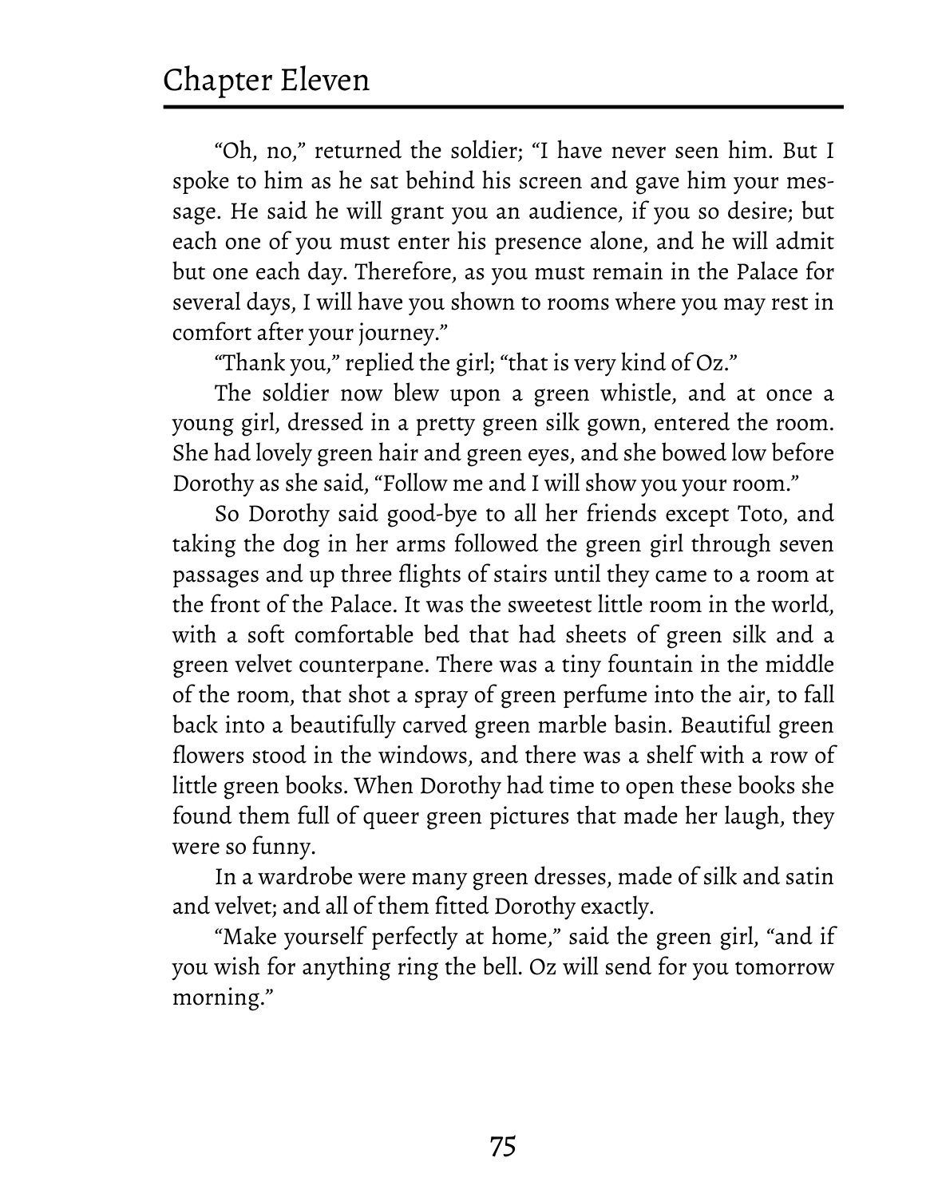"Oh, no," returned the soldier; "I have never seen him. But I spoke to him as he sat behind his screen and gave him your message. He said he will grant you an audience, if you so desire; but each one of you must enter his presence alone, and he will admit but one each day. Therefore, as you must remain in the Palace for several days, I will have you shown to rooms where you may rest in comfort after your journey."

"Thank you," replied the girl; "that is very kind of Oz."

The soldier now blew upon a green whistle, and at once a young girl, dressed in a pretty green silk gown, entered the room. She had lovely green hair and green eyes, and she bowed low before Dorothy as she said, "Follow me and I will show you your room."

So Dorothy said good-bye to all her friends except Toto, and taking the dog in her arms followed the green girl through seven passages and up three flights of stairs until they came to a room at the front of the Palace. It was the sweetest little room in the world, with a soft comfortable bed that had sheets of green silk and a green velvet counterpane. There was a tiny fountain in the middle of the room, that shot a spray of green perfume into the air, to fall back into a beautifully carved green marble basin. Beautiful green flowers stood in the windows, and there was a shelf with a row of little green books. When Dorothy had time to open these books she found them full of queer green pictures that made her laugh, they were so funny.

In a wardrobe were many green dresses, made of silk and satin and velvet; and all of them fitted Dorothy exactly.

"Make yourself perfectly at home," said the green girl, "and if you wish for anything ring the bell. Oz will send for you tomorrow morning."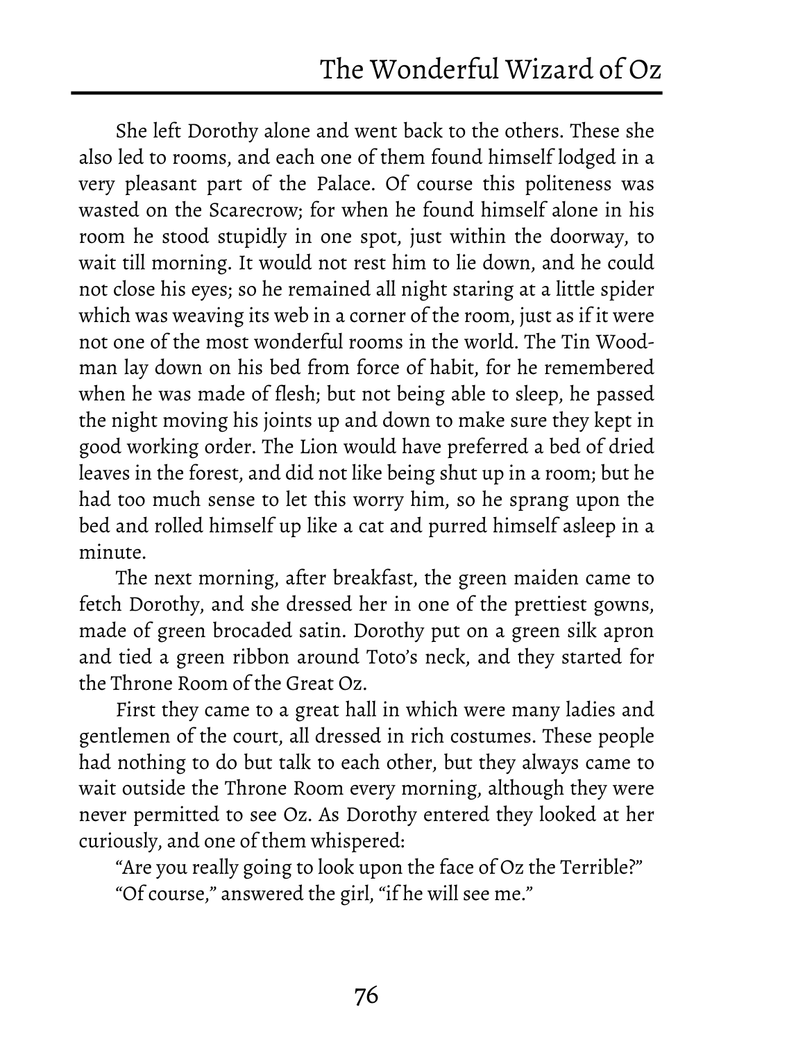She left Dorothy alone and went back to the others. These she also led to rooms, and each one of them found himself lodged in a very pleasant part of the Palace. Of course this politeness was wasted on the Scarecrow; for when he found himself alone in his room he stood stupidly in one spot, just within the doorway, to wait till morning. It would not rest him to lie down, and he could not close his eyes; so he remained all night staring at a little spider which was weaving its web in a corner of the room, just as if it were not one of the most wonderful rooms in the world. The Tin Woodman lay down on his bed from force of habit, for he remembered when he was made of flesh; but not being able to sleep, he passed the night moving his joints up and down to make sure they kept in good working order. The Lion would have preferred a bed of dried leaves in the forest, and did not like being shut up in a room; but he had too much sense to let this worry him, so he sprang upon the bed and rolled himself up like a cat and purred himself asleep in a minute.

The next morning, after breakfast, the green maiden came to fetch Dorothy, and she dressed her in one of the prettiest gowns, made of green brocaded satin. Dorothy put on a green silk apron and tied a green ribbon around Toto's neck, and they started for the Throne Room of the Great Oz.

First they came to a great hall in which were many ladies and gentlemen of the court, all dressed in rich costumes. These people had nothing to do but talk to each other, but they always came to wait outside the Throne Room every morning, although they were never permitted to see Oz. As Dorothy entered they looked at her curiously, and one of them whispered:

"Are you really going to look upon the face of Oz the Terrible?"

"Of course," answered the girl, "if he will see me."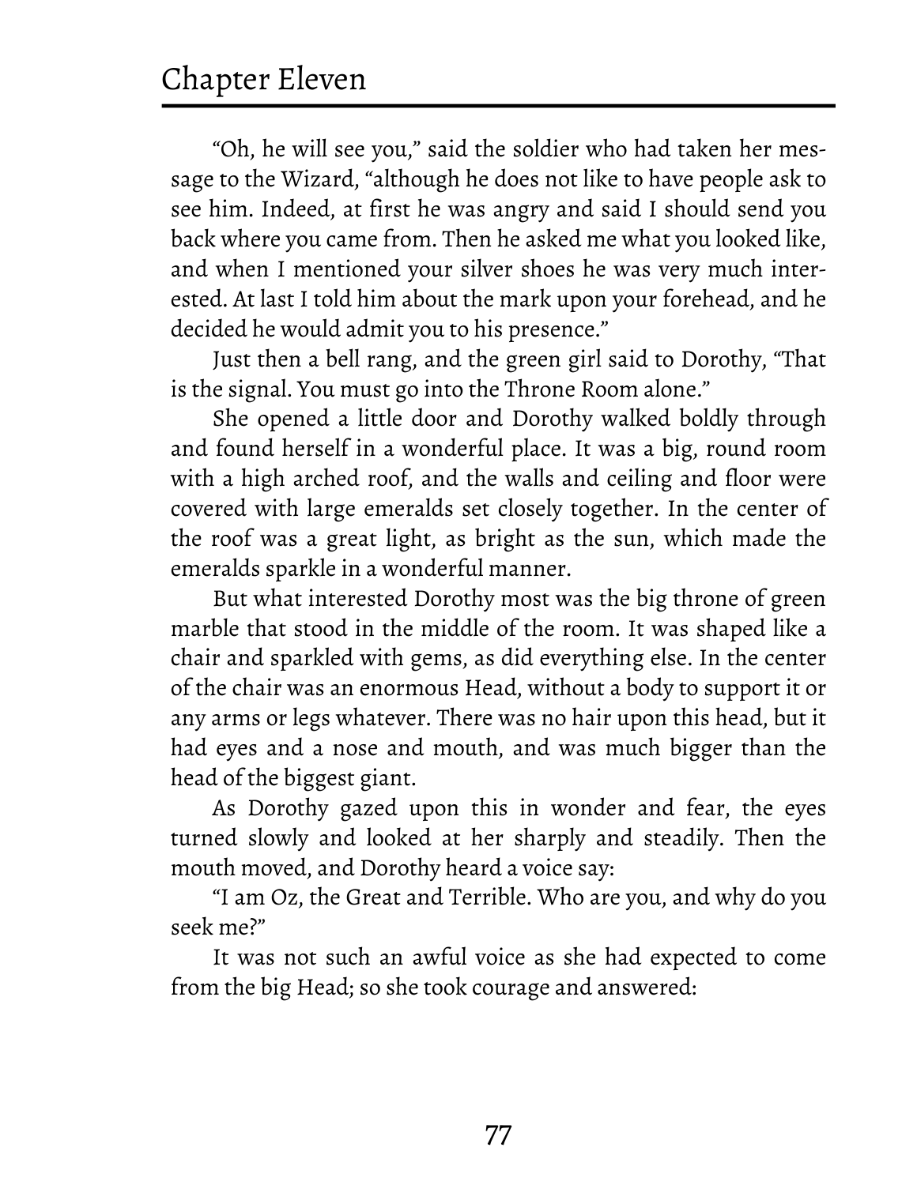"Oh, he will see you," said the soldier who had taken her message to the Wizard, "although he does not like to have people ask to see him. Indeed, at first he was angry and said I should send you back where you came from. Then he asked me what you looked like, and when I mentioned your silver shoes he was very much interested. At last I told him about the mark upon your forehead, and he decided he would admit you to his presence."

Just then a bell rang, and the green girl said to Dorothy, "That is the signal. You must go into the Throne Room alone."

She opened a little door and Dorothy walked boldly through and found herself in a wonderful place. It was a big, round room with a high arched roof, and the walls and ceiling and floor were covered with large emeralds set closely together. In the center of the roof was a great light, as bright as the sun, which made the emeralds sparkle in a wonderful manner.

But what interested Dorothy most was the big throne of green marble that stood in the middle of the room. It was shaped like a chair and sparkled with gems, as did everything else. In the center of the chair was an enormous Head, without a body to support it or any arms or legs whatever. There was no hair upon this head, but it had eyes and a nose and mouth, and was much bigger than the head of the biggest giant.

As Dorothy gazed upon this in wonder and fear, the eyes turned slowly and looked at her sharply and steadily. Then the mouth moved, and Dorothy heard a voice say:

"I am Oz, the Great and Terrible. Who are you, and why do you seek me?"

It was not such an awful voice as she had expected to come from the big Head; so she took courage and answered: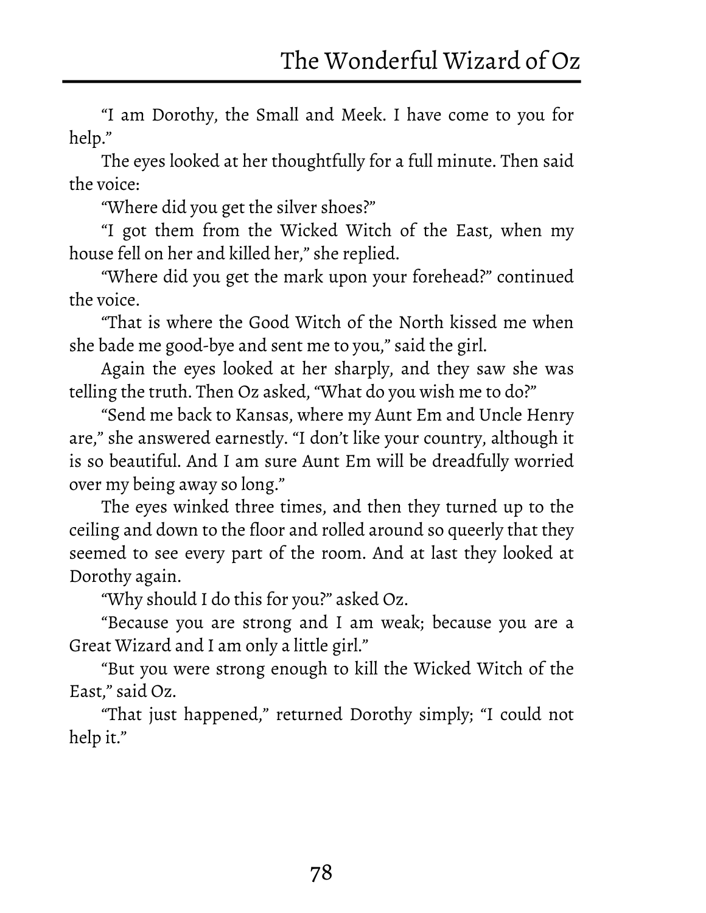"I am Dorothy, the Small and Meek. I have come to you for help."

The eyes looked at her thoughtfully for a full minute. Then said the voice:

"Where did you get the silver shoes?"

"I got them from the Wicked Witch of the East, when my house fell on her and killed her," she replied.

"Where did you get the mark upon your forehead?" continued the voice.

"That is where the Good Witch of the North kissed me when she bade me good-bye and sent me to you," said the girl.

Again the eyes looked at her sharply, and they saw she was telling the truth. Then Oz asked, "What do you wish me to do?"

"Send me back to Kansas, where my Aunt Em and Uncle Henry are," she answered earnestly. "I don't like your country, although it is so beautiful. And I am sure Aunt Em will be dreadfully worried over my being away so long."

The eyes winked three times, and then they turned up to the ceiling and down to the floor and rolled around so queerly that they seemed to see every part of the room. And at last they looked at Dorothy again.

"Why should I do this for you?" asked Oz.

"Because you are strong and I am weak; because you are a Great Wizard and I am only a little girl."

"But you were strong enough to kill the Wicked Witch of the East," said Oz.

"That just happened," returned Dorothy simply; "I could not help it."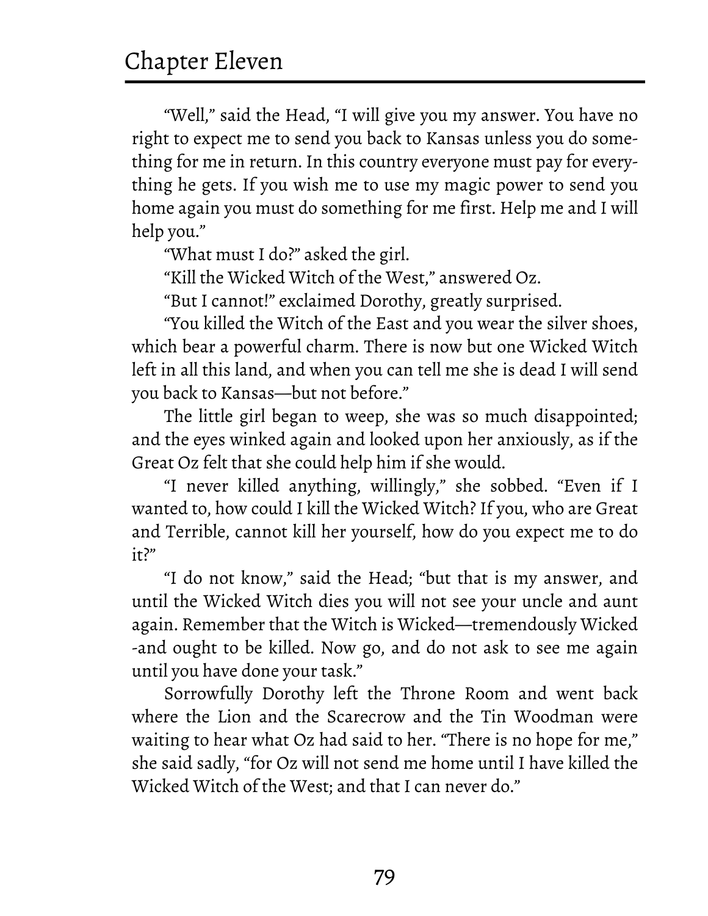"Well," said the Head, "I will give you my answer. You have no right to expect me to send you back to Kansas unless you do something for me in return. In this country everyone must pay for everything he gets. If you wish me to use my magic power to send you home again you must do something for me first. Help me and I will help you."

"What must I do?" asked the girl.

"Kill the Wicked Witch of the West," answered Oz.

"But I cannot!" exclaimed Dorothy, greatly surprised.

"You killed the Witch of the East and you wear the silver shoes, which bear a powerful charm. There is now but one Wicked Witch left in all this land, and when you can tell me she is dead I will send you back to Kansas—but not before."

The little girl began to weep, she was so much disappointed; and the eyes winked again and looked upon her anxiously, as if the Great Oz felt that she could help him if she would.

"I never killed anything, willingly," she sobbed. "Even if I wanted to, how could I kill the Wicked Witch? If you, who are Great and Terrible, cannot kill her yourself, how do you expect me to do it?"

"I do not know," said the Head; "but that is my answer, and until the Wicked Witch dies you will not see your uncle and aunt again. Remember that the Witch is Wicked—tremendously Wicked -and ought to be killed. Now go, and do not ask to see me again until you have done your task."

Sorrowfully Dorothy left the Throne Room and went back where the Lion and the Scarecrow and the Tin Woodman were waiting to hear what Oz had said to her. "There is no hope for me," she said sadly, "for Oz will not send me home until I have killed the Wicked Witch of the West; and that I can never do."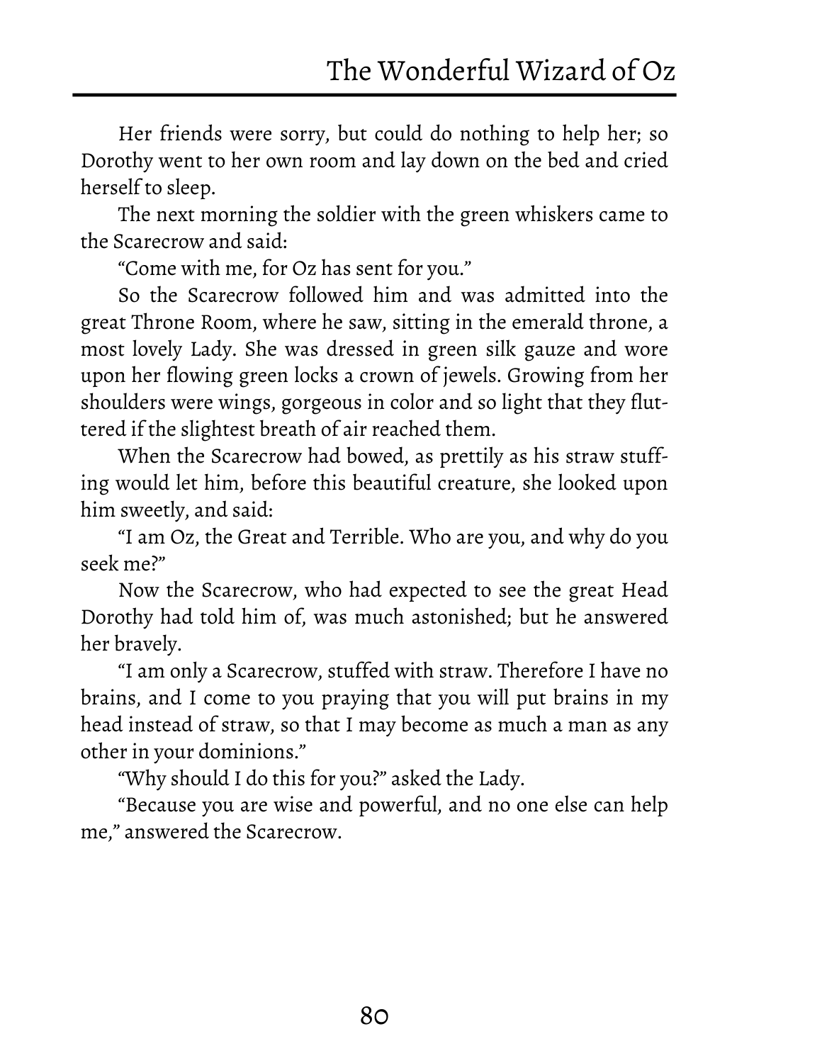Her friends were sorry, but could do nothing to help her; so Dorothy went to her own room and lay down on the bed and cried herself to sleep.

The next morning the soldier with the green whiskers came to the Scarecrow and said:

"Come with me, for Oz has sent for you."

So the Scarecrow followed him and was admitted into the great Throne Room, where he saw, sitting in the emerald throne, a most lovely Lady. She was dressed in green silk gauze and wore upon her flowing green locks a crown of jewels. Growing from her shoulders were wings, gorgeous in color and so light that they fluttered if the slightest breath of air reached them.

When the Scarecrow had bowed, as prettily as his straw stuffing would let him, before this beautiful creature, she looked upon him sweetly, and said:

"I am Oz, the Great and Terrible. Who are you, and why do you seek me?"

Now the Scarecrow, who had expected to see the great Head Dorothy had told him of, was much astonished; but he answered her bravely.

"I am only a Scarecrow, stuffed with straw. Therefore I have no brains, and I come to you praying that you will put brains in my head instead of straw, so that I may become as much a man as any other in your dominions."

"Why should I do this for you?" asked the Lady.

"Because you are wise and powerful, and no one else can help me," answered the Scarecrow.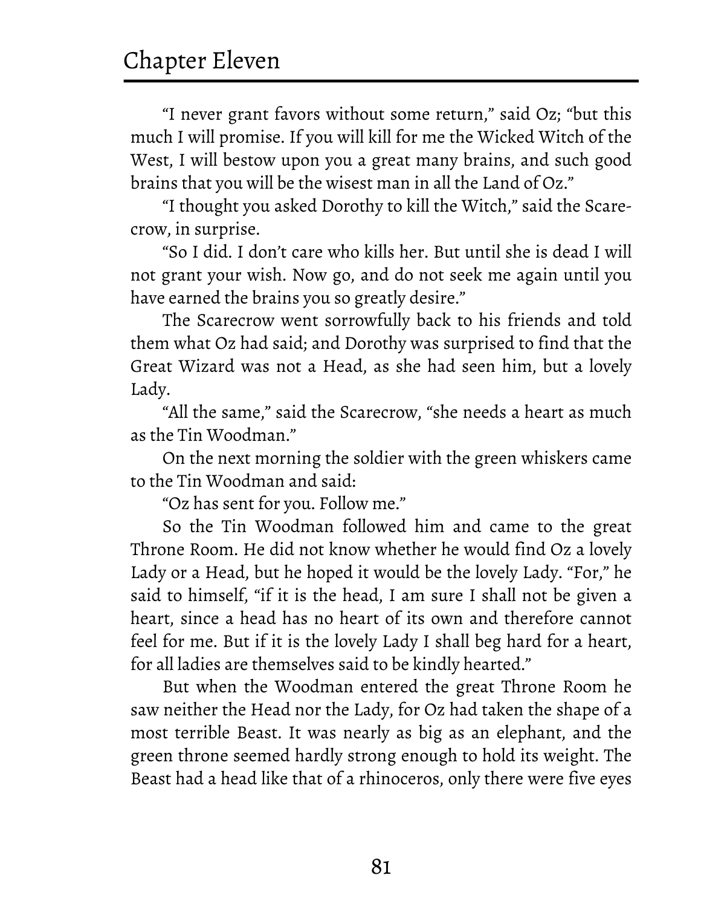"I never grant favors without some return," said Oz; "but this much I will promise. If you will kill for me the Wicked Witch of the West, I will bestow upon you a great many brains, and such good brains that you will be the wisest man in all the Land of Oz."

"I thought you asked Dorothy to kill the Witch," said the Scarecrow, in surprise.

"So I did. I don't care who kills her. But until she is dead I will not grant your wish. Now go, and do not seek me again until you have earned the brains you so greatly desire."

The Scarecrow went sorrowfully back to his friends and told them what Oz had said; and Dorothy was surprised to find that the Great Wizard was not a Head, as she had seen him, but a lovely Lady.

"All the same," said the Scarecrow, "she needs a heart as much as the Tin Woodman."

On the next morning the soldier with the green whiskers came to the Tin Woodman and said:

"Oz has sent for you. Follow me."

So the Tin Woodman followed him and came to the great Throne Room. He did not know whether he would find Oz a lovely Lady or a Head, but he hoped it would be the lovely Lady. "For," he said to himself, "if it is the head, I am sure I shall not be given a heart, since a head has no heart of its own and therefore cannot feel for me. But if it is the lovely Lady I shall beg hard for a heart, for all ladies are themselves said to be kindly hearted."

But when the Woodman entered the great Throne Room he saw neither the Head nor the Lady, for Oz had taken the shape of a most terrible Beast. It was nearly as big as an elephant, and the green throne seemed hardly strong enough to hold its weight. The Beast had a head like that of a rhinoceros, only there were five eyes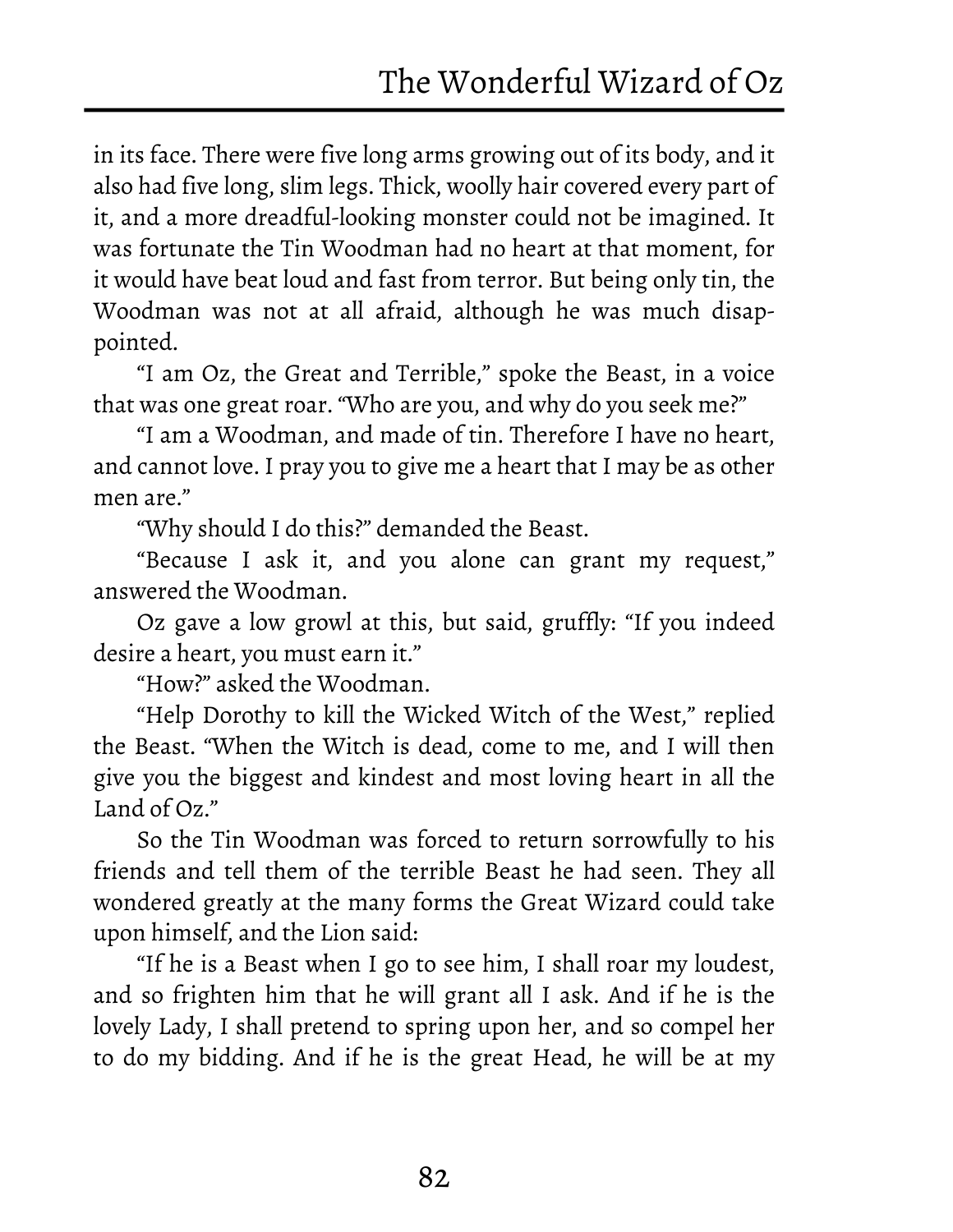in its face. There were five long arms growing out of its body, and it also had five long, slim legs. Thick, woolly hair covered every part of it, and a more dreadful-looking monster could not be imagined. It was fortunate the Tin Woodman had no heart at that moment, for it would have beat loud and fast from terror. But being only tin, the Woodman was not at all afraid, although he was much disappointed.

"I am Oz, the Great and Terrible," spoke the Beast, in a voice that was one great roar. "Who are you, and why do you seek me?"

"I am a Woodman, and made of tin. Therefore I have no heart, and cannot love. I pray you to give me a heart that I may be as other men are."

"Why should I do this?" demanded the Beast.

"Because I ask it, and you alone can grant my request," answered the Woodman.

Oz gave a low growl at this, but said, gruffly: "If you indeed desire a heart, you must earn it."

"How?" asked the Woodman.

"Help Dorothy to kill the Wicked Witch of the West," replied the Beast. "When the Witch is dead, come to me, and I will then give you the biggest and kindest and most loving heart in all the Land of Oz."

So the Tin Woodman was forced to return sorrowfully to his friends and tell them of the terrible Beast he had seen. They all wondered greatly at the many forms the Great Wizard could take upon himself, and the Lion said:

"If he is a Beast when I go to see him, I shall roar my loudest, and so frighten him that he will grant all I ask. And if he is the lovely Lady, I shall pretend to spring upon her, and so compel her to do my bidding. And if he is the great Head, he will be at my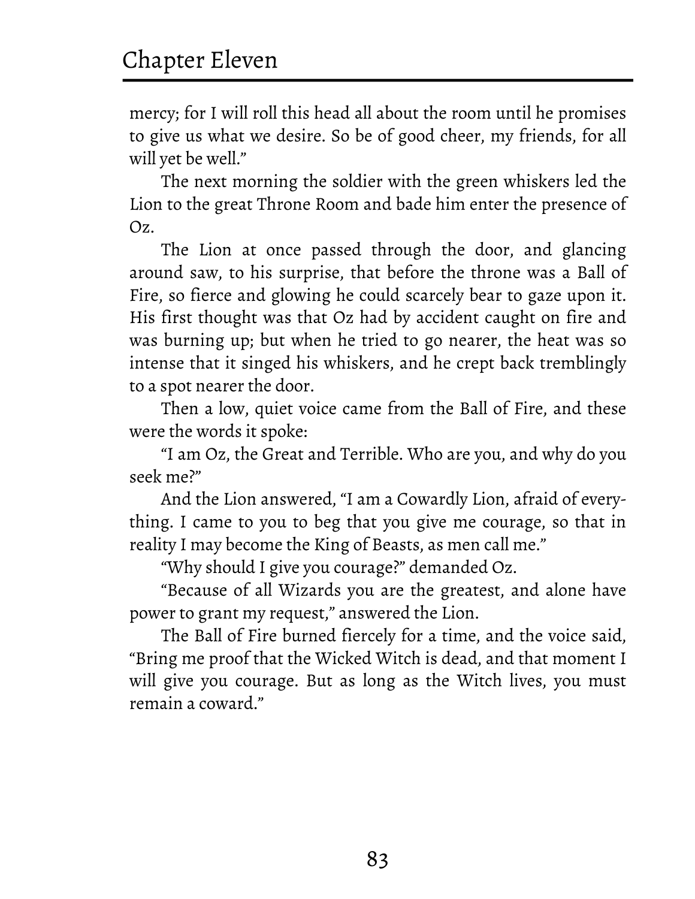mercy; for I will roll this head all about the room until he promises to give us what we desire. So be of good cheer, my friends, for all will yet be well."

The next morning the soldier with the green whiskers led the Lion to the great Throne Room and bade him enter the presence of Oz.

The Lion at once passed through the door, and glancing around saw, to his surprise, that before the throne was a Ball of Fire, so fierce and glowing he could scarcely bear to gaze upon it. His first thought was that Oz had by accident caught on fire and was burning up; but when he tried to go nearer, the heat was so intense that it singed his whiskers, and he crept back tremblingly to a spot nearer the door.

Then a low, quiet voice came from the Ball of Fire, and these were the words it spoke:

"I am Oz, the Great and Terrible. Who are you, and why do you seek me?"

And the Lion answered, "I am a Cowardly Lion, afraid of everything. I came to you to beg that you give me courage, so that in reality I may become the King of Beasts, as men call me."

"Why should I give you courage?" demanded Oz.

"Because of all Wizards you are the greatest, and alone have power to grant my request," answered the Lion.

The Ball of Fire burned fiercely for a time, and the voice said, "Bring me proof that the Wicked Witch is dead, and that moment I will give you courage. But as long as the Witch lives, you must remain a coward."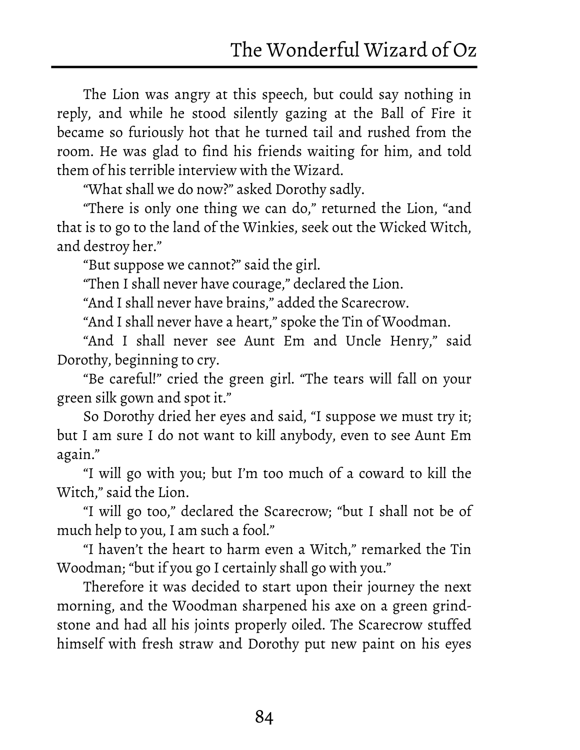The Lion was angry at this speech, but could say nothing in reply, and while he stood silently gazing at the Ball of Fire it became so furiously hot that he turned tail and rushed from the room. He was glad to find his friends waiting for him, and told them of his terrible interview with the Wizard.

"What shall we do now?" asked Dorothy sadly.

"There is only one thing we can do," returned the Lion, "and that is to go to the land of the Winkies, seek out the Wicked Witch, and destroy her."

"But suppose we cannot?" said the girl.

"Then I shall never have courage," declared the Lion.

"And I shall never have brains," added the Scarecrow.

"And I shall never have a heart," spoke the Tin of Woodman.

"And I shall never see Aunt Em and Uncle Henry," said Dorothy, beginning to cry.

"Be careful!" cried the green girl. "The tears will fall on your green silk gown and spot it."

So Dorothy dried her eyes and said, "I suppose we must try it; but I am sure I do not want to kill anybody, even to see Aunt Em again."

"I will go with you; but I'm too much of a coward to kill the Witch," said the Lion.

"I will go too," declared the Scarecrow; "but I shall not be of much help to you, I am such a fool."

"I haven't the heart to harm even a Witch," remarked the Tin Woodman; "but if you go I certainly shall go with you."

Therefore it was decided to start upon their journey the next morning, and the Woodman sharpened his axe on a green grind-stone and had all his joints properly oiled. The Scarecrow stuffed himself with fresh straw and Dorothy put new paint on his eyes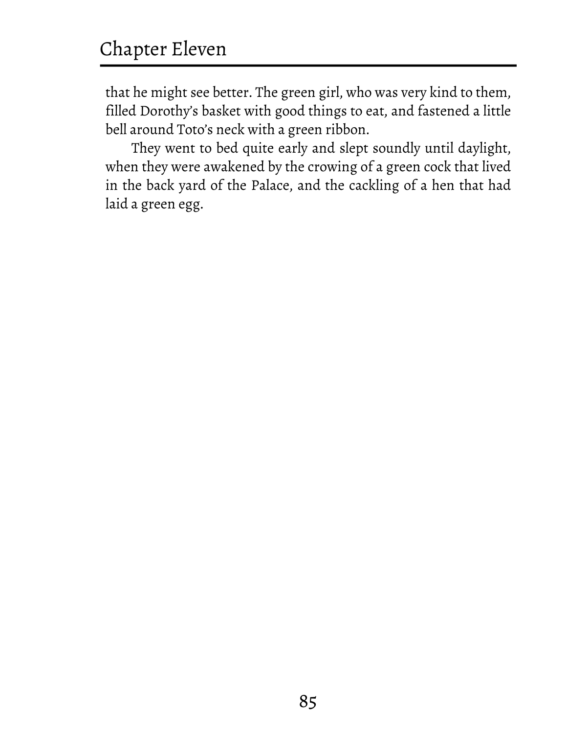that he might see better. The green girl, who was very kind to them, filled Dorothy's basket with good things to eat, and fastened a little bell around Toto's neck with a green ribbon.

They went to bed quite early and slept soundly until daylight, when they were awakened by the crowing of a green cock that lived in the back yard of the Palace, and the cackling of a hen that had laid a green egg.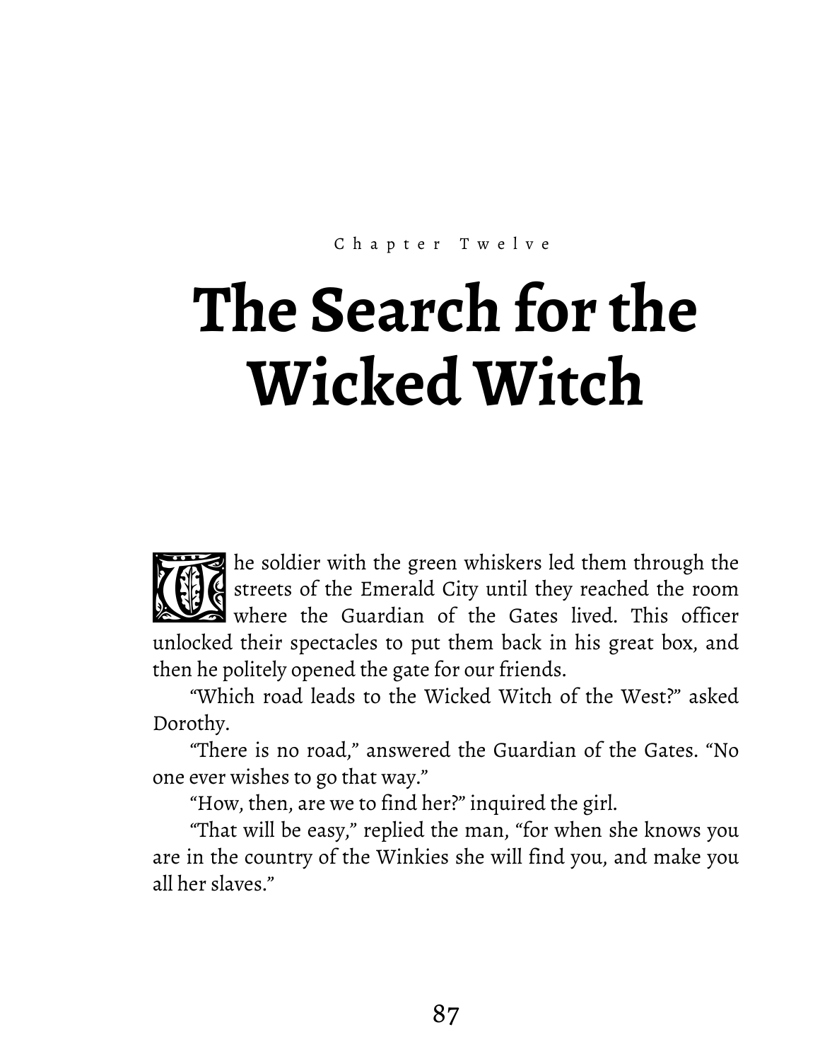Chapter Twelve

# The Search for the Wicked Witch

The soldier with the green whiskers led them through the streets of the Emerald City until they reached the room where the Guardian of the Gates lived. This officer unlocked their spectacles to put them back in his great box, and then he politely opened the gate for our friends.

"Which road leads to the Wicked Witch of the West?" asked Dorothy.

"There is no road," answered the Guardian of the Gates. "No one ever wishes to go that way."

"How, then, are we to find her?" inquired the girl.

"That will be easy," replied the man, "for when she knows you are in the country of the Winkies she will find you, and make you all her slaves."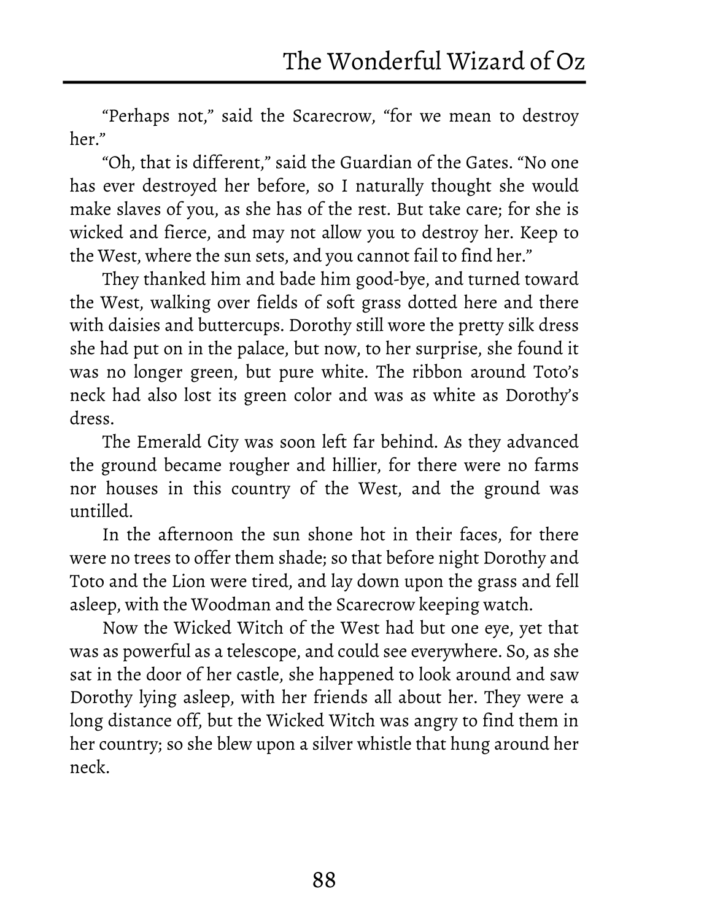"Perhaps not," said the Scarecrow, "for we mean to destroy her."

"Oh, that is different," said the Guardian of the Gates. "No one has ever destroyed her before, so I naturally thought she would make slaves of you, as she has of the rest. But take care; for she is wicked and fierce, and may not allow you to destroy her. Keep to the West, where the sun sets, and you cannot fail to find her."

They thanked him and bade him good-bye, and turned toward the West, walking over fields of soft grass dotted here and there with daisies and buttercups. Dorothy still wore the pretty silk dress she had put on in the palace, but now, to her surprise, she found it was no longer green, but pure white. The ribbon around Toto's neck had also lost its green color and was as white as Dorothy's dress.

The Emerald City was soon left far behind. As they advanced the ground became rougher and hillier, for there were no farms nor houses in this country of the West, and the ground was untilled.

In the afternoon the sun shone hot in their faces, for there were no trees to offer them shade; so that before night Dorothy and Toto and the Lion were tired, and lay down upon the grass and fell asleep, with the Woodman and the Scarecrow keeping watch.

Now the Wicked Witch of the West had but one eye, yet that was as powerful as a telescope, and could see everywhere. So, as she sat in the door of her castle, she happened to look around and saw Dorothy lying asleep, with her friends all about her. They were a long distance off, but the Wicked Witch was angry to find them in her country; so she blew upon a silver whistle that hung around her neck.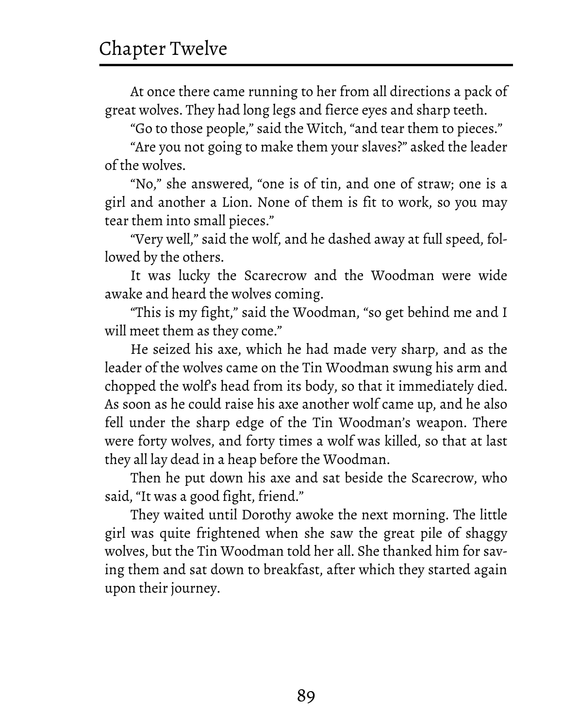At once there came running to her from all directions a pack of great wolves. They had long legs and fierce eyes and sharp teeth.

"Go to those people," said the Witch, "and tear them to pieces."

"Are you not going to make them your slaves?" asked the leader of the wolves.

"No," she answered, "one is of tin, and one of straw; one is a girl and another a Lion. None of them is fit to work, so you may tear them into small pieces."

"Very well," said the wolf, and he dashed away at full speed, followed by the others.

It was lucky the Scarecrow and the Woodman were wide awake and heard the wolves coming.

"This is my fight," said the Woodman, "so get behind me and I will meet them as they come."

He seized his axe, which he had made very sharp, and as the leader of the wolves came on the Tin Woodman swung his arm and chopped the wolf's head from its body, so that it immediately died. As soon as he could raise his axe another wolf came up, and he also fell under the sharp edge of the Tin Woodman's weapon. There were forty wolves, and forty times a wolf was killed, so that at last they all lay dead in a heap before the Woodman.

Then he put down his axe and sat beside the Scarecrow, who said, "It was a good fight, friend."

They waited until Dorothy awoke the next morning. The little girl was quite frightened when she saw the great pile of shaggy wolves, but the Tin Woodman told her all. She thanked him for saving them and sat down to breakfast, after which they started again upon their journey.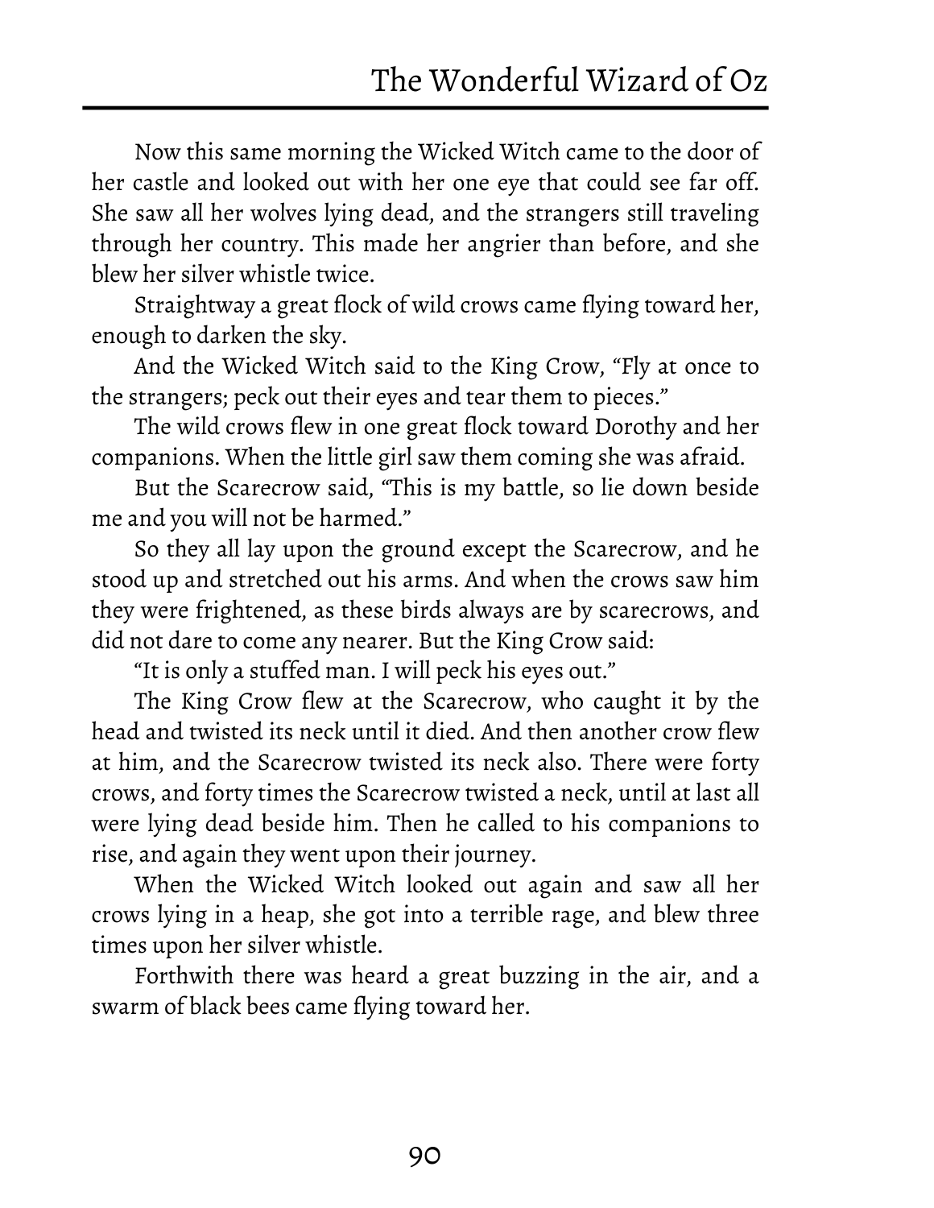Now this same morning the Wicked Witch came to the door of her castle and looked out with her one eye that could see far off. She saw all her wolves lying dead, and the strangers still traveling through her country. This made her angrier than before, and she blew her silver whistle twice.

Straightway a great flock of wild crows came flying toward her, enough to darken the sky.

And the Wicked Witch said to the King Crow, "Fly at once to the strangers; peck out their eyes and tear them to pieces."

The wild crows flew in one great flock toward Dorothy and her companions. When the little girl saw them coming she was afraid.

But the Scarecrow said, "This is my battle, so lie down beside me and you will not be harmed."

So they all lay upon the ground except the Scarecrow, and he stood up and stretched out his arms. And when the crows saw him they were frightened, as these birds always are by scarecrows, and did not dare to come any nearer. But the King Crow said:

"It is only a stuffed man. I will peck his eyes out."

The King Crow flew at the Scarecrow, who caught it by the head and twisted its neck until it died. And then another crow flew at him, and the Scarecrow twisted its neck also. There were forty crows, and forty times the Scarecrow twisted a neck, until at last all were lying dead beside him. Then he called to his companions to rise, and again they went upon their journey.

When the Wicked Witch looked out again and saw all her crows lying in a heap, she got into a terrible rage, and blew three times upon her silver whistle.

Forthwith there was heard a great buzzing in the air, and a swarm of black bees came flying toward her.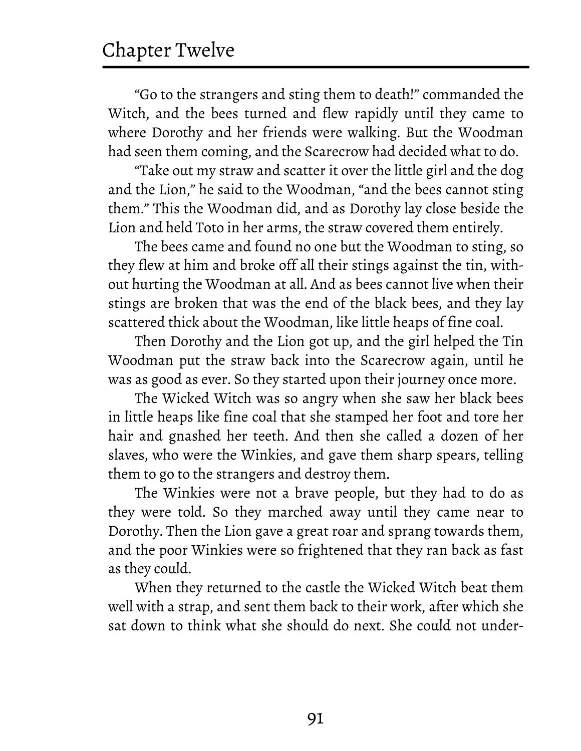"Go to the strangers and sting them to death!" commanded the Witch, and the bees turned and flew rapidly until they came to where Dorothy and her friends were walking. But the Woodman had seen them coming, and the Scarecrow had decided what to do.

"Take out my straw and scatter it over the little girl and the dog and the Lion," he said to the Woodman, "and the bees cannot sting them." This the Woodman did, and as Dorothy lay close beside the Lion and held Toto in her arms, the straw covered them entirely.

The bees came and found no one but the Woodman to sting, so they flew at him and broke off all their stings against the tin, without hurting the Woodman at all. And as bees cannot live when their stings are broken that was the end of the black bees, and they lay scattered thick about the Woodman, like little heaps of fine coal.

Then Dorothy and the Lion got up, and the girl helped the Tin Woodman put the straw back into the Scarecrow again, until he was as good as ever. So they started upon their journey once more.

The Wicked Witch was so angry when she saw her black bees in little heaps like fine coal that she stamped her foot and tore her hair and gnashed her teeth. And then she called a dozen of her slaves, who were the Winkies, and gave them sharp spears, telling them to go to the strangers and destroy them.

The Winkies were not a brave people, but they had to do as they were told. So they marched away until they came near to Dorothy. Then the Lion gave a great roar and sprang towards them, and the poor Winkies were so frightened that they ran back as fast as they could.

When they returned to the castle the Wicked Witch beat them well with a strap, and sent them back to their work, after which she sat down to think what she should do next. She could not under-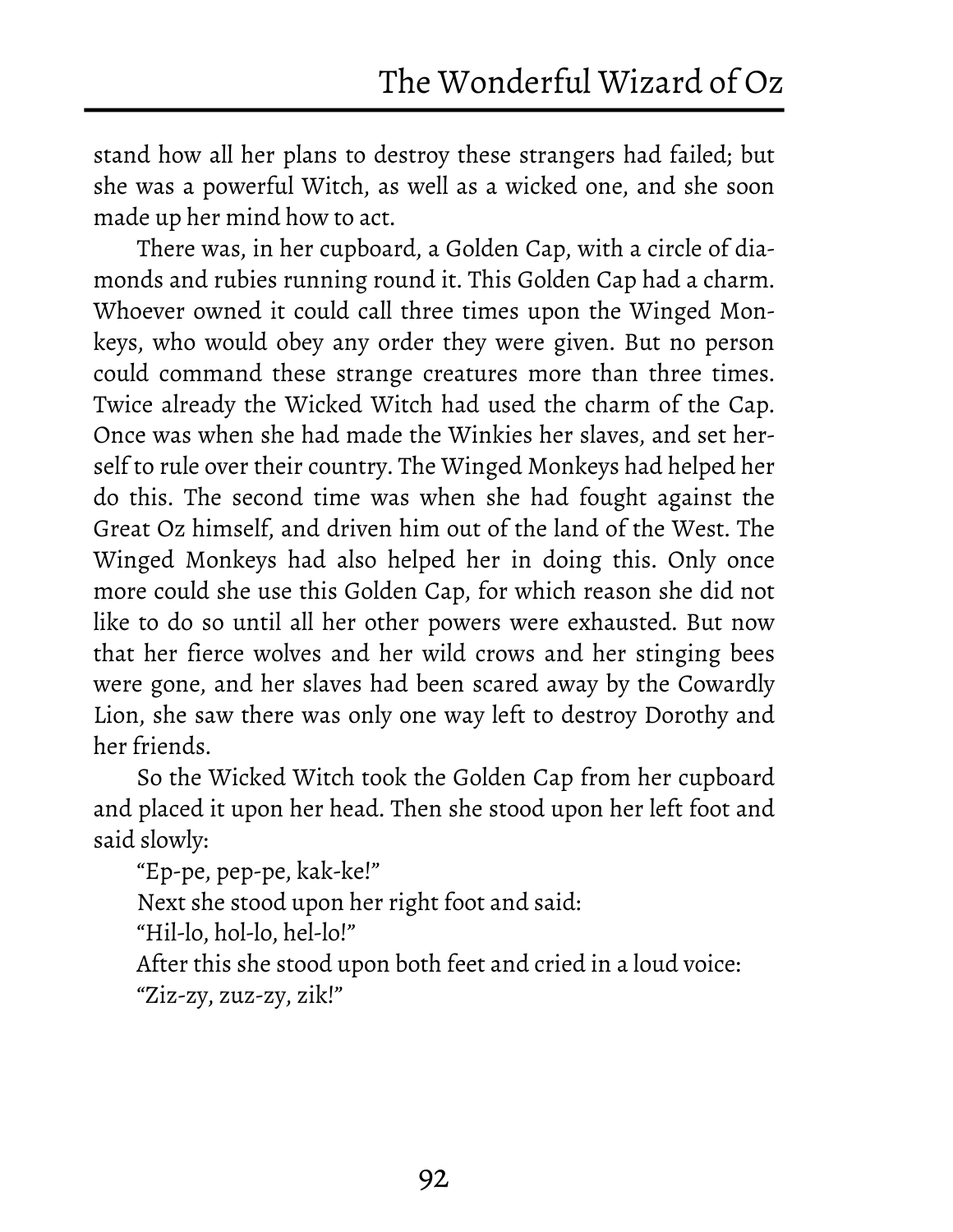stand how all her plans to destroy these strangers had failed; but she was a powerful Witch, as well as a wicked one, and she soon made up her mind how to act.

There was, in her cupboard, a Golden Cap, with a circle of diamonds and rubies running round it. This Golden Cap had a charm. Whoever owned it could call three times upon the Winged Monkeys, who would obey any order they were given. But no person could command these strange creatures more than three times. Twice already the Wicked Witch had used the charm of the Cap. Once was when she had made the Winkies her slaves, and set herself to rule over their country. The Winged Monkeys had helped her do this. The second time was when she had fought against the Great Oz himself, and driven him out of the land of the West. The Winged Monkeys had also helped her in doing this. Only once more could she use this Golden Cap, for which reason she did not like to do so until all her other powers were exhausted. But now that her fierce wolves and her wild crows and her stinging bees were gone, and her slaves had been scared away by the Cowardly Lion, she saw there was only one way left to destroy Dorothy and her friends.

So the Wicked Witch took the Golden Cap from her cupboard and placed it upon her head. Then she stood upon her left foot and said slowly:

"Ep-pe, pep-pe, kak-ke!"

Next she stood upon her right foot and said:

"Hil-lo, hol-lo, hel-lo!"

After this she stood upon both feet and cried in a loud voice:

"Ziz-zy, zuz-zy, zik!"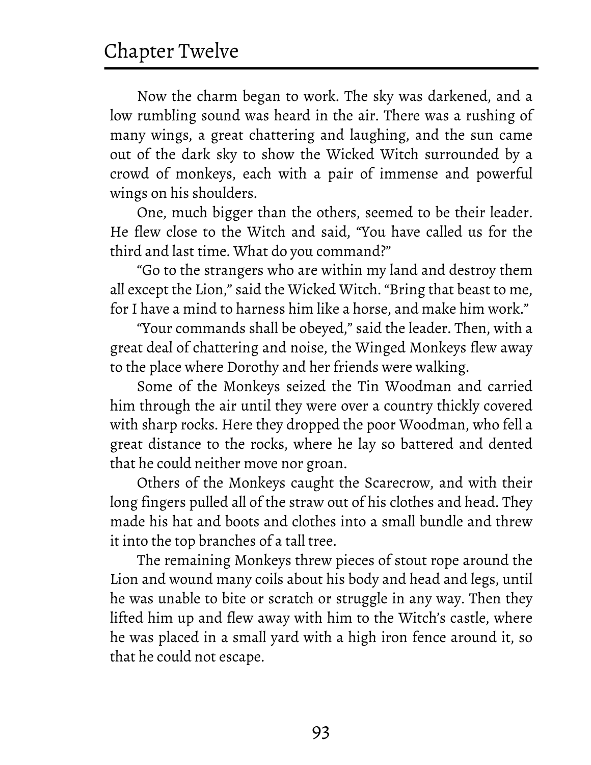Now the charm began to work. The sky was darkened, and a low rumbling sound was heard in the air. There was a rushing of many wings, a great chattering and laughing, and the sun came out of the dark sky to show the Wicked Witch surrounded by a crowd of monkeys, each with a pair of immense and powerful wings on his shoulders.

One, much bigger than the others, seemed to be their leader. He flew close to the Witch and said, "You have called us for the third and last time. What do you command?"

"Go to the strangers who are within my land and destroy them all except the Lion," said the Wicked Witch. "Bring that beast to me, for I have a mind to harness him like a horse, and make him work."

"Your commands shall be obeyed," said the leader. Then, with a great deal of chattering and noise, the Winged Monkeys flew away to the place where Dorothy and her friends were walking.

Some of the Monkeys seized the Tin Woodman and carried him through the air until they were over a country thickly covered with sharp rocks. Here they dropped the poor Woodman, who fell a great distance to the rocks, where he lay so battered and dented that he could neither move nor groan.

Others of the Monkeys caught the Scarecrow, and with their long fingers pulled all of the straw out of his clothes and head. They made his hat and boots and clothes into a small bundle and threw it into the top branches of a tall tree.

The remaining Monkeys threw pieces of stout rope around the Lion and wound many coils about his body and head and legs, until he was unable to bite or scratch or struggle in any way. Then they lifted him up and flew away with him to the Witch's castle, where he was placed in a small yard with a high iron fence around it, so that he could not escape.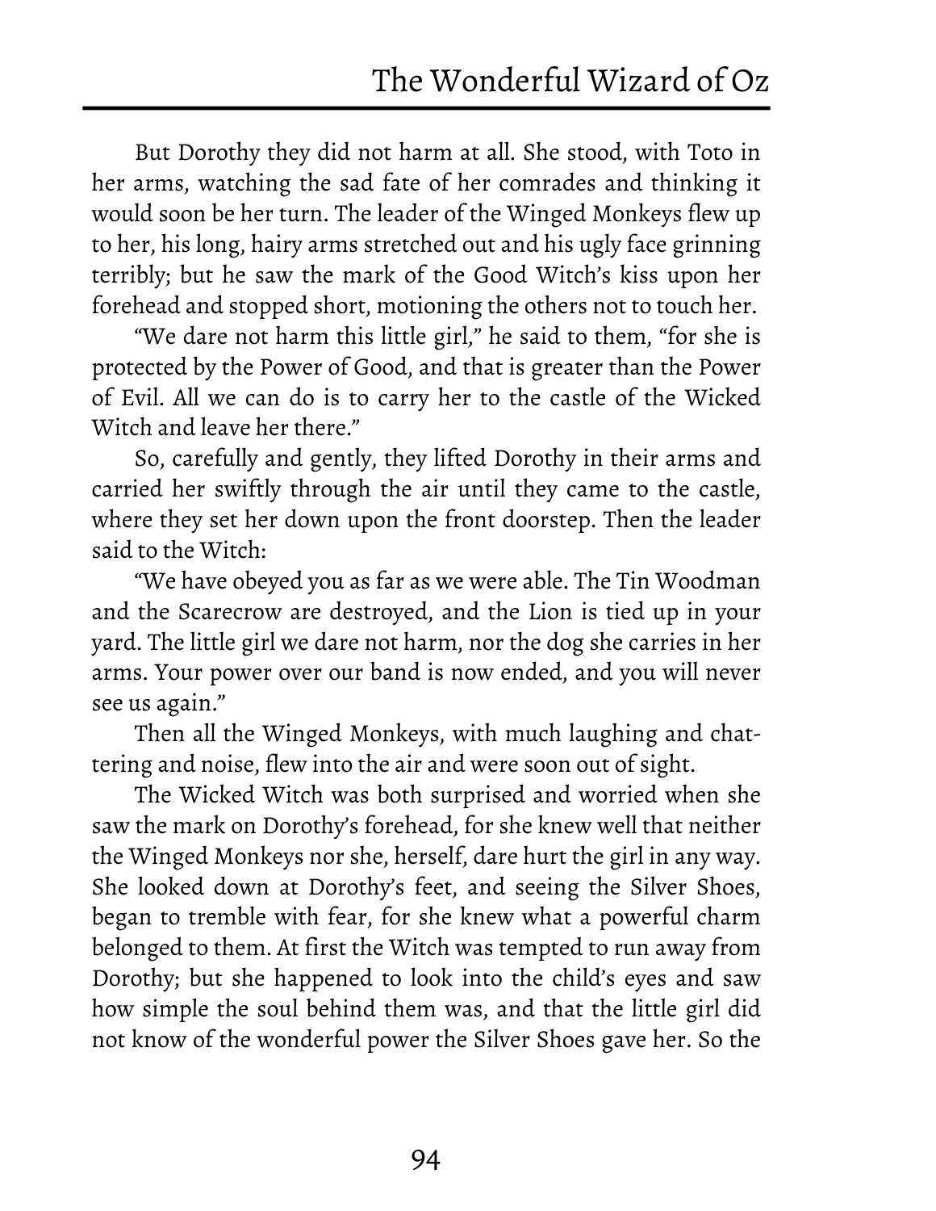But Dorothy they did not harm at all. She stood, with Toto in her arms, watching the sad fate of her comrades and thinking it would soon be her turn. The leader of the Winged Monkeys flew up to her, his long, hairy arms stretched out and his ugly face grinning terribly; but he saw the mark of the Good Witch's kiss upon her forehead and stopped short, motioning the others not to touch her.

"We dare not harm this little girl," he said to them, "for she is protected by the Power of Good, and that is greater than the Power of Evil. All we can do is to carry her to the castle of the Wicked Witch and leave her there."

So, carefully and gently, they lifted Dorothy in their arms and carried her swiftly through the air until they came to the castle, where they set her down upon the front doorstep. Then the leader said to the Witch:

"We have obeyed you as far as we were able. The Tin Woodman and the Scarecrow are destroyed, and the Lion is tied up in your yard. The little girl we dare not harm, nor the dog she carries in her arms. Your power over our band is now ended, and you will never see us again."

Then all the Winged Monkeys, with much laughing and chattering and noise, flew into the air and were soon out of sight.

The Wicked Witch was both surprised and worried when she saw the mark on Dorothy's forehead, for she knew well that neither the Winged Monkeys nor she, herself, dare hurt the girl in any way. She looked down at Dorothy's feet, and seeing the Silver Shoes, began to tremble with fear, for she knew what a powerful charm belonged to them. At first the Witch was tempted to run away from Dorothy; but she happened to look into the child's eyes and saw how simple the soul behind them was, and that the little girl did not know of the wonderful power the Silver Shoes gave her. So the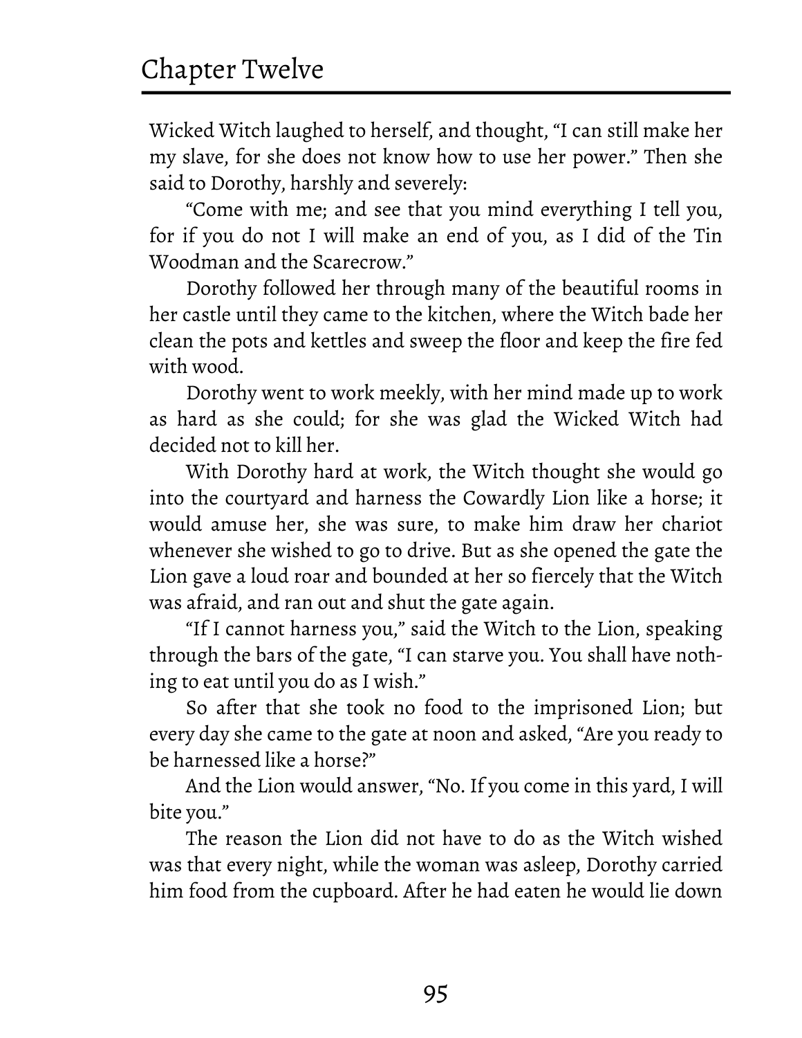Wicked Witch laughed to herself, and thought, "I can still make her my slave, for she does not know how to use her power." Then she said to Dorothy, harshly and severely:

"Come with me; and see that you mind everything I tell you, for if you do not I will make an end of you, as I did of the Tin Woodman and the Scarecrow."

Dorothy followed her through many of the beautiful rooms in her castle until they came to the kitchen, where the Witch bade her clean the pots and kettles and sweep the floor and keep the fire fed with wood.

Dorothy went to work meekly, with her mind made up to work as hard as she could; for she was glad the Wicked Witch had decided not to kill her.

With Dorothy hard at work, the Witch thought she would go into the courtyard and harness the Cowardly Lion like a horse; it would amuse her, she was sure, to make him draw her chariot whenever she wished to go to drive. But as she opened the gate the Lion gave a loud roar and bounded at her so fiercely that the Witch was afraid, and ran out and shut the gate again.

"If I cannot harness you," said the Witch to the Lion, speaking through the bars of the gate, "I can starve you. You shall have nothing to eat until you do as I wish."

So after that she took no food to the imprisoned Lion; but every day she came to the gate at noon and asked, "Are you ready to be harnessed like a horse?"

And the Lion would answer, "No. If you come in this yard, I will bite you."

The reason the Lion did not have to do as the Witch wished was that every night, while the woman was asleep, Dorothy carried him food from the cupboard. After he had eaten he would lie down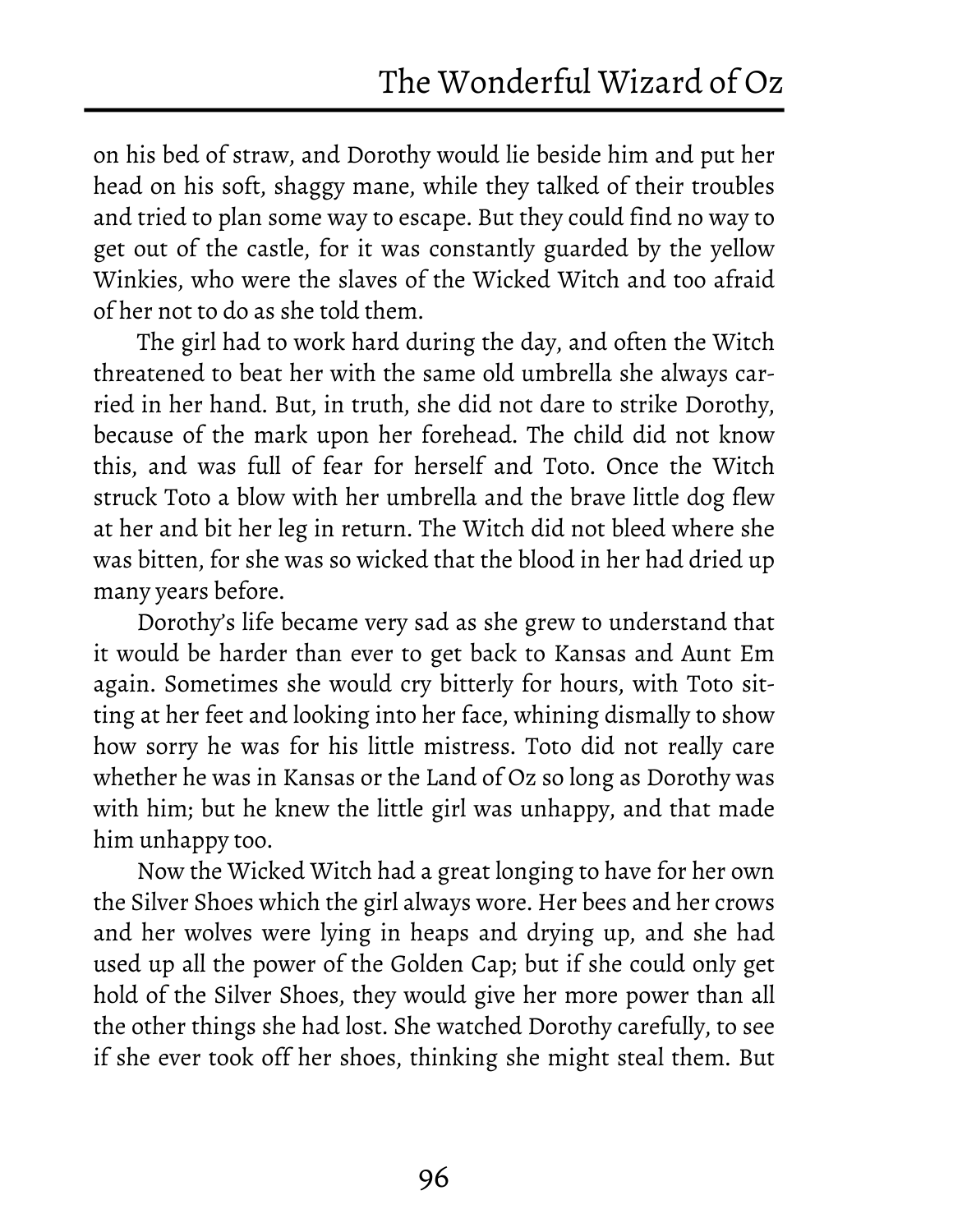on his bed of straw, and Dorothy would lie beside him and put her head on his soft, shaggy mane, while they talked of their troubles and tried to plan some way to escape. But they could find no way to get out of the castle, for it was constantly guarded by the yellow Winkies, who were the slaves of the Wicked Witch and too afraid of her not to do as she told them.

The girl had to work hard during the day, and often the Witch threatened to beat her with the same old umbrella she always carried in her hand. But, in truth, she did not dare to strike Dorothy, because of the mark upon her forehead. The child did not know this, and was full of fear for herself and Toto. Once the Witch struck Toto a blow with her umbrella and the brave little dog flew at her and bit her leg in return. The Witch did not bleed where she was bitten, for she was so wicked that the blood in her had dried up many years before.

Dorothy's life became very sad as she grew to understand that it would be harder than ever to get back to Kansas and Aunt Em again. Sometimes she would cry bitterly for hours, with Toto sitting at her feet and looking into her face, whining dismally to show how sorry he was for his little mistress. Toto did not really care whether he was in Kansas or the Land of Oz so long as Dorothy was with him; but he knew the little girl was unhappy, and that made him unhappy too.

Now the Wicked Witch had a great longing to have for her own the Silver Shoes which the girl always wore. Her bees and her crows and her wolves were lying in heaps and drying up, and she had used up all the power of the Golden Cap; but if she could only get hold of the Silver Shoes, they would give her more power than all the other things she had lost. She watched Dorothy carefully, to see if she ever took off her shoes, thinking she might steal them. But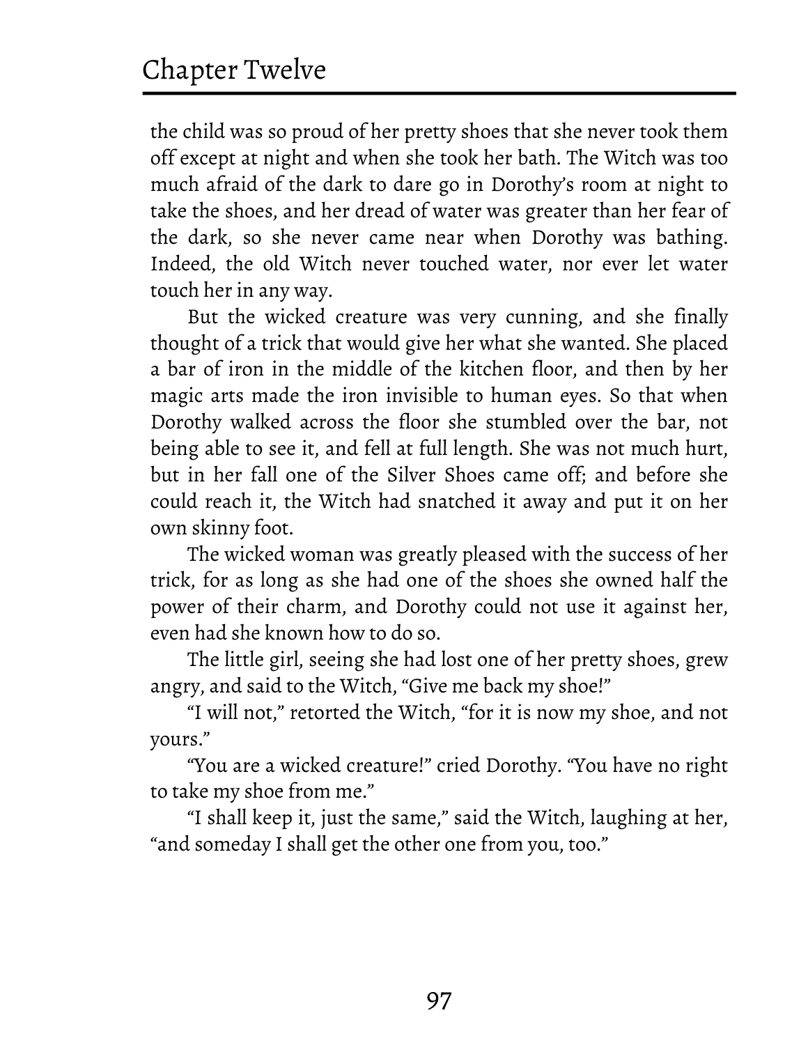the child was so proud of her pretty shoes that she never took them off except at night and when she took her bath. The Witch was too much afraid of the dark to dare go in Dorothy's room at night to take the shoes, and her dread of water was greater than her fear of the dark, so she never came near when Dorothy was bathing. Indeed, the old Witch never touched water, nor ever let water touch her in any way.

But the wicked creature was very cunning, and she finally thought of a trick that would give her what she wanted. She placed a bar of iron in the middle of the kitchen floor, and then by her magic arts made the iron invisible to human eyes. So that when Dorothy walked across the floor she stumbled over the bar, not being able to see it, and fell at full length. She was not much hurt, but in her fall one of the Silver Shoes came off; and before she could reach it, the Witch had snatched it away and put it on her own skinny foot.

The wicked woman was greatly pleased with the success of her trick, for as long as she had one of the shoes she owned half the power of their charm, and Dorothy could not use it against her, even had she known how to do so.

The little girl, seeing she had lost one of her pretty shoes, grew angry, and said to the Witch, "Give me back my shoe!"

"I will not," retorted the Witch, "for it is now my shoe, and not yours."

"You are a wicked creature!" cried Dorothy. "You have no right to take my shoe from me."

"I shall keep it, just the same," said the Witch, laughing at her, "and someday I shall get the other one from you, too."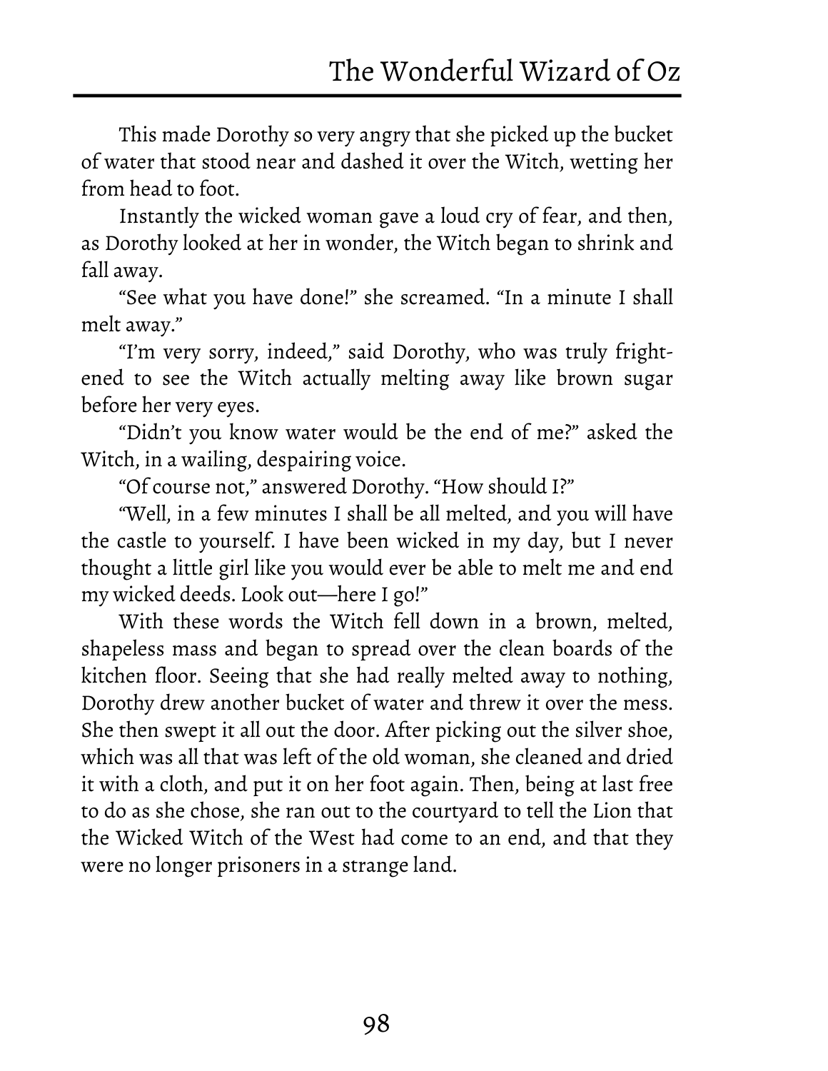This made Dorothy so very angry that she picked up the bucket of water that stood near and dashed it over the Witch, wetting her from head to foot.

Instantly the wicked woman gave a loud cry of fear, and then, as Dorothy looked at her in wonder, the Witch began to shrink and fall away.

"See what you have done!" she screamed. "In a minute I shall melt away."

"I'm very sorry, indeed," said Dorothy, who was truly frightened to see the Witch actually melting away like brown sugar before her very eyes.

"Didn't you know water would be the end of me?" asked the Witch, in a wailing, despairing voice.

"Of course not," answered Dorothy. "How should I?"

"Well, in a few minutes I shall be all melted, and you will have the castle to yourself. I have been wicked in my day, but I never thought a little girl like you would ever be able to melt me and end my wicked deeds. Look out—here I go!"

With these words the Witch fell down in a brown, melted, shapeless mass and began to spread over the clean boards of the kitchen floor. Seeing that she had really melted away to nothing, Dorothy drew another bucket of water and threw it over the mess. She then swept it all out the door. After picking out the silver shoe, which was all that was left of the old woman, she cleaned and dried it with a cloth, and put it on her foot again. Then, being at last free to do as she chose, she ran out to the courtyard to tell the Lion that the Wicked Witch of the West had come to an end, and that they were no longer prisoners in a strange land.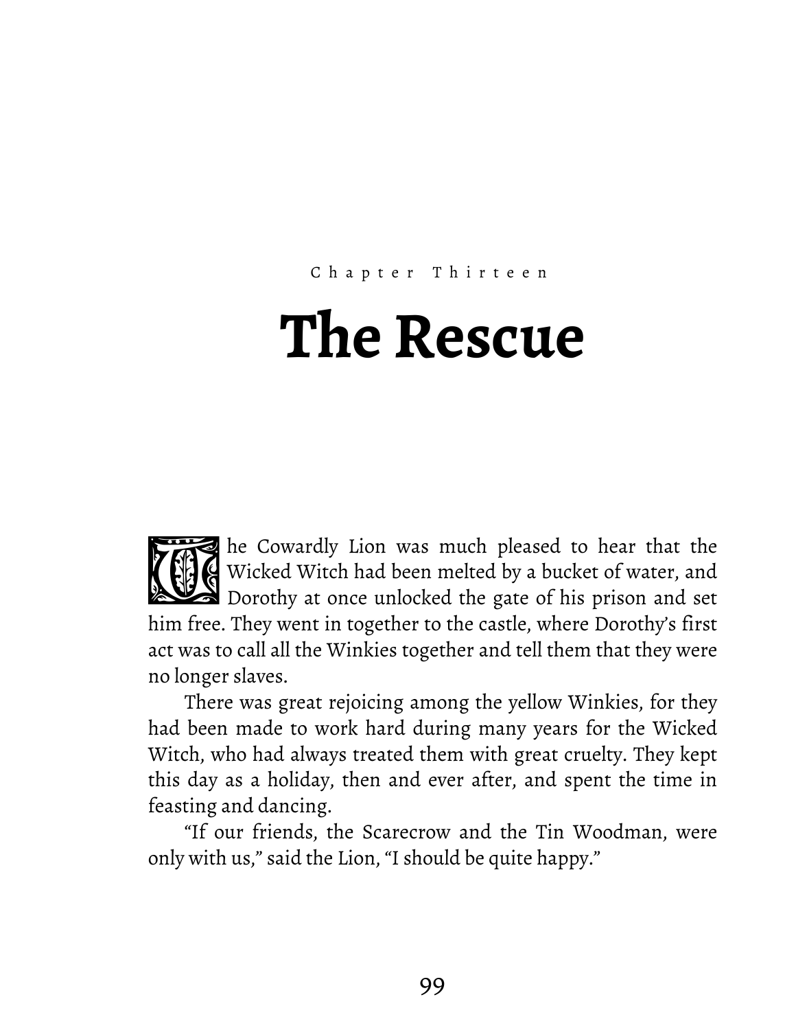Chapter Thirteen

# The Rescue

The Cowardly Lion was much pleased to hear that the Wicked Witch had been melted by a bucket of water, and Dorothy at once unlocked the gate of his prison and set him free. They went in together to the castle, where Dorothy's first act was to call all the Winkies together and tell them that they were no longer slaves.

There was great rejoicing among the yellow Winkies, for they had been made to work hard during many years for the Wicked Witch, who had always treated them with great cruelty. They kept this day as a holiday, then and ever after, and spent the time in feasting and dancing.

"If our friends, the Scarecrow and the Tin Woodman, were only with us," said the Lion, "I should be quite happy."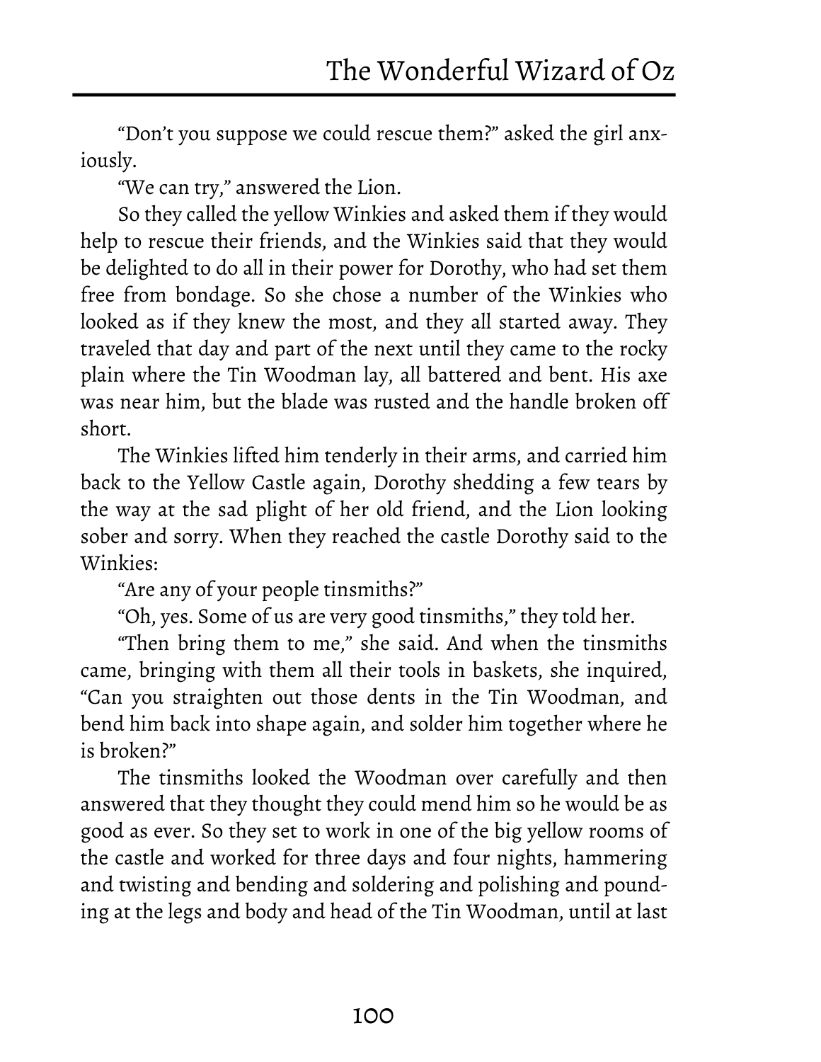"Don't you suppose we could rescue them?" asked the girl anxiously.

"We can try," answered the Lion.

So they called the yellow Winkies and asked them if they would help to rescue their friends, and the Winkies said that they would be delighted to do all in their power for Dorothy, who had set them free from bondage. So she chose a number of the Winkies who looked as if they knew the most, and they all started away. They traveled that day and part of the next until they came to the rocky plain where the Tin Woodman lay, all battered and bent. His axe was near him, but the blade was rusted and the handle broken off short.

The Winkies lifted him tenderly in their arms, and carried him back to the Yellow Castle again, Dorothy shedding a few tears by the way at the sad plight of her old friend, and the Lion looking sober and sorry. When they reached the castle Dorothy said to the Winkies:

"Are any of your people tinsmiths?"

"Oh, yes. Some of us are very good tinsmiths," they told her.

"Then bring them to me," she said. And when the tinsmiths came, bringing with them all their tools in baskets, she inquired, "Can you straighten out those dents in the Tin Woodman, and bend him back into shape again, and solder him together where he is broken?"

The tinsmiths looked the Woodman over carefully and then answered that they thought they could mend him so he would be as good as ever. So they set to work in one of the big yellow rooms of the castle and worked for three days and four nights, hammering and twisting and bending and soldering and polishing and pounding at the legs and body and head of the Tin Woodman, until at last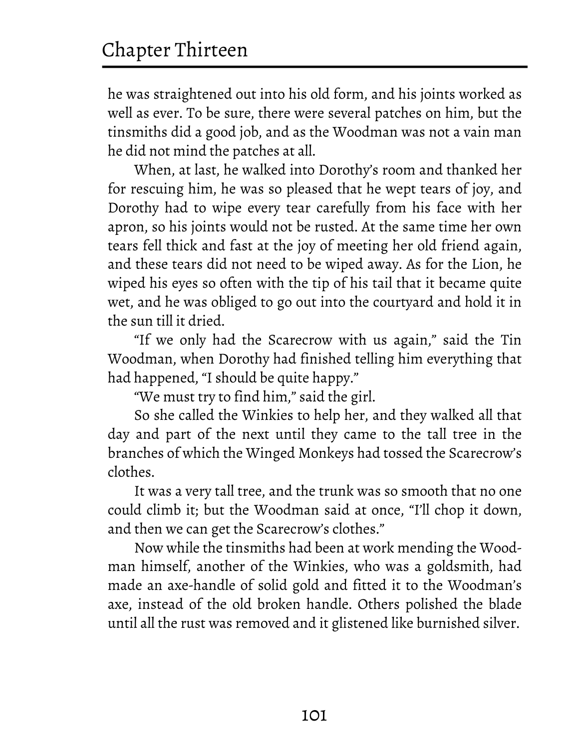he was straightened out into his old form, and his joints worked as well as ever. To be sure, there were several patches on him, but the tinsmiths did a good job, and as the Woodman was not a vain man he did not mind the patches at all.

When, at last, he walked into Dorothy's room and thanked her for rescuing him, he was so pleased that he wept tears of joy, and Dorothy had to wipe every tear carefully from his face with her apron, so his joints would not be rusted. At the same time her own tears fell thick and fast at the joy of meeting her old friend again, and these tears did not need to be wiped away. As for the Lion, he wiped his eyes so often with the tip of his tail that it became quite wet, and he was obliged to go out into the courtyard and hold it in the sun till it dried.

"If we only had the Scarecrow with us again," said the Tin Woodman, when Dorothy had finished telling him everything that had happened, "I should be quite happy."

"We must try to find him," said the girl.

So she called the Winkies to help her, and they walked all that day and part of the next until they came to the tall tree in the branches of which the Winged Monkeys had tossed the Scarecrow's clothes.

It was a very tall tree, and the trunk was so smooth that no one could climb it; but the Woodman said at once, "I'll chop it down, and then we can get the Scarecrow's clothes."

Now while the tinsmiths had been at work mending the Woodman himself, another of the Winkies, who was a goldsmith, had made an axe-handle of solid gold and fitted it to the Woodman's axe, instead of the old broken handle. Others polished the blade until all the rust was removed and it glistened like burnished silver.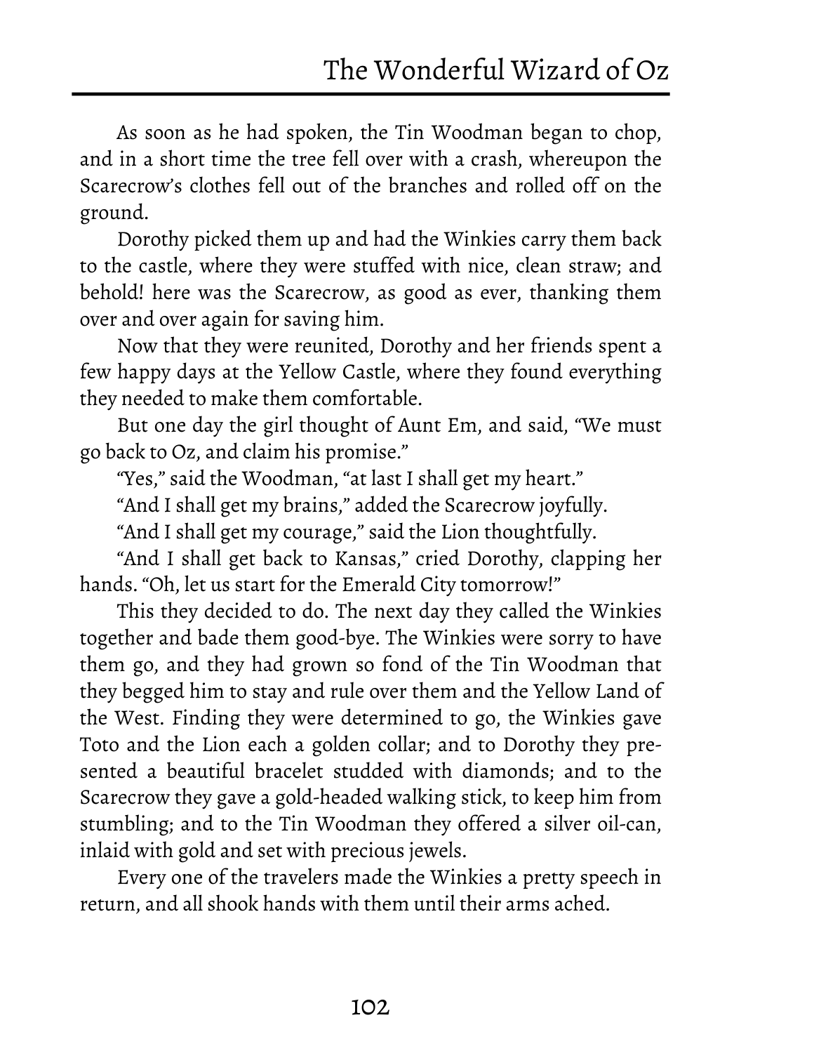As soon as he had spoken, the Tin Woodman began to chop, and in a short time the tree fell over with a crash, whereupon the Scarecrow's clothes fell out of the branches and rolled off on the ground.

Dorothy picked them up and had the Winkies carry them back to the castle, where they were stuffed with nice, clean straw; and behold! here was the Scarecrow, as good as ever, thanking them over and over again for saving him.

Now that they were reunited, Dorothy and her friends spent a few happy days at the Yellow Castle, where they found everything they needed to make them comfortable.

But one day the girl thought of Aunt Em, and said, "We must go back to Oz, and claim his promise."

"Yes," said the Woodman, "at last I shall get my heart."

"And I shall get my brains," added the Scarecrow joyfully.

"And I shall get my courage," said the Lion thoughtfully.

"And I shall get back to Kansas," cried Dorothy, clapping her hands. "Oh, let us start for the Emerald City tomorrow!"

This they decided to do. The next day they called the Winkies together and bade them good-bye. The Winkies were sorry to have them go, and they had grown so fond of the Tin Woodman that they begged him to stay and rule over them and the Yellow Land of the West. Finding they were determined to go, the Winkies gave Toto and the Lion each a golden collar; and to Dorothy they presented a beautiful bracelet studded with diamonds; and to the Scarecrow they gave a gold-headed walking stick, to keep him from stumbling; and to the Tin Woodman they offered a silver oil-can, inlaid with gold and set with precious jewels.

Every one of the travelers made the Winkies a pretty speech in return, and all shook hands with them until their arms ached.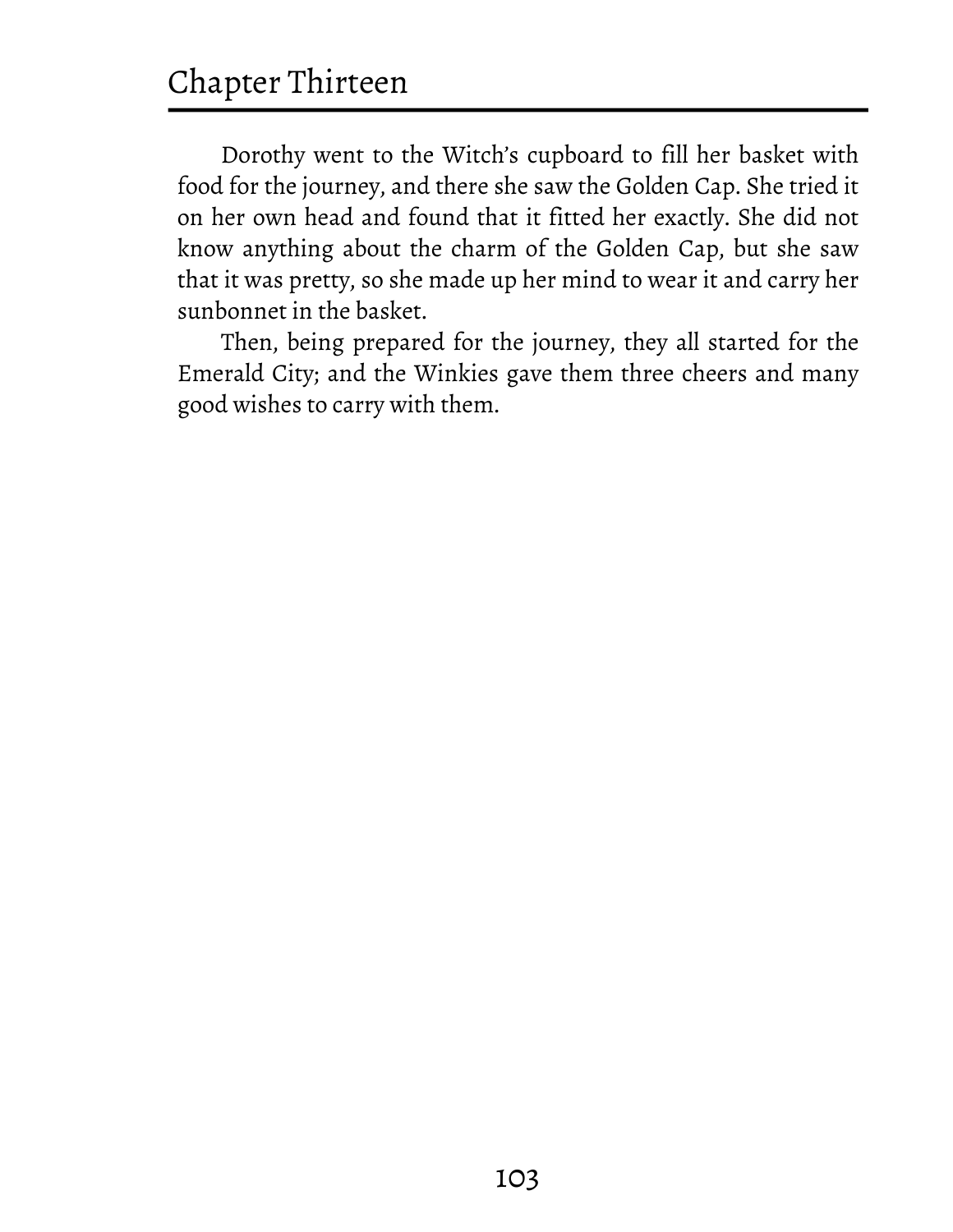Dorothy went to the Witch's cupboard to fill her basket with food for the journey, and there she saw the Golden Cap. She tried it on her own head and found that it fitted her exactly. She did not know anything about the charm of the Golden Cap, but she saw that it was pretty, so she made up her mind to wear it and carry her sunbonnet in the basket.

Then, being prepared for the journey, they all started for the Emerald City; and the Winkies gave them three cheers and many good wishes to carry with them.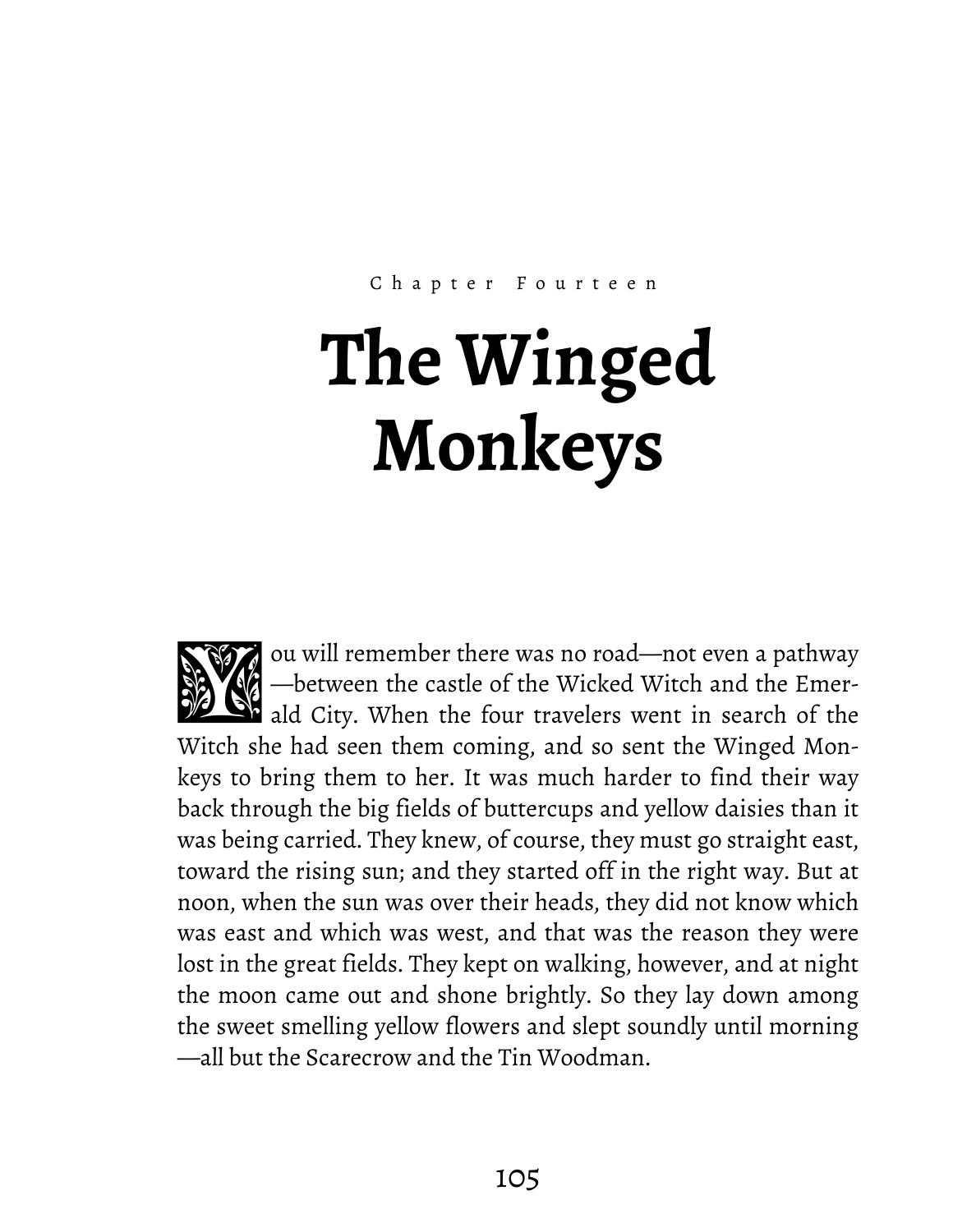Chapter Fourteen

# The Winged Monkeys

You will remember there was no road—not even a pathway—between the castle of the Wicked Witch and the Emerald City. When the four travelers went in search of the Witch she had seen them coming, and so sent the Winged Monkeys to bring them to her. It was much harder to find their way back through the big fields of buttercups and yellow daisies than it was being carried. They knew, of course, they must go straight east, toward the rising sun; and they started off in the right way. But at noon, when the sun was over their heads, they did not know which was east and which was west, and that was the reason they were lost in the great fields. They kept on walking, however, and at night the moon came out and shone brightly. So they lay down among the sweet smelling yellow flowers and slept soundly until morning—all but the Scarecrow and the Tin Woodman.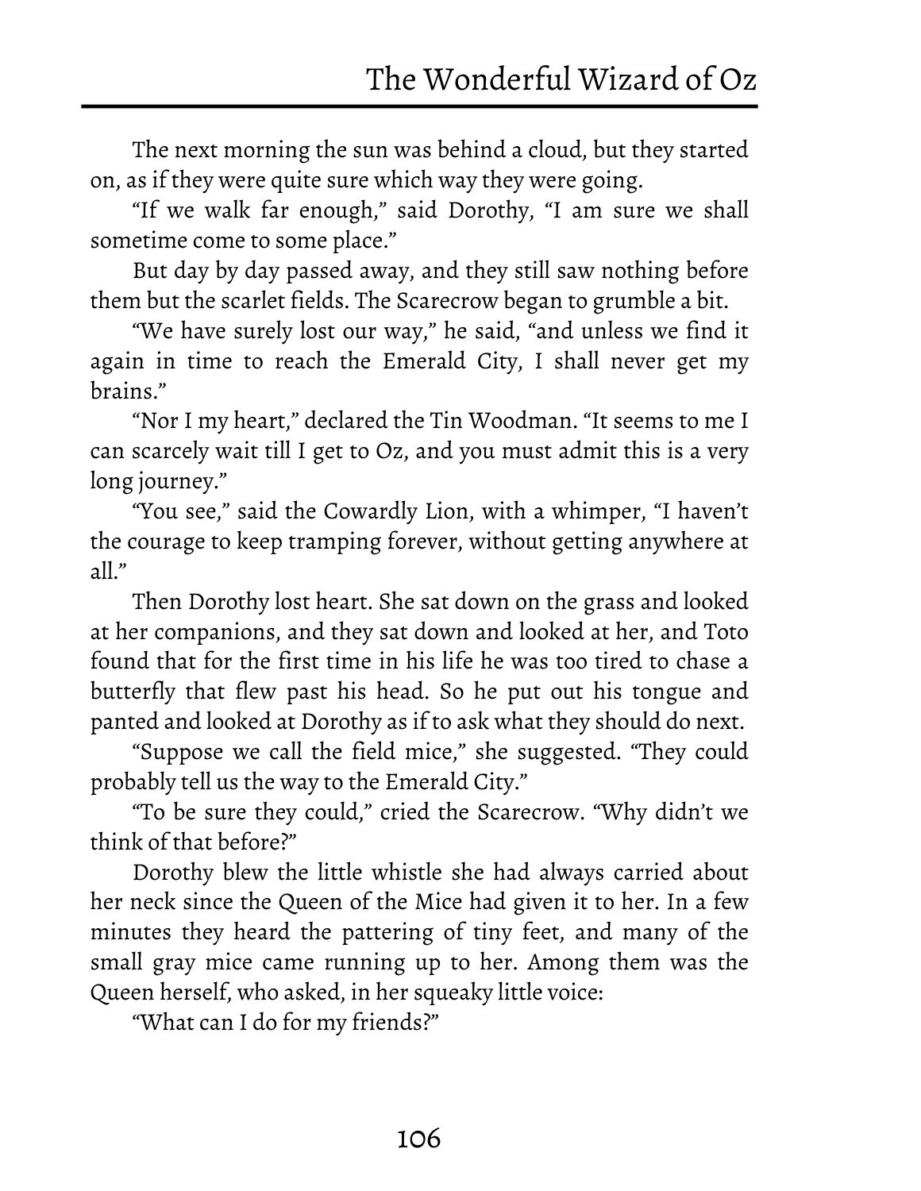The next morning the sun was behind a cloud, but they started on, as if they were quite sure which way they were going.

"If we walk far enough," said Dorothy, "I am sure we shall sometime come to some place."

But day by day passed away, and they still saw nothing before them but the scarlet fields. The Scarecrow began to grumble a bit.

"We have surely lost our way," he said, "and unless we find it again in time to reach the Emerald City, I shall never get my brains."

"Nor I my heart," declared the Tin Woodman. "It seems to me I can scarcely wait till I get to Oz, and you must admit this is a very long journey."

"You see," said the Cowardly Lion, with a whimper, "I haven't the courage to keep tramping forever, without getting anywhere at all."

Then Dorothy lost heart. She sat down on the grass and looked at her companions, and they sat down and looked at her, and Toto found that for the first time in his life he was too tired to chase a butterfly that flew past his head. So he put out his tongue and panted and looked at Dorothy as if to ask what they should do next.

"Suppose we call the field mice," she suggested. "They could probably tell us the way to the Emerald City."

"To be sure they could," cried the Scarecrow. "Why didn't we think of that before?"

Dorothy blew the little whistle she had always carried about her neck since the Queen of the Mice had given it to her. In a few minutes they heard the pattering of tiny feet, and many of the small gray mice came running up to her. Among them was the Queen herself, who asked, in her squeaky little voice:

"What can I do for my friends?"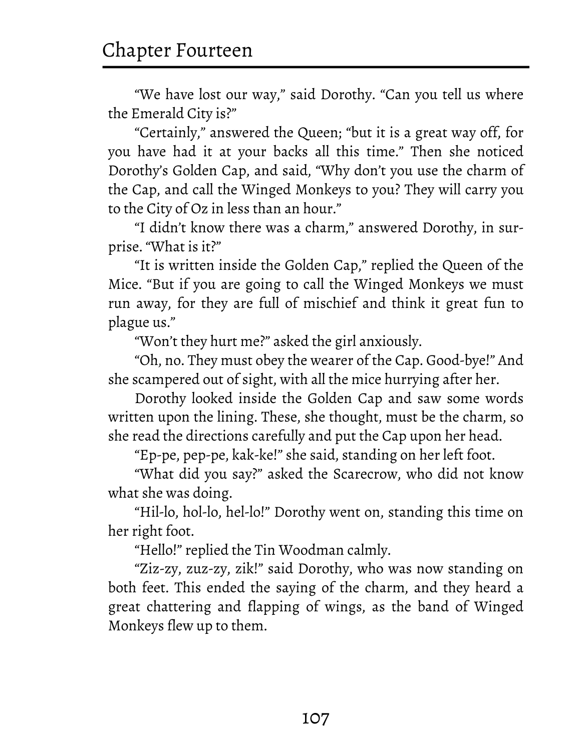“We have lost our way,” said Dorothy. “Can you tell us where the Emerald City is?”

“Certainly,” answered the Queen; “but it is a great way off, for you have had it at your backs all this time.” Then she noticed Dorothy’s Golden Cap, and said, “Why don’t you use the charm of the Cap, and call the Winged Monkeys to you? They will carry you to the City of Oz in less than an hour.”

“I didn’t know there was a charm,” answered Dorothy, in surprise. “What is it?”

“It is written inside the Golden Cap,” replied the Queen of the Mice. “But if you are going to call the Winged Monkeys we must run away, for they are full of mischief and think it great fun to plague us.”

“Won’t they hurt me?” asked the girl anxiously.

“Oh, no. They must obey the wearer of the Cap. Good-bye!” And she scampered out of sight, with all the mice hurrying after her.

Dorothy looked inside the Golden Cap and saw some words written upon the lining. These, she thought, must be the charm, so she read the directions carefully and put the Cap upon her head.

“Ep-pe, pep-pe, kak-ke!” she said, standing on her left foot.

“What did you say?” asked the Scarecrow, who did not know what she was doing.

“Hil-lo, hol-lo, hel-lo!” Dorothy went on, standing this time on her right foot.

“Hello!” replied the Tin Woodman calmly.

“Ziz-zy, zuz-zy, zik!” said Dorothy, who was now standing on both feet. This ended the saying of the charm, and they heard a great chattering and flapping of wings, as the band of Winged Monkeys flew up to them.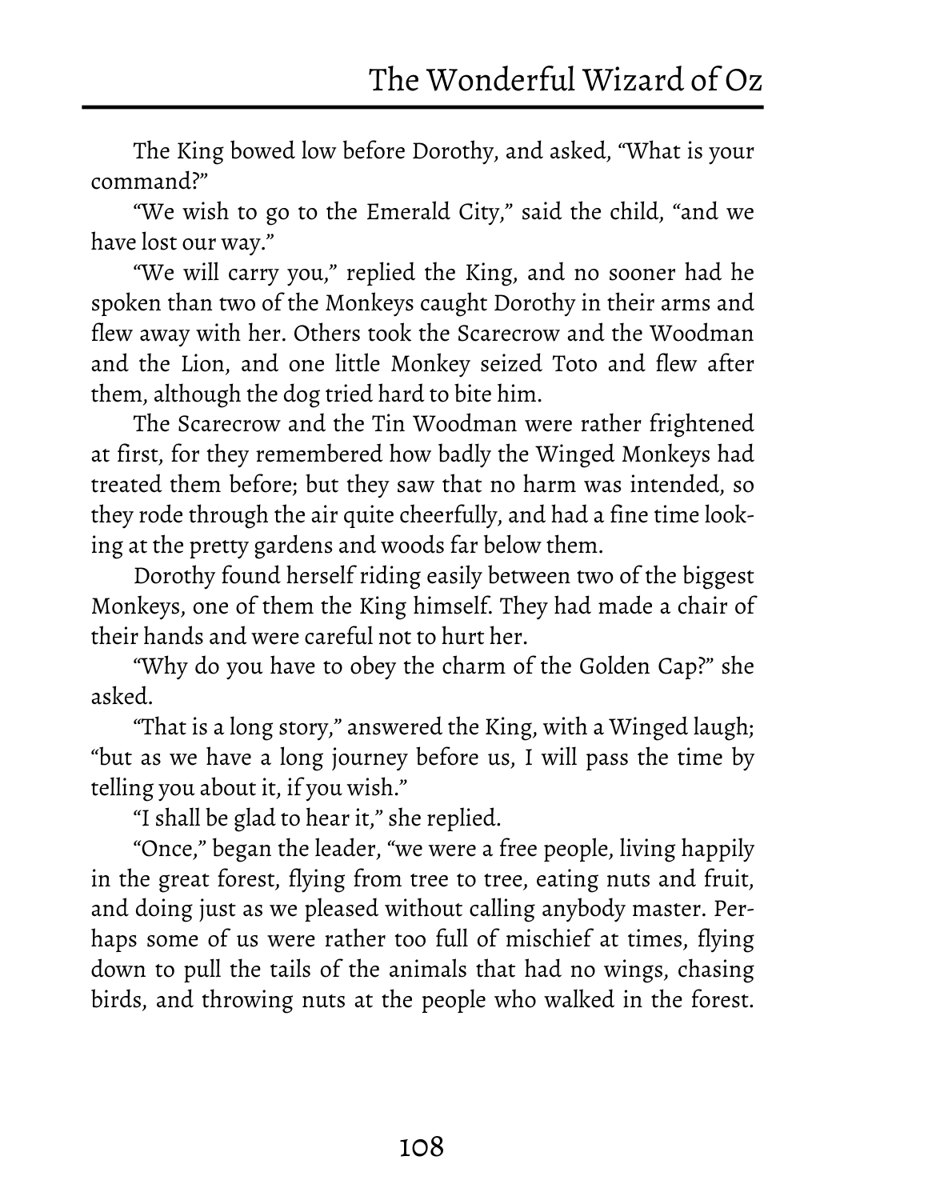The King bowed low before Dorothy, and asked, "What is your command?"

"We wish to go to the Emerald City," said the child, "and we have lost our way."

"We will carry you," replied the King, and no sooner had he spoken than two of the Monkeys caught Dorothy in their arms and flew away with her. Others took the Scarecrow and the Woodman and the Lion, and one little Monkey seized Toto and flew after them, although the dog tried hard to bite him.

The Scarecrow and the Tin Woodman were rather frightened at first, for they remembered how badly the Winged Monkeys had treated them before; but they saw that no harm was intended, so they rode through the air quite cheerfully, and had a fine time looking at the pretty gardens and woods far below them.

Dorothy found herself riding easily between two of the biggest Monkeys, one of them the King himself. They had made a chair of their hands and were careful not to hurt her.

"Why do you have to obey the charm of the Golden Cap?" she asked.

"That is a long story," answered the King, with a Winged laugh; "but as we have a long journey before us, I will pass the time by telling you about it, if you wish."

"I shall be glad to hear it," she replied.

"Once," began the leader, "we were a free people, living happily in the great forest, flying from tree to tree, eating nuts and fruit, and doing just as we pleased without calling anybody master. Perhaps some of us were rather too full of mischief at times, flying down to pull the tails of the animals that had no wings, chasing birds, and throwing nuts at the people who walked in the forest.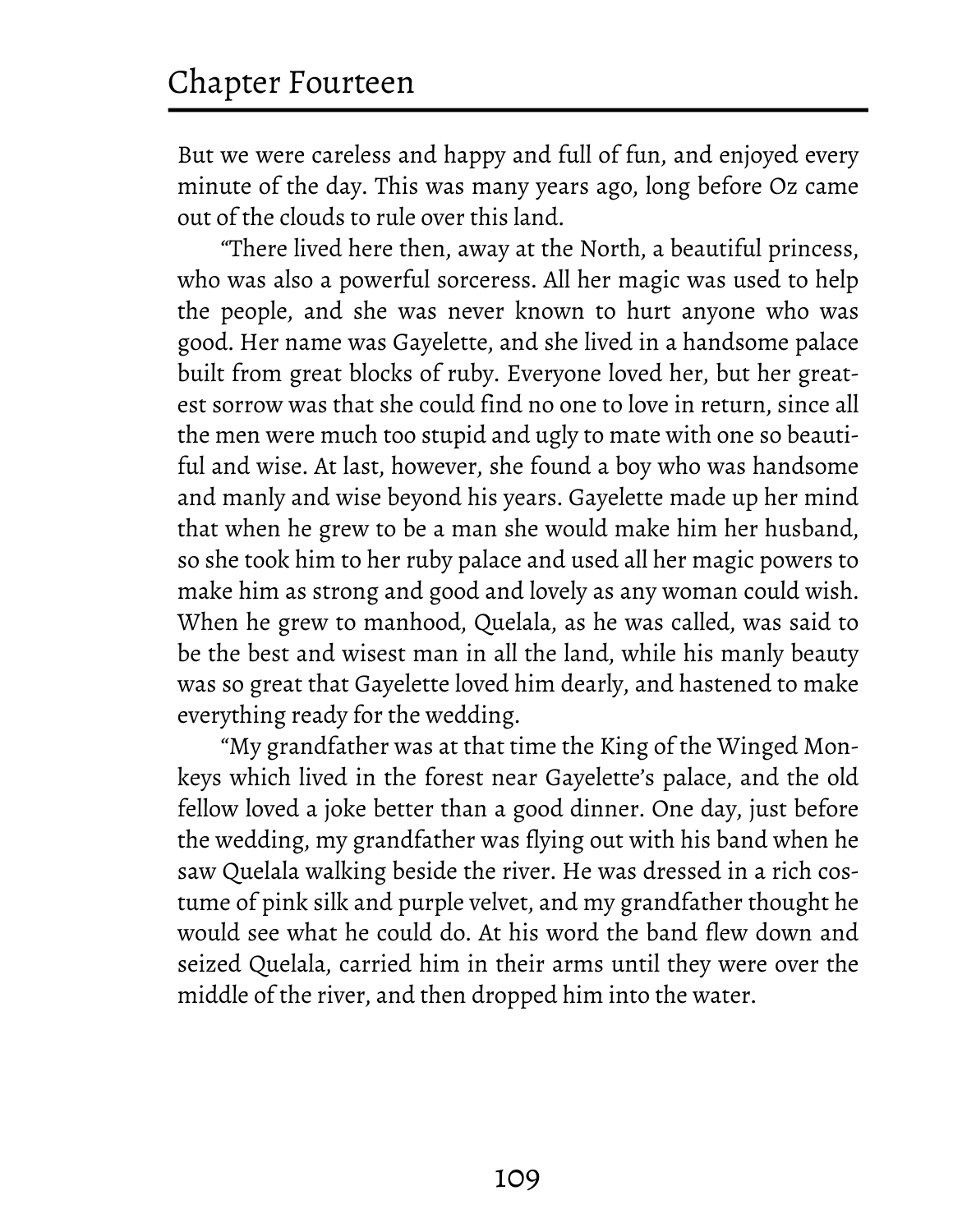But we were careless and happy and full of fun, and enjoyed every minute of the day. This was many years ago, long before Oz came out of the clouds to rule over this land.

"There lived here then, away at the North, a beautiful princess, who was also a powerful sorceress. All her magic was used to help the people, and she was never known to hurt anyone who was good. Her name was Gayelette, and she lived in a handsome palace built from great blocks of ruby. Everyone loved her, but her greatest sorrow was that she could find no one to love in return, since all the men were much too stupid and ugly to mate with one so beautiful and wise. At last, however, she found a boy who was handsome and manly and wise beyond his years. Gayelette made up her mind that when he grew to be a man she would make him her husband, so she took him to her ruby palace and used all her magic powers to make him as strong and good and lovely as any woman could wish. When he grew to manhood, Quelala, as he was called, was said to be the best and wisest man in all the land, while his manly beauty was so great that Gayelette loved him dearly, and hastened to make everything ready for the wedding.

"My grandfather was at that time the King of the Winged Monkeys which lived in the forest near Gayelette's palace, and the old fellow loved a joke better than a good dinner. One day, just before the wedding, my grandfather was flying out with his band when he saw Quelala walking beside the river. He was dressed in a rich costume of pink silk and purple velvet, and my grandfather thought he would see what he could do. At his word the band flew down and seized Quelala, carried him in their arms until they were over the middle of the river, and then dropped him into the water.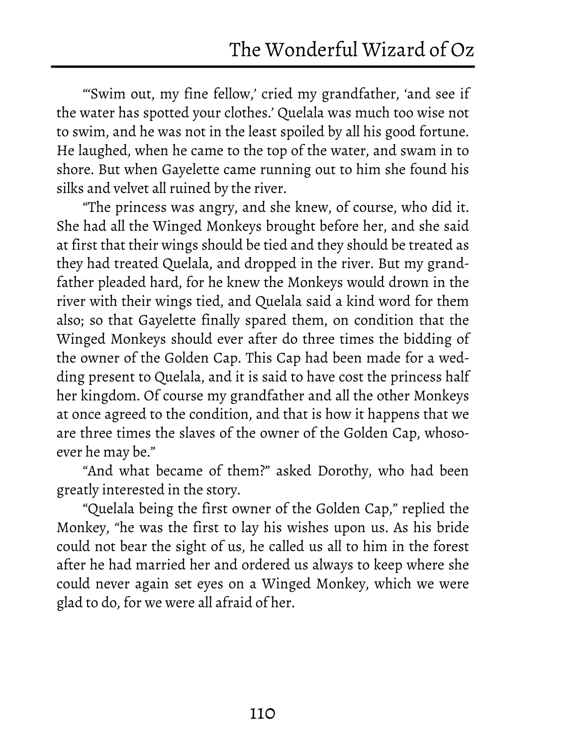"'Swim out, my fine fellow,' cried my grandfather, 'and see if the water has spotted your clothes.' Quelala was much too wise not to swim, and he was not in the least spoiled by all his good fortune. He laughed, when he came to the top of the water, and swam in to shore. But when Gayelette came running out to him she found his silks and velvet all ruined by the river.

"The princess was angry, and she knew, of course, who did it. She had all the Winged Monkeys brought before her, and she said at first that their wings should be tied and they should be treated as they had treated Quelala, and dropped in the river. But my grandfather pleaded hard, for he knew the Monkeys would drown in the river with their wings tied, and Quelala said a kind word for them also; so that Gayelette finally spared them, on condition that the Winged Monkeys should ever after do three times the bidding of the owner of the Golden Cap. This Cap had been made for a wedding present to Quelala, and it is said to have cost the princess half her kingdom. Of course my grandfather and all the other Monkeys at once agreed to the condition, and that is how it happens that we are three times the slaves of the owner of the Golden Cap, whosoever he may be."

"And what became of them?" asked Dorothy, who had been greatly interested in the story.

"Quelala being the first owner of the Golden Cap," replied the Monkey, "he was the first to lay his wishes upon us. As his bride could not bear the sight of us, he called us all to him in the forest after he had married her and ordered us always to keep where she could never again set eyes on a Winged Monkey, which we were glad to do, for we were all afraid of her.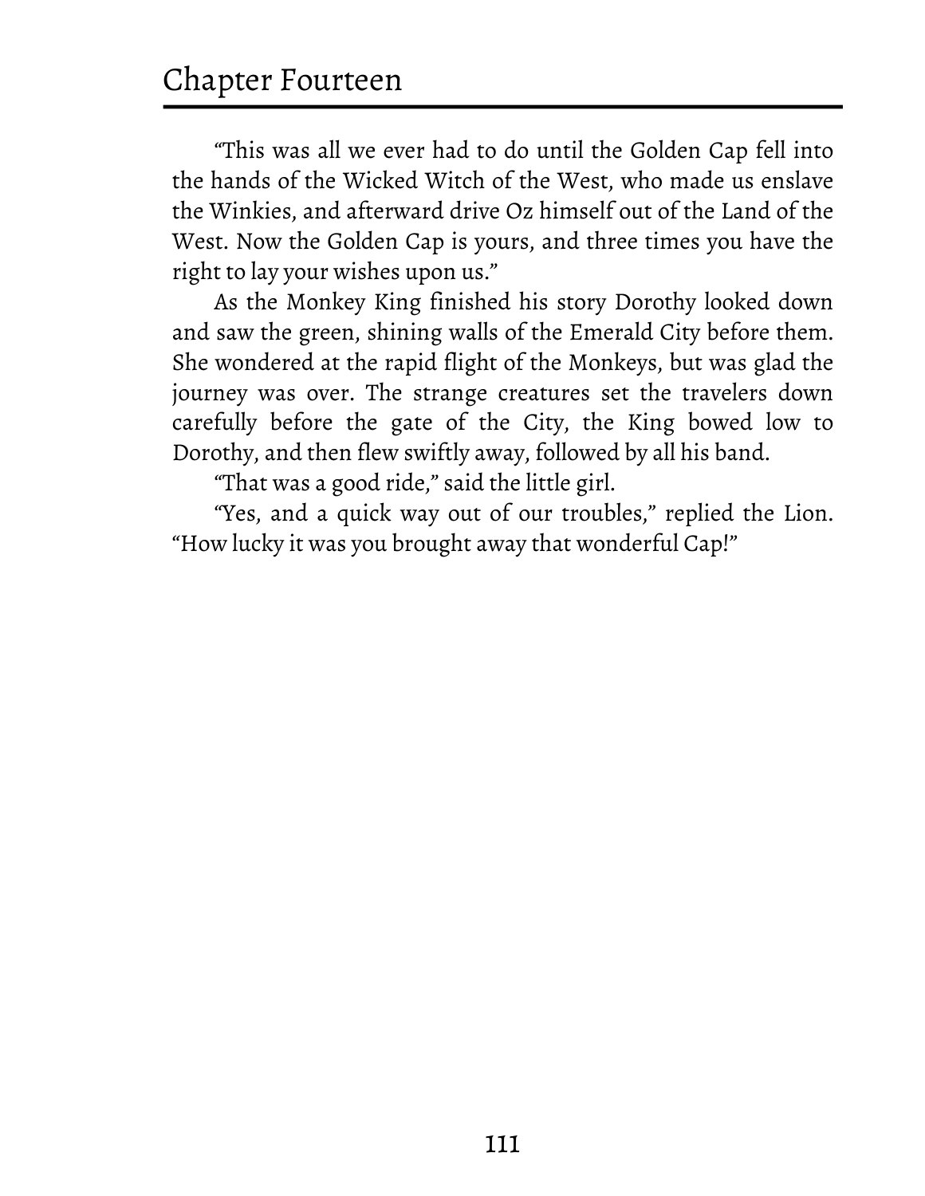"This was all we ever had to do until the Golden Cap fell into the hands of the Wicked Witch of the West, who made us enslave the Winkies, and afterward drive Oz himself out of the Land of the West. Now the Golden Cap is yours, and three times you have the right to lay your wishes upon us."

As the Monkey King finished his story Dorothy looked down and saw the green, shining walls of the Emerald City before them. She wondered at the rapid flight of the Monkeys, but was glad the journey was over. The strange creatures set the travelers down carefully before the gate of the City, the King bowed low to Dorothy, and then flew swiftly away, followed by all his band.

"That was a good ride," said the little girl.

"Yes, and a quick way out of our troubles," replied the Lion. "How lucky it was you brought away that wonderful Cap!"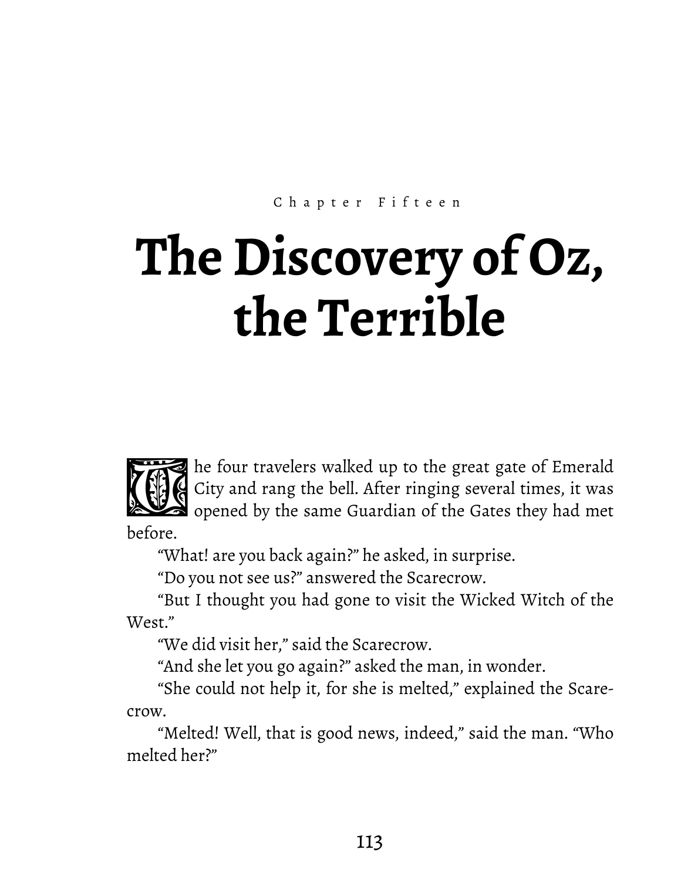Chapter Fifteen

# The Discovery of Oz, the Terrible

The four travelers walked up to the great gate of Emerald City and rang the bell. After ringing several times, it was opened by the same Guardian of the Gates they had met before.

"What! are you back again?" he asked, in surprise.

"Do you not see us?" answered the Scarecrow.

"But I thought you had gone to visit the Wicked Witch of the West."

"We did visit her," said the Scarecrow.

"And she let you go again?" asked the man, in wonder.

"She could not help it, for she is melted," explained the Scarecrow.

"Melted! Well, that is good news, indeed," said the man. "Who melted her?"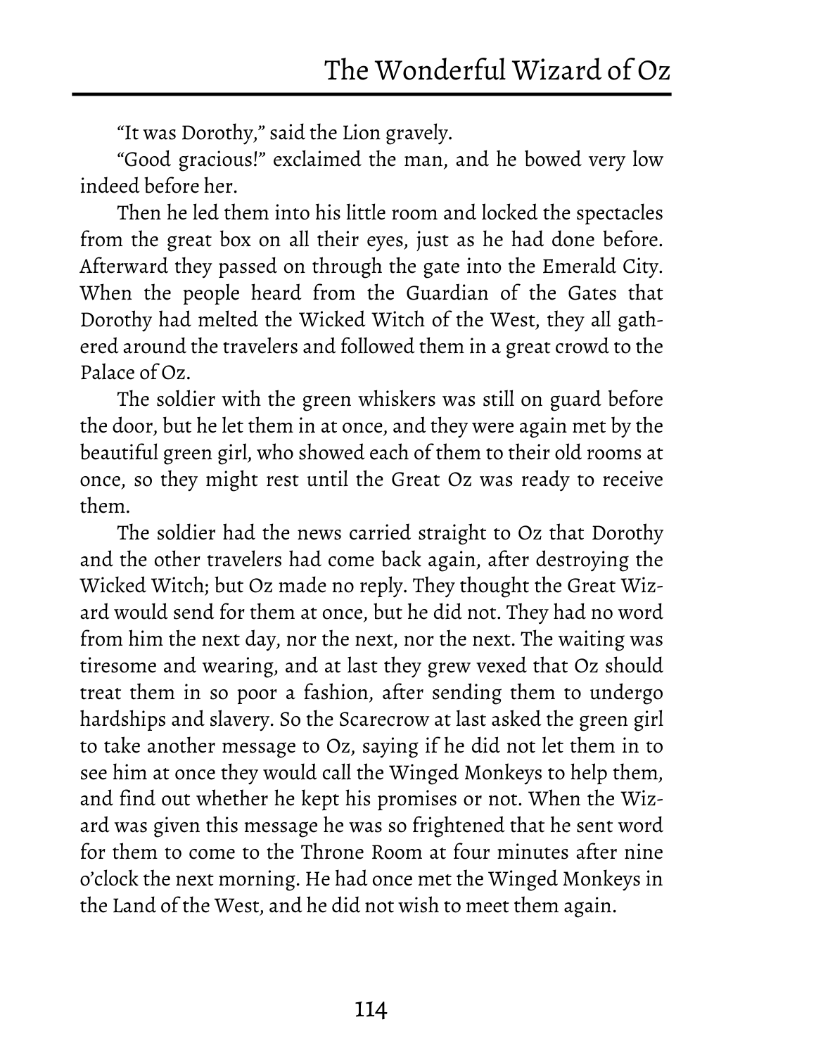"It was Dorothy," said the Lion gravely.

"Good gracious!" exclaimed the man, and he bowed very low indeed before her.

Then he led them into his little room and locked the spectacles from the great box on all their eyes, just as he had done before. Afterward they passed on through the gate into the Emerald City. When the people heard from the Guardian of the Gates that Dorothy had melted the Wicked Witch of the West, they all gathered around the travelers and followed them in a great crowd to the Palace of Oz.

The soldier with the green whiskers was still on guard before the door, but he let them in at once, and they were again met by the beautiful green girl, who showed each of them to their old rooms at once, so they might rest until the Great Oz was ready to receive them.

The soldier had the news carried straight to Oz that Dorothy and the other travelers had come back again, after destroying the Wicked Witch; but Oz made no reply. They thought the Great Wizard would send for them at once, but he did not. They had no word from him the next day, nor the next, nor the next. The waiting was tiresome and wearing, and at last they grew vexed that Oz should treat them in so poor a fashion, after sending them to undergo hardships and slavery. So the Scarecrow at last asked the green girl to take another message to Oz, saying if he did not let them in to see him at once they would call the Winged Monkeys to help them, and find out whether he kept his promises or not. When the Wizard was given this message he was so frightened that he sent word for them to come to the Throne Room at four minutes after nine o'clock the next morning. He had once met the Winged Monkeys in the Land of the West, and he did not wish to meet them again.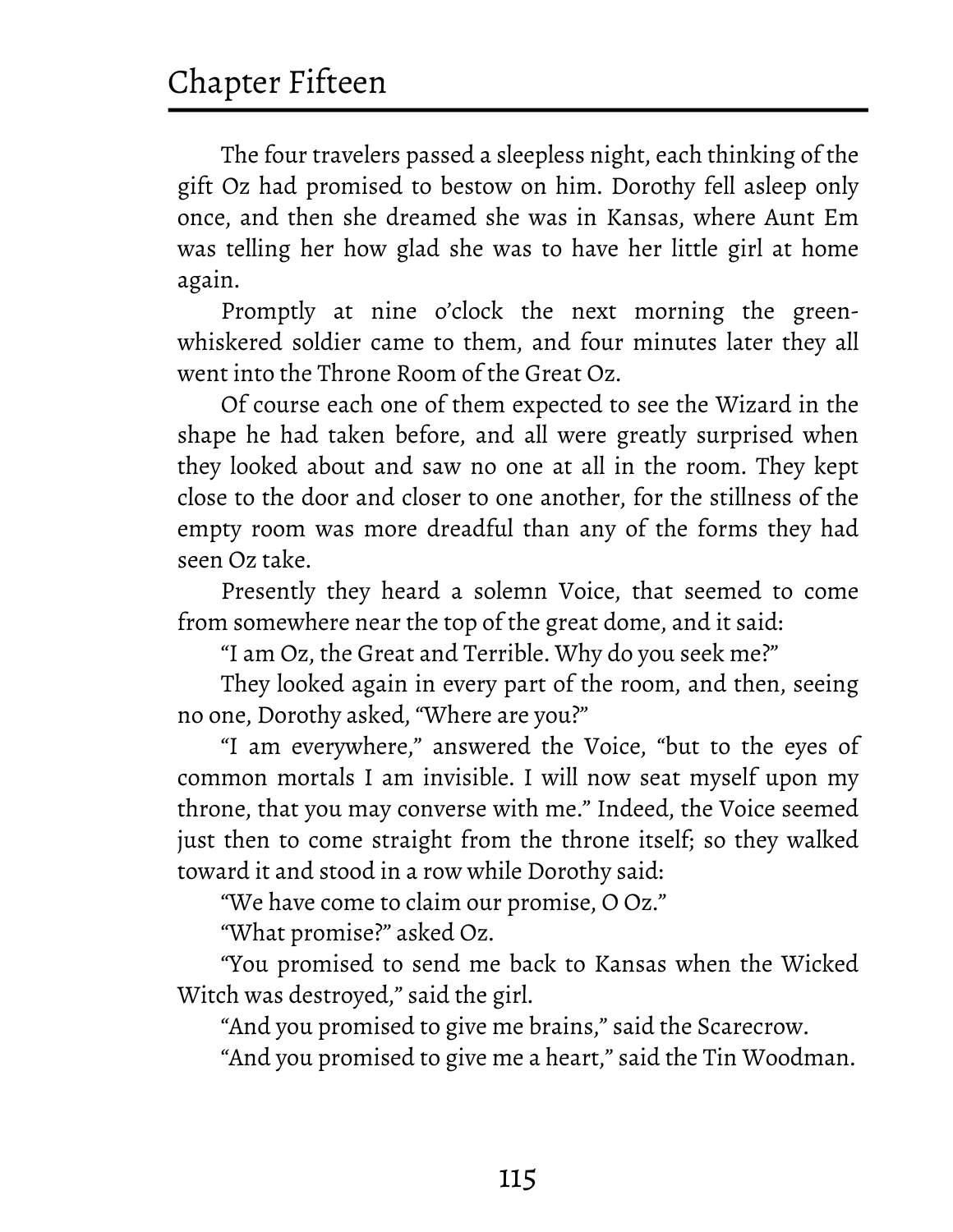# Chapter Fifteen

The four travelers passed a sleepless night, each thinking of the gift Oz had promised to bestow on him. Dorothy fell asleep only once, and then she dreamed she was in Kansas, where Aunt Em was telling her how glad she was to have her little girl at home again.

Promptly at nine o'clock the next morning the green-whiskered soldier came to them, and four minutes later they all went into the Throne Room of the Great Oz.

Of course each one of them expected to see the Wizard in the shape he had taken before, and all were greatly surprised when they looked about and saw no one at all in the room. They kept close to the door and closer to one another, for the stillness of the empty room was more dreadful than any of the forms they had seen Oz take.

Presently they heard a solemn Voice, that seemed to come from somewhere near the top of the great dome, and it said:

"I am Oz, the Great and Terrible. Why do you seek me?"

They looked again in every part of the room, and then, seeing no one, Dorothy asked, "Where are you?"

"I am everywhere," answered the Voice, "but to the eyes of common mortals I am invisible. I will now seat myself upon my throne, that you may converse with me." Indeed, the Voice seemed just then to come straight from the throne itself; so they walked toward it and stood in a row while Dorothy said:

"We have come to claim our promise, O Oz."

"What promise?" asked Oz.

"You promised to send me back to Kansas when the Wicked Witch was destroyed," said the girl.

"And you promised to give me brains," said the Scarecrow.

"And you promised to give me a heart," said the Tin Woodman.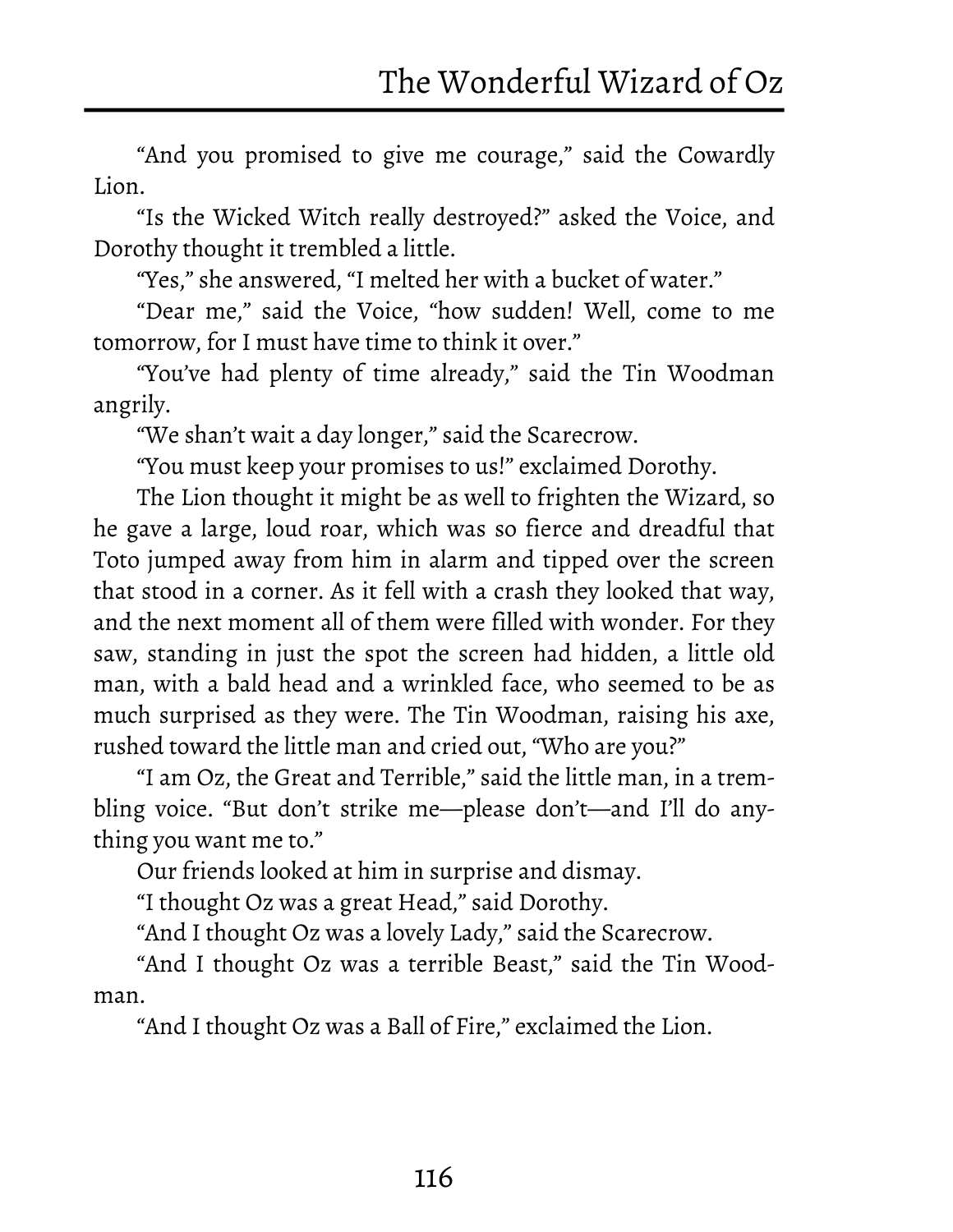"And you promised to give me courage," said the Cowardly Lion.

"Is the Wicked Witch really destroyed?" asked the Voice, and Dorothy thought it trembled a little.

"Yes," she answered, "I melted her with a bucket of water."

"Dear me," said the Voice, "how sudden! Well, come to me tomorrow, for I must have time to think it over."

"You've had plenty of time already," said the Tin Woodman angrily.

"We shan't wait a day longer," said the Scarecrow.

"You must keep your promises to us!" exclaimed Dorothy.

The Lion thought it might be as well to frighten the Wizard, so he gave a large, loud roar, which was so fierce and dreadful that Toto jumped away from him in alarm and tipped over the screen that stood in a corner. As it fell with a crash they looked that way, and the next moment all of them were filled with wonder. For they saw, standing in just the spot the screen had hidden, a little old man, with a bald head and a wrinkled face, who seemed to be as much surprised as they were. The Tin Woodman, raising his axe, rushed toward the little man and cried out, "Who are you?"

"I am Oz, the Great and Terrible," said the little man, in a trembling voice. "But don't strike me—please don't—and I'll do anything you want me to."

Our friends looked at him in surprise and dismay.

"I thought Oz was a great Head," said Dorothy.

"And I thought Oz was a lovely Lady," said the Scarecrow.

"And I thought Oz was a terrible Beast," said the Tin Woodman.

"And I thought Oz was a Ball of Fire," exclaimed the Lion.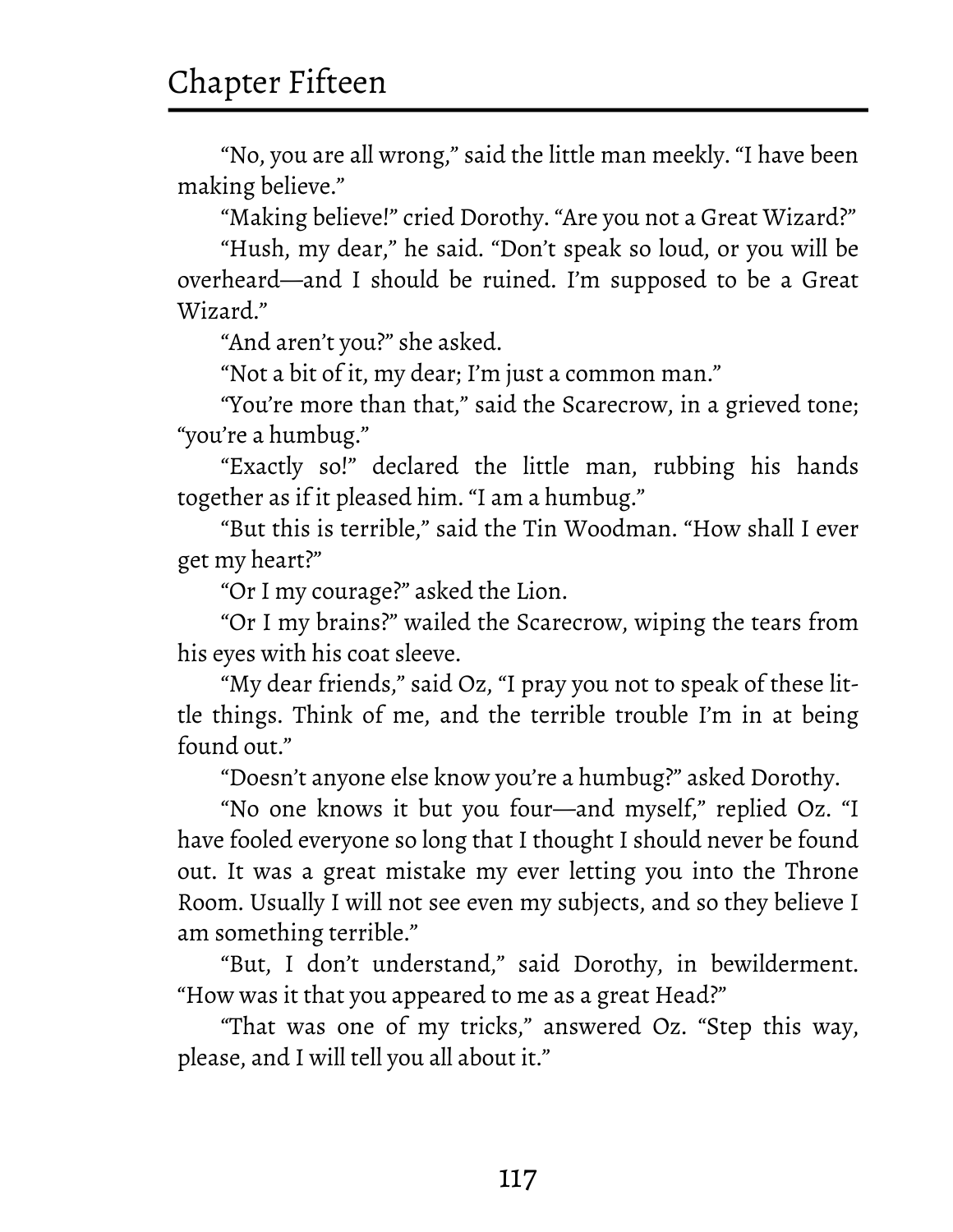"No, you are all wrong," said the little man meekly. "I have been making believe."

"Making believe!" cried Dorothy. "Are you not a Great Wizard?"

"Hush, my dear," he said. "Don't speak so loud, or you will be overheard—and I should be ruined. I'm supposed to be a Great Wizard."

"And aren't you?" she asked.

"Not a bit of it, my dear; I'm just a common man."

"You're more than that," said the Scarecrow, in a grieved tone; "you're a humbug."

"Exactly so!" declared the little man, rubbing his hands together as if it pleased him. "I am a humbug."

"But this is terrible," said the Tin Woodman. "How shall I ever get my heart?"

"Or I my courage?" asked the Lion.

"Or I my brains?" wailed the Scarecrow, wiping the tears from his eyes with his coat sleeve.

"My dear friends," said Oz, "I pray you not to speak of these little things. Think of me, and the terrible trouble I'm in at being found out."

"Doesn't anyone else know you're a humbug?" asked Dorothy.

"No one knows it but you four—and myself," replied Oz. "I have fooled everyone so long that I thought I should never be found out. It was a great mistake my ever letting you into the Throne Room. Usually I will not see even my subjects, and so they believe I am something terrible."

"But, I don't understand," said Dorothy, in bewilderment. "How was it that you appeared to me as a great Head?"

"That was one of my tricks," answered Oz. "Step this way, please, and I will tell you all about it."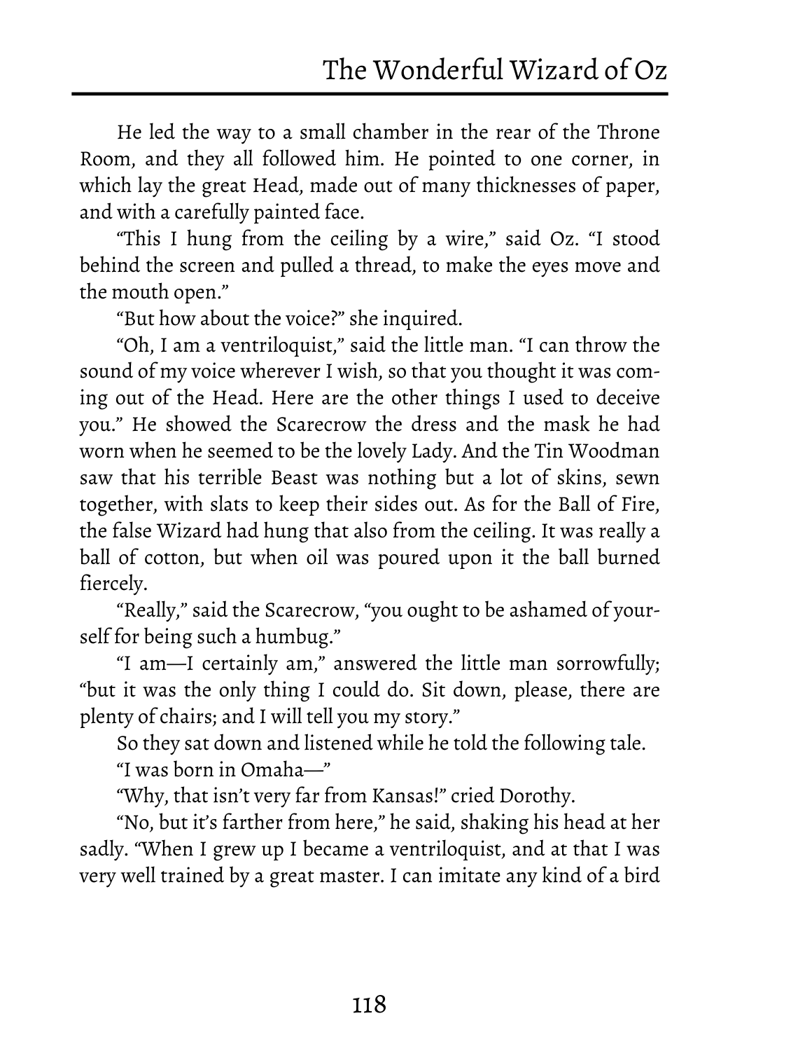He led the way to a small chamber in the rear of the Throne Room, and they all followed him. He pointed to one corner, in which lay the great Head, made out of many thicknesses of paper, and with a carefully painted face.

"This I hung from the ceiling by a wire," said Oz. "I stood behind the screen and pulled a thread, to make the eyes move and the mouth open."

"But how about the voice?" she inquired.

"Oh, I am a ventriloquist," said the little man. "I can throw the sound of my voice wherever I wish, so that you thought it was coming out of the Head. Here are the other things I used to deceive you." He showed the Scarecrow the dress and the mask he had worn when he seemed to be the lovely Lady. And the Tin Woodman saw that his terrible Beast was nothing but a lot of skins, sewn together, with slats to keep their sides out. As for the Ball of Fire, the false Wizard had hung that also from the ceiling. It was really a ball of cotton, but when oil was poured upon it the ball burned fiercely.

"Really," said the Scarecrow, "you ought to be ashamed of yourself for being such a humbug."

"I am—I certainly am," answered the little man sorrowfully; "but it was the only thing I could do. Sit down, please, there are plenty of chairs; and I will tell you my story."

So they sat down and listened while he told the following tale.

"I was born in Omaha—"

"Why, that isn't very far from Kansas!" cried Dorothy.

"No, but it's farther from here," he said, shaking his head at her sadly. "When I grew up I became a ventriloquist, and at that I was very well trained by a great master. I can imitate any kind of a bird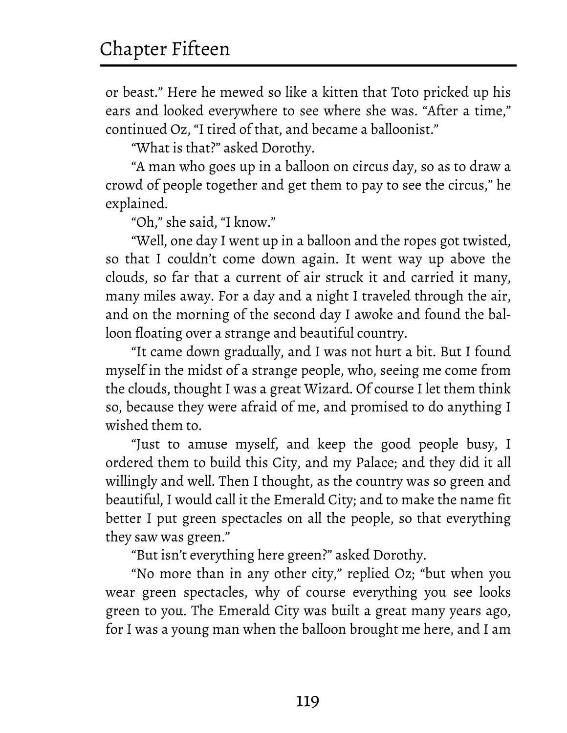or beast." Here he mewed so like a kitten that Toto pricked up his ears and looked everywhere to see where she was. "After a time," continued Oz, "I tired of that, and became a balloonist."

"What is that?" asked Dorothy.

"A man who goes up in a balloon on circus day, so as to draw a crowd of people together and get them to pay to see the circus," he explained.

"Oh," she said, "I know."

"Well, one day I went up in a balloon and the ropes got twisted, so that I couldn't come down again. It went way up above the clouds, so far that a current of air struck it and carried it many, many miles away. For a day and a night I traveled through the air, and on the morning of the second day I awoke and found the balloon floating over a strange and beautiful country.

"It came down gradually, and I was not hurt a bit. But I found myself in the midst of a strange people, who, seeing me come from the clouds, thought I was a great Wizard. Of course I let them think so, because they were afraid of me, and promised to do anything I wished them to.

"Just to amuse myself, and keep the good people busy, I ordered them to build this City, and my Palace; and they did it all willingly and well. Then I thought, as the country was so green and beautiful, I would call it the Emerald City; and to make the name fit better I put green spectacles on all the people, so that everything they saw was green."

"But isn't everything here green?" asked Dorothy.

"No more than in any other city," replied Oz; "but when you wear green spectacles, why of course everything you see looks green to you. The Emerald City was built a great many years ago, for I was a young man when the balloon brought me here, and I am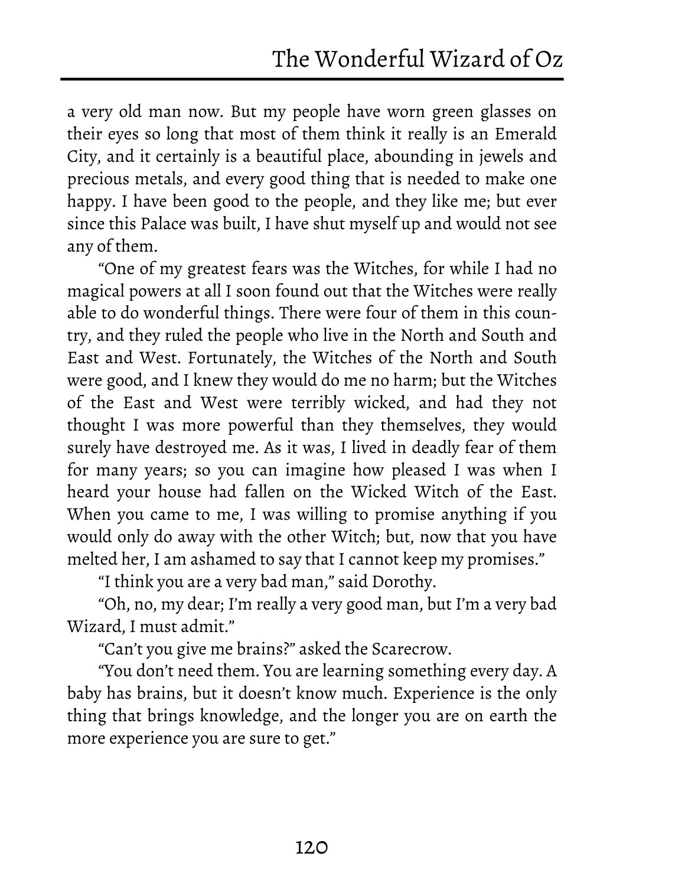a very old man now. But my people have worn green glasses on their eyes so long that most of them think it really is an Emerald City, and it certainly is a beautiful place, abounding in jewels and precious metals, and every good thing that is needed to make one happy. I have been good to the people, and they like me; but ever since this Palace was built, I have shut myself up and would not see any of them.

"One of my greatest fears was the Witches, for while I had no magical powers at all I soon found out that the Witches were really able to do wonderful things. There were four of them in this country, and they ruled the people who live in the North and South and East and West. Fortunately, the Witches of the North and South were good, and I knew they would do me no harm; but the Witches of the East and West were terribly wicked, and had they not thought I was more powerful than they themselves, they would surely have destroyed me. As it was, I lived in deadly fear of them for many years; so you can imagine how pleased I was when I heard your house had fallen on the Wicked Witch of the East. When you came to me, I was willing to promise anything if you would only do away with the other Witch; but, now that you have melted her, I am ashamed to say that I cannot keep my promises."

"I think you are a very bad man," said Dorothy.

"Oh, no, my dear; I'm really a very good man, but I'm a very bad Wizard, I must admit."

"Can't you give me brains?" asked the Scarecrow.

"You don't need them. You are learning something every day. A baby has brains, but it doesn't know much. Experience is the only thing that brings knowledge, and the longer you are on earth the more experience you are sure to get."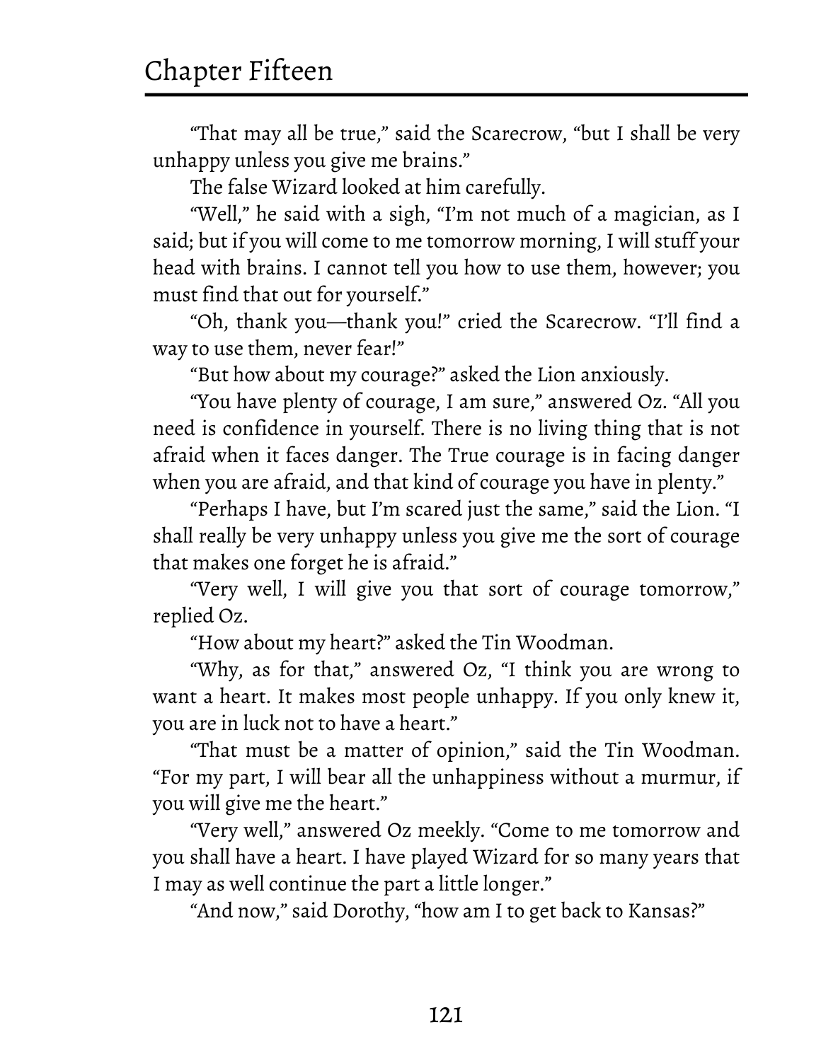“That may all be true,” said the Scarecrow, “but I shall be very unhappy unless you give me brains.”

The false Wizard looked at him carefully.

“Well,” he said with a sigh, “I’m not much of a magician, as I said; but if you will come to me tomorrow morning, I will stuff your head with brains. I cannot tell you how to use them, however; you must find that out for yourself.”

“Oh, thank you—thank you!” cried the Scarecrow. “I’ll find a way to use them, never fear!”

“But how about my courage?” asked the Lion anxiously.

“You have plenty of courage, I am sure,” answered Oz. “All you need is confidence in yourself. There is no living thing that is not afraid when it faces danger. The True courage is in facing danger when you are afraid, and that kind of courage you have in plenty.”

“Perhaps I have, but I’m scared just the same,” said the Lion. “I shall really be very unhappy unless you give me the sort of courage that makes one forget he is afraid.”

“Very well, I will give you that sort of courage tomorrow,” replied Oz.

“How about my heart?” asked the Tin Woodman.

“Why, as for that,” answered Oz, “I think you are wrong to want a heart. It makes most people unhappy. If you only knew it, you are in luck not to have a heart.”

“That must be a matter of opinion,” said the Tin Woodman. “For my part, I will bear all the unhappiness without a murmur, if you will give me the heart.”

“Very well,” answered Oz meekly. “Come to me tomorrow and you shall have a heart. I have played Wizard for so many years that I may as well continue the part a little longer.”

“And now,” said Dorothy, “how am I to get back to Kansas?”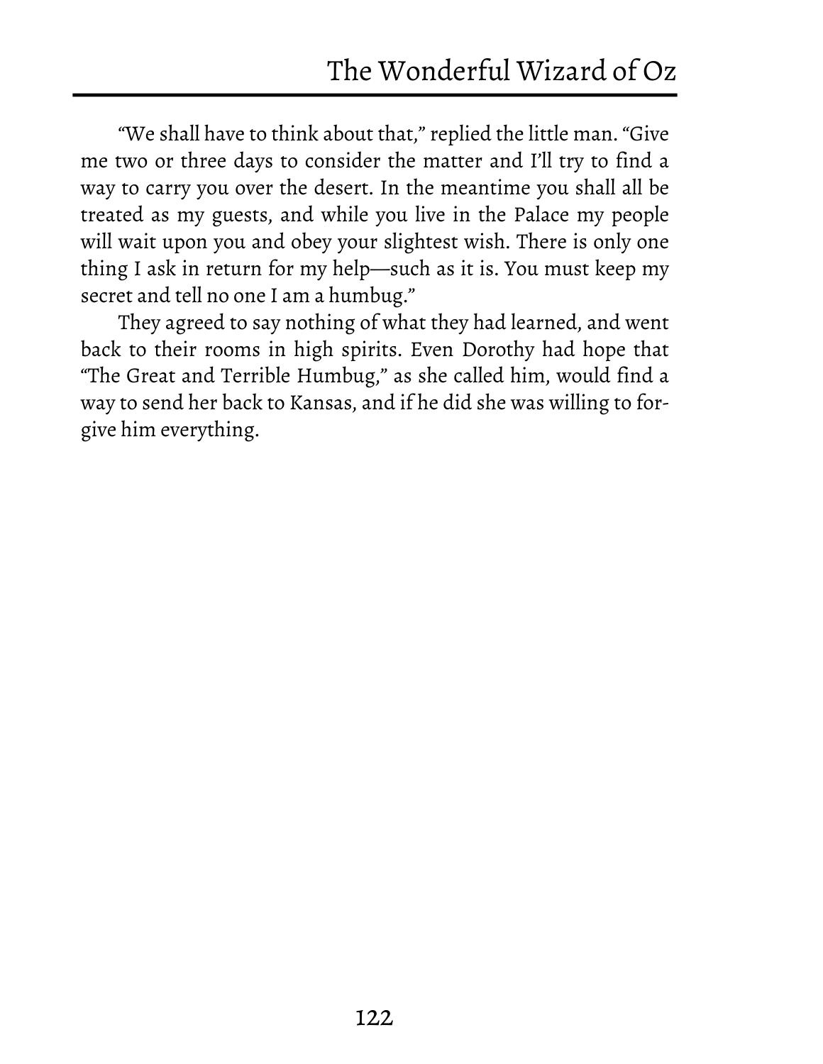"We shall have to think about that," replied the little man. "Give me two or three days to consider the matter and I'll try to find a way to carry you over the desert. In the meantime you shall all be treated as my guests, and while you live in the Palace my people will wait upon you and obey your slightest wish. There is only one thing I ask in return for my help—such as it is. You must keep my secret and tell no one I am a humbug."

They agreed to say nothing of what they had learned, and went back to their rooms in high spirits. Even Dorothy had hope that "The Great and Terrible Humbug," as she called him, would find a way to send her back to Kansas, and if he did she was willing to forgive him everything.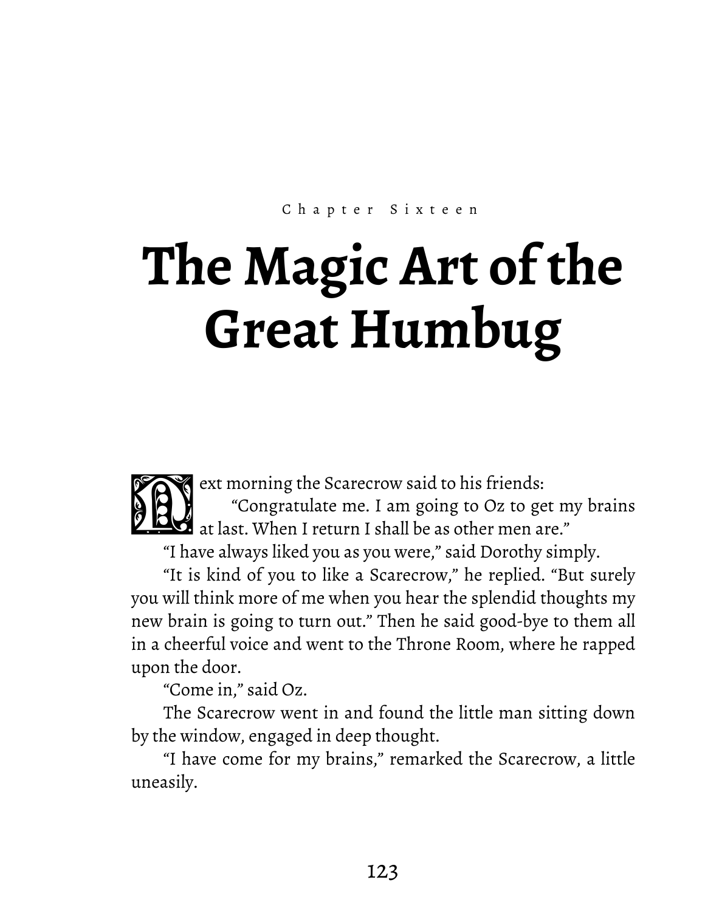Chapter Sixteen

# The Magic Art of the Great Humbug

Next morning the Scarecrow said to his friends:

"Congratulate me. I am going to Oz to get my brains at last. When I return I shall be as other men are."

"I have always liked you as you were," said Dorothy simply.

"It is kind of you to like a Scarecrow," he replied. "But surely you will think more of me when you hear the splendid thoughts my new brain is going to turn out." Then he said good-bye to them all in a cheerful voice and went to the Throne Room, where he rapped upon the door.

"Come in," said Oz.

The Scarecrow went in and found the little man sitting down by the window, engaged in deep thought.

"I have come for my brains," remarked the Scarecrow, a little uneasily.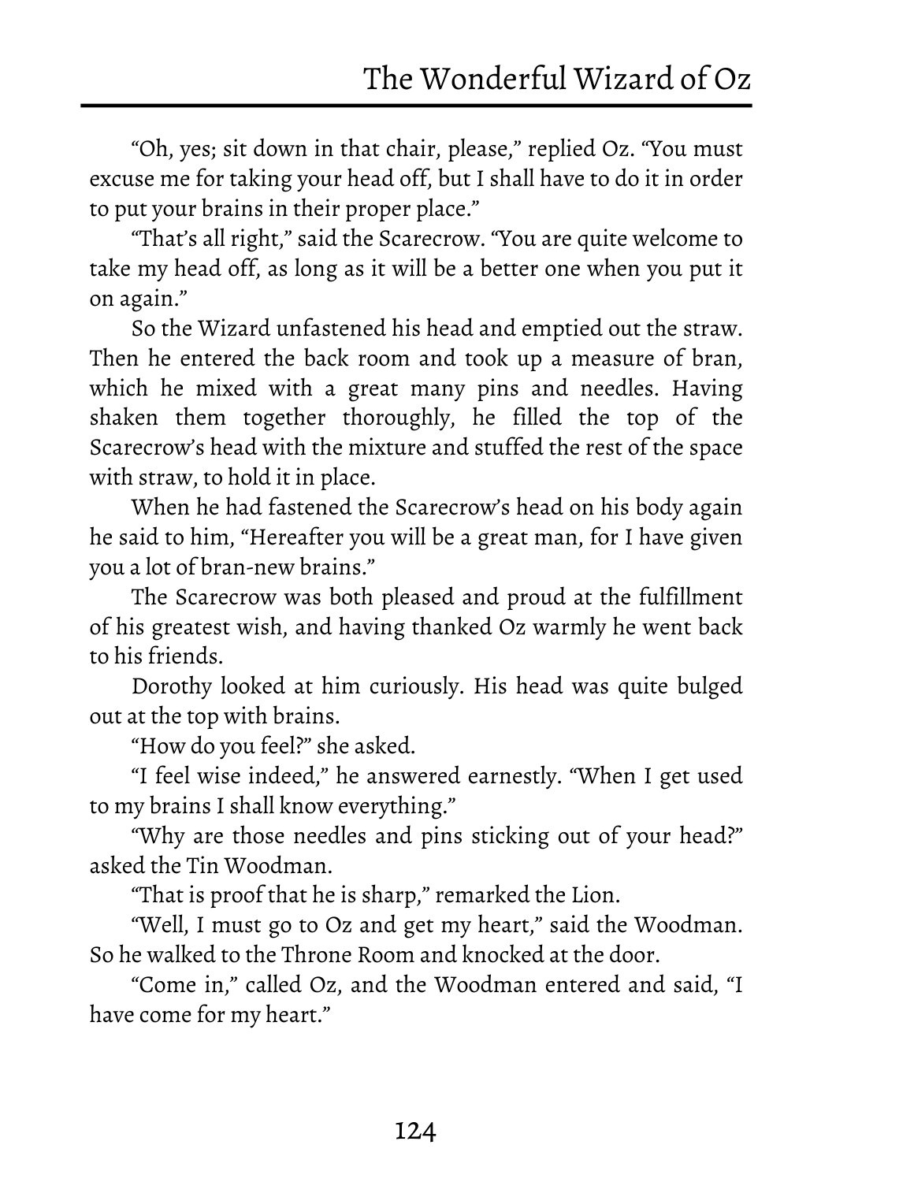"Oh, yes; sit down in that chair, please," replied Oz. "You must excuse me for taking your head off, but I shall have to do it in order to put your brains in their proper place."

"That's all right," said the Scarecrow. "You are quite welcome to take my head off, as long as it will be a better one when you put it on again."

So the Wizard unfastened his head and emptied out the straw. Then he entered the back room and took up a measure of bran, which he mixed with a great many pins and needles. Having shaken them together thoroughly, he filled the top of the Scarecrow's head with the mixture and stuffed the rest of the space with straw, to hold it in place.

When he had fastened the Scarecrow's head on his body again he said to him, "Hereafter you will be a great man, for I have given you a lot of bran-new brains."

The Scarecrow was both pleased and proud at the fulfillment of his greatest wish, and having thanked Oz warmly he went back to his friends.

Dorothy looked at him curiously. His head was quite bulged out at the top with brains.

"How do you feel?" she asked.

"I feel wise indeed," he answered earnestly. "When I get used to my brains I shall know everything."

"Why are those needles and pins sticking out of your head?" asked the Tin Woodman.

"That is proof that he is sharp," remarked the Lion.

"Well, I must go to Oz and get my heart," said the Woodman. So he walked to the Throne Room and knocked at the door.

"Come in," called Oz, and the Woodman entered and said, "I have come for my heart."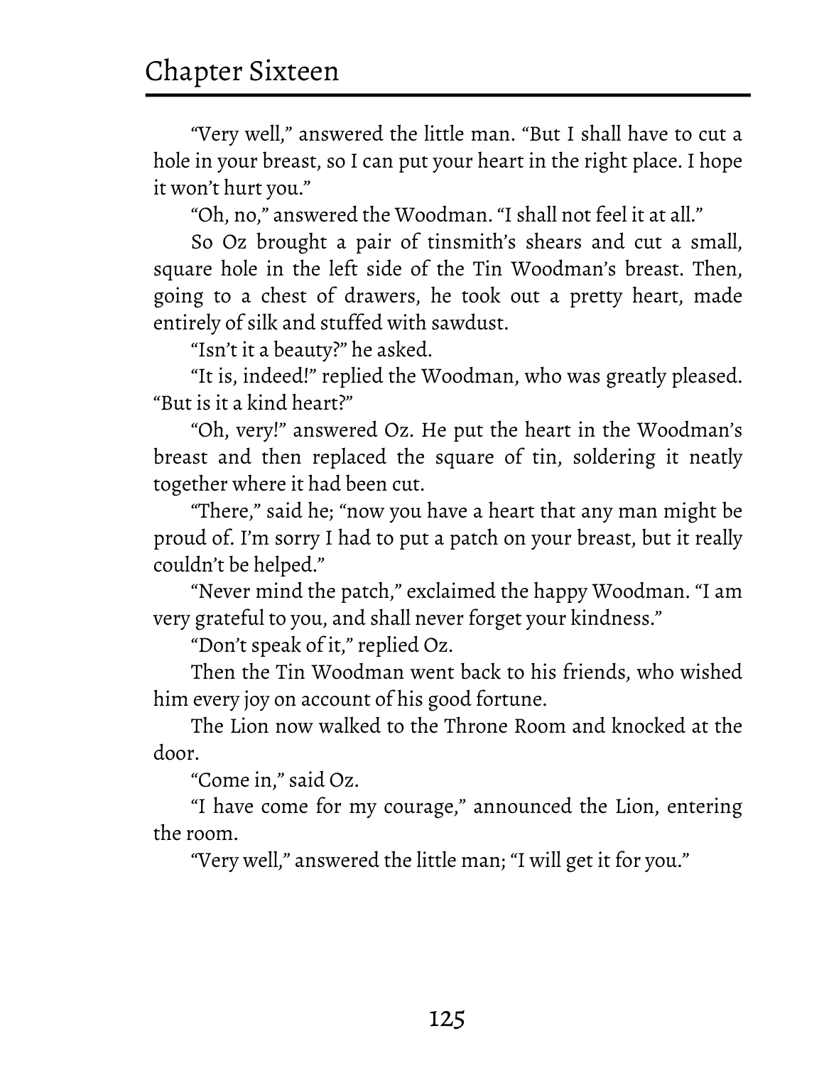"Very well," answered the little man. "But I shall have to cut a hole in your breast, so I can put your heart in the right place. I hope it won't hurt you."

"Oh, no," answered the Woodman. "I shall not feel it at all."

So Oz brought a pair of tinsmith's shears and cut a small, square hole in the left side of the Tin Woodman's breast. Then, going to a chest of drawers, he took out a pretty heart, made entirely of silk and stuffed with sawdust.

"Isn't it a beauty?" he asked.

"It is, indeed!" replied the Woodman, who was greatly pleased. "But is it a kind heart?"

"Oh, very!" answered Oz. He put the heart in the Woodman's breast and then replaced the square of tin, soldering it neatly together where it had been cut.

"There," said he; "now you have a heart that any man might be proud of. I'm sorry I had to put a patch on your breast, but it really couldn't be helped."

"Never mind the patch," exclaimed the happy Woodman. "I am very grateful to you, and shall never forget your kindness."

"Don't speak of it," replied Oz.

Then the Tin Woodman went back to his friends, who wished him every joy on account of his good fortune.

The Lion now walked to the Throne Room and knocked at the door.

"Come in," said Oz.

"I have come for my courage," announced the Lion, entering the room.

"Very well," answered the little man; "I will get it for you."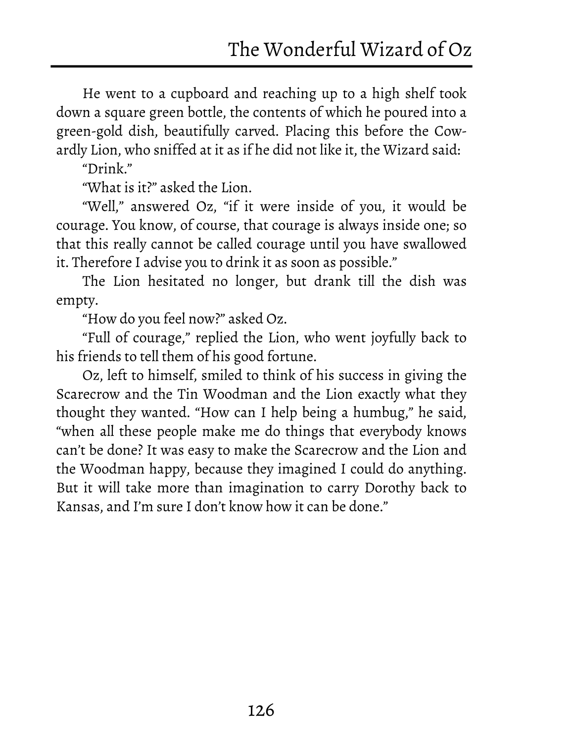He went to a cupboard and reaching up to a high shelf took down a square green bottle, the contents of which he poured into a green-gold dish, beautifully carved. Placing this before the Cowardly Lion, who sniffed at it as if he did not like it, the Wizard said:

"Drink."

"What is it?" asked the Lion.

"Well," answered Oz, "if it were inside of you, it would be courage. You know, of course, that courage is always inside one; so that this really cannot be called courage until you have swallowed it. Therefore I advise you to drink it as soon as possible."

The Lion hesitated no longer, but drank till the dish was empty.

"How do you feel now?" asked Oz.

"Full of courage," replied the Lion, who went joyfully back to his friends to tell them of his good fortune.

Oz, left to himself, smiled to think of his success in giving the Scarecrow and the Tin Woodman and the Lion exactly what they thought they wanted. "How can I help being a humbug," he said, "when all these people make me do things that everybody knows can't be done? It was easy to make the Scarecrow and the Lion and the Woodman happy, because they imagined I could do anything. But it will take more than imagination to carry Dorothy back to Kansas, and I'm sure I don't know how it can be done."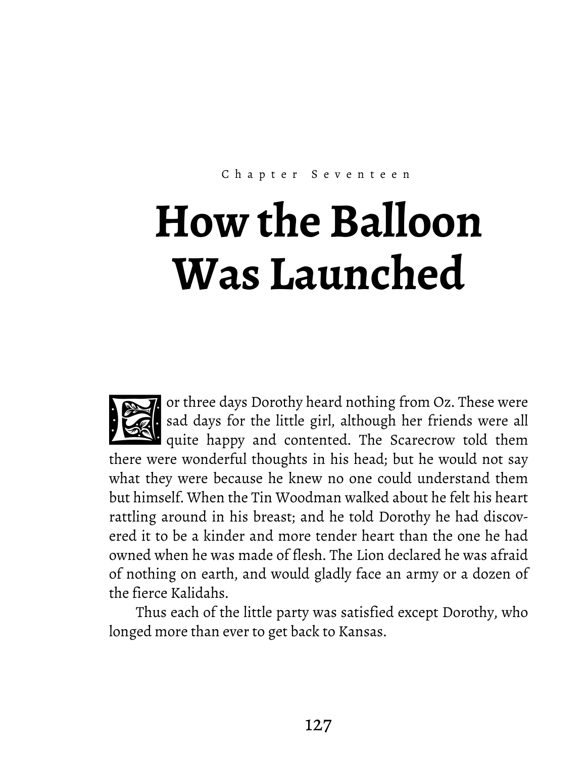Chapter Seventeen

# How the Balloon Was Launched

For three days Dorothy heard nothing from Oz. These were sad days for the little girl, although her friends were all quite happy and contented. The Scarecrow told them there were wonderful thoughts in his head; but he would not say what they were because he knew no one could understand them but himself. When the Tin Woodman walked about he felt his heart rattling around in his breast; and he told Dorothy he had discovered it to be a kinder and more tender heart than the one he had owned when he was made of flesh. The Lion declared he was afraid of nothing on earth, and would gladly face an army or a dozen of the fierce Kalidahs.

Thus each of the little party was satisfied except Dorothy, who longed more than ever to get back to Kansas.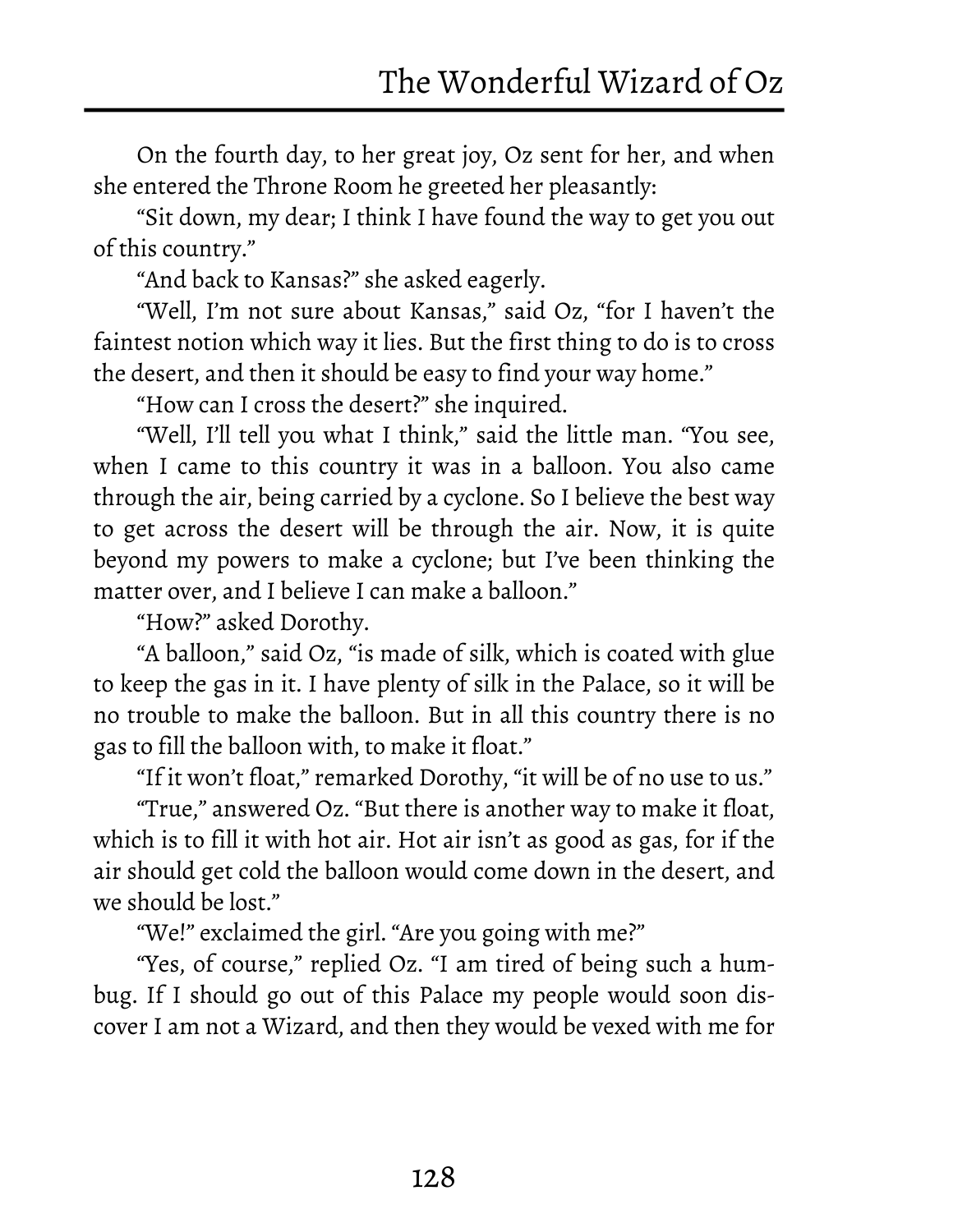On the fourth day, to her great joy, Oz sent for her, and when she entered the Throne Room he greeted her pleasantly:

"Sit down, my dear; I think I have found the way to get you out of this country."

"And back to Kansas?" she asked eagerly.

"Well, I'm not sure about Kansas," said Oz, "for I haven't the faintest notion which way it lies. But the first thing to do is to cross the desert, and then it should be easy to find your way home."

"How can I cross the desert?" she inquired.

"Well, I'll tell you what I think," said the little man. "You see, when I came to this country it was in a balloon. You also came through the air, being carried by a cyclone. So I believe the best way to get across the desert will be through the air. Now, it is quite beyond my powers to make a cyclone; but I've been thinking the matter over, and I believe I can make a balloon."

"How?" asked Dorothy.

"A balloon," said Oz, "is made of silk, which is coated with glue to keep the gas in it. I have plenty of silk in the Palace, so it will be no trouble to make the balloon. But in all this country there is no gas to fill the balloon with, to make it float."

"If it won't float," remarked Dorothy, "it will be of no use to us."

"True," answered Oz. "But there is another way to make it float, which is to fill it with hot air. Hot air isn't as good as gas, for if the air should get cold the balloon would come down in the desert, and we should be lost."

"We!" exclaimed the girl. "Are you going with me?"

"Yes, of course," replied Oz. "I am tired of being such a humbug. If I should go out of this Palace my people would soon discover I am not a Wizard, and then they would be vexed with me for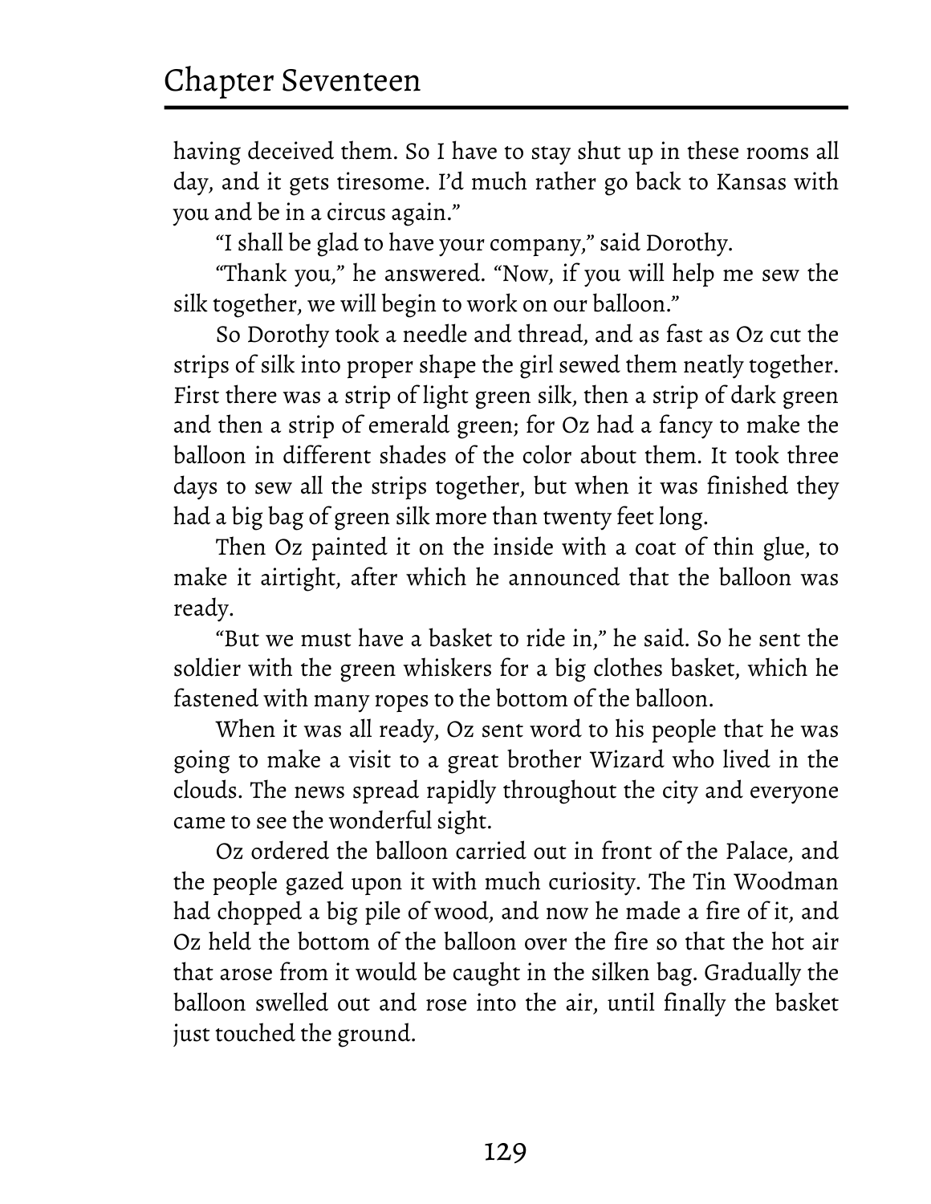having deceived them. So I have to stay shut up in these rooms all day, and it gets tiresome. I'd much rather go back to Kansas with you and be in a circus again."

"I shall be glad to have your company," said Dorothy.

"Thank you," he answered. "Now, if you will help me sew the silk together, we will begin to work on our balloon."

So Dorothy took a needle and thread, and as fast as Oz cut the strips of silk into proper shape the girl sewed them neatly together. First there was a strip of light green silk, then a strip of dark green and then a strip of emerald green; for Oz had a fancy to make the balloon in different shades of the color about them. It took three days to sew all the strips together, but when it was finished they had a big bag of green silk more than twenty feet long.

Then Oz painted it on the inside with a coat of thin glue, to make it airtight, after which he announced that the balloon was ready.

"But we must have a basket to ride in," he said. So he sent the soldier with the green whiskers for a big clothes basket, which he fastened with many ropes to the bottom of the balloon.

When it was all ready, Oz sent word to his people that he was going to make a visit to a great brother Wizard who lived in the clouds. The news spread rapidly throughout the city and everyone came to see the wonderful sight.

Oz ordered the balloon carried out in front of the Palace, and the people gazed upon it with much curiosity. The Tin Woodman had chopped a big pile of wood, and now he made a fire of it, and Oz held the bottom of the balloon over the fire so that the hot air that arose from it would be caught in the silken bag. Gradually the balloon swelled out and rose into the air, until finally the basket just touched the ground.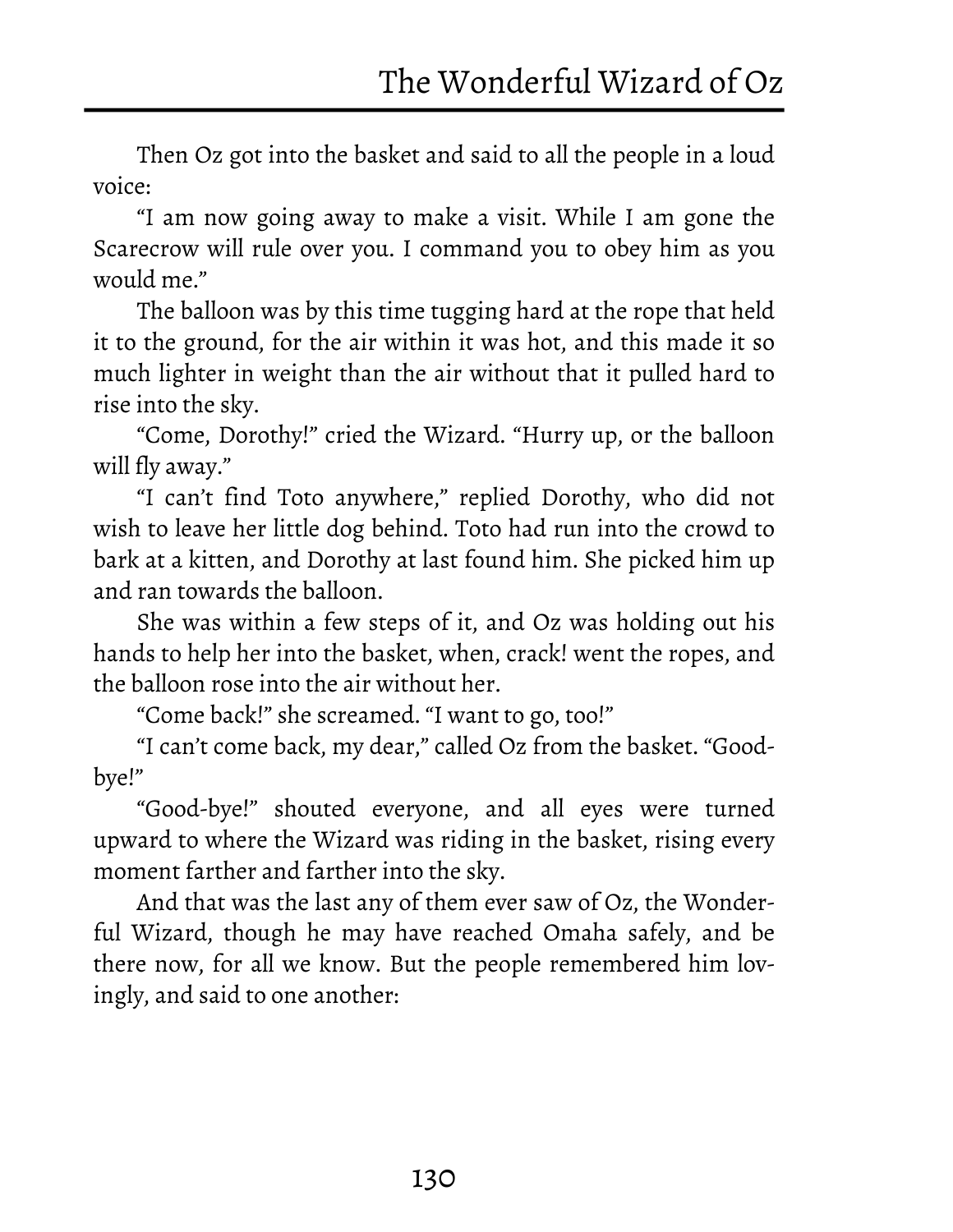Then Oz got into the basket and said to all the people in a loud voice:

"I am now going away to make a visit. While I am gone the Scarecrow will rule over you. I command you to obey him as you would me."

The balloon was by this time tugging hard at the rope that held it to the ground, for the air within it was hot, and this made it so much lighter in weight than the air without that it pulled hard to rise into the sky.

"Come, Dorothy!" cried the Wizard. "Hurry up, or the balloon will fly away."

"I can't find Toto anywhere," replied Dorothy, who did not wish to leave her little dog behind. Toto had run into the crowd to bark at a kitten, and Dorothy at last found him. She picked him up and ran towards the balloon.

She was within a few steps of it, and Oz was holding out his hands to help her into the basket, when, crack! went the ropes, and the balloon rose into the air without her.

"Come back!" she screamed. "I want to go, too!"

"I can't come back, my dear," called Oz from the basket. "Good-bye!"

"Good-bye!" shouted everyone, and all eyes were turned upward to where the Wizard was riding in the basket, rising every moment farther and farther into the sky.

And that was the last any of them ever saw of Oz, the Wonderful Wizard, though he may have reached Omaha safely, and be there now, for all we know. But the people remembered him lovingly, and said to one another: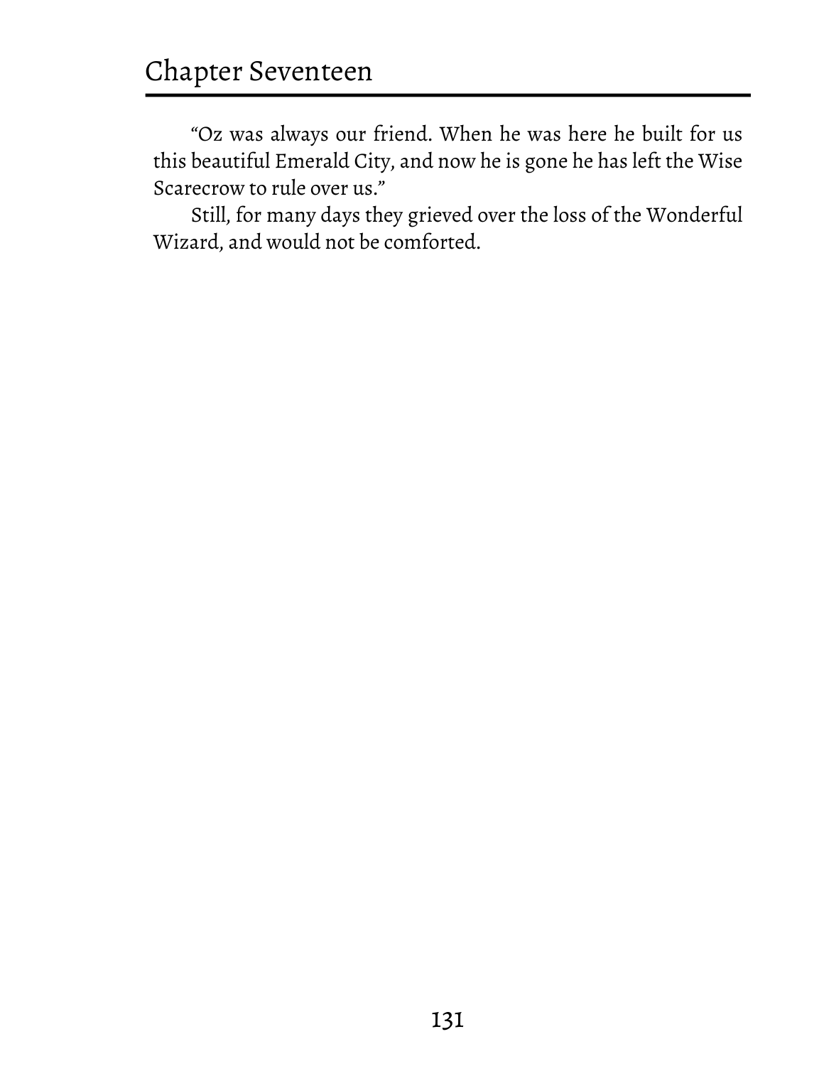"Oz was always our friend. When he was here he built for us this beautiful Emerald City, and now he is gone he has left the Wise Scarecrow to rule over us."

Still, for many days they grieved over the loss of the Wonderful Wizard, and would not be comforted.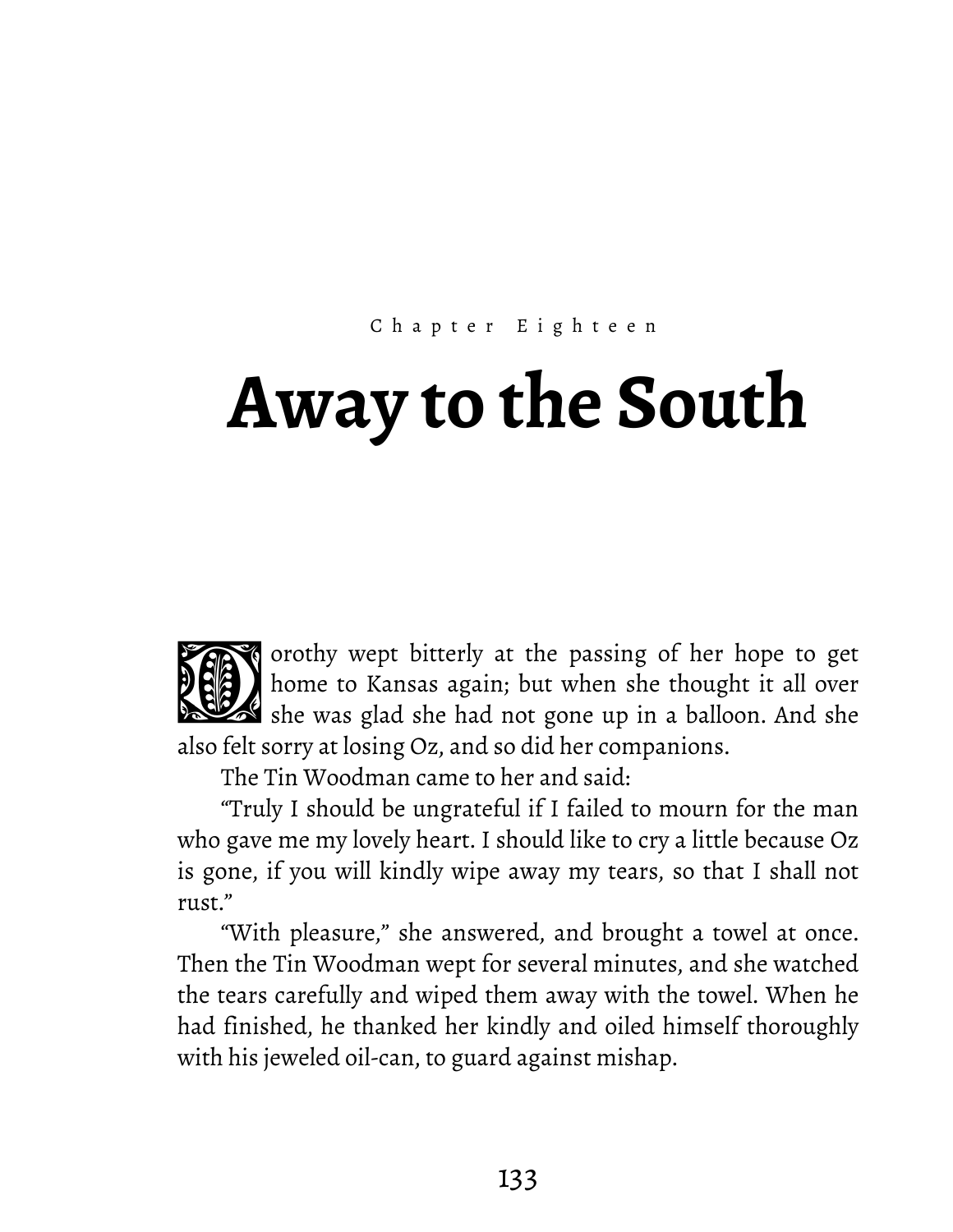Chapter Eighteen

# Away to the South

Dorothy wept bitterly at the passing of her hope to get home to Kansas again; but when she thought it all over she was glad she had not gone up in a balloon. And she also felt sorry at losing Oz, and so did her companions.

The Tin Woodman came to her and said:

"Truly I should be ungrateful if I failed to mourn for the man who gave me my lovely heart. I should like to cry a little because Oz is gone, if you will kindly wipe away my tears, so that I shall not rust."

"With pleasure," she answered, and brought a towel at once. Then the Tin Woodman wept for several minutes, and she watched the tears carefully and wiped them away with the towel. When he had finished, he thanked her kindly and oiled himself thoroughly with his jeweled oil-can, to guard against mishap.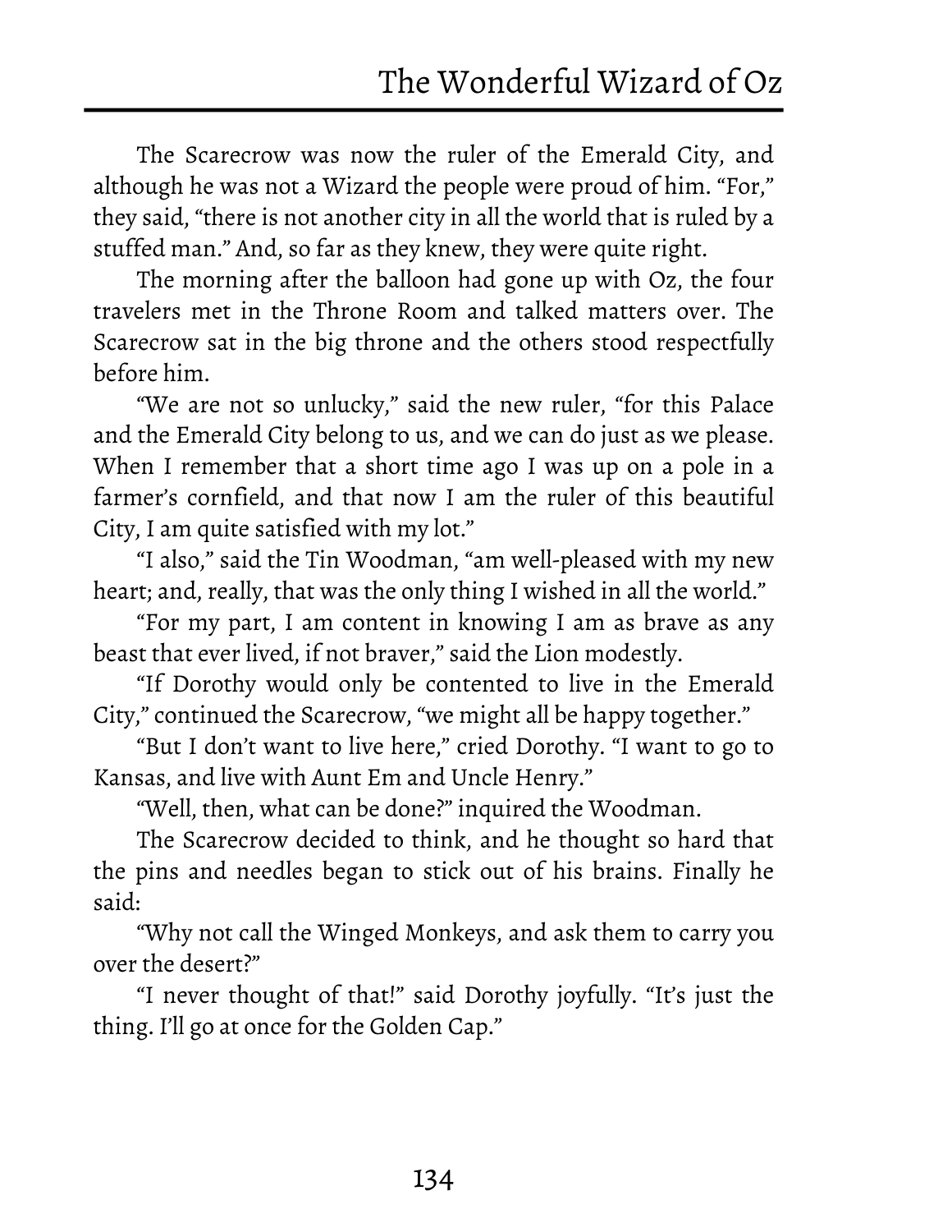The Scarecrow was now the ruler of the Emerald City, and although he was not a Wizard the people were proud of him. "For," they said, "there is not another city in all the world that is ruled by a stuffed man." And, so far as they knew, they were quite right.

The morning after the balloon had gone up with Oz, the four travelers met in the Throne Room and talked matters over. The Scarecrow sat in the big throne and the others stood respectfully before him.

"We are not so unlucky," said the new ruler, "for this Palace and the Emerald City belong to us, and we can do just as we please. When I remember that a short time ago I was up on a pole in a farmer's cornfield, and that now I am the ruler of this beautiful City, I am quite satisfied with my lot."

"I also," said the Tin Woodman, "am well-pleased with my new heart; and, really, that was the only thing I wished in all the world."

"For my part, I am content in knowing I am as brave as any beast that ever lived, if not braver," said the Lion modestly.

"If Dorothy would only be contented to live in the Emerald City," continued the Scarecrow, "we might all be happy together."

"But I don't want to live here," cried Dorothy. "I want to go to Kansas, and live with Aunt Em and Uncle Henry."

"Well, then, what can be done?" inquired the Woodman.

The Scarecrow decided to think, and he thought so hard that the pins and needles began to stick out of his brains. Finally he said:

"Why not call the Winged Monkeys, and ask them to carry you over the desert?"

"I never thought of that!" said Dorothy joyfully. "It's just the thing. I'll go at once for the Golden Cap."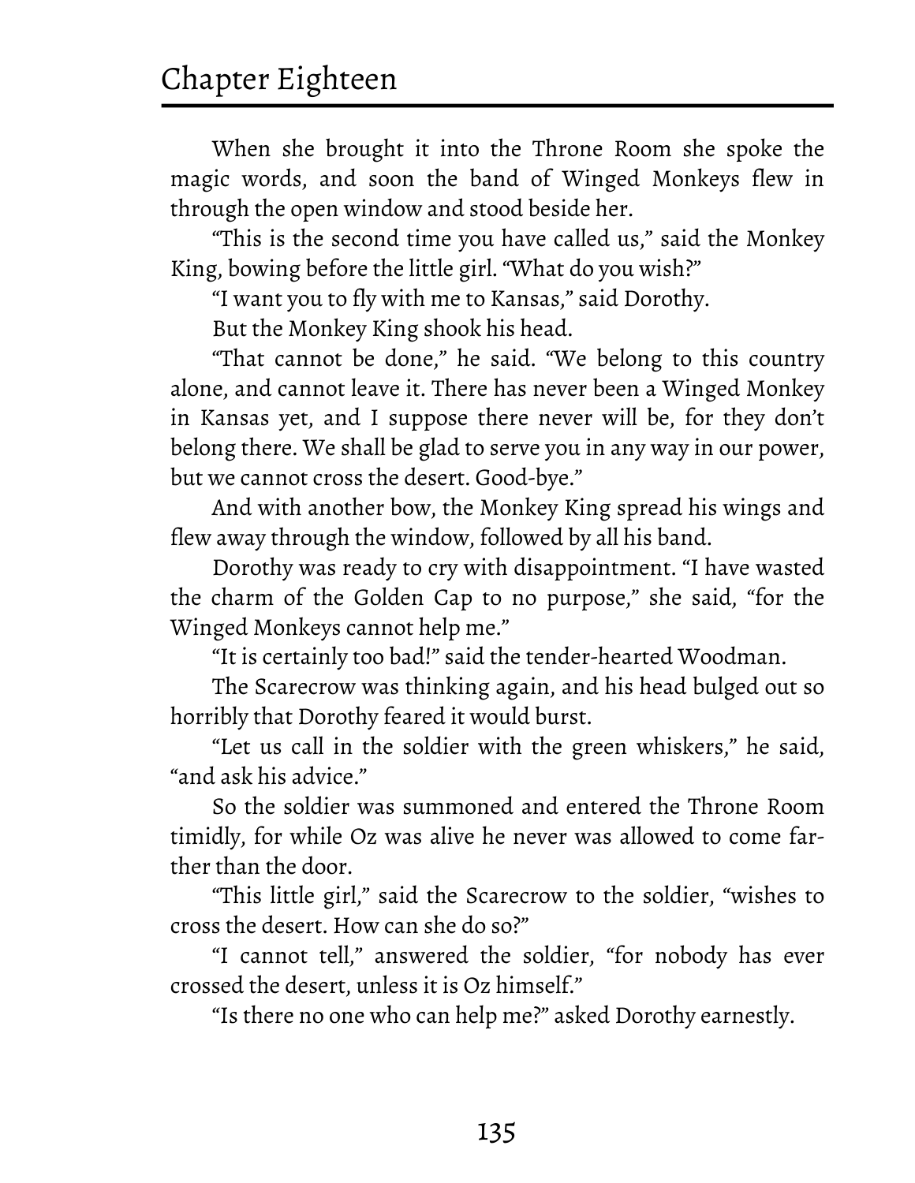When she brought it into the Throne Room she spoke the magic words, and soon the band of Winged Monkeys flew in through the open window and stood beside her.

"This is the second time you have called us," said the Monkey King, bowing before the little girl. "What do you wish?"

"I want you to fly with me to Kansas," said Dorothy.

But the Monkey King shook his head.

"That cannot be done," he said. "We belong to this country alone, and cannot leave it. There has never been a Winged Monkey in Kansas yet, and I suppose there never will be, for they don't belong there. We shall be glad to serve you in any way in our power, but we cannot cross the desert. Good-bye."

And with another bow, the Monkey King spread his wings and flew away through the window, followed by all his band.

Dorothy was ready to cry with disappointment. "I have wasted the charm of the Golden Cap to no purpose," she said, "for the Winged Monkeys cannot help me."

"It is certainly too bad!" said the tender-hearted Woodman.

The Scarecrow was thinking again, and his head bulged out so horribly that Dorothy feared it would burst.

"Let us call in the soldier with the green whiskers," he said, "and ask his advice."

So the soldier was summoned and entered the Throne Room timidly, for while Oz was alive he never was allowed to come farther than the door.

"This little girl," said the Scarecrow to the soldier, "wishes to cross the desert. How can she do so?"

"I cannot tell," answered the soldier, "for nobody has ever crossed the desert, unless it is Oz himself."

"Is there no one who can help me?" asked Dorothy earnestly.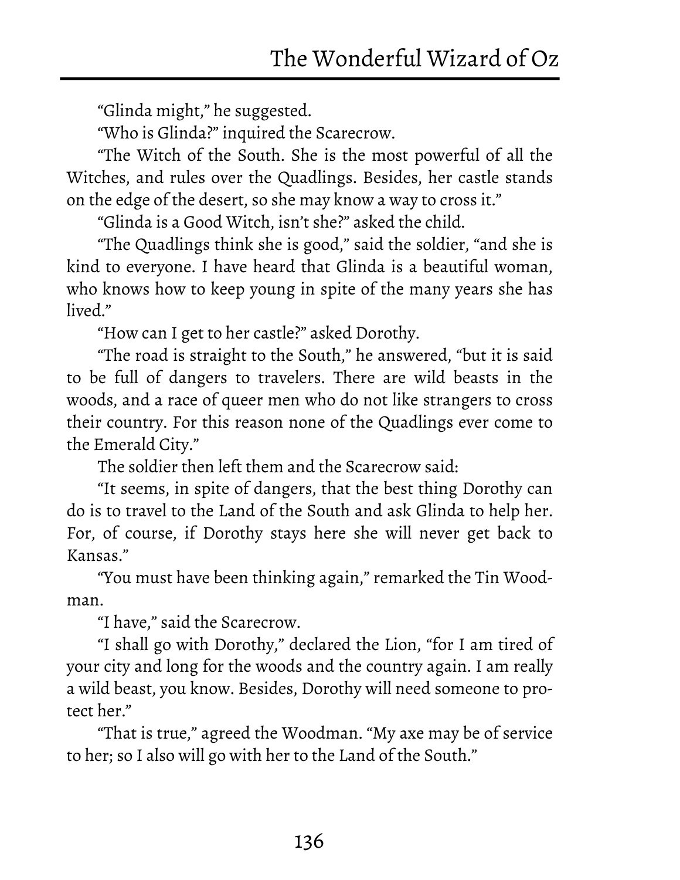"Glinda might," he suggested.

"Who is Glinda?" inquired the Scarecrow.

"The Witch of the South. She is the most powerful of all the Witches, and rules over the Quadlings. Besides, her castle stands on the edge of the desert, so she may know a way to cross it."

"Glinda is a Good Witch, isn't she?" asked the child.

"The Quadlings think she is good," said the soldier, "and she is kind to everyone. I have heard that Glinda is a beautiful woman, who knows how to keep young in spite of the many years she has lived."

"How can I get to her castle?" asked Dorothy.

"The road is straight to the South," he answered, "but it is said to be full of dangers to travelers. There are wild beasts in the woods, and a race of queer men who do not like strangers to cross their country. For this reason none of the Quadlings ever come to the Emerald City."

The soldier then left them and the Scarecrow said:

"It seems, in spite of dangers, that the best thing Dorothy can do is to travel to the Land of the South and ask Glinda to help her. For, of course, if Dorothy stays here she will never get back to Kansas."

"You must have been thinking again," remarked the Tin Woodman.

"I have," said the Scarecrow.

"I shall go with Dorothy," declared the Lion, "for I am tired of your city and long for the woods and the country again. I am really a wild beast, you know. Besides, Dorothy will need someone to protect her."

"That is true," agreed the Woodman. "My axe may be of service to her; so I also will go with her to the Land of the South."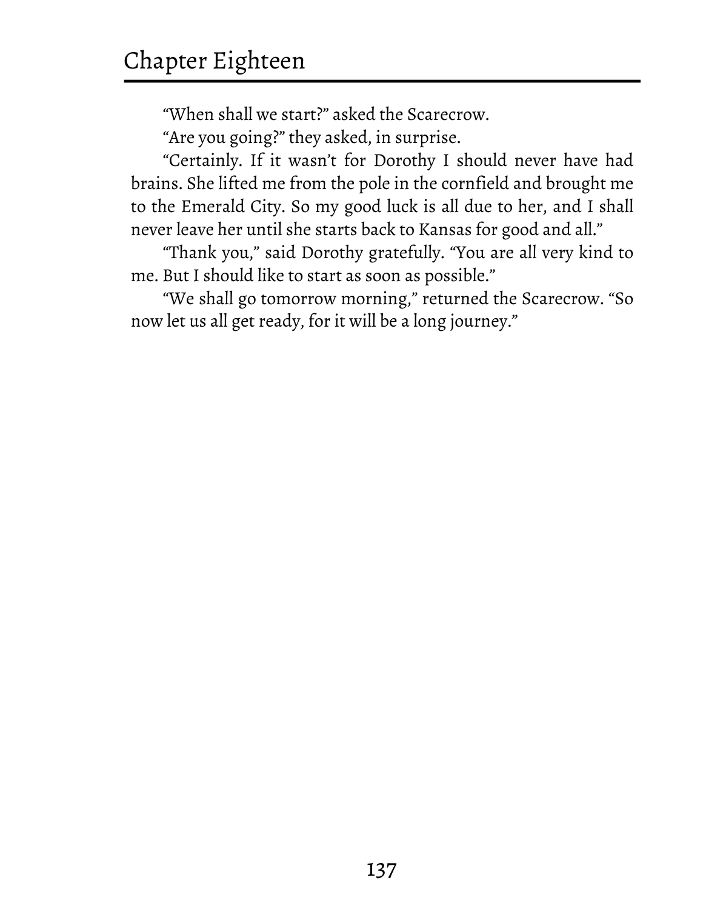"When shall we start?" asked the Scarecrow.

"Are you going?" they asked, in surprise.

"Certainly. If it wasn't for Dorothy I should never have had brains. She lifted me from the pole in the cornfield and brought me to the Emerald City. So my good luck is all due to her, and I shall never leave her until she starts back to Kansas for good and all."

"Thank you," said Dorothy gratefully. "You are all very kind to me. But I should like to start as soon as possible."

"We shall go tomorrow morning," returned the Scarecrow. "So now let us all get ready, for it will be a long journey."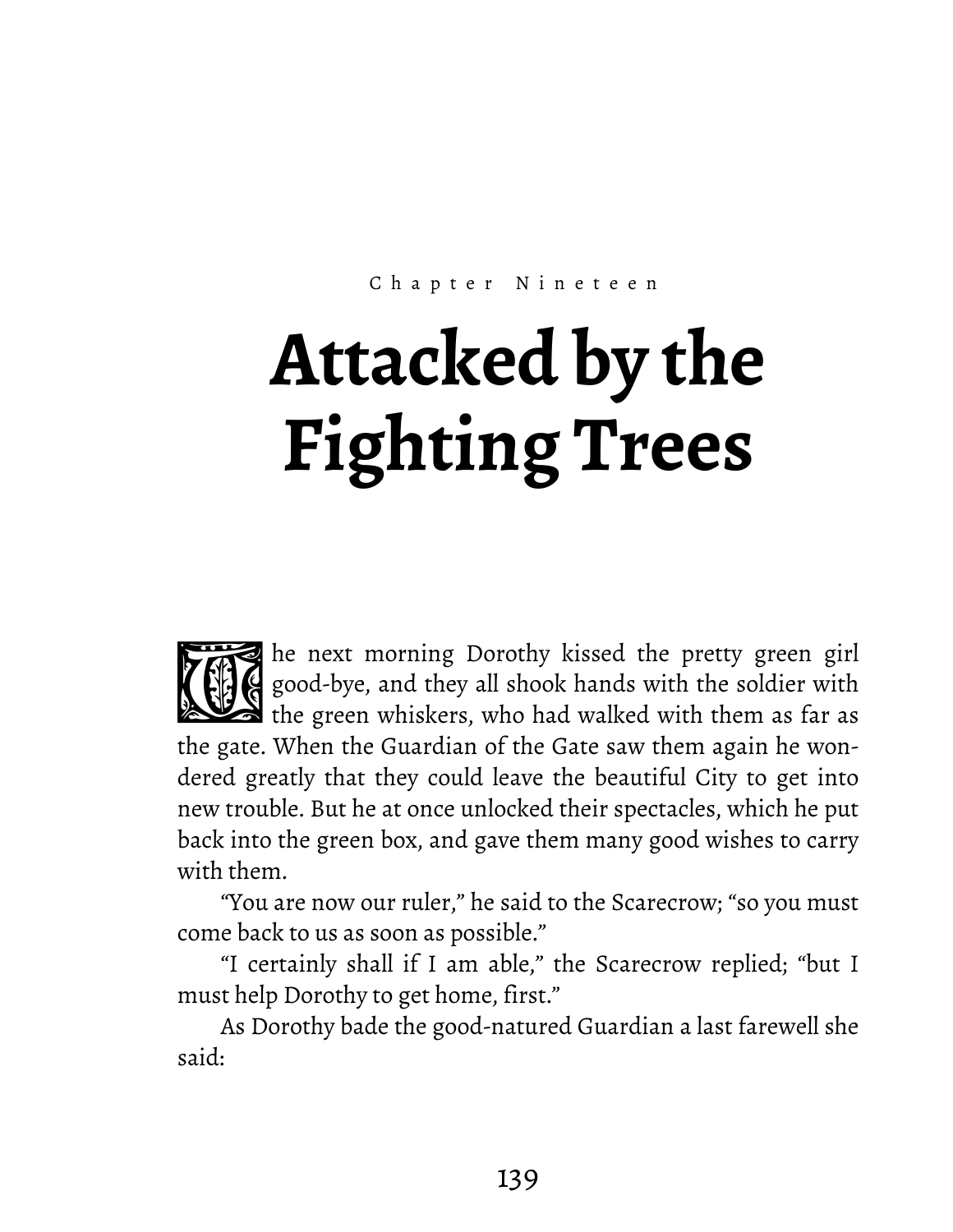Chapter Nineteen

# Attacked by the Fighting Trees

The next morning Dorothy kissed the pretty green girl good-bye, and they all shook hands with the soldier with the green whiskers, who had walked with them as far as the gate. When the Guardian of the Gate saw them again he wondered greatly that they could leave the beautiful City to get into new trouble. But he at once unlocked their spectacles, which he put back into the green box, and gave them many good wishes to carry with them.

"You are now our ruler," he said to the Scarecrow; "so you must come back to us as soon as possible."

"I certainly shall if I am able," the Scarecrow replied; "but I must help Dorothy to get home, first."

As Dorothy bade the good-natured Guardian a last farewell she said: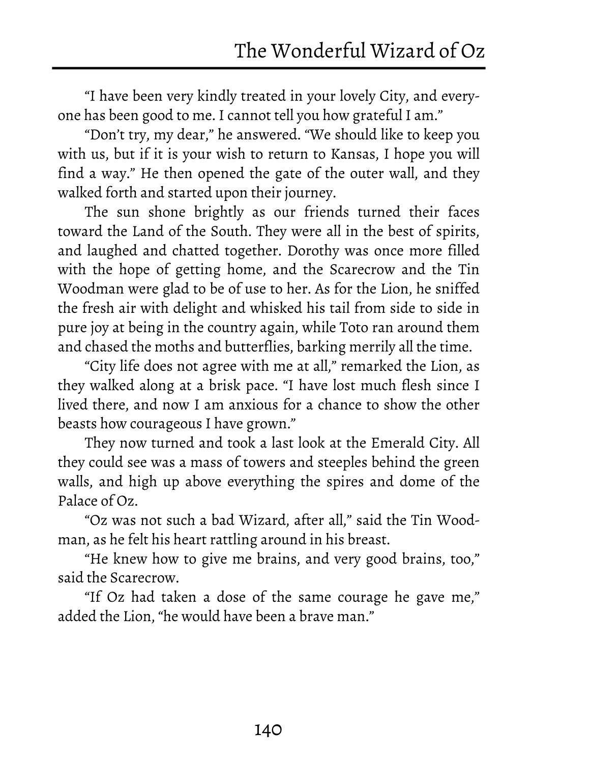"I have been very kindly treated in your lovely City, and everyone has been good to me. I cannot tell you how grateful I am."

"Don't try, my dear," he answered. "We should like to keep you with us, but if it is your wish to return to Kansas, I hope you will find a way." He then opened the gate of the outer wall, and they walked forth and started upon their journey.

The sun shone brightly as our friends turned their faces toward the Land of the South. They were all in the best of spirits, and laughed and chatted together. Dorothy was once more filled with the hope of getting home, and the Scarecrow and the Tin Woodman were glad to be of use to her. As for the Lion, he sniffed the fresh air with delight and whisked his tail from side to side in pure joy at being in the country again, while Toto ran around them and chased the moths and butterflies, barking merrily all the time.

"City life does not agree with me at all," remarked the Lion, as they walked along at a brisk pace. "I have lost much flesh since I lived there, and now I am anxious for a chance to show the other beasts how courageous I have grown."

They now turned and took a last look at the Emerald City. All they could see was a mass of towers and steeples behind the green walls, and high up above everything the spires and dome of the Palace of Oz.

"Oz was not such a bad Wizard, after all," said the Tin Woodman, as he felt his heart rattling around in his breast.

"He knew how to give me brains, and very good brains, too," said the Scarecrow.

"If Oz had taken a dose of the same courage he gave me," added the Lion, "he would have been a brave man."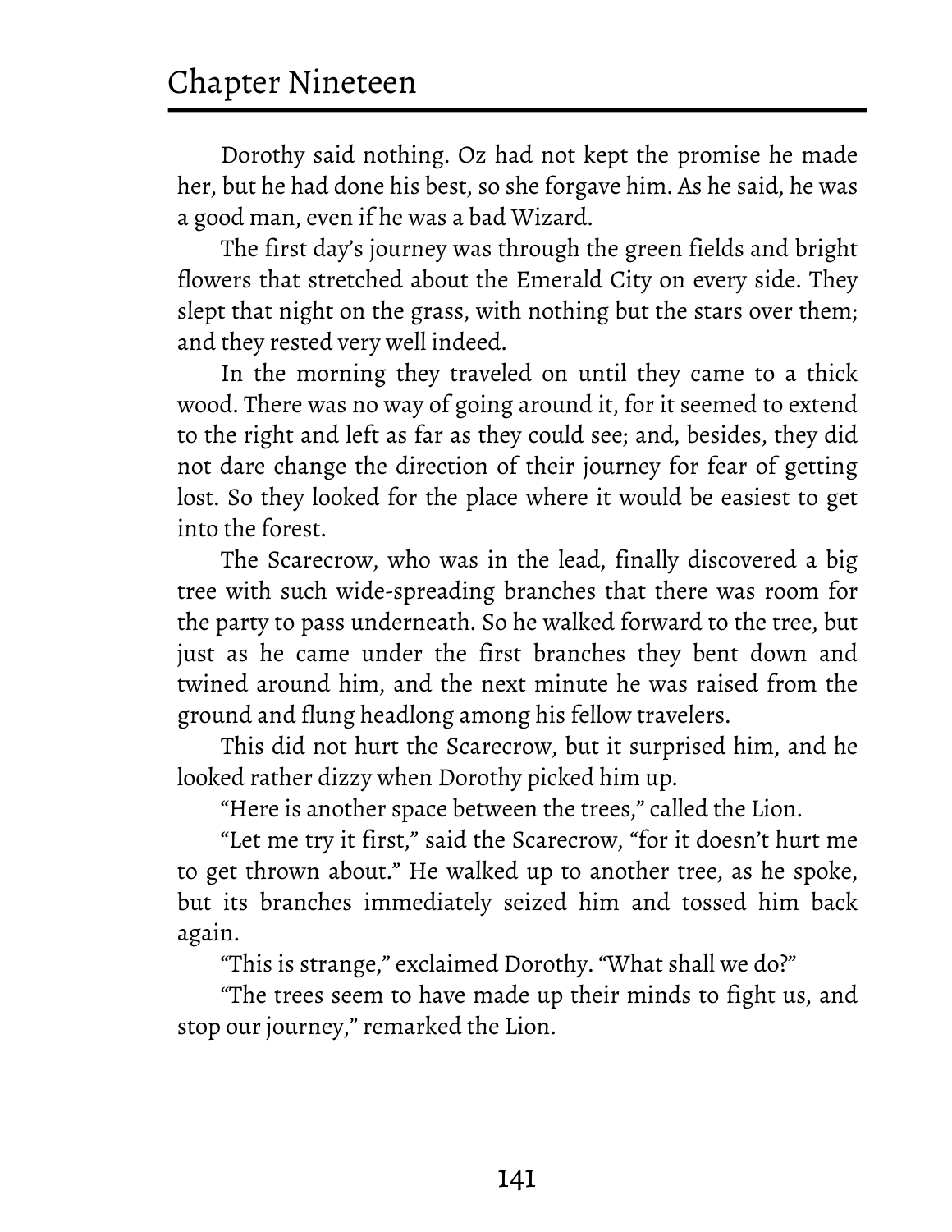Dorothy said nothing. Oz had not kept the promise he made her, but he had done his best, so she forgave him. As he said, he was a good man, even if he was a bad Wizard.

The first day's journey was through the green fields and bright flowers that stretched about the Emerald City on every side. They slept that night on the grass, with nothing but the stars over them; and they rested very well indeed.

In the morning they traveled on until they came to a thick wood. There was no way of going around it, for it seemed to extend to the right and left as far as they could see; and, besides, they did not dare change the direction of their journey for fear of getting lost. So they looked for the place where it would be easiest to get into the forest.

The Scarecrow, who was in the lead, finally discovered a big tree with such wide-spreading branches that there was room for the party to pass underneath. So he walked forward to the tree, but just as he came under the first branches they bent down and twined around him, and the next minute he was raised from the ground and flung headlong among his fellow travelers.

This did not hurt the Scarecrow, but it surprised him, and he looked rather dizzy when Dorothy picked him up.

"Here is another space between the trees," called the Lion.

"Let me try it first," said the Scarecrow, "for it doesn't hurt me to get thrown about." He walked up to another tree, as he spoke, but its branches immediately seized him and tossed him back again.

"This is strange," exclaimed Dorothy. "What shall we do?"

"The trees seem to have made up their minds to fight us, and stop our journey," remarked the Lion.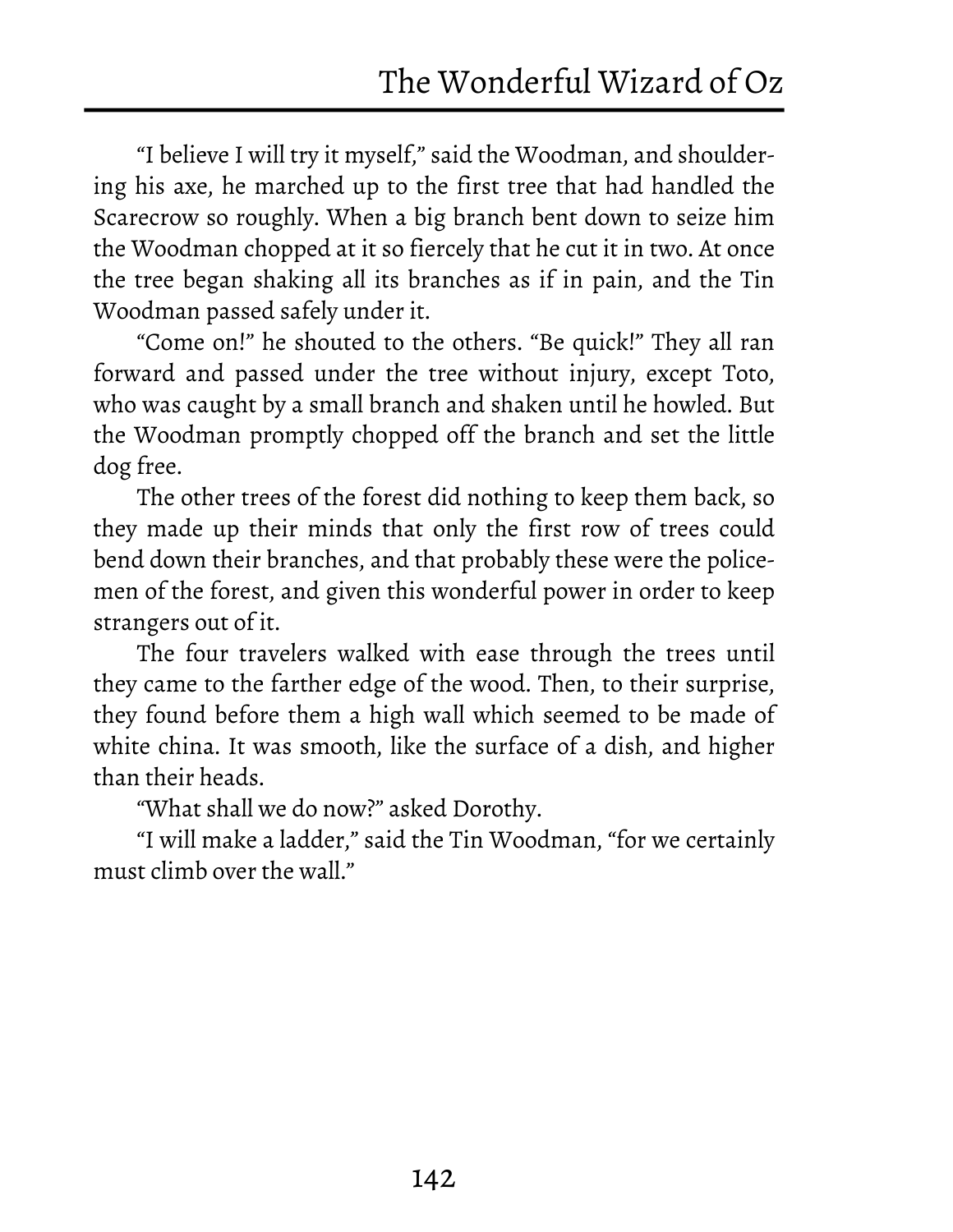"I believe I will try it myself," said the Woodman, and shouldering his axe, he marched up to the first tree that had handled the Scarecrow so roughly. When a big branch bent down to seize him the Woodman chopped at it so fiercely that he cut it in two. At once the tree began shaking all its branches as if in pain, and the Tin Woodman passed safely under it.

"Come on!" he shouted to the others. "Be quick!" They all ran forward and passed under the tree without injury, except Toto, who was caught by a small branch and shaken until he howled. But the Woodman promptly chopped off the branch and set the little dog free.

The other trees of the forest did nothing to keep them back, so they made up their minds that only the first row of trees could bend down their branches, and that probably these were the policemen of the forest, and given this wonderful power in order to keep strangers out of it.

The four travelers walked with ease through the trees until they came to the farther edge of the wood. Then, to their surprise, they found before them a high wall which seemed to be made of white china. It was smooth, like the surface of a dish, and higher than their heads.

"What shall we do now?" asked Dorothy.

"I will make a ladder," said the Tin Woodman, "for we certainly must climb over the wall."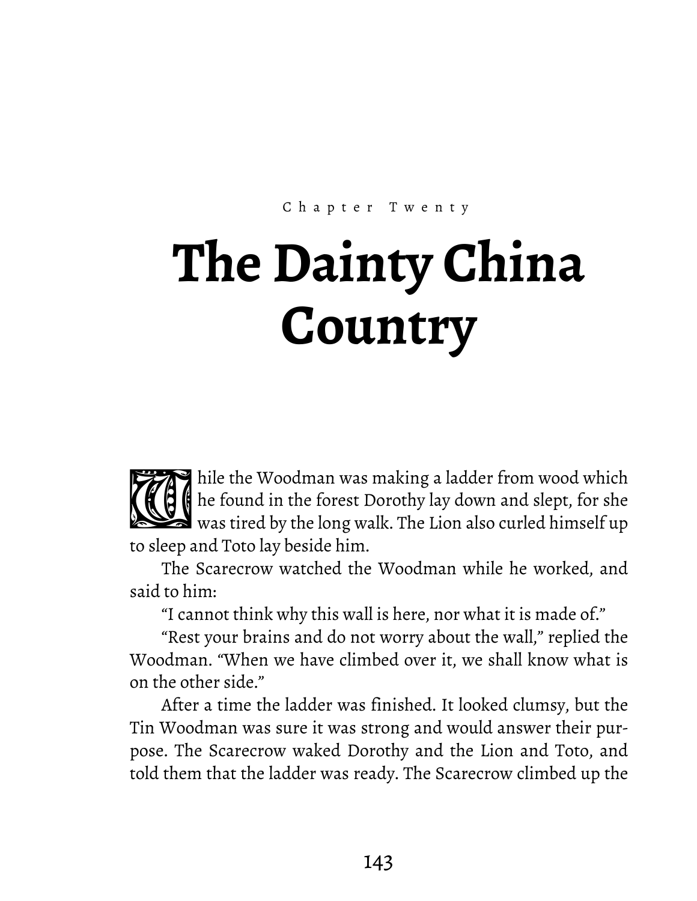Chapter Twenty

# The Dainty China Country

While the Woodman was making a ladder from wood which he found in the forest Dorothy lay down and slept, for she was tired by the long walk. The Lion also curled himself up to sleep and Toto lay beside him.

The Scarecrow watched the Woodman while he worked, and said to him:

"I cannot think why this wall is here, nor what it is made of."

"Rest your brains and do not worry about the wall," replied the Woodman. "When we have climbed over it, we shall know what is on the other side."

After a time the ladder was finished. It looked clumsy, but the Tin Woodman was sure it was strong and would answer their purpose. The Scarecrow waked Dorothy and the Lion and Toto, and told them that the ladder was ready. The Scarecrow climbed up the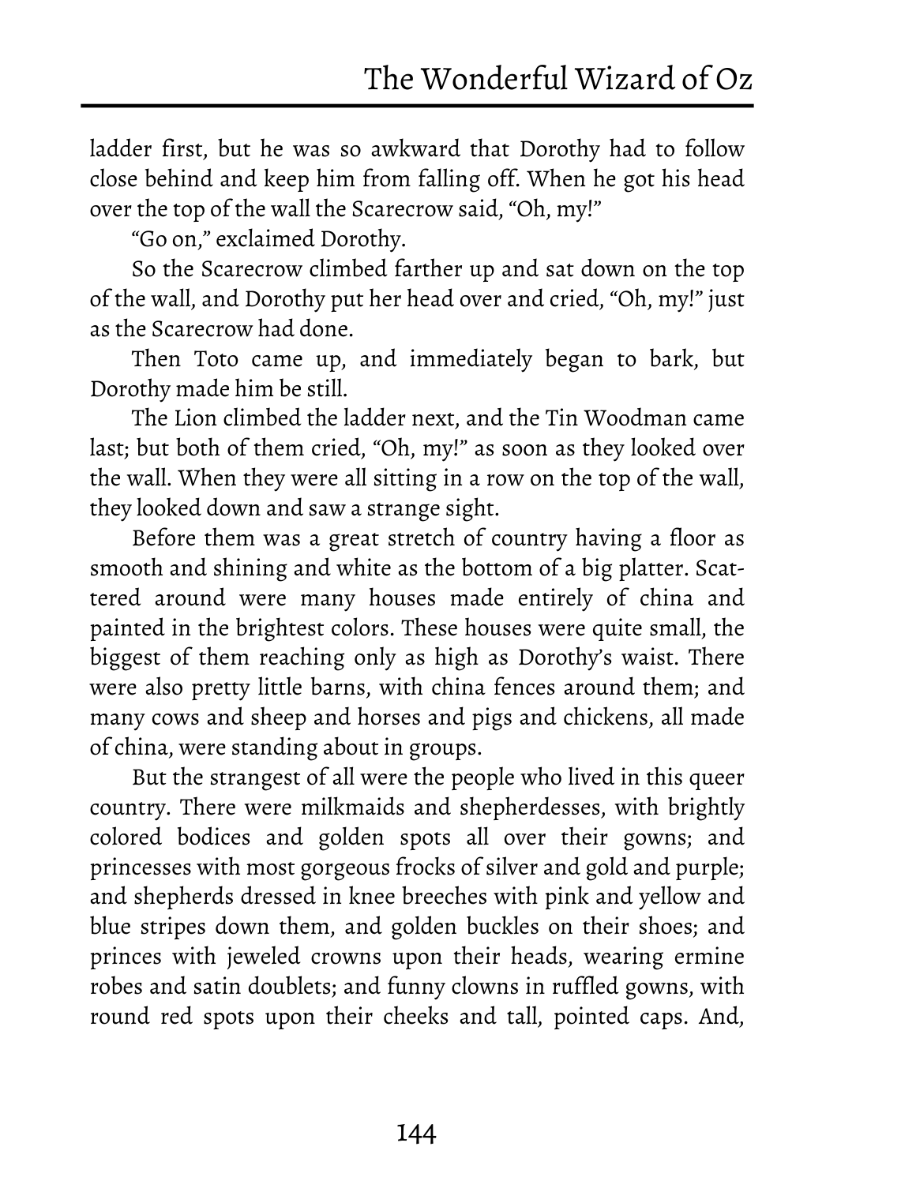ladder first, but he was so awkward that Dorothy had to follow close behind and keep him from falling off. When he got his head over the top of the wall the Scarecrow said, "Oh, my!"

"Go on," exclaimed Dorothy.

So the Scarecrow climbed farther up and sat down on the top of the wall, and Dorothy put her head over and cried, "Oh, my!" just as the Scarecrow had done.

Then Toto came up, and immediately began to bark, but Dorothy made him be still.

The Lion climbed the ladder next, and the Tin Woodman came last; but both of them cried, "Oh, my!" as soon as they looked over the wall. When they were all sitting in a row on the top of the wall, they looked down and saw a strange sight.

Before them was a great stretch of country having a floor as smooth and shining and white as the bottom of a big platter. Scattered around were many houses made entirely of china and painted in the brightest colors. These houses were quite small, the biggest of them reaching only as high as Dorothy's waist. There were also pretty little barns, with china fences around them; and many cows and sheep and horses and pigs and chickens, all made of china, were standing about in groups.

But the strangest of all were the people who lived in this queer country. There were milkmaids and shepherdesses, with brightly colored bodices and golden spots all over their gowns; and princesses with most gorgeous frocks of silver and gold and purple; and shepherds dressed in knee breeches with pink and yellow and blue stripes down them, and golden buckles on their shoes; and princes with jeweled crowns upon their heads, wearing ermine robes and satin doublets; and funny clowns in ruffled gowns, with round red spots upon their cheeks and tall, pointed caps. And,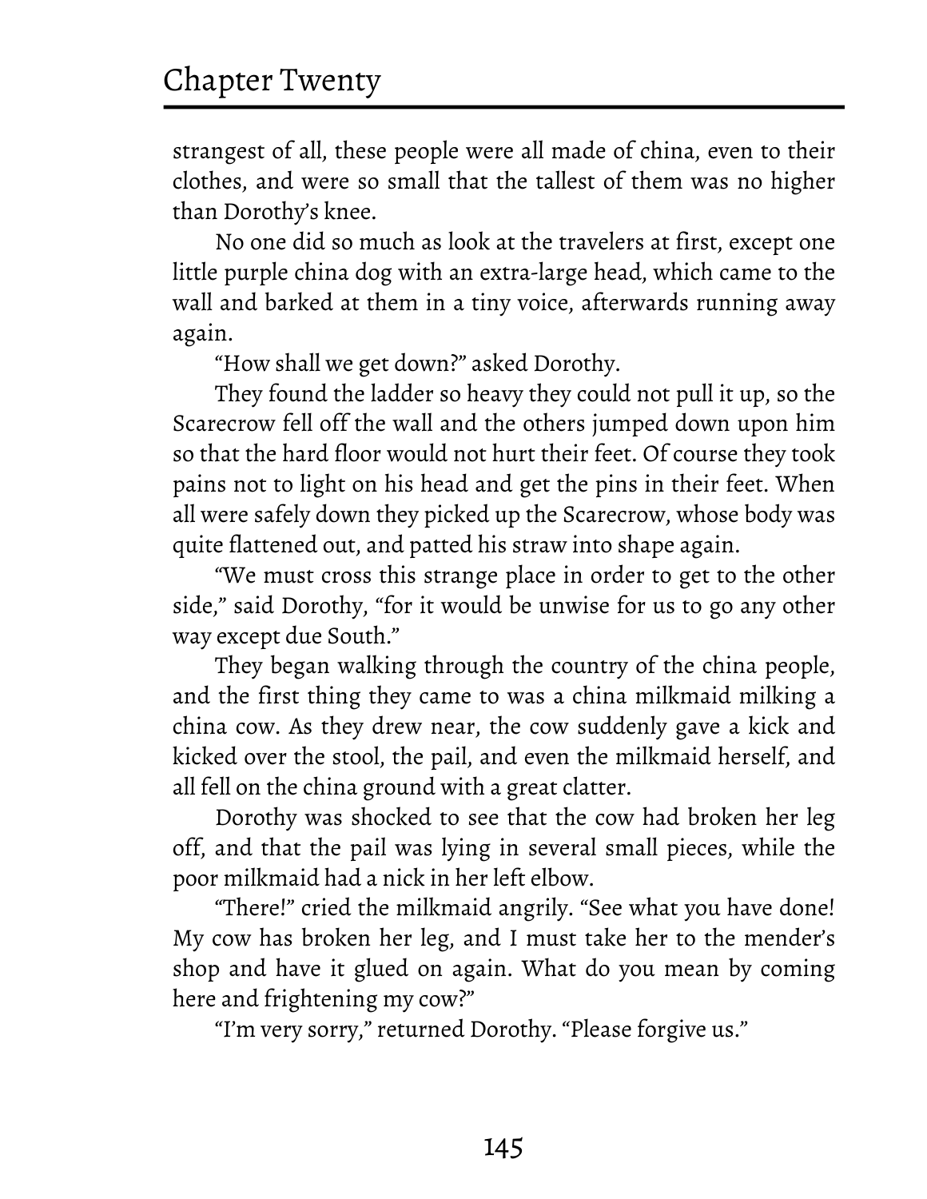strangest of all, these people were all made of china, even to their clothes, and were so small that the tallest of them was no higher than Dorothy's knee.

No one did so much as look at the travelers at first, except one little purple china dog with an extra-large head, which came to the wall and barked at them in a tiny voice, afterwards running away again.

"How shall we get down?" asked Dorothy.

They found the ladder so heavy they could not pull it up, so the Scarecrow fell off the wall and the others jumped down upon him so that the hard floor would not hurt their feet. Of course they took pains not to light on his head and get the pins in their feet. When all were safely down they picked up the Scarecrow, whose body was quite flattened out, and patted his straw into shape again.

"We must cross this strange place in order to get to the other side," said Dorothy, "for it would be unwise for us to go any other way except due South."

They began walking through the country of the china people, and the first thing they came to was a china milkmaid milking a china cow. As they drew near, the cow suddenly gave a kick and kicked over the stool, the pail, and even the milkmaid herself, and all fell on the china ground with a great clatter.

Dorothy was shocked to see that the cow had broken her leg off, and that the pail was lying in several small pieces, while the poor milkmaid had a nick in her left elbow.

"There!" cried the milkmaid angrily. "See what you have done! My cow has broken her leg, and I must take her to the mender's shop and have it glued on again. What do you mean by coming here and frightening my cow?"

"I'm very sorry," returned Dorothy. "Please forgive us."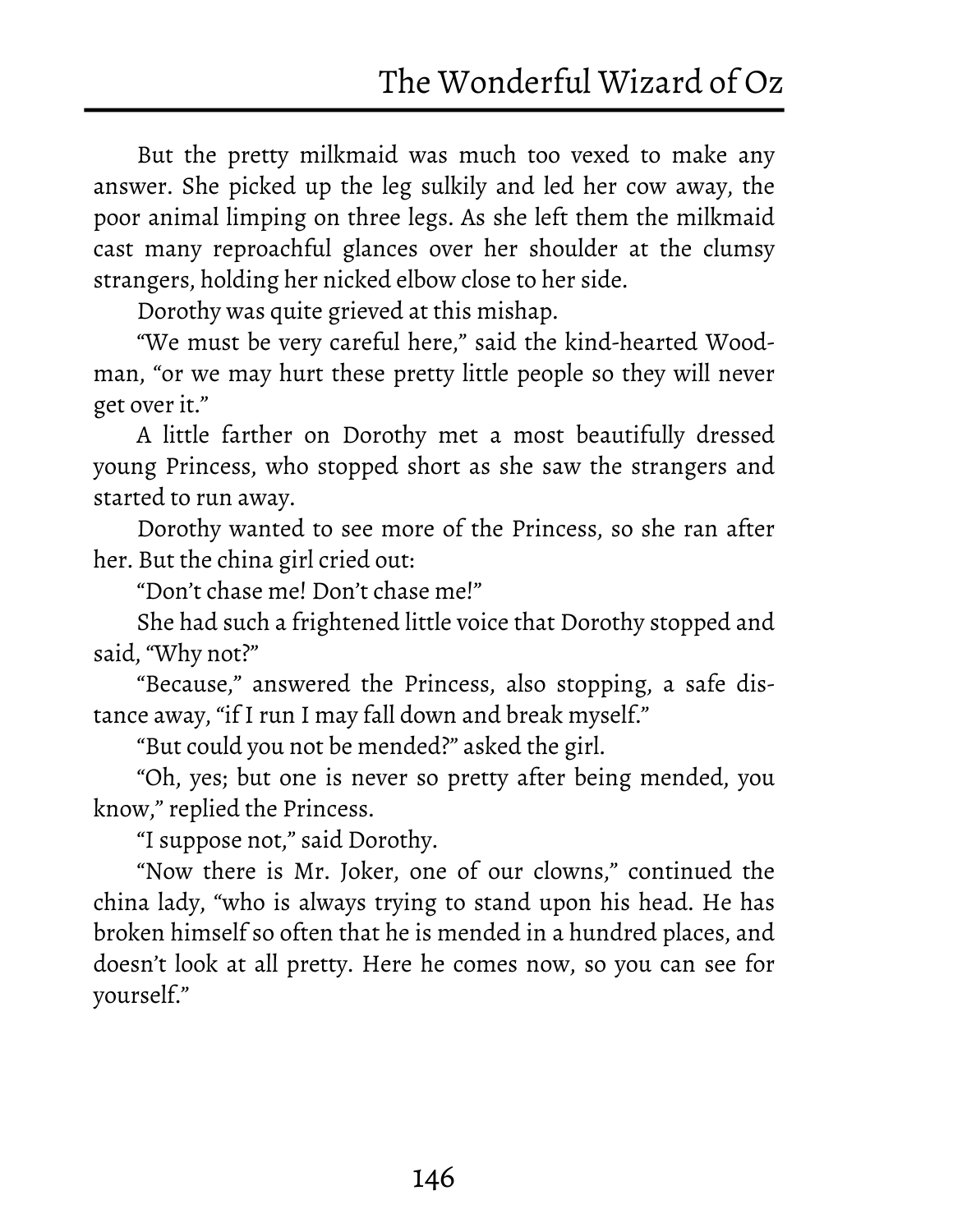But the pretty milkmaid was much too vexed to make any answer. She picked up the leg sulkily and led her cow away, the poor animal limping on three legs. As she left them the milkmaid cast many reproachful glances over her shoulder at the clumsy strangers, holding her nicked elbow close to her side.

Dorothy was quite grieved at this mishap.

"We must be very careful here," said the kind-hearted Woodman, "or we may hurt these pretty little people so they will never get over it."

A little farther on Dorothy met a most beautifully dressed young Princess, who stopped short as she saw the strangers and started to run away.

Dorothy wanted to see more of the Princess, so she ran after her. But the china girl cried out:

"Don't chase me! Don't chase me!"

She had such a frightened little voice that Dorothy stopped and said, "Why not?"

"Because," answered the Princess, also stopping, a safe distance away, "if I run I may fall down and break myself."

"But could you not be mended?" asked the girl.

"Oh, yes; but one is never so pretty after being mended, you know," replied the Princess.

"I suppose not," said Dorothy.

"Now there is Mr. Joker, one of our clowns," continued the china lady, "who is always trying to stand upon his head. He has broken himself so often that he is mended in a hundred places, and doesn't look at all pretty. Here he comes now, so you can see for yourself."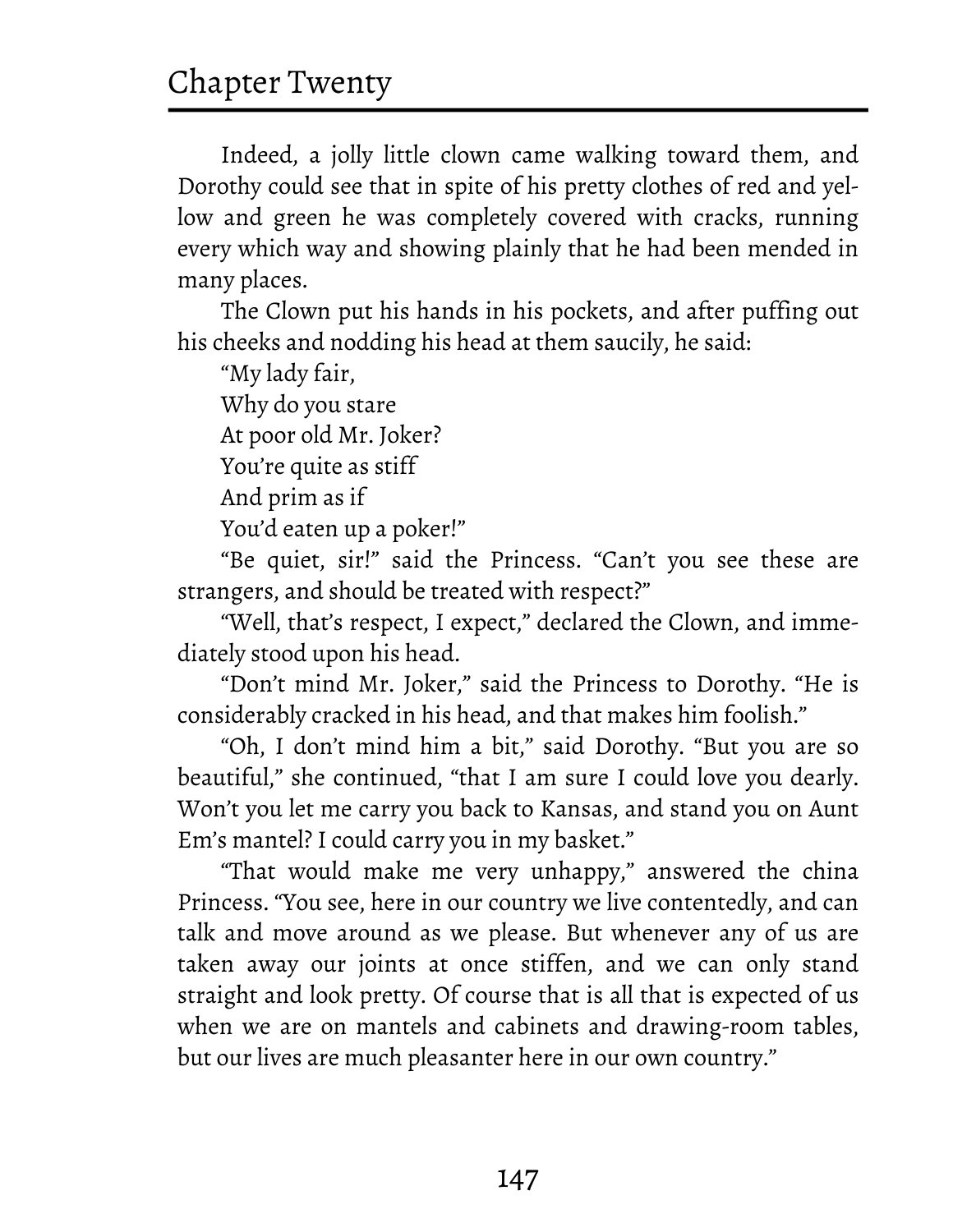Indeed, a jolly little clown came walking toward them, and Dorothy could see that in spite of his pretty clothes of red and yellow and green he was completely covered with cracks, running every which way and showing plainly that he had been mended in many places.

The Clown put his hands in his pockets, and after puffing out his cheeks and nodding his head at them saucily, he said:

"My lady fair,  
Why do you stare  
At poor old Mr. Joker?  
You're quite as stiff  
And prim as if  
You'd eaten up a poker!"

"Be quiet, sir!" said the Princess. "Can't you see these are strangers, and should be treated with respect?"

"Well, that's respect, I expect," declared the Clown, and immediately stood upon his head.

"Don't mind Mr. Joker," said the Princess to Dorothy. "He is considerably cracked in his head, and that makes him foolish."

"Oh, I don't mind him a bit," said Dorothy. "But you are so beautiful," she continued, "that I am sure I could love you dearly. Won't you let me carry you back to Kansas, and stand you on Aunt Em's mantel? I could carry you in my basket."

"That would make me very unhappy," answered the china Princess. "You see, here in our country we live contentedly, and can talk and move around as we please. But whenever any of us are taken away our joints at once stiffen, and we can only stand straight and look pretty. Of course that is all that is expected of us when we are on mantels and cabinets and drawing-room tables, but our lives are much pleasanter here in our own country."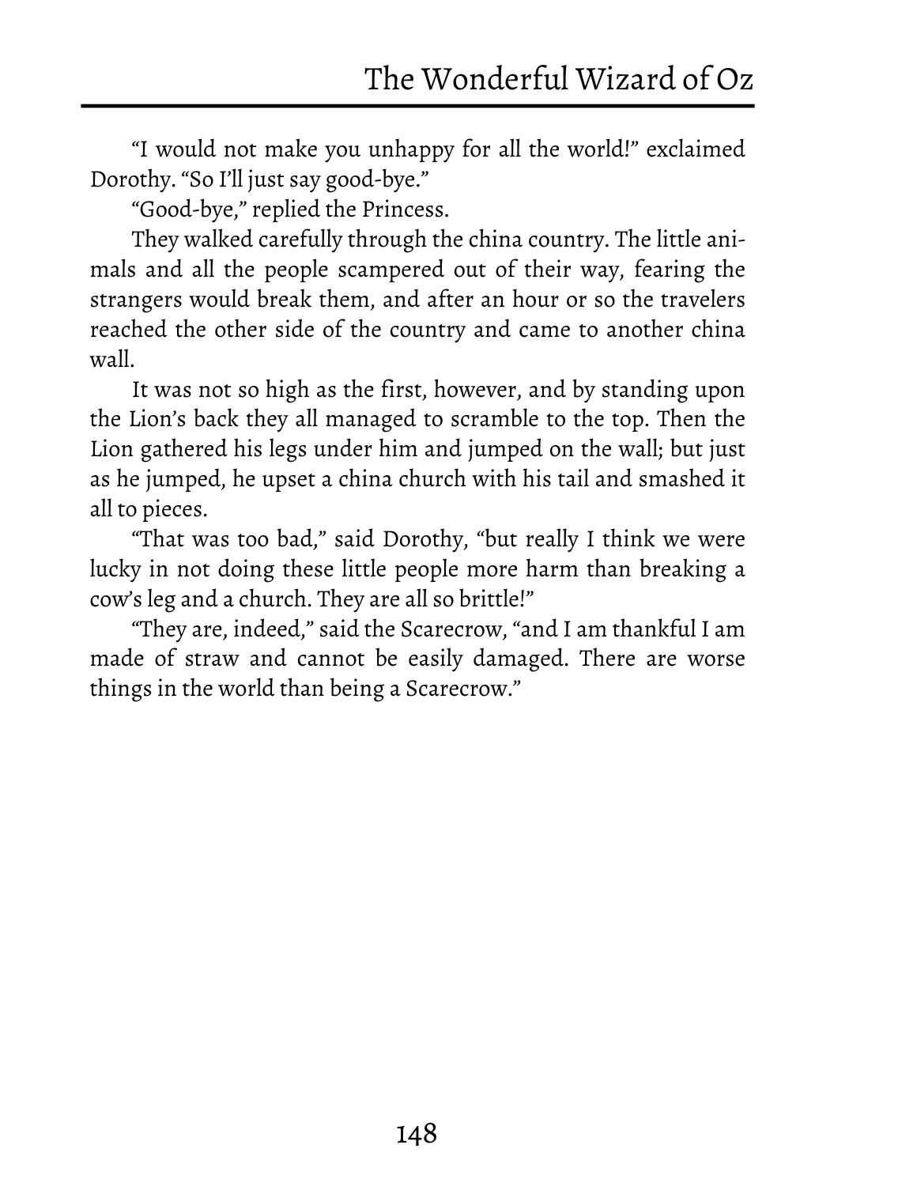"I would not make you unhappy for all the world!" exclaimed Dorothy. "So I'll just say good-bye."

"Good-bye," replied the Princess.

They walked carefully through the china country. The little animals and all the people scampered out of their way, fearing the strangers would break them, and after an hour or so the travelers reached the other side of the country and came to another china wall.

It was not so high as the first, however, and by standing upon the Lion's back they all managed to scramble to the top. Then the Lion gathered his legs under him and jumped on the wall; but just as he jumped, he upset a china church with his tail and smashed it all to pieces.

"That was too bad," said Dorothy, "but really I think we were lucky in not doing these little people more harm than breaking a cow's leg and a church. They are all so brittle!"

"They are, indeed," said the Scarecrow, "and I am thankful I am made of straw and cannot be easily damaged. There are worse things in the world than being a Scarecrow."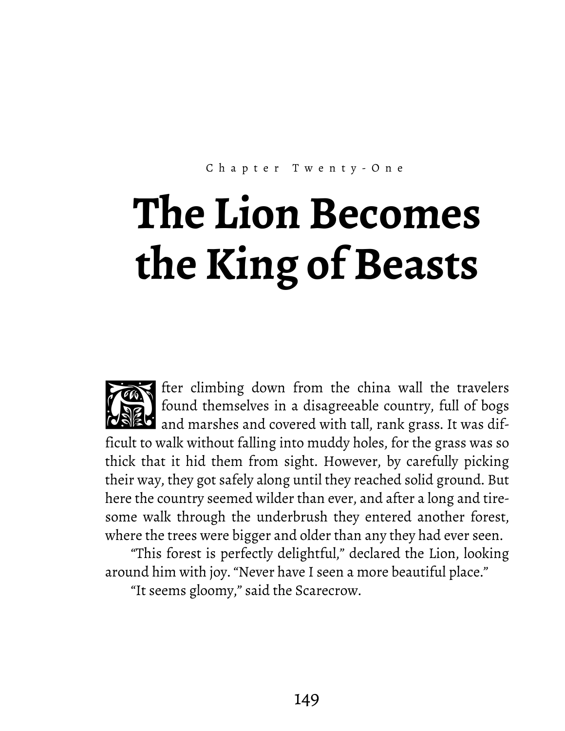Chapter Twenty-One

# The Lion Becomes the King of Beasts

After climbing down from the china wall the travelers found themselves in a disagreeable country, full of bogs and marshes and covered with tall, rank grass. It was difficult to walk without falling into muddy holes, for the grass was so thick that it hid them from sight. However, by carefully picking their way, they got safely along until they reached solid ground. But here the country seemed wilder than ever, and after a long and tiresome walk through the underbrush they entered another forest, where the trees were bigger and older than any they had ever seen.

"This forest is perfectly delightful," declared the Lion, looking around him with joy. "Never have I seen a more beautiful place."

"It seems gloomy," said the Scarecrow.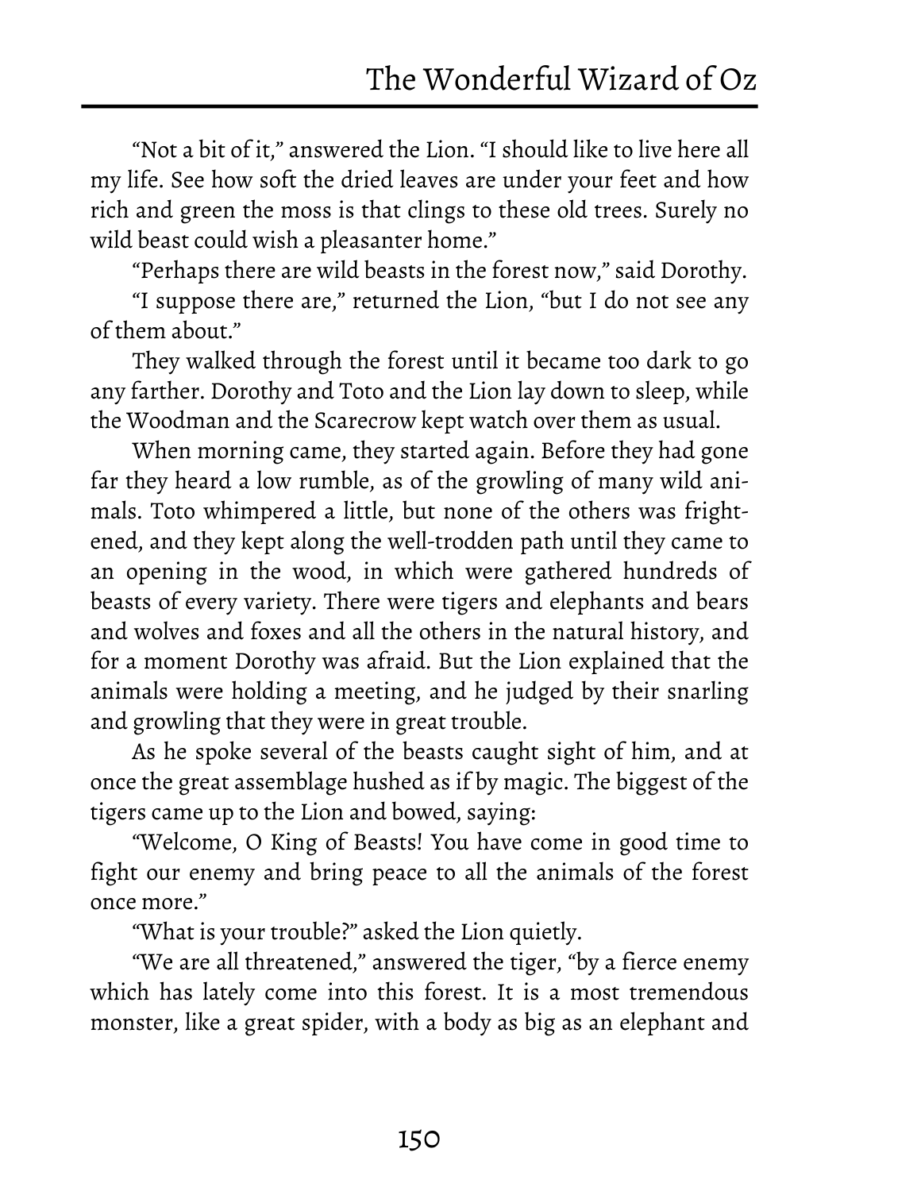"Not a bit of it," answered the Lion. "I should like to live here all my life. See how soft the dried leaves are under your feet and how rich and green the moss is that clings to these old trees. Surely no wild beast could wish a pleasanter home."

"Perhaps there are wild beasts in the forest now," said Dorothy.

"I suppose there are," returned the Lion, "but I do not see any of them about."

They walked through the forest until it became too dark to go any farther. Dorothy and Toto and the Lion lay down to sleep, while the Woodman and the Scarecrow kept watch over them as usual.

When morning came, they started again. Before they had gone far they heard a low rumble, as of the growling of many wild animals. Toto whimpered a little, but none of the others was frightened, and they kept along the well-trodden path until they came to an opening in the wood, in which were gathered hundreds of beasts of every variety. There were tigers and elephants and bears and wolves and foxes and all the others in the natural history, and for a moment Dorothy was afraid. But the Lion explained that the animals were holding a meeting, and he judged by their snarling and growling that they were in great trouble.

As he spoke several of the beasts caught sight of him, and at once the great assemblage hushed as if by magic. The biggest of the tigers came up to the Lion and bowed, saying:

"Welcome, O King of Beasts! You have come in good time to fight our enemy and bring peace to all the animals of the forest once more."

"What is your trouble?" asked the Lion quietly.

"We are all threatened," answered the tiger, "by a fierce enemy which has lately come into this forest. It is a most tremendous monster, like a great spider, with a body as big as an elephant and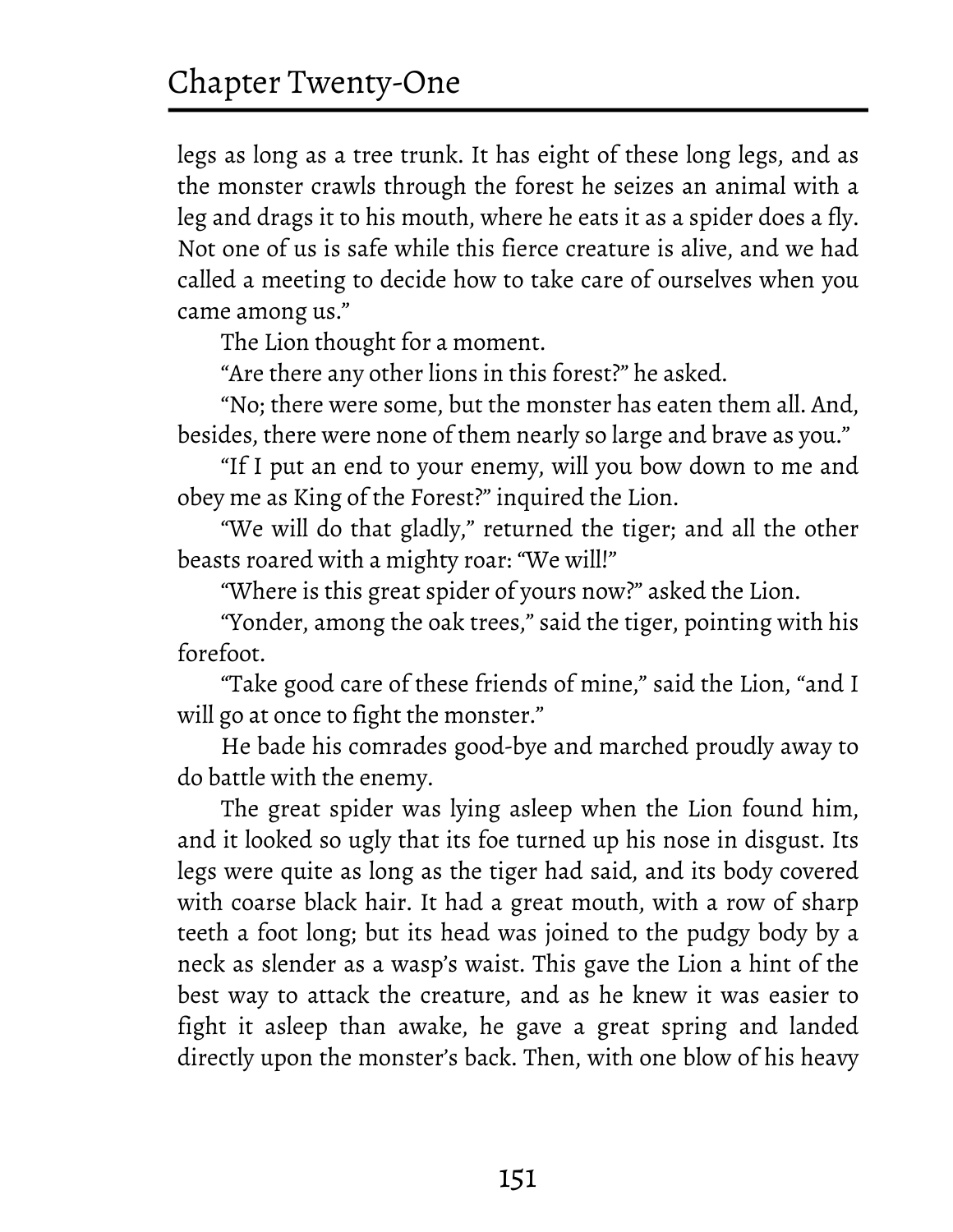legs as long as a tree trunk. It has eight of these long legs, and as the monster crawls through the forest he seizes an animal with a leg and drags it to his mouth, where he eats it as a spider does a fly. Not one of us is safe while this fierce creature is alive, and we had called a meeting to decide how to take care of ourselves when you came among us."

The Lion thought for a moment.

"Are there any other lions in this forest?" he asked.

"No; there were some, but the monster has eaten them all. And, besides, there were none of them nearly so large and brave as you."

"If I put an end to your enemy, will you bow down to me and obey me as King of the Forest?" inquired the Lion.

"We will do that gladly," returned the tiger; and all the other beasts roared with a mighty roar: "We will!"

"Where is this great spider of yours now?" asked the Lion.

"Yonder, among the oak trees," said the tiger, pointing with his forefoot.

"Take good care of these friends of mine," said the Lion, "and I will go at once to fight the monster."

He bade his comrades good-bye and marched proudly away to do battle with the enemy.

The great spider was lying asleep when the Lion found him, and it looked so ugly that its foe turned up his nose in disgust. Its legs were quite as long as the tiger had said, and its body covered with coarse black hair. It had a great mouth, with a row of sharp teeth a foot long; but its head was joined to the pudgy body by a neck as slender as a wasp's waist. This gave the Lion a hint of the best way to attack the creature, and as he knew it was easier to fight it asleep than awake, he gave a great spring and landed directly upon the monster's back. Then, with one blow of his heavy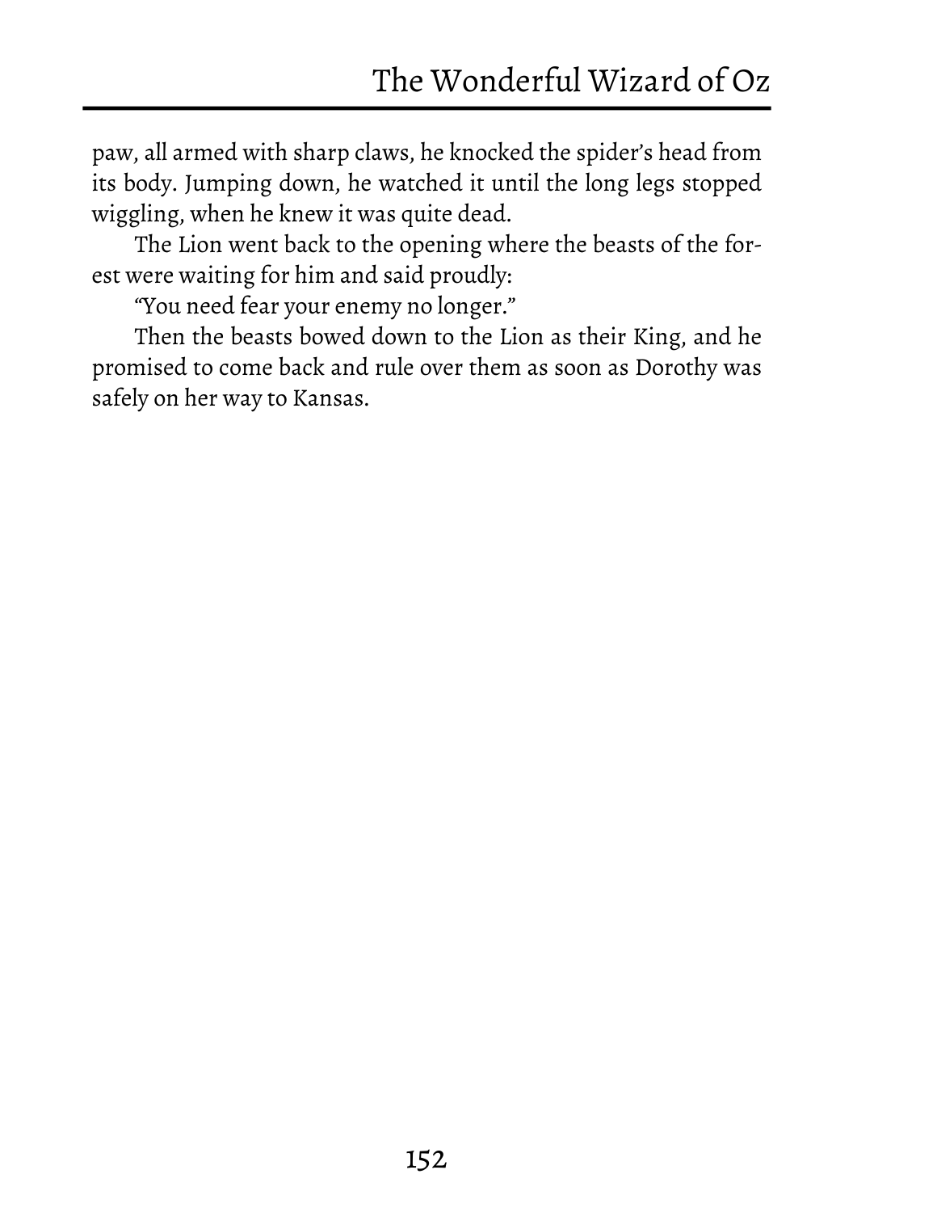paw, all armed with sharp claws, he knocked the spider's head from its body. Jumping down, he watched it until the long legs stopped wiggling, when he knew it was quite dead.

The Lion went back to the opening where the beasts of the forest were waiting for him and said proudly:

"You need fear your enemy no longer."

Then the beasts bowed down to the Lion as their King, and he promised to come back and rule over them as soon as Dorothy was safely on her way to Kansas.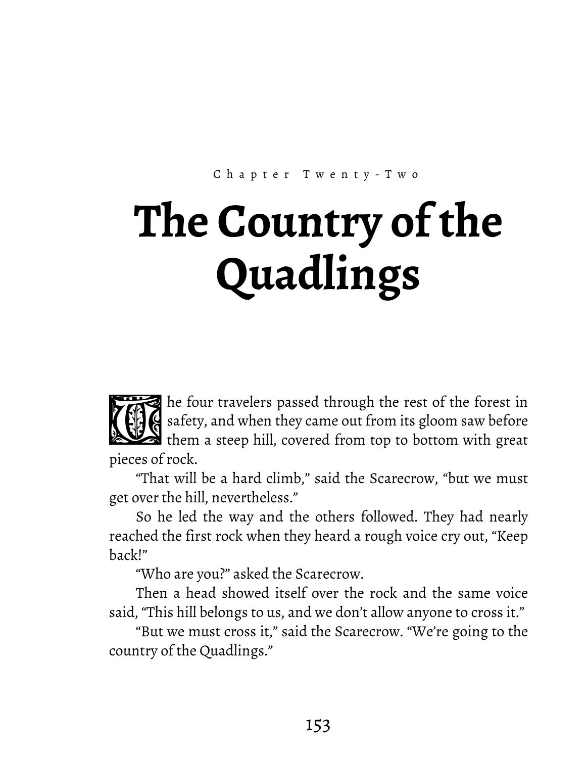Chapter Twenty-Two

# The Country of the Quadlings

The four travelers passed through the rest of the forest in safety, and when they came out from its gloom saw before them a steep hill, covered from top to bottom with great pieces of rock.

"That will be a hard climb," said the Scarecrow, "but we must get over the hill, nevertheless."

So he led the way and the others followed. They had nearly reached the first rock when they heard a rough voice cry out, "Keep back!"

"Who are you?" asked the Scarecrow.

Then a head showed itself over the rock and the same voice said, "This hill belongs to us, and we don't allow anyone to cross it."

"But we must cross it," said the Scarecrow. "We're going to the country of the Quadlings."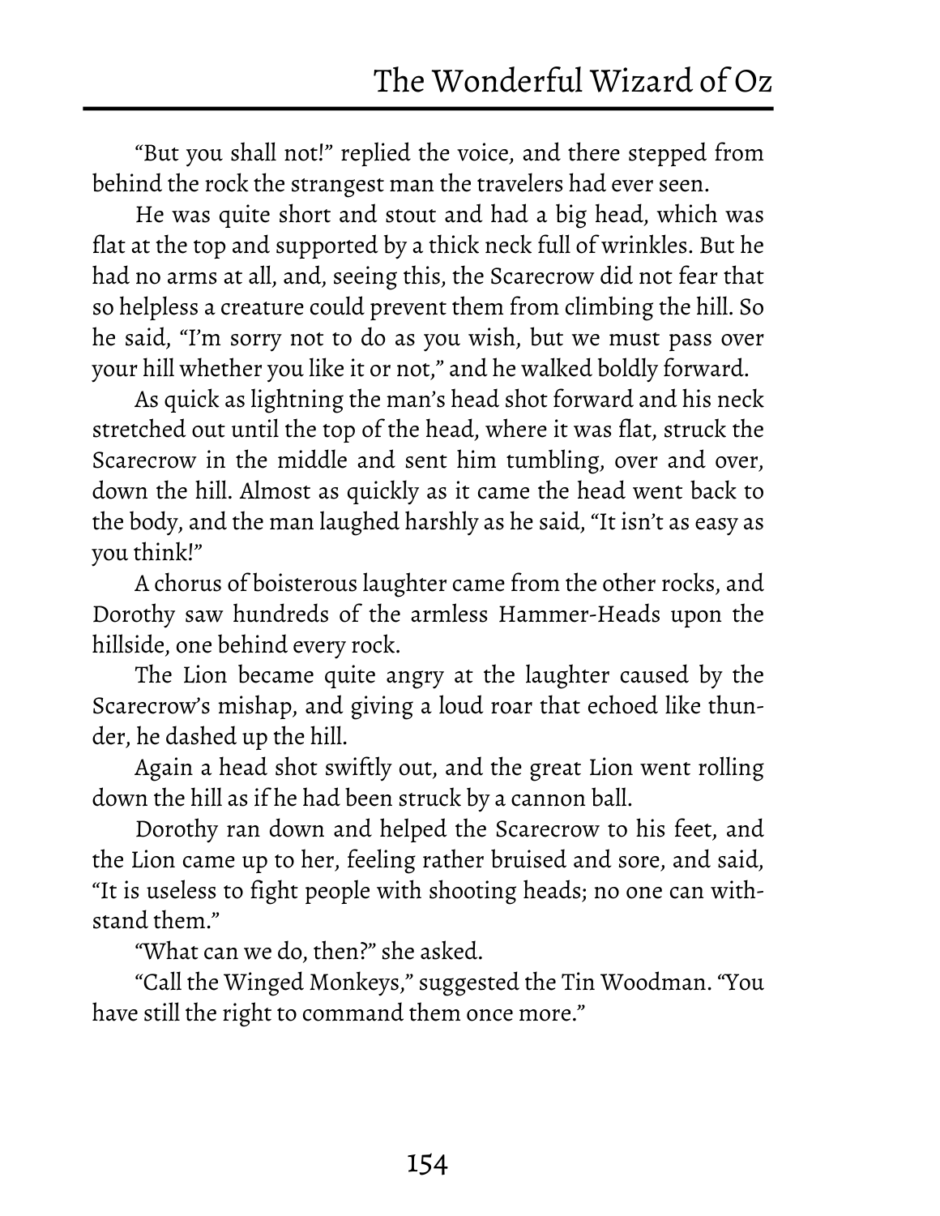"But you shall not!" replied the voice, and there stepped from behind the rock the strangest man the travelers had ever seen.

He was quite short and stout and had a big head, which was flat at the top and supported by a thick neck full of wrinkles. But he had no arms at all, and, seeing this, the Scarecrow did not fear that so helpless a creature could prevent them from climbing the hill. So he said, "I'm sorry not to do as you wish, but we must pass over your hill whether you like it or not," and he walked boldly forward.

As quick as lightning the man's head shot forward and his neck stretched out until the top of the head, where it was flat, struck the Scarecrow in the middle and sent him tumbling, over and over, down the hill. Almost as quickly as it came the head went back to the body, and the man laughed harshly as he said, "It isn't as easy as you think!"

A chorus of boisterous laughter came from the other rocks, and Dorothy saw hundreds of the armless Hammer-Heads upon the hillside, one behind every rock.

The Lion became quite angry at the laughter caused by the Scarecrow's mishap, and giving a loud roar that echoed like thunder, he dashed up the hill.

Again a head shot swiftly out, and the great Lion went rolling down the hill as if he had been struck by a cannon ball.

Dorothy ran down and helped the Scarecrow to his feet, and the Lion came up to her, feeling rather bruised and sore, and said, "It is useless to fight people with shooting heads; no one can withstand them."

"What can we do, then?" she asked.

"Call the Winged Monkeys," suggested the Tin Woodman. "You have still the right to command them once more."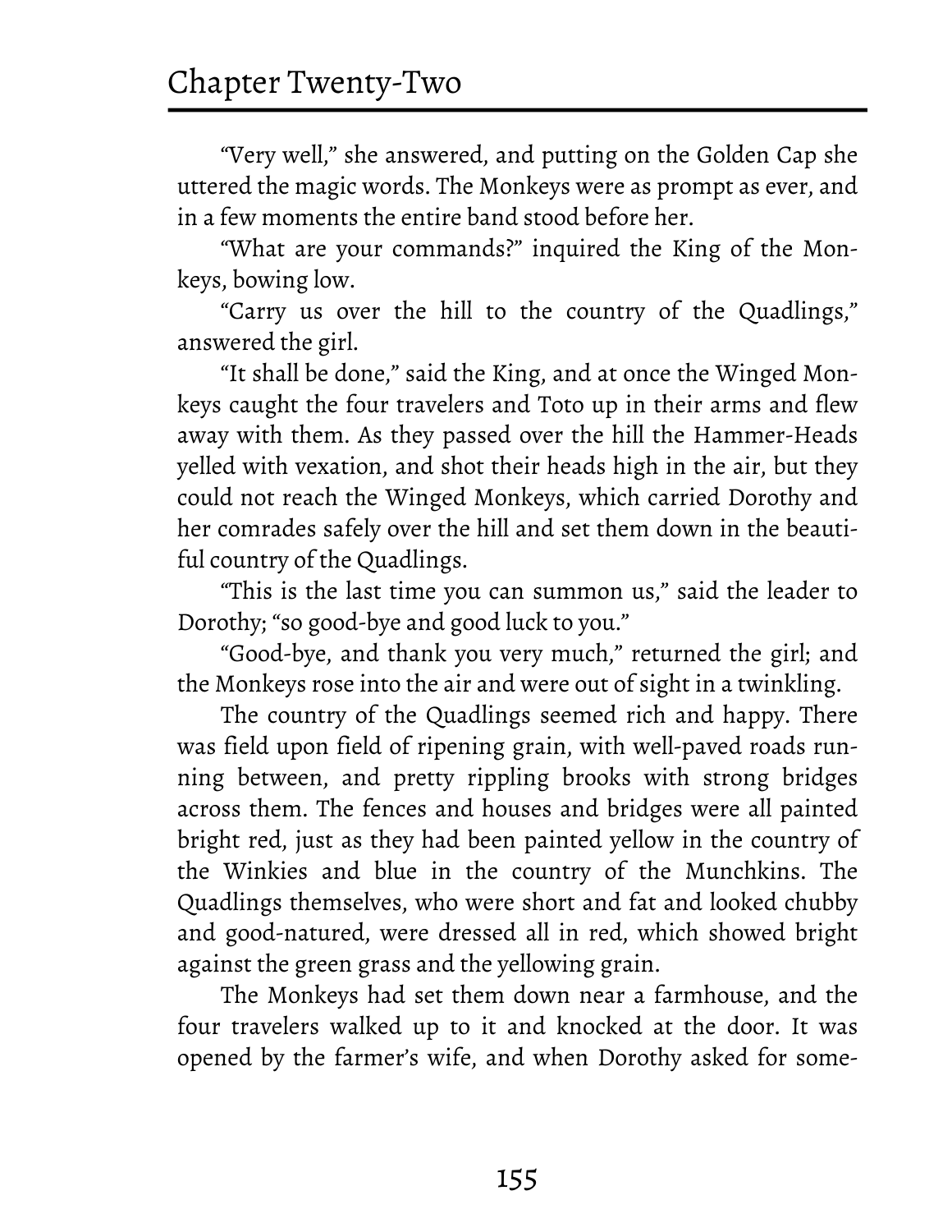"Very well," she answered, and putting on the Golden Cap she uttered the magic words. The Monkeys were as prompt as ever, and in a few moments the entire band stood before her.

"What are your commands?" inquired the King of the Monkeys, bowing low.

"Carry us over the hill to the country of the Quadlings," answered the girl.

"It shall be done," said the King, and at once the Winged Monkeys caught the four travelers and Toto up in their arms and flew away with them. As they passed over the hill the Hammer-Heads yelled with vexation, and shot their heads high in the air, but they could not reach the Winged Monkeys, which carried Dorothy and her comrades safely over the hill and set them down in the beautiful country of the Quadlings.

"This is the last time you can summon us," said the leader to Dorothy; "so good-bye and good luck to you."

"Good-bye, and thank you very much," returned the girl; and the Monkeys rose into the air and were out of sight in a twinkling.

The country of the Quadlings seemed rich and happy. There was field upon field of ripening grain, with well-paved roads running between, and pretty rippling brooks with strong bridges across them. The fences and houses and bridges were all painted bright red, just as they had been painted yellow in the country of the Winkies and blue in the country of the Munchkins. The Quadlings themselves, who were short and fat and looked chubby and good-natured, were dressed all in red, which showed bright against the green grass and the yellowing grain.

The Monkeys had set them down near a farmhouse, and the four travelers walked up to it and knocked at the door. It was opened by the farmer's wife, and when Dorothy asked for some-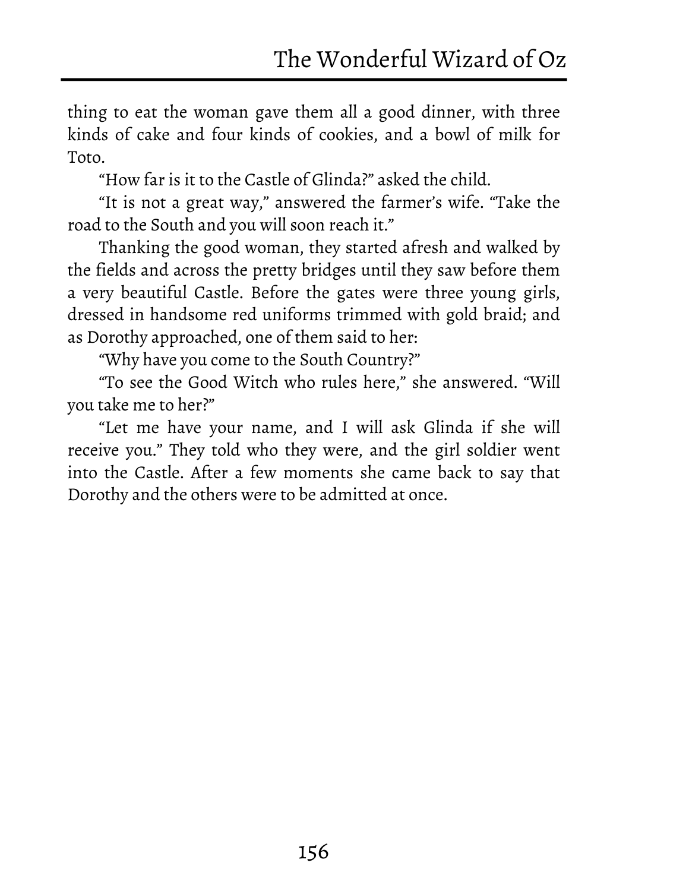thing to eat the woman gave them all a good dinner, with three kinds of cake and four kinds of cookies, and a bowl of milk for Toto.

"How far is it to the Castle of Glinda?" asked the child.

"It is not a great way," answered the farmer's wife. "Take the road to the South and you will soon reach it."

Thanking the good woman, they started afresh and walked by the fields and across the pretty bridges until they saw before them a very beautiful Castle. Before the gates were three young girls, dressed in handsome red uniforms trimmed with gold braid; and as Dorothy approached, one of them said to her:

"Why have you come to the South Country?"

"To see the Good Witch who rules here," she answered. "Will you take me to her?"

"Let me have your name, and I will ask Glinda if she will receive you." They told who they were, and the girl soldier went into the Castle. After a few moments she came back to say that Dorothy and the others were to be admitted at once.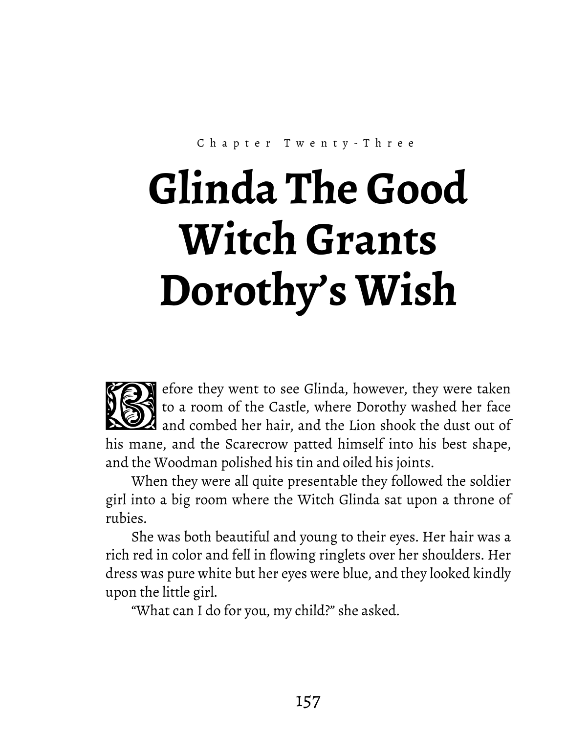Chapter Twenty-Three

# Glinda The Good Witch Grants Dorothy's Wish

Before they went to see Glinda, however, they were taken to a room of the Castle, where Dorothy washed her face and combed her hair, and the Lion shook the dust out of his mane, and the Scarecrow patted himself into his best shape, and the Woodman polished his tin and oiled his joints.

When they were all quite presentable they followed the soldier girl into a big room where the Witch Glinda sat upon a throne of rubies.

She was both beautiful and young to their eyes. Her hair was a rich red in color and fell in flowing ringlets over her shoulders. Her dress was pure white but her eyes were blue, and they looked kindly upon the little girl.

"What can I do for you, my child?" she asked.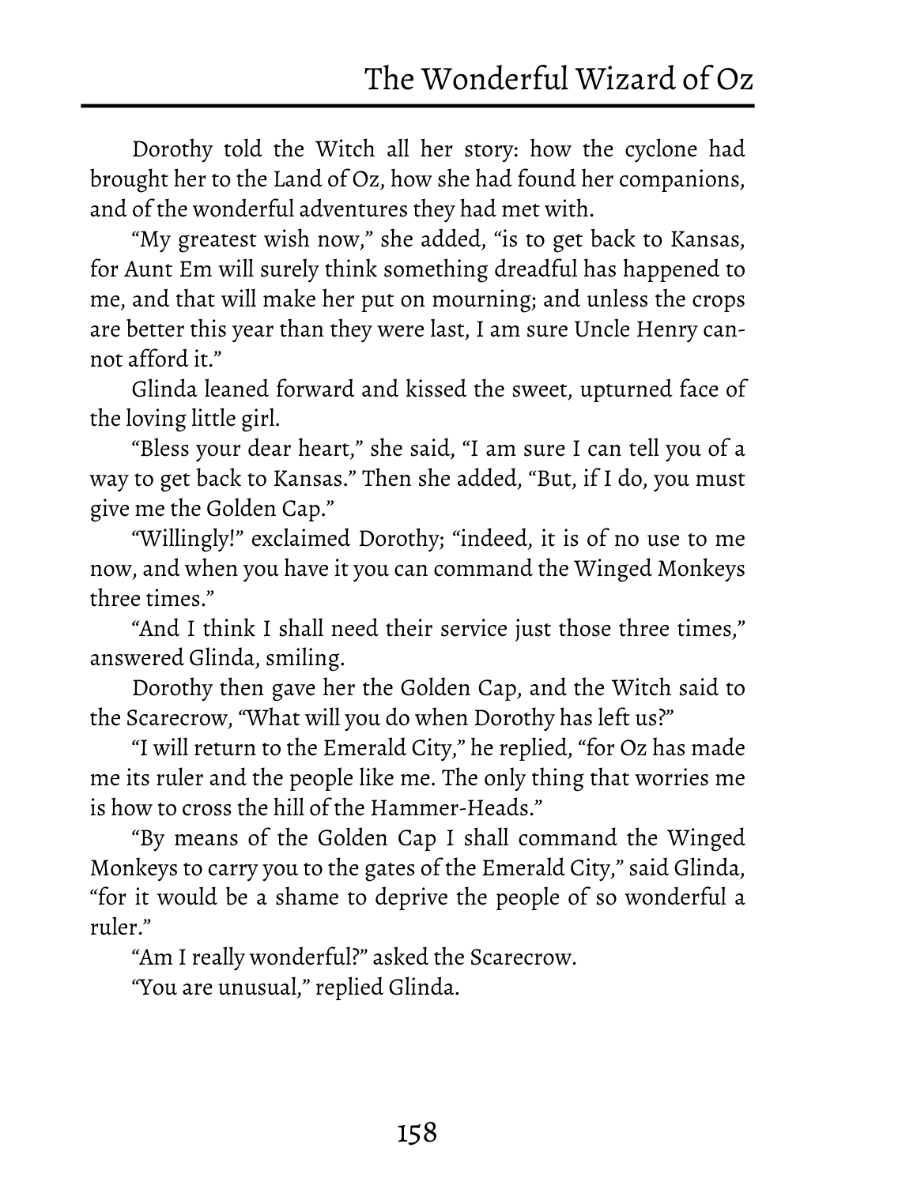Dorothy told the Witch all her story: how the cyclone had brought her to the Land of Oz, how she had found her companions, and of the wonderful adventures they had met with.

"My greatest wish now," she added, "is to get back to Kansas, for Aunt Em will surely think something dreadful has happened to me, and that will make her put on mourning; and unless the crops are better this year than they were last, I am sure Uncle Henry cannot afford it."

Glinda leaned forward and kissed the sweet, upturned face of the loving little girl.

"Bless your dear heart," she said, "I am sure I can tell you of a way to get back to Kansas." Then she added, "But, if I do, you must give me the Golden Cap."

"Willingly!" exclaimed Dorothy; "indeed, it is of no use to me now, and when you have it you can command the Winged Monkeys three times."

"And I think I shall need their service just those three times," answered Glinda, smiling.

Dorothy then gave her the Golden Cap, and the Witch said to the Scarecrow, "What will you do when Dorothy has left us?"

"I will return to the Emerald City," he replied, "for Oz has made me its ruler and the people like me. The only thing that worries me is how to cross the hill of the Hammer-Heads."

"By means of the Golden Cap I shall command the Winged Monkeys to carry you to the gates of the Emerald City," said Glinda, "for it would be a shame to deprive the people of so wonderful a ruler."

"Am I really wonderful?" asked the Scarecrow.

"You are unusual," replied Glinda.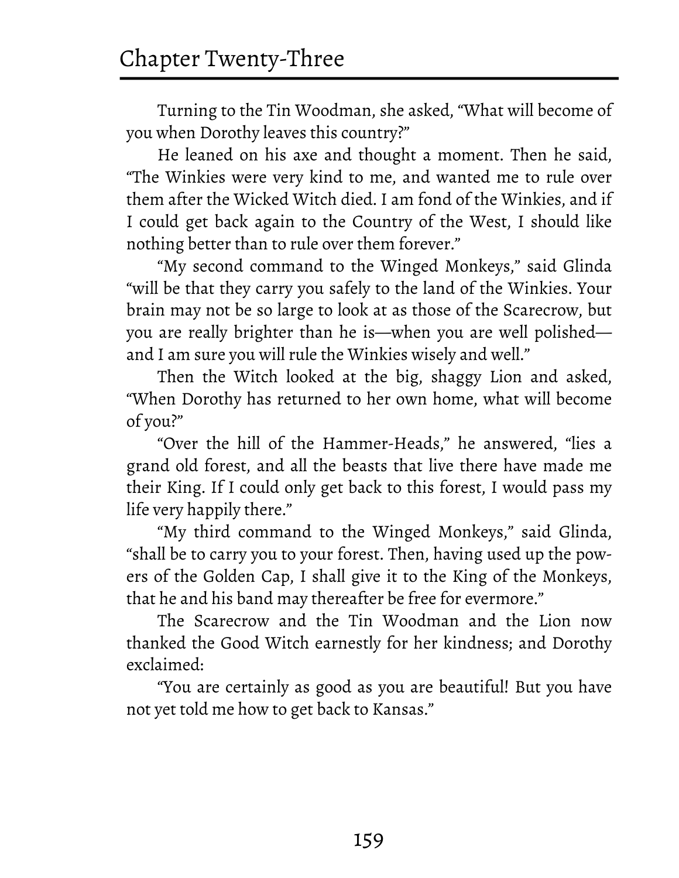Turning to the Tin Woodman, she asked, "What will become of you when Dorothy leaves this country?"

He leaned on his axe and thought a moment. Then he said, "The Winkies were very kind to me, and wanted me to rule over them after the Wicked Witch died. I am fond of the Winkies, and if I could get back again to the Country of the West, I should like nothing better than to rule over them forever."

"My second command to the Winged Monkeys," said Glinda "will be that they carry you safely to the land of the Winkies. Your brain may not be so large to look at as those of the Scarecrow, but you are really brighter than he is—when you are well polished—and I am sure you will rule the Winkies wisely and well."

Then the Witch looked at the big, shaggy Lion and asked, "When Dorothy has returned to her own home, what will become of you?"

"Over the hill of the Hammer-Heads," he answered, "lies a grand old forest, and all the beasts that live there have made me their King. If I could only get back to this forest, I would pass my life very happily there."

"My third command to the Winged Monkeys," said Glinda, "shall be to carry you to your forest. Then, having used up the powers of the Golden Cap, I shall give it to the King of the Monkeys, that he and his band may thereafter be free for evermore."

The Scarecrow and the Tin Woodman and the Lion now thanked the Good Witch earnestly for her kindness; and Dorothy exclaimed:

"You are certainly as good as you are beautiful! But you have not yet told me how to get back to Kansas."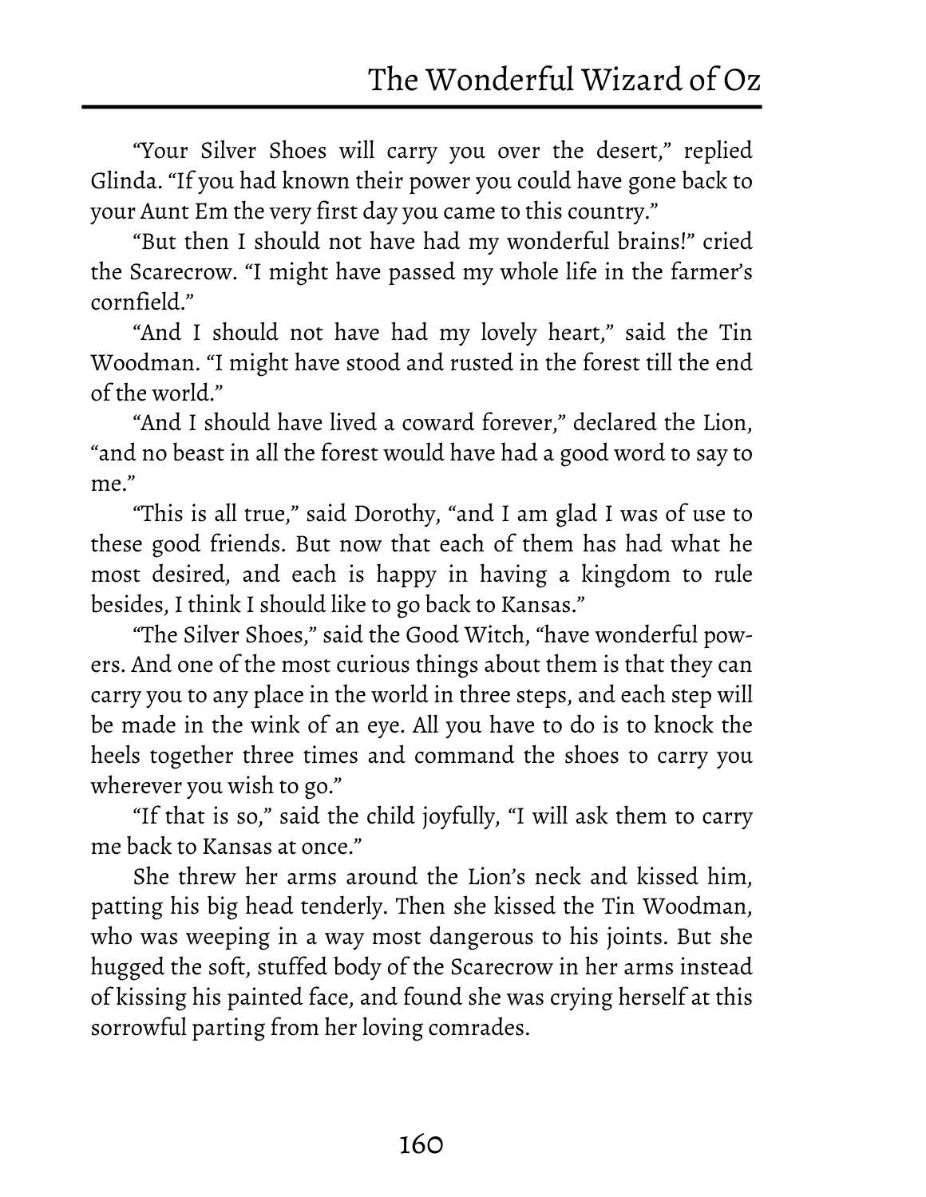"Your Silver Shoes will carry you over the desert," replied Glinda. "If you had known their power you could have gone back to your Aunt Em the very first day you came to this country."

"But then I should not have had my wonderful brains!" cried the Scarecrow. "I might have passed my whole life in the farmer's cornfield."

"And I should not have had my lovely heart," said the Tin Woodman. "I might have stood and rusted in the forest till the end of the world."

"And I should have lived a coward forever," declared the Lion, "and no beast in all the forest would have had a good word to say to me."

"This is all true," said Dorothy, "and I am glad I was of use to these good friends. But now that each of them has had what he most desired, and each is happy in having a kingdom to rule besides, I think I should like to go back to Kansas."

"The Silver Shoes," said the Good Witch, "have wonderful powers. And one of the most curious things about them is that they can carry you to any place in the world in three steps, and each step will be made in the wink of an eye. All you have to do is to knock the heels together three times and command the shoes to carry you wherever you wish to go."

"If that is so," said the child joyfully, "I will ask them to carry me back to Kansas at once."

She threw her arms around the Lion's neck and kissed him, patting his big head tenderly. Then she kissed the Tin Woodman, who was weeping in a way most dangerous to his joints. But she hugged the soft, stuffed body of the Scarecrow in her arms instead of kissing his painted face, and found she was crying herself at this sorrowful parting from her loving comrades.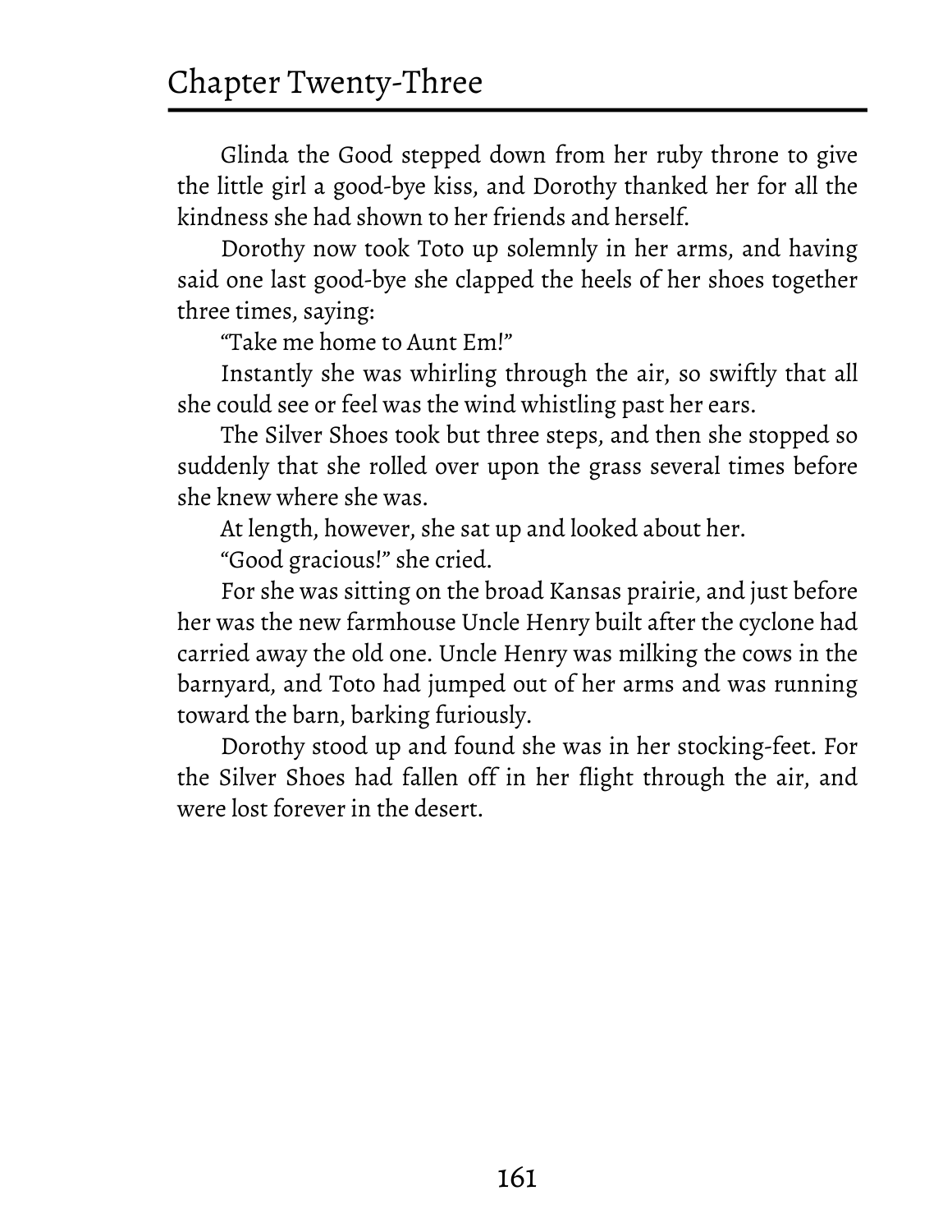Glinda the Good stepped down from her ruby throne to give the little girl a good-bye kiss, and Dorothy thanked her for all the kindness she had shown to her friends and herself.

Dorothy now took Toto up solemnly in her arms, and having said one last good-bye she clapped the heels of her shoes together three times, saying:

"Take me home to Aunt Em!"

Instantly she was whirling through the air, so swiftly that all she could see or feel was the wind whistling past her ears.

The Silver Shoes took but three steps, and then she stopped so suddenly that she rolled over upon the grass several times before she knew where she was.

At length, however, she sat up and looked about her.

"Good gracious!" she cried.

For she was sitting on the broad Kansas prairie, and just before her was the new farmhouse Uncle Henry built after the cyclone had carried away the old one. Uncle Henry was milking the cows in the barnyard, and Toto had jumped out of her arms and was running toward the barn, barking furiously.

Dorothy stood up and found she was in her stocking-feet. For the Silver Shoes had fallen off in her flight through the air, and were lost forever in the desert.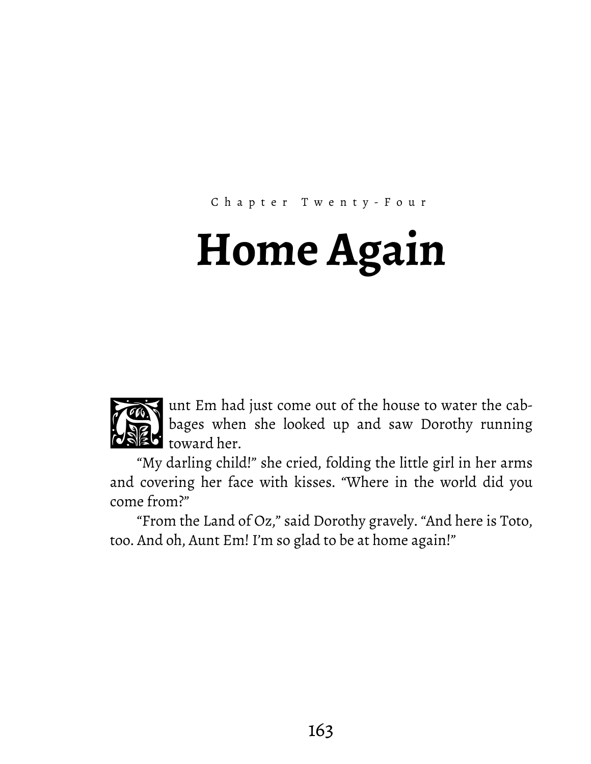Chapter Twenty-Four

# Home Again

Aunt Em had just come out of the house to water the cabbages when she looked up and saw Dorothy running toward her.

"My darling child!" she cried, folding the little girl in her arms and covering her face with kisses. "Where in the world did you come from?"

"From the Land of Oz," said Dorothy gravely. "And here is Toto, too. And oh, Aunt Em! I'm so glad to be at home again!"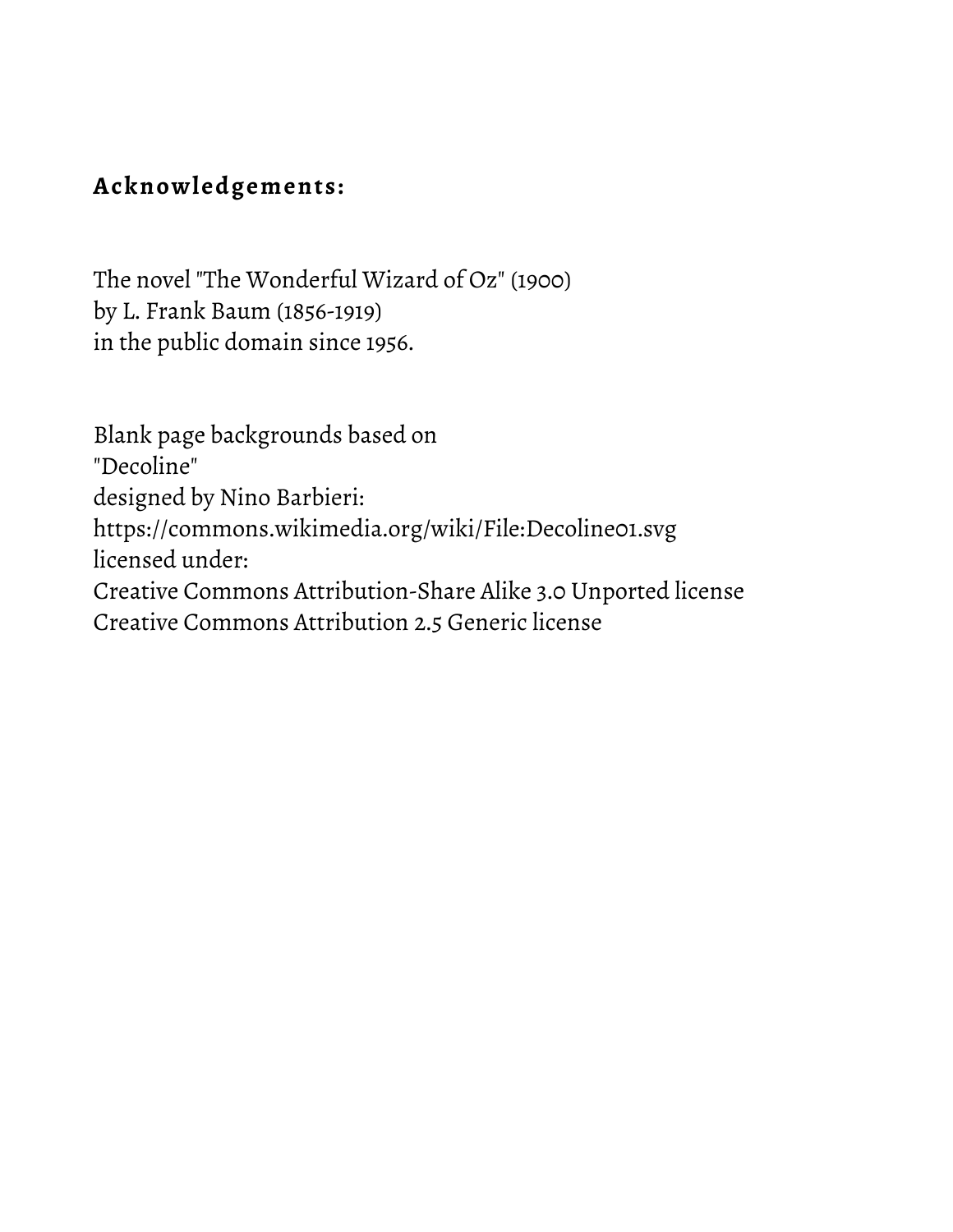**Acknowledgements:**

The novel "The Wonderful Wizard of Oz" (1900)
by L. Frank Baum (1856-1919)
in the public domain since 1956.

Blank page backgrounds based on
"Decoline"
designed by Nino Barbieri:
https://commons.wikimedia.org/wiki/File:Decoline01.svg
licensed under:
Creative Commons Attribution-Share Alike 3.0 Unported license
Creative Commons Attribution 2.5 Generic license